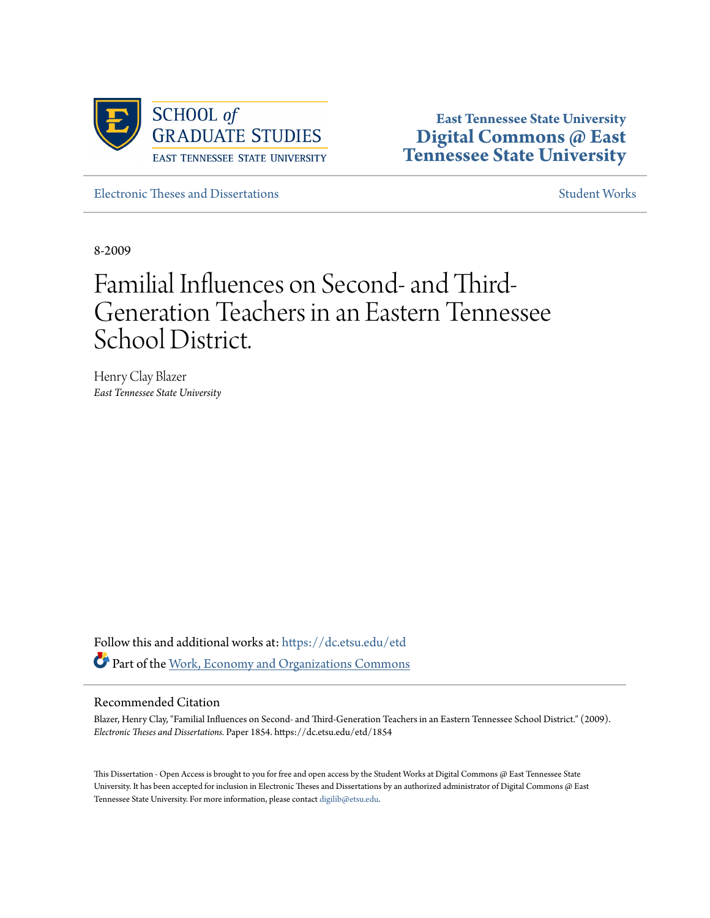SCHOOL *of* GRADUATE STUDIES
EAST TENNESSEE STATE UNIVERSITY

**East Tennessee State University**
**Digital Commons @ East Tennessee State University**

Electronic Theses and Dissertations | Student Works

8-2009

# Familial Influences on Second- and Third-Generation Teachers in an Eastern Tennessee School District.

Henry Clay Blazer
*East Tennessee State University*

Follow this and additional works at: https://dc.etsu.edu/etd

Part of the Work, Economy and Organizations Commons

## Recommended Citation

Blazer, Henry Clay, "Familial Influences on Second- and Third-Generation Teachers in an Eastern Tennessee School District." (2009). *Electronic Theses and Dissertations.* Paper 1854. https://dc.etsu.edu/etd/1854

This Dissertation - Open Access is brought to you for free and open access by the Student Works at Digital Commons @ East Tennessee State University. It has been accepted for inclusion in Electronic Theses and Dissertations by an authorized administrator of Digital Commons @ East Tennessee State University. For more information, please contact digilib@etsu.edu.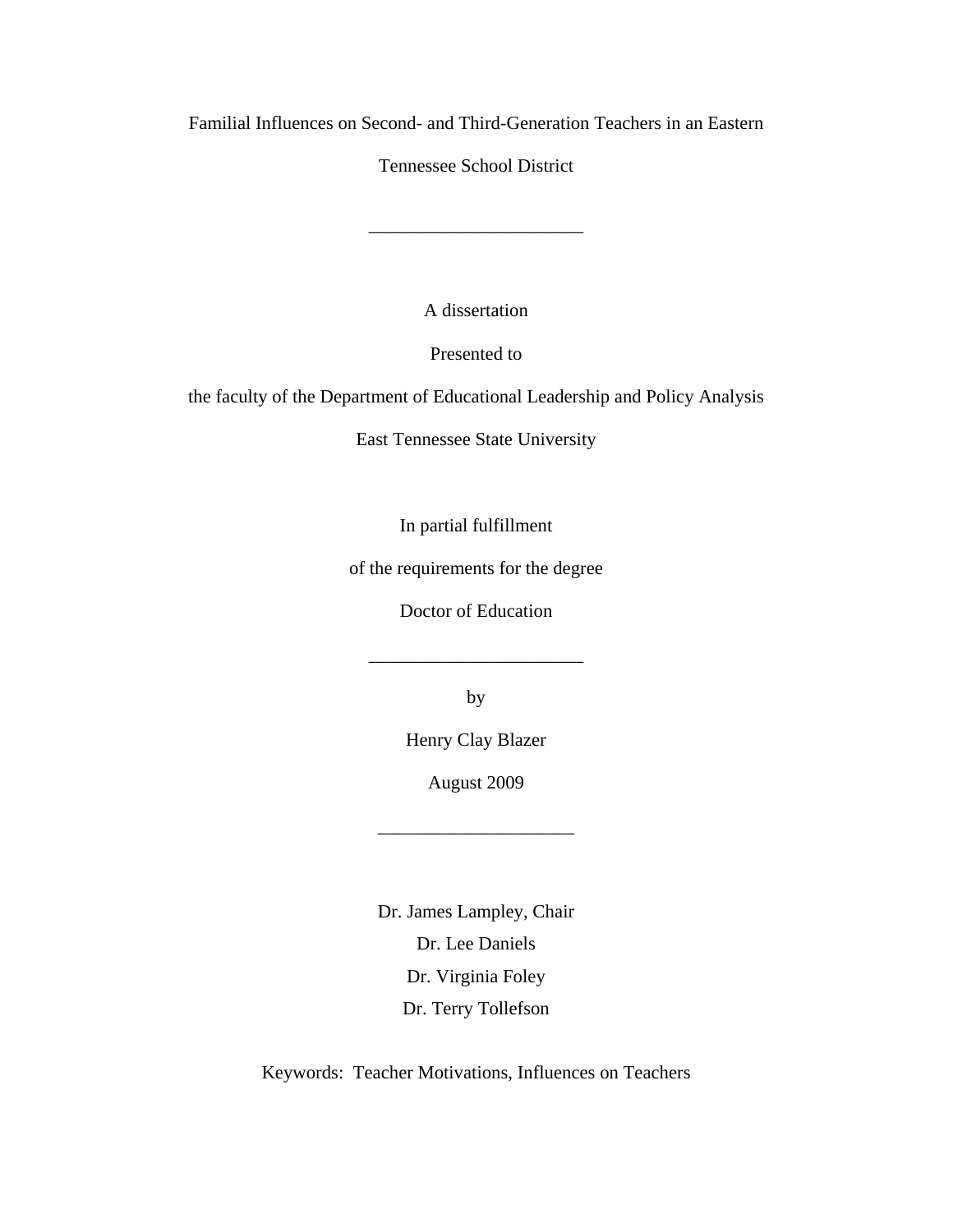Familial Influences on Second- and Third-Generation Teachers in an Eastern Tennessee School District

_______________________

A dissertation

Presented to

the faculty of the Department of Educational Leadership and Policy Analysis

East Tennessee State University

In partial fulfillment

of the requirements for the degree

Doctor of Education

_______________________

by

Henry Clay Blazer

August 2009

____________________

Dr. James Lampley, Chair

Dr. Lee Daniels

Dr. Virginia Foley

Dr. Terry Tollefson

Keywords: Teacher Motivations, Influences on Teachers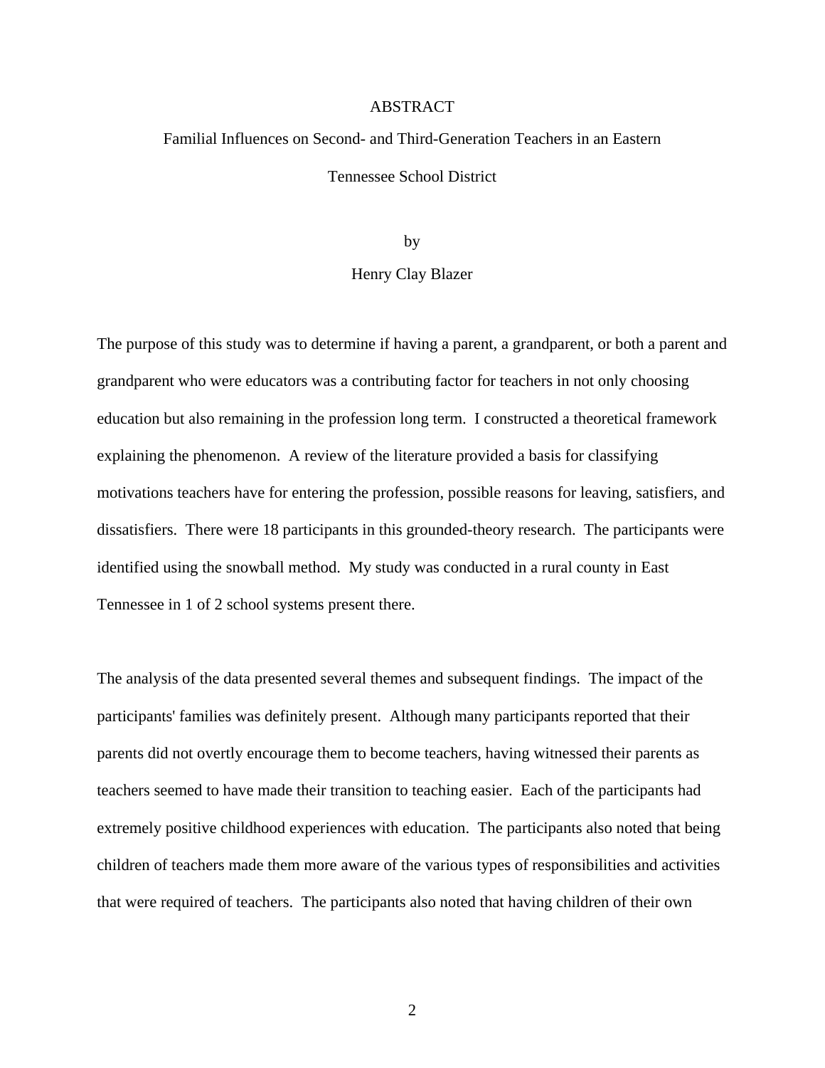# ABSTRACT

## Familial Influences on Second- and Third-Generation Teachers in an Eastern Tennessee School District

by

Henry Clay Blazer

The purpose of this study was to determine if having a parent, a grandparent, or both a parent and grandparent who were educators was a contributing factor for teachers in not only choosing education but also remaining in the profession long term. I constructed a theoretical framework explaining the phenomenon. A review of the literature provided a basis for classifying motivations teachers have for entering the profession, possible reasons for leaving, satisfiers, and dissatisfiers. There were 18 participants in this grounded-theory research. The participants were identified using the snowball method. My study was conducted in a rural county in East Tennessee in 1 of 2 school systems present there.

The analysis of the data presented several themes and subsequent findings. The impact of the participants' families was definitely present. Although many participants reported that their parents did not overtly encourage them to become teachers, having witnessed their parents as teachers seemed to have made their transition to teaching easier. Each of the participants had extremely positive childhood experiences with education. The participants also noted that being children of teachers made them more aware of the various types of responsibilities and activities that were required of teachers. The participants also noted that having children of their own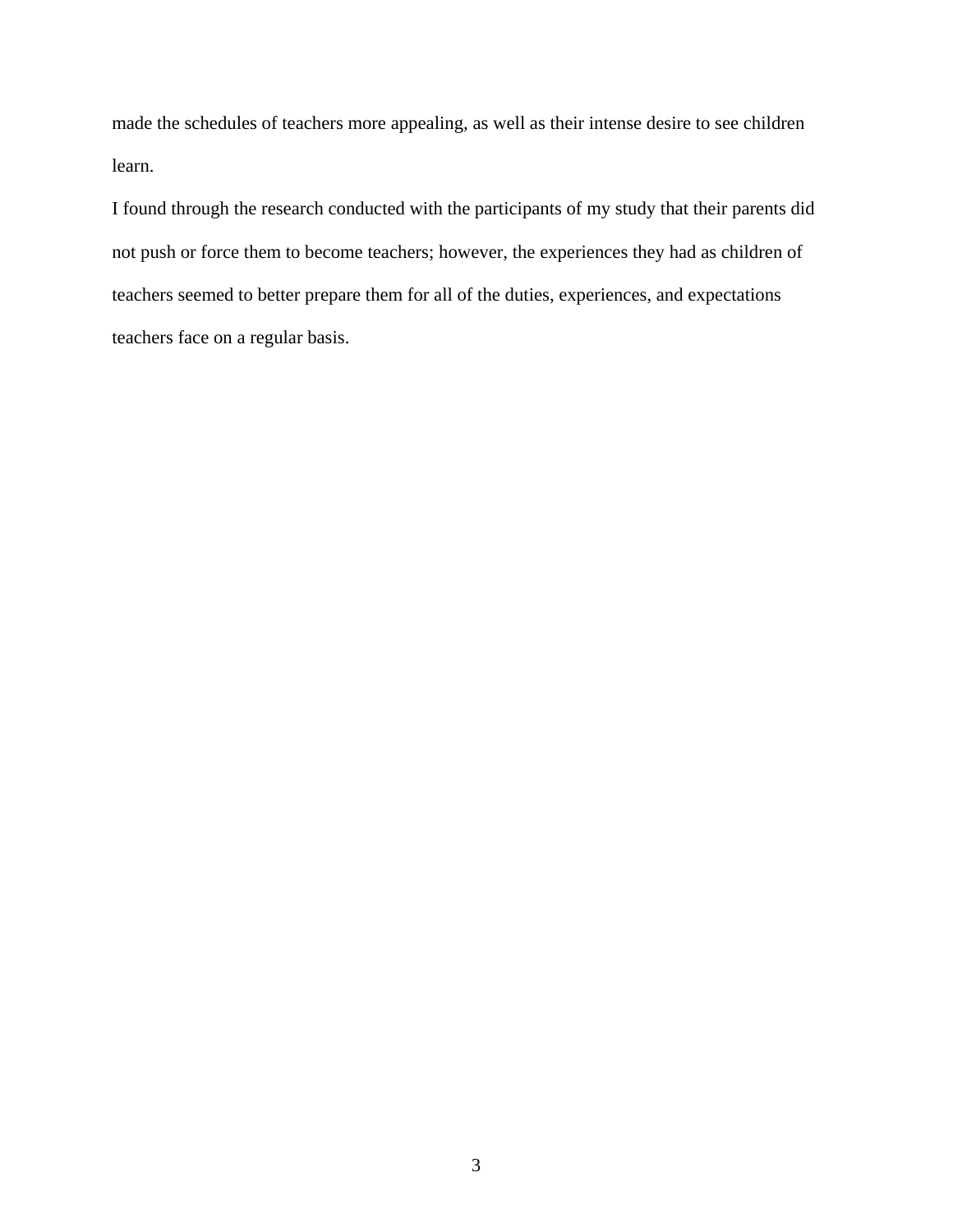made the schedules of teachers more appealing, as well as their intense desire to see children learn.

I found through the research conducted with the participants of my study that their parents did not push or force them to become teachers; however, the experiences they had as children of teachers seemed to better prepare them for all of the duties, experiences, and expectations teachers face on a regular basis.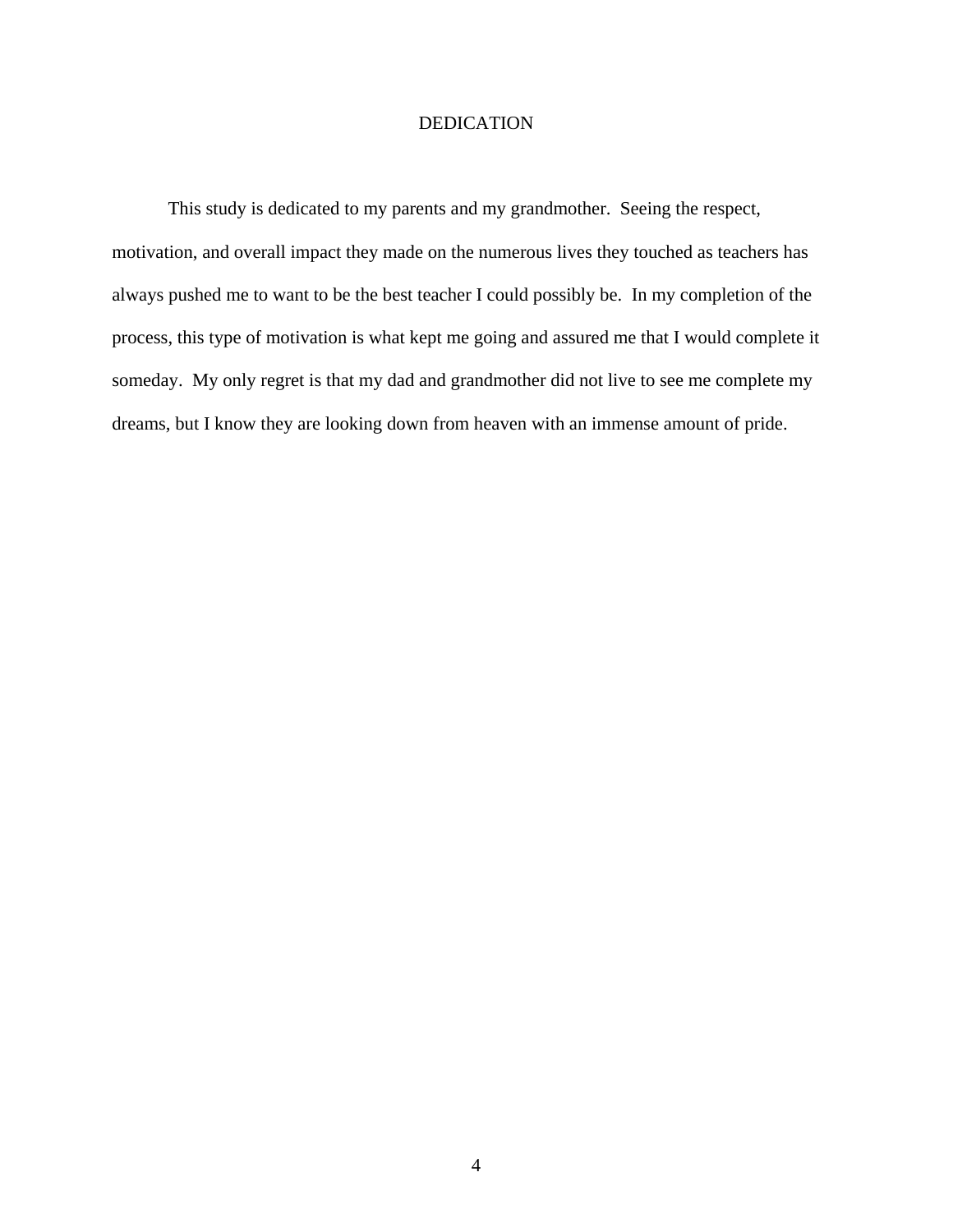# DEDICATION

This study is dedicated to my parents and my grandmother.  Seeing the respect, motivation, and overall impact they made on the numerous lives they touched as teachers has always pushed me to want to be the best teacher I could possibly be.  In my completion of the process, this type of motivation is what kept me going and assured me that I would complete it someday.  My only regret is that my dad and grandmother did not live to see me complete my dreams, but I know they are looking down from heaven with an immense amount of pride.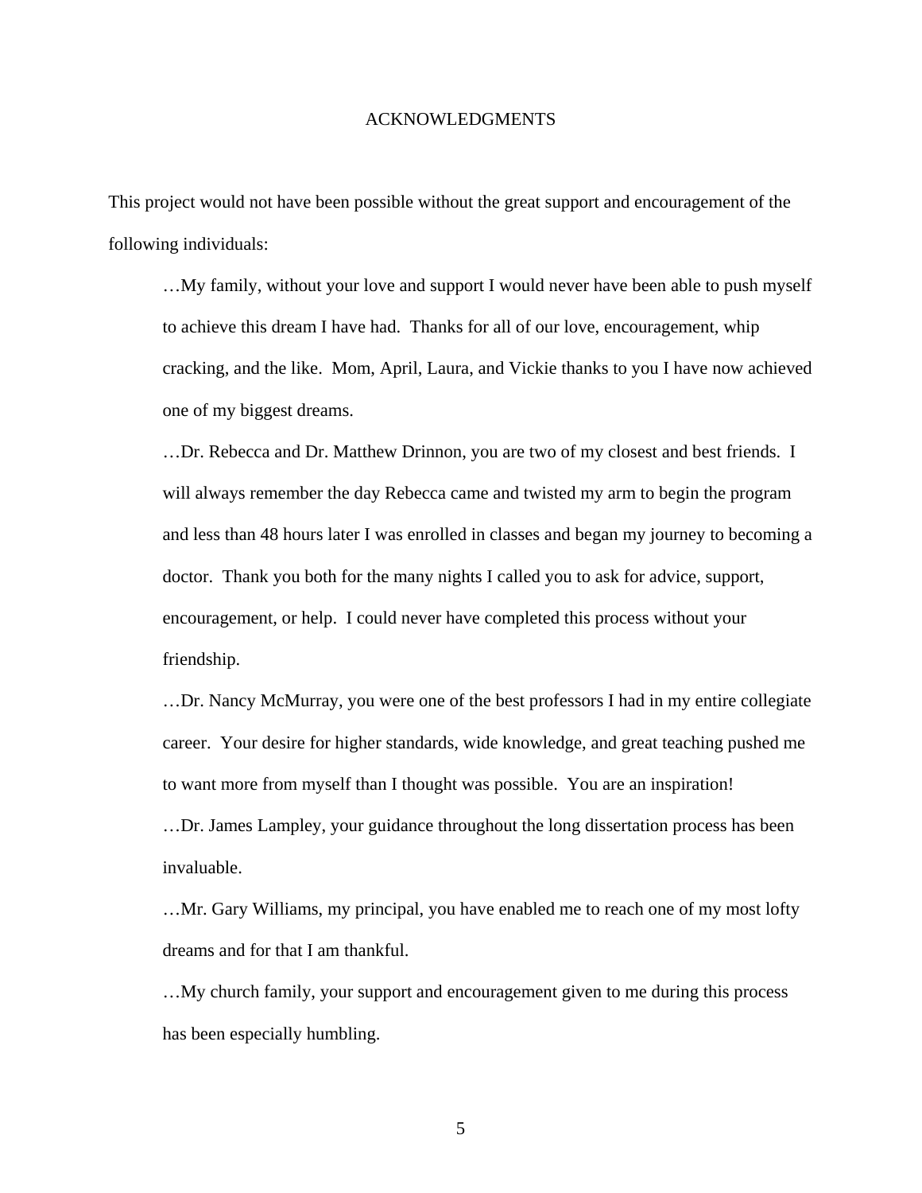# ACKNOWLEDGMENTS

This project would not have been possible without the great support and encouragement of the following individuals:

…My family, without your love and support I would never have been able to push myself to achieve this dream I have had. Thanks for all of our love, encouragement, whip cracking, and the like. Mom, April, Laura, and Vickie thanks to you I have now achieved one of my biggest dreams.

…Dr. Rebecca and Dr. Matthew Drinnon, you are two of my closest and best friends. I will always remember the day Rebecca came and twisted my arm to begin the program and less than 48 hours later I was enrolled in classes and began my journey to becoming a doctor. Thank you both for the many nights I called you to ask for advice, support, encouragement, or help. I could never have completed this process without your friendship.

…Dr. Nancy McMurray, you were one of the best professors I had in my entire collegiate career. Your desire for higher standards, wide knowledge, and great teaching pushed me to want more from myself than I thought was possible. You are an inspiration!

…Dr. James Lampley, your guidance throughout the long dissertation process has been invaluable.

…Mr. Gary Williams, my principal, you have enabled me to reach one of my most lofty dreams and for that I am thankful.

…My church family, your support and encouragement given to me during this process has been especially humbling.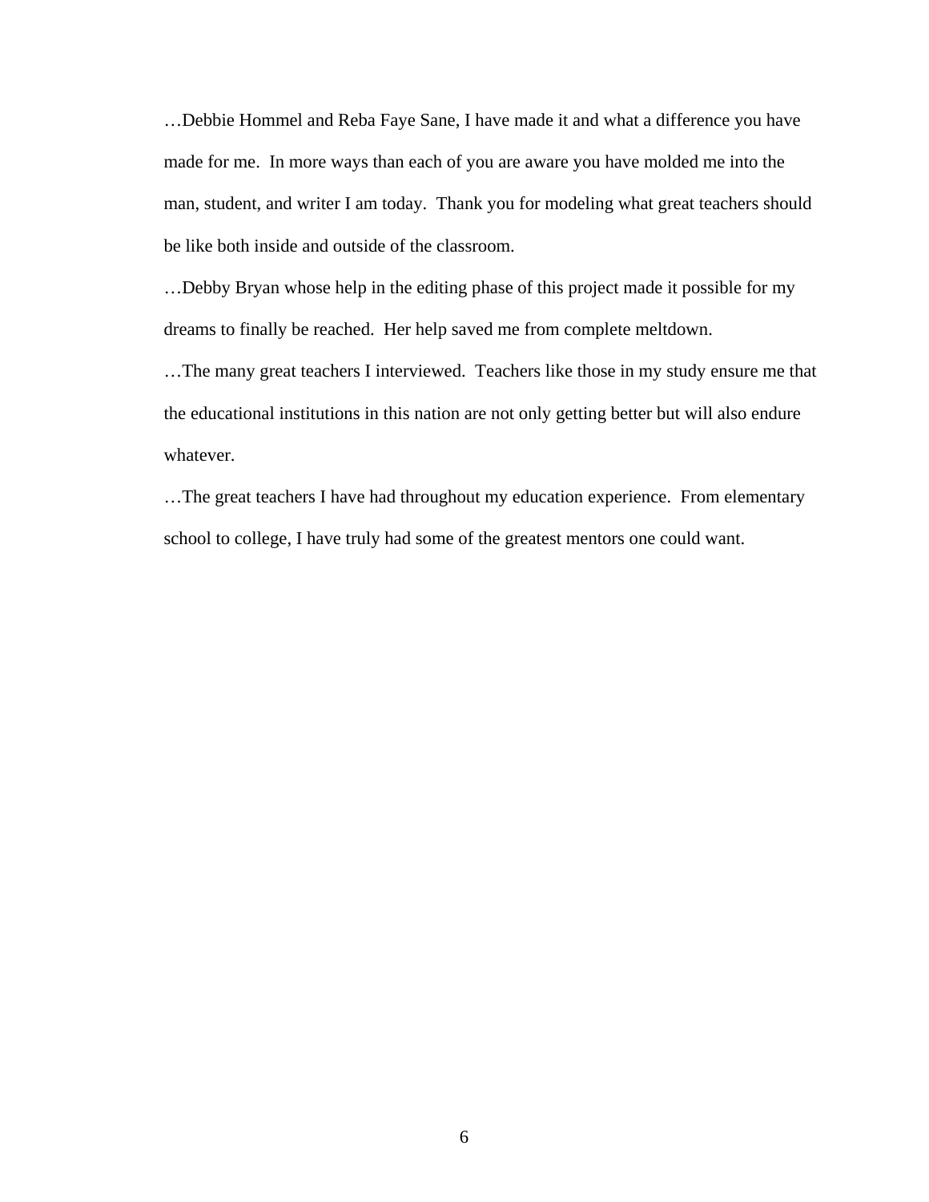…Debbie Hommel and Reba Faye Sane, I have made it and what a difference you have made for me. In more ways than each of you are aware you have molded me into the man, student, and writer I am today. Thank you for modeling what great teachers should be like both inside and outside of the classroom.

…Debby Bryan whose help in the editing phase of this project made it possible for my dreams to finally be reached. Her help saved me from complete meltdown.

…The many great teachers I interviewed. Teachers like those in my study ensure me that the educational institutions in this nation are not only getting better but will also endure whatever.

…The great teachers I have had throughout my education experience. From elementary school to college, I have truly had some of the greatest mentors one could want.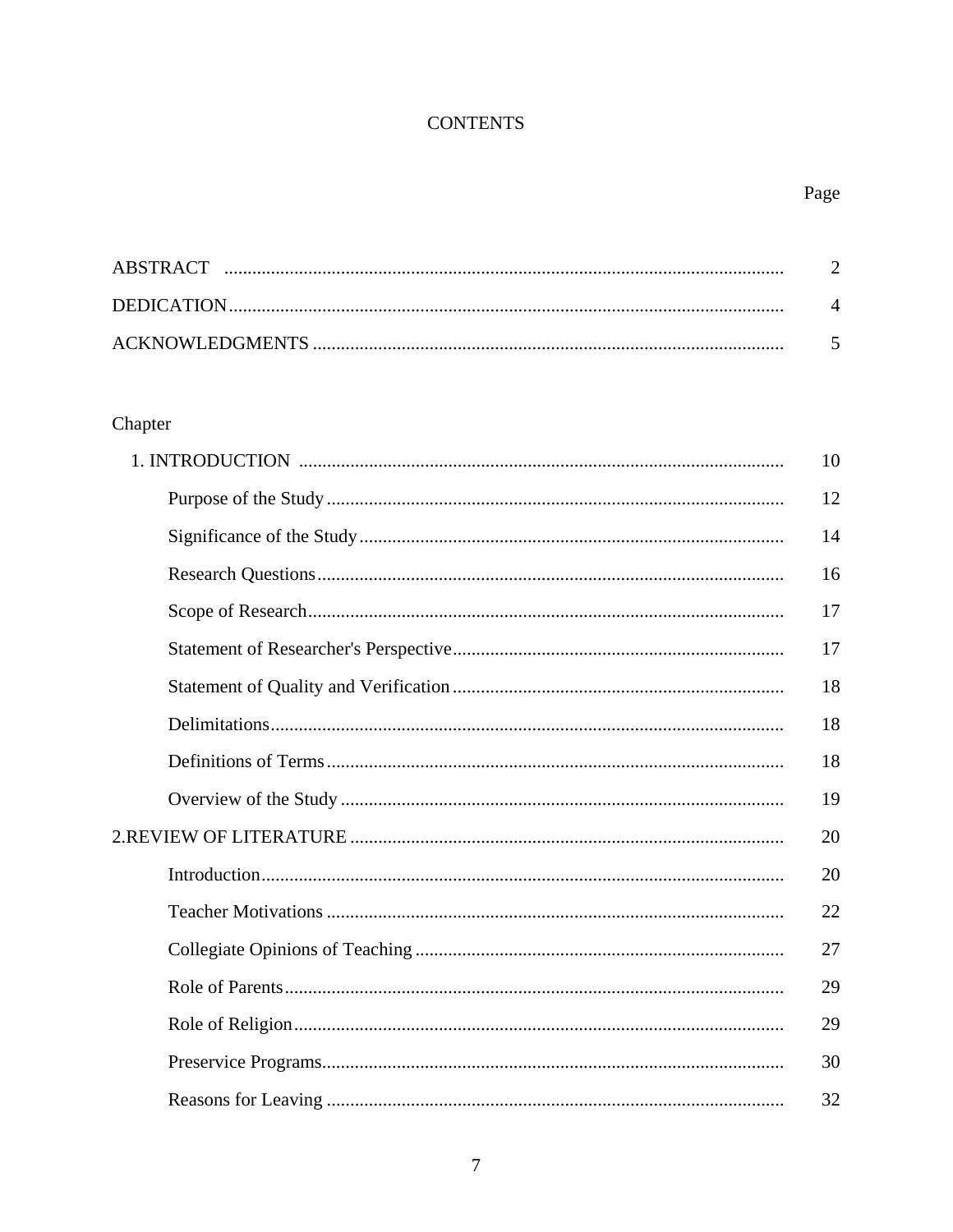# CONTENTS

| | Page |
|---|---|
| ABSTRACT | 2 |
| DEDICATION | 4 |
| ACKNOWLEDGMENTS | 5 |

Chapter

| | |
|---|---|
| 1. INTRODUCTION | 10 |
| Purpose of the Study | 12 |
| Significance of the Study | 14 |
| Research Questions | 16 |
| Scope of Research | 17 |
| Statement of Researcher's Perspective | 17 |
| Statement of Quality and Verification | 18 |
| Delimitations | 18 |
| Definitions of Terms | 18 |
| Overview of the Study | 19 |
| 2.REVIEW OF LITERATURE | 20 |
| Introduction | 20 |
| Teacher Motivations | 22 |
| Collegiate Opinions of Teaching | 27 |
| Role of Parents | 29 |
| Role of Religion | 29 |
| Preservice Programs | 30 |
| Reasons for Leaving | 32 |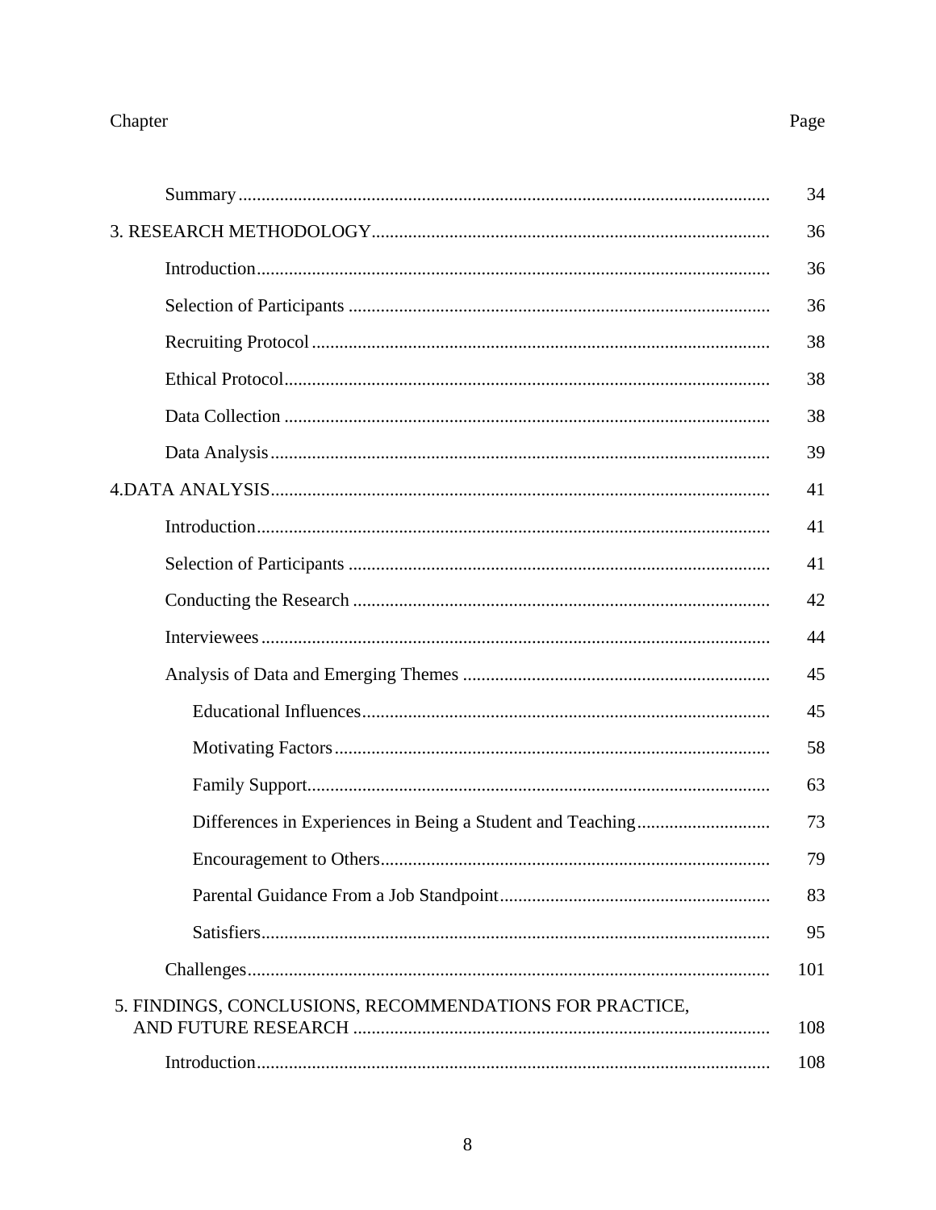| Chapter | Page |
|---|---|
| Summary | 34 |
| 3. RESEARCH METHODOLOGY | 36 |
| Introduction | 36 |
| Selection of Participants | 36 |
| Recruiting Protocol | 38 |
| Ethical Protocol | 38 |
| Data Collection | 38 |
| Data Analysis | 39 |
| 4.DATA ANALYSIS | 41 |
| Introduction | 41 |
| Selection of Participants | 41 |
| Conducting the Research | 42 |
| Interviewees | 44 |
| Analysis of Data and Emerging Themes | 45 |
| Educational Influences | 45 |
| Motivating Factors | 58 |
| Family Support | 63 |
| Differences in Experiences in Being a Student and Teaching | 73 |
| Encouragement to Others | 79 |
| Parental Guidance From a Job Standpoint | 83 |
| Satisfiers | 95 |
| Challenges | 101 |
| 5. FINDINGS, CONCLUSIONS, RECOMMENDATIONS FOR PRACTICE, AND FUTURE RESEARCH | 108 |
| Introduction | 108 |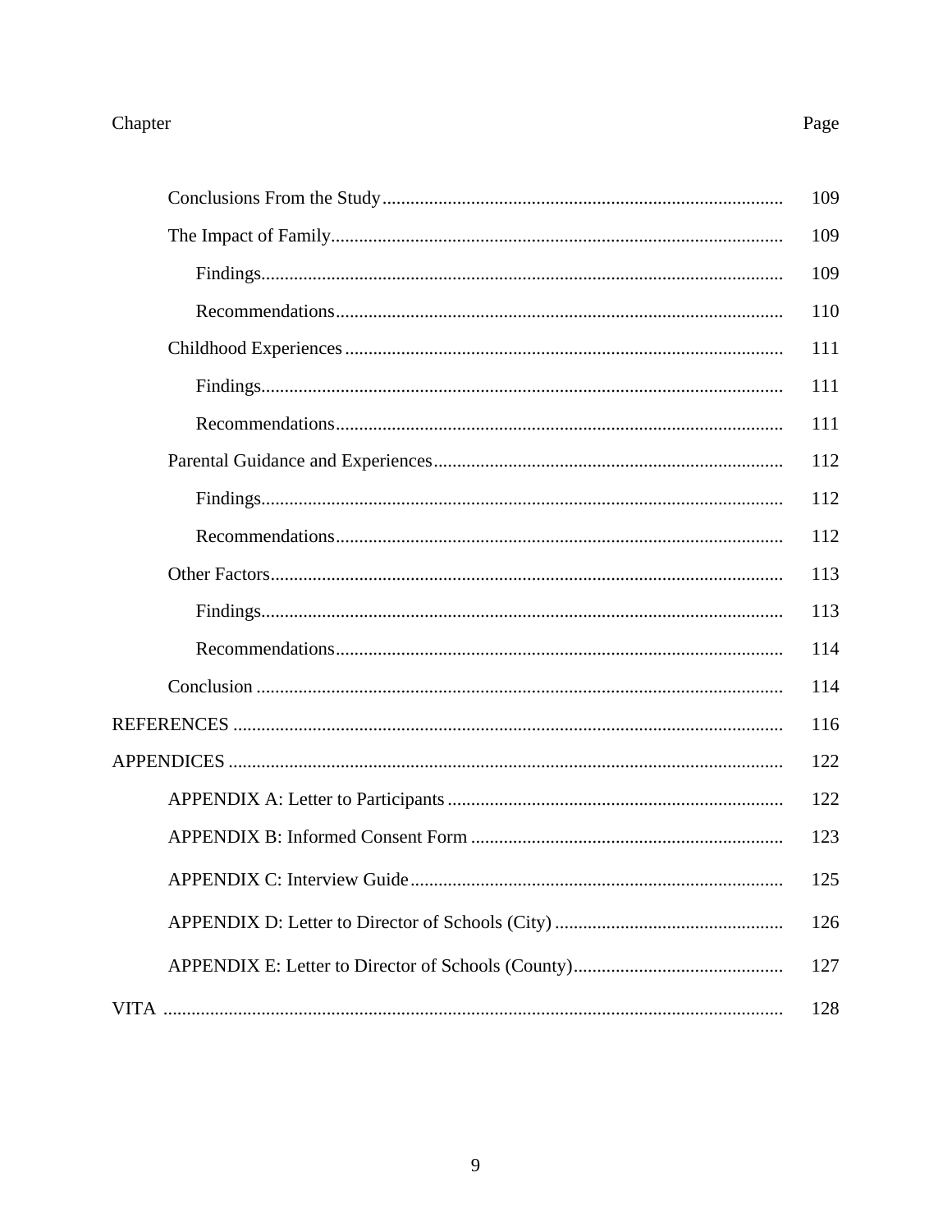| Chapter | Page |
|---|---|
| Conclusions From the Study | 109 |
| The Impact of Family | 109 |
| Findings | 109 |
| Recommendations | 110 |
| Childhood Experiences | 111 |
| Findings | 111 |
| Recommendations | 111 |
| Parental Guidance and Experiences | 112 |
| Findings | 112 |
| Recommendations | 112 |
| Other Factors | 113 |
| Findings | 113 |
| Recommendations | 114 |
| Conclusion | 114 |
| REFERENCES | 116 |
| APPENDICES | 122 |
| APPENDIX A: Letter to Participants | 122 |
| APPENDIX B: Informed Consent Form | 123 |
| APPENDIX C: Interview Guide | 125 |
| APPENDIX D: Letter to Director of Schools (City) | 126 |
| APPENDIX E: Letter to Director of Schools (County) | 127 |
| VITA | 128 |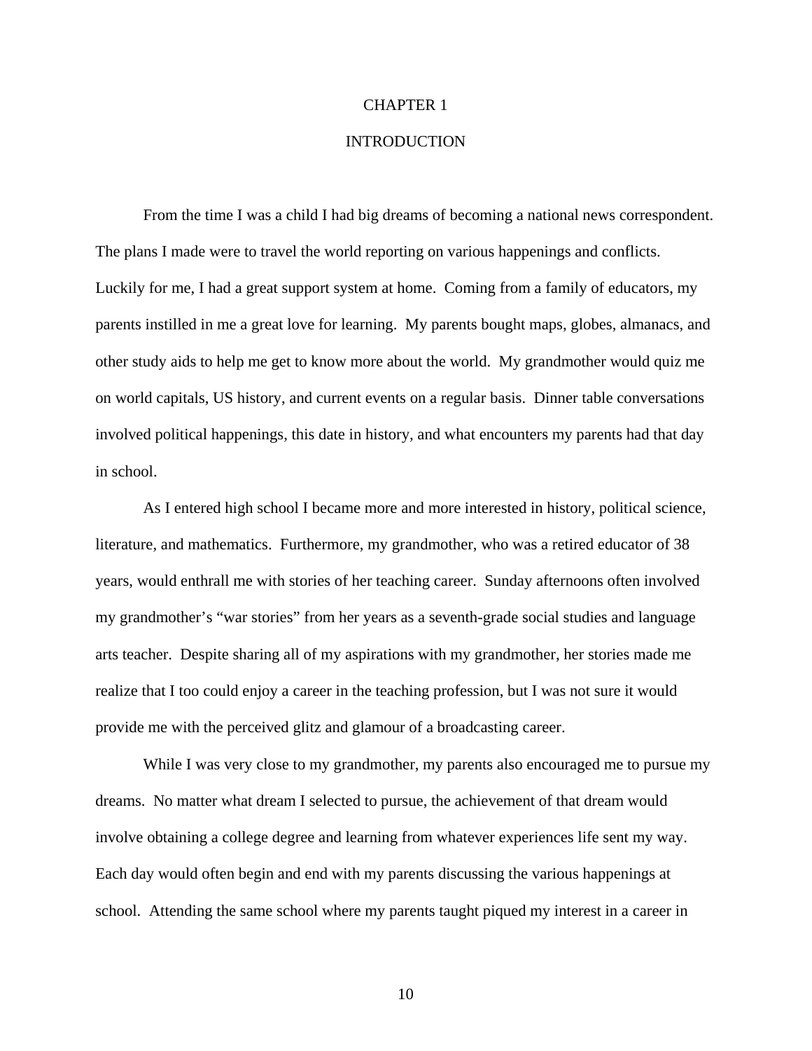# CHAPTER 1

# INTRODUCTION

From the time I was a child I had big dreams of becoming a national news correspondent. The plans I made were to travel the world reporting on various happenings and conflicts. Luckily for me, I had a great support system at home. Coming from a family of educators, my parents instilled in me a great love for learning. My parents bought maps, globes, almanacs, and other study aids to help me get to know more about the world. My grandmother would quiz me on world capitals, US history, and current events on a regular basis. Dinner table conversations involved political happenings, this date in history, and what encounters my parents had that day in school.

As I entered high school I became more and more interested in history, political science, literature, and mathematics. Furthermore, my grandmother, who was a retired educator of 38 years, would enthrall me with stories of her teaching career. Sunday afternoons often involved my grandmother's "war stories" from her years as a seventh-grade social studies and language arts teacher. Despite sharing all of my aspirations with my grandmother, her stories made me realize that I too could enjoy a career in the teaching profession, but I was not sure it would provide me with the perceived glitz and glamour of a broadcasting career.

While I was very close to my grandmother, my parents also encouraged me to pursue my dreams. No matter what dream I selected to pursue, the achievement of that dream would involve obtaining a college degree and learning from whatever experiences life sent my way. Each day would often begin and end with my parents discussing the various happenings at school. Attending the same school where my parents taught piqued my interest in a career in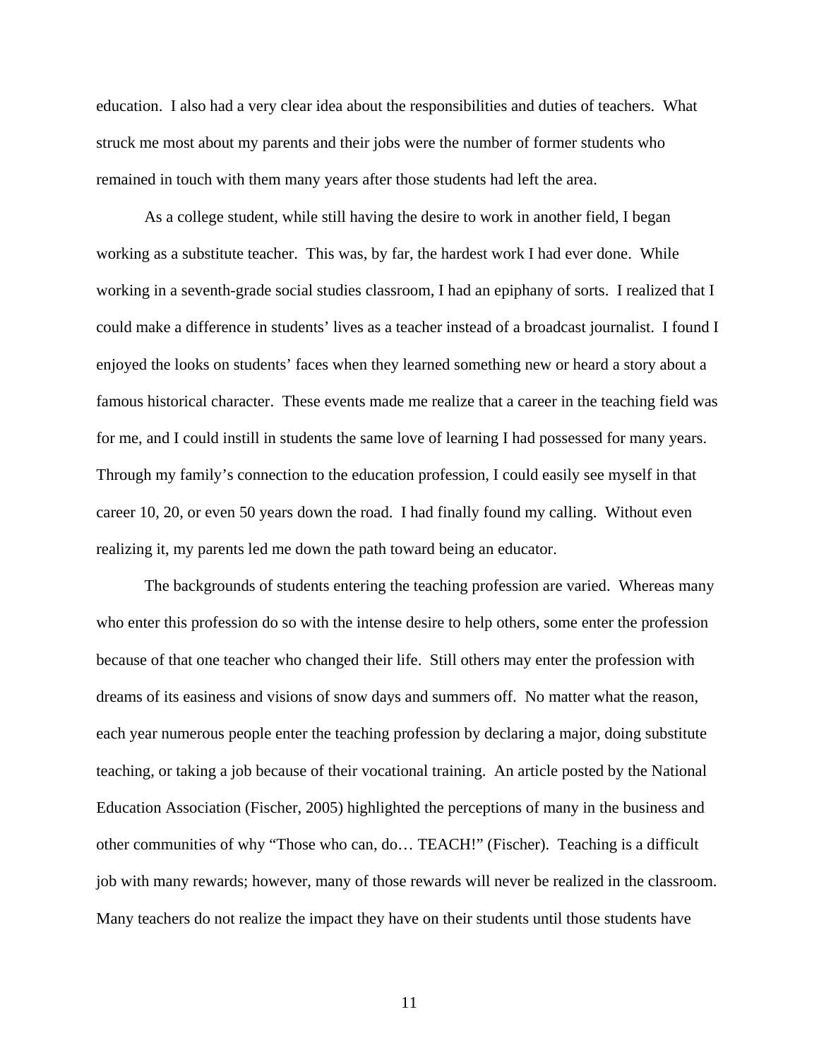education. I also had a very clear idea about the responsibilities and duties of teachers. What struck me most about my parents and their jobs were the number of former students who remained in touch with them many years after those students had left the area.

As a college student, while still having the desire to work in another field, I began working as a substitute teacher. This was, by far, the hardest work I had ever done. While working in a seventh-grade social studies classroom, I had an epiphany of sorts. I realized that I could make a difference in students' lives as a teacher instead of a broadcast journalist. I found I enjoyed the looks on students' faces when they learned something new or heard a story about a famous historical character. These events made me realize that a career in the teaching field was for me, and I could instill in students the same love of learning I had possessed for many years. Through my family's connection to the education profession, I could easily see myself in that career 10, 20, or even 50 years down the road. I had finally found my calling. Without even realizing it, my parents led me down the path toward being an educator.

The backgrounds of students entering the teaching profession are varied. Whereas many who enter this profession do so with the intense desire to help others, some enter the profession because of that one teacher who changed their life. Still others may enter the profession with dreams of its easiness and visions of snow days and summers off. No matter what the reason, each year numerous people enter the teaching profession by declaring a major, doing substitute teaching, or taking a job because of their vocational training. An article posted by the National Education Association (Fischer, 2005) highlighted the perceptions of many in the business and other communities of why "Those who can, do… TEACH!" (Fischer). Teaching is a difficult job with many rewards; however, many of those rewards will never be realized in the classroom. Many teachers do not realize the impact they have on their students until those students have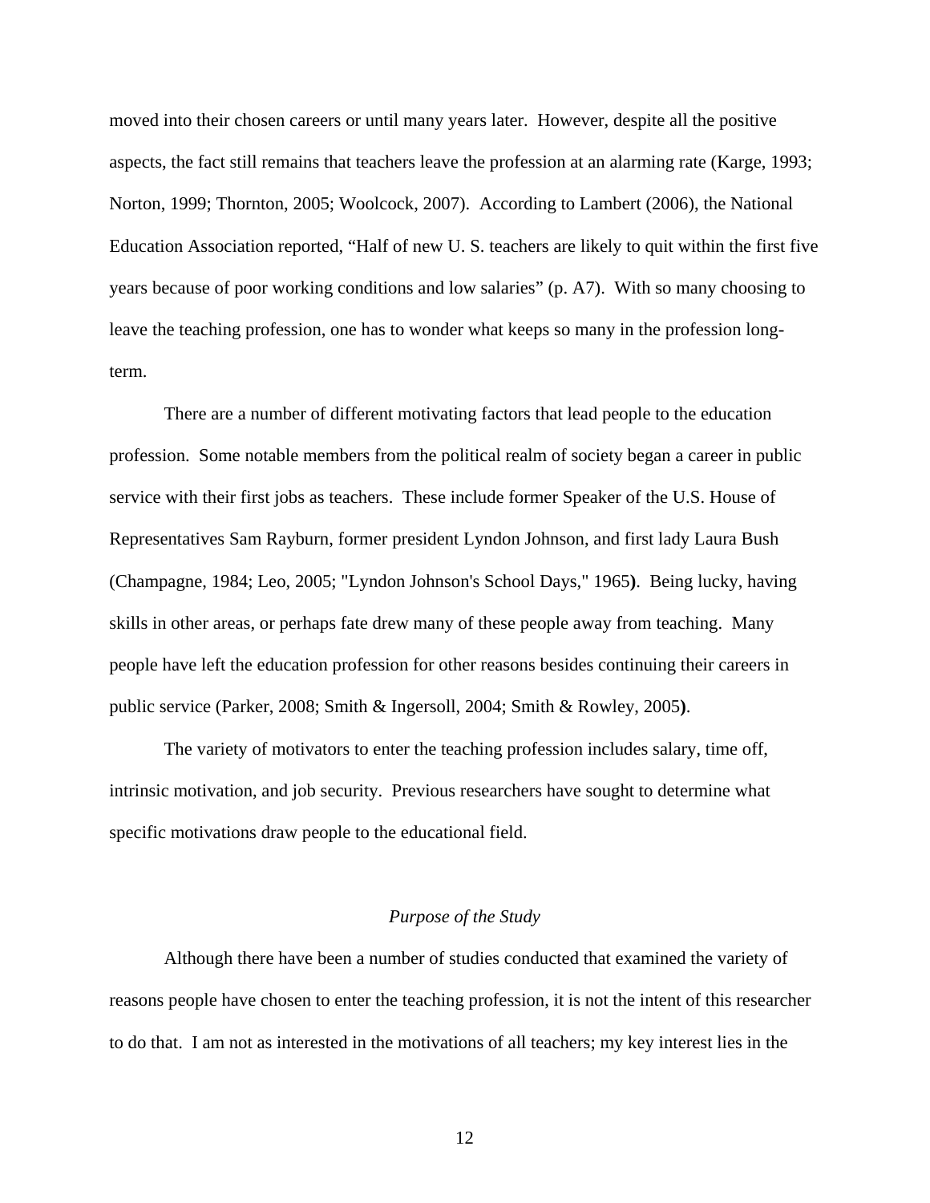moved into their chosen careers or until many years later. However, despite all the positive aspects, the fact still remains that teachers leave the profession at an alarming rate (Karge, 1993; Norton, 1999; Thornton, 2005; Woolcock, 2007). According to Lambert (2006), the National Education Association reported, "Half of new U. S. teachers are likely to quit within the first five years because of poor working conditions and low salaries" (p. A7). With so many choosing to leave the teaching profession, one has to wonder what keeps so many in the profession long-term.

There are a number of different motivating factors that lead people to the education profession. Some notable members from the political realm of society began a career in public service with their first jobs as teachers. These include former Speaker of the U.S. House of Representatives Sam Rayburn, former president Lyndon Johnson, and first lady Laura Bush (Champagne, 1984; Leo, 2005; "Lyndon Johnson's School Days," 1965**)**. Being lucky, having skills in other areas, or perhaps fate drew many of these people away from teaching. Many people have left the education profession for other reasons besides continuing their careers in public service (Parker, 2008; Smith & Ingersoll, 2004; Smith & Rowley, 2005**)**.

The variety of motivators to enter the teaching profession includes salary, time off, intrinsic motivation, and job security. Previous researchers have sought to determine what specific motivations draw people to the educational field.

## *Purpose of the Study*

Although there have been a number of studies conducted that examined the variety of reasons people have chosen to enter the teaching profession, it is not the intent of this researcher to do that. I am not as interested in the motivations of all teachers; my key interest lies in the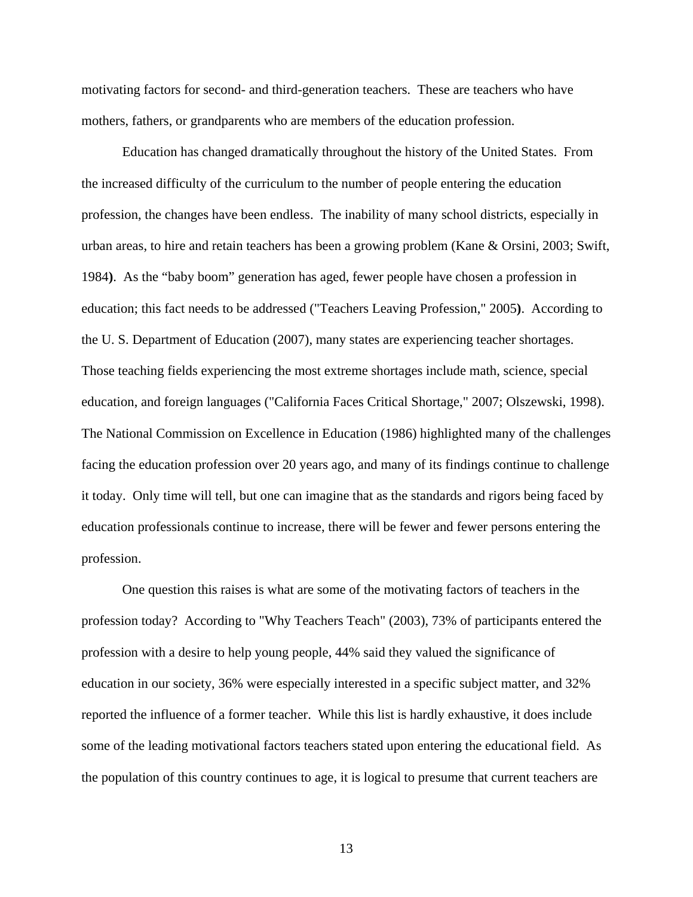motivating factors for second- and third-generation teachers. These are teachers who have mothers, fathers, or grandparents who are members of the education profession.

Education has changed dramatically throughout the history of the United States. From the increased difficulty of the curriculum to the number of people entering the education profession, the changes have been endless. The inability of many school districts, especially in urban areas, to hire and retain teachers has been a growing problem (Kane & Orsini, 2003; Swift, 1984). As the "baby boom" generation has aged, fewer people have chosen a profession in education; this fact needs to be addressed ("Teachers Leaving Profession," 2005). According to the U. S. Department of Education (2007), many states are experiencing teacher shortages. Those teaching fields experiencing the most extreme shortages include math, science, special education, and foreign languages ("California Faces Critical Shortage," 2007; Olszewski, 1998). The National Commission on Excellence in Education (1986) highlighted many of the challenges facing the education profession over 20 years ago, and many of its findings continue to challenge it today. Only time will tell, but one can imagine that as the standards and rigors being faced by education professionals continue to increase, there will be fewer and fewer persons entering the profession.

One question this raises is what are some of the motivating factors of teachers in the profession today? According to "Why Teachers Teach" (2003), 73% of participants entered the profession with a desire to help young people, 44% said they valued the significance of education in our society, 36% were especially interested in a specific subject matter, and 32% reported the influence of a former teacher. While this list is hardly exhaustive, it does include some of the leading motivational factors teachers stated upon entering the educational field. As the population of this country continues to age, it is logical to presume that current teachers are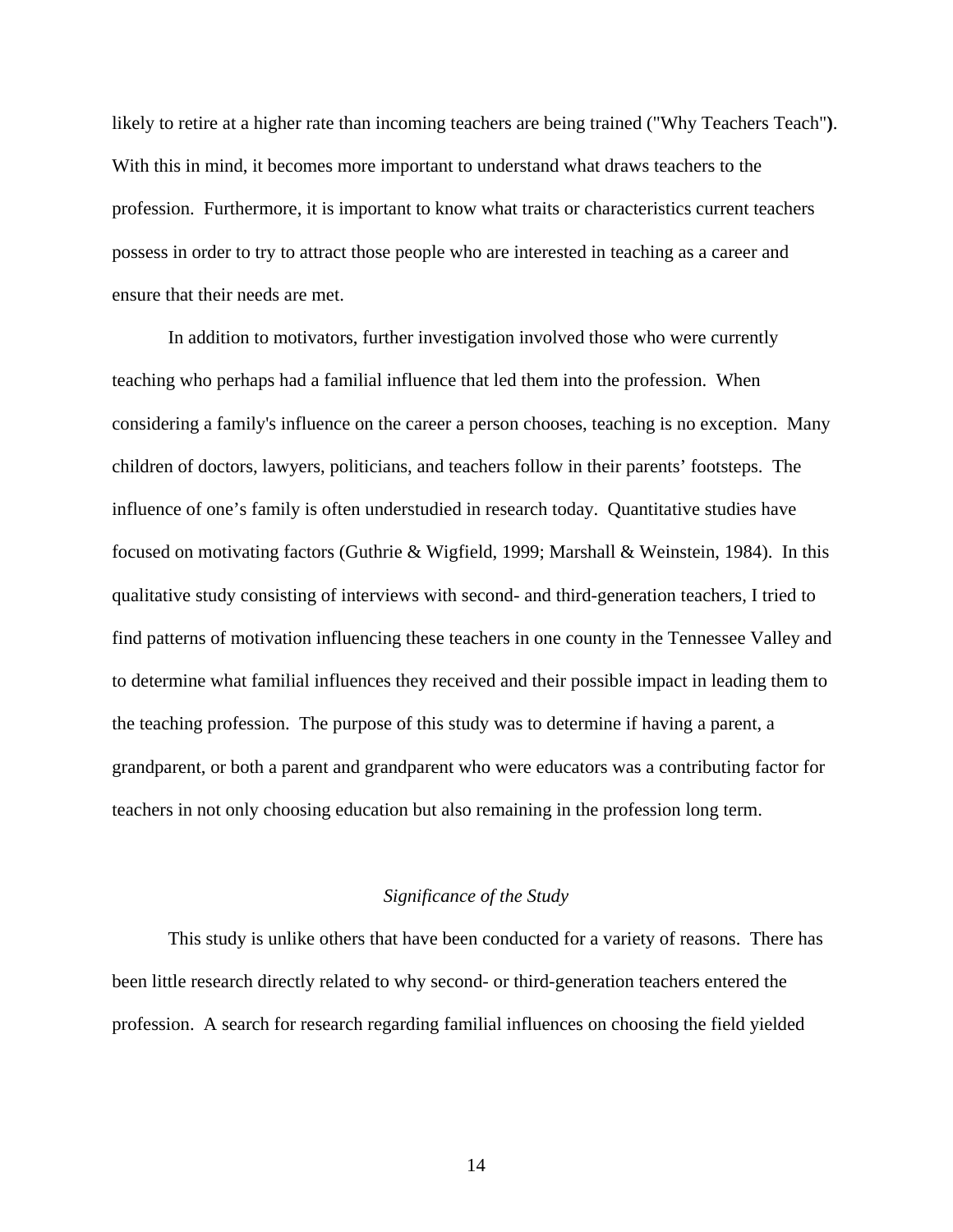likely to retire at a higher rate than incoming teachers are being trained ("Why Teachers Teach"**)**. With this in mind, it becomes more important to understand what draws teachers to the profession. Furthermore, it is important to know what traits or characteristics current teachers possess in order to try to attract those people who are interested in teaching as a career and ensure that their needs are met.

In addition to motivators, further investigation involved those who were currently teaching who perhaps had a familial influence that led them into the profession. When considering a family's influence on the career a person chooses, teaching is no exception. Many children of doctors, lawyers, politicians, and teachers follow in their parents' footsteps. The influence of one's family is often understudied in research today. Quantitative studies have focused on motivating factors (Guthrie & Wigfield, 1999; Marshall & Weinstein, 1984). In this qualitative study consisting of interviews with second- and third-generation teachers, I tried to find patterns of motivation influencing these teachers in one county in the Tennessee Valley and to determine what familial influences they received and their possible impact in leading them to the teaching profession. The purpose of this study was to determine if having a parent, a grandparent, or both a parent and grandparent who were educators was a contributing factor for teachers in not only choosing education but also remaining in the profession long term.

### *Significance of the Study*

This study is unlike others that have been conducted for a variety of reasons. There has been little research directly related to why second- or third-generation teachers entered the profession. A search for research regarding familial influences on choosing the field yielded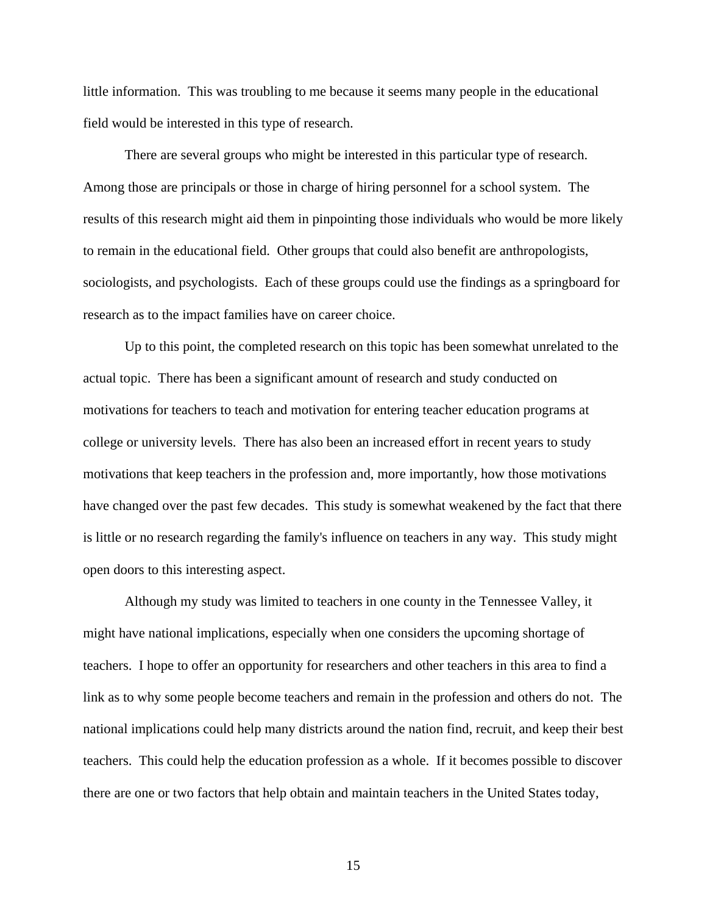little information. This was troubling to me because it seems many people in the educational field would be interested in this type of research.

There are several groups who might be interested in this particular type of research. Among those are principals or those in charge of hiring personnel for a school system. The results of this research might aid them in pinpointing those individuals who would be more likely to remain in the educational field. Other groups that could also benefit are anthropologists, sociologists, and psychologists. Each of these groups could use the findings as a springboard for research as to the impact families have on career choice.

Up to this point, the completed research on this topic has been somewhat unrelated to the actual topic. There has been a significant amount of research and study conducted on motivations for teachers to teach and motivation for entering teacher education programs at college or university levels. There has also been an increased effort in recent years to study motivations that keep teachers in the profession and, more importantly, how those motivations have changed over the past few decades. This study is somewhat weakened by the fact that there is little or no research regarding the family's influence on teachers in any way. This study might open doors to this interesting aspect.

Although my study was limited to teachers in one county in the Tennessee Valley, it might have national implications, especially when one considers the upcoming shortage of teachers. I hope to offer an opportunity for researchers and other teachers in this area to find a link as to why some people become teachers and remain in the profession and others do not. The national implications could help many districts around the nation find, recruit, and keep their best teachers. This could help the education profession as a whole. If it becomes possible to discover there are one or two factors that help obtain and maintain teachers in the United States today,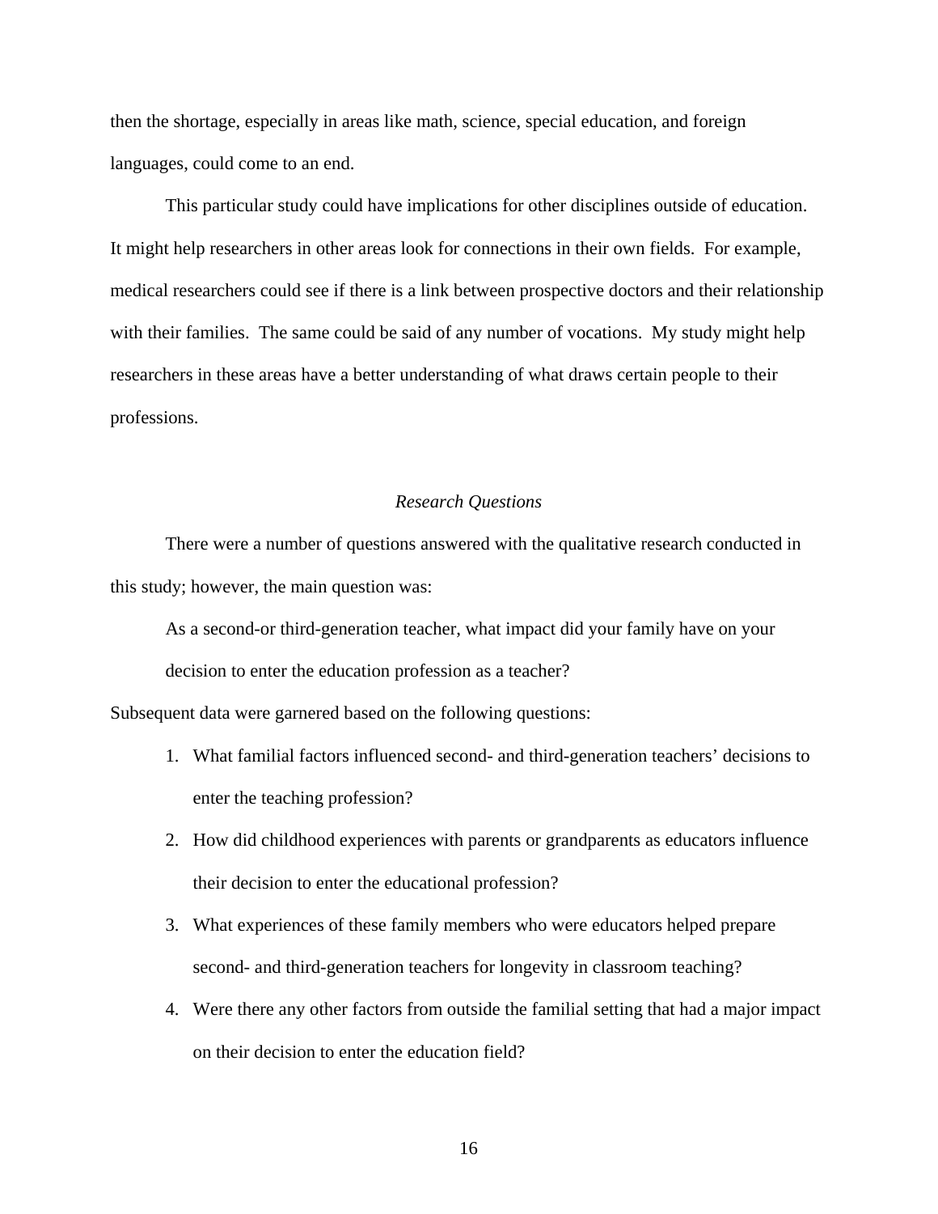then the shortage, especially in areas like math, science, special education, and foreign languages, could come to an end.

This particular study could have implications for other disciplines outside of education. It might help researchers in other areas look for connections in their own fields. For example, medical researchers could see if there is a link between prospective doctors and their relationship with their families. The same could be said of any number of vocations. My study might help researchers in these areas have a better understanding of what draws certain people to their professions.

### *Research Questions*

There were a number of questions answered with the qualitative research conducted in this study; however, the main question was:

> As a second-or third-generation teacher, what impact did your family have on your decision to enter the education profession as a teacher?

Subsequent data were garnered based on the following questions:

1. What familial factors influenced second- and third-generation teachers' decisions to enter the teaching profession?
2. How did childhood experiences with parents or grandparents as educators influence their decision to enter the educational profession?
3. What experiences of these family members who were educators helped prepare second- and third-generation teachers for longevity in classroom teaching?
4. Were there any other factors from outside the familial setting that had a major impact on their decision to enter the education field?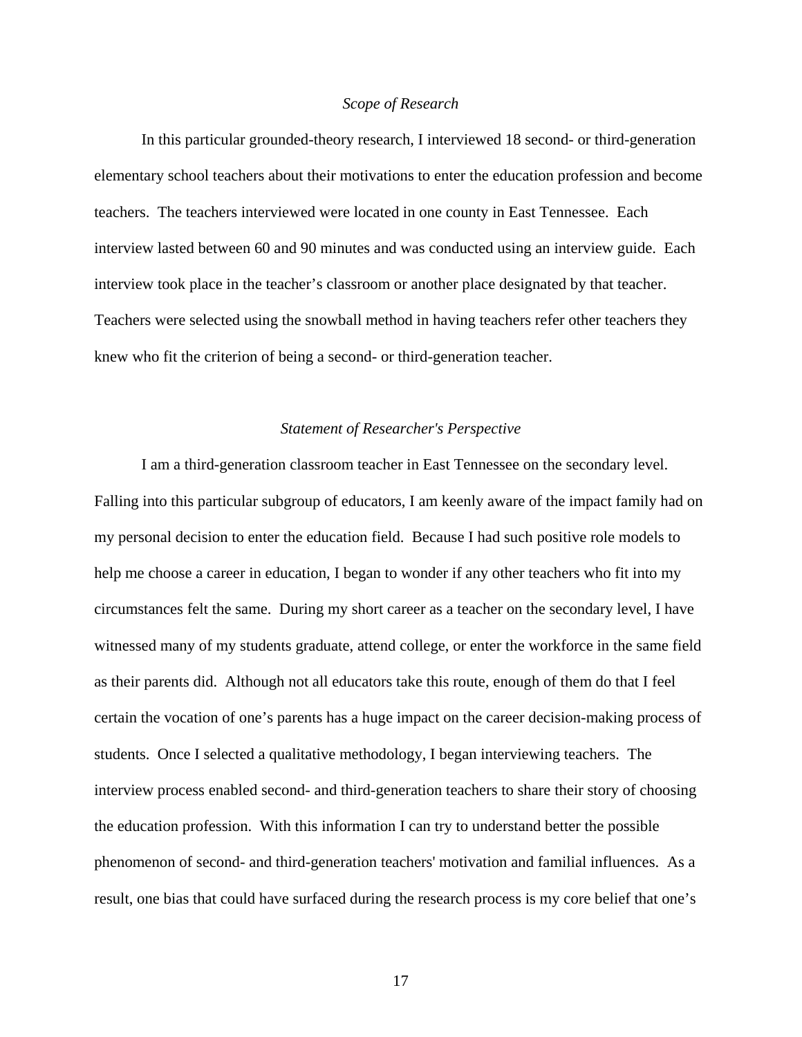### *Scope of Research*

In this particular grounded-theory research, I interviewed 18 second- or third-generation elementary school teachers about their motivations to enter the education profession and become teachers. The teachers interviewed were located in one county in East Tennessee. Each interview lasted between 60 and 90 minutes and was conducted using an interview guide. Each interview took place in the teacher's classroom or another place designated by that teacher. Teachers were selected using the snowball method in having teachers refer other teachers they knew who fit the criterion of being a second- or third-generation teacher.

### *Statement of Researcher's Perspective*

I am a third-generation classroom teacher in East Tennessee on the secondary level. Falling into this particular subgroup of educators, I am keenly aware of the impact family had on my personal decision to enter the education field. Because I had such positive role models to help me choose a career in education, I began to wonder if any other teachers who fit into my circumstances felt the same. During my short career as a teacher on the secondary level, I have witnessed many of my students graduate, attend college, or enter the workforce in the same field as their parents did. Although not all educators take this route, enough of them do that I feel certain the vocation of one's parents has a huge impact on the career decision-making process of students. Once I selected a qualitative methodology, I began interviewing teachers. The interview process enabled second- and third-generation teachers to share their story of choosing the education profession. With this information I can try to understand better the possible phenomenon of second- and third-generation teachers' motivation and familial influences. As a result, one bias that could have surfaced during the research process is my core belief that one's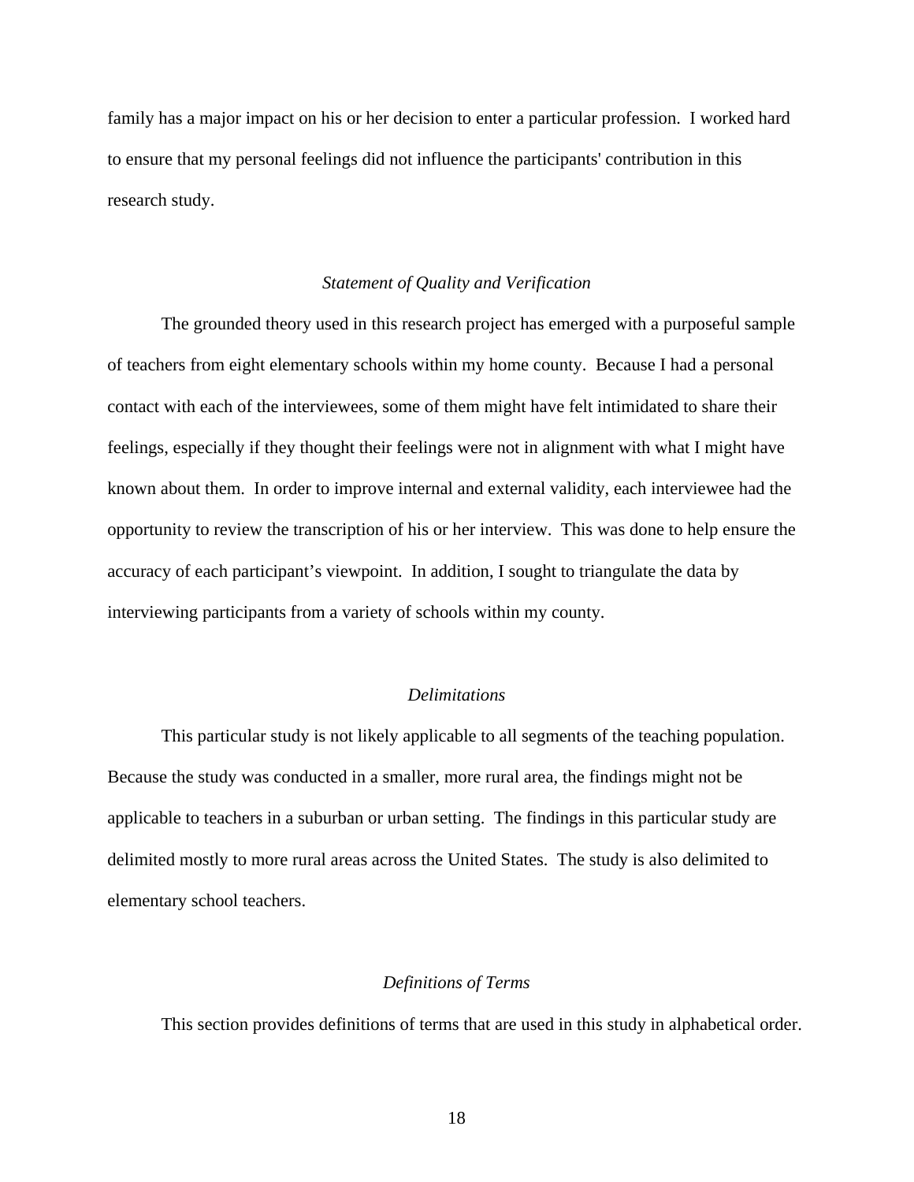family has a major impact on his or her decision to enter a particular profession.  I worked hard to ensure that my personal feelings did not influence the participants' contribution in this research study.

### *Statement of Quality and Verification*

The grounded theory used in this research project has emerged with a purposeful sample of teachers from eight elementary schools within my home county.  Because I had a personal contact with each of the interviewees, some of them might have felt intimidated to share their feelings, especially if they thought their feelings were not in alignment with what I might have known about them.  In order to improve internal and external validity, each interviewee had the opportunity to review the transcription of his or her interview.  This was done to help ensure the accuracy of each participant's viewpoint.  In addition, I sought to triangulate the data by interviewing participants from a variety of schools within my county.

### *Delimitations*

This particular study is not likely applicable to all segments of the teaching population.  Because the study was conducted in a smaller, more rural area, the findings might not be applicable to teachers in a suburban or urban setting.  The findings in this particular study are delimited mostly to more rural areas across the United States.  The study is also delimited to elementary school teachers.

### *Definitions of Terms*

This section provides definitions of terms that are used in this study in alphabetical order.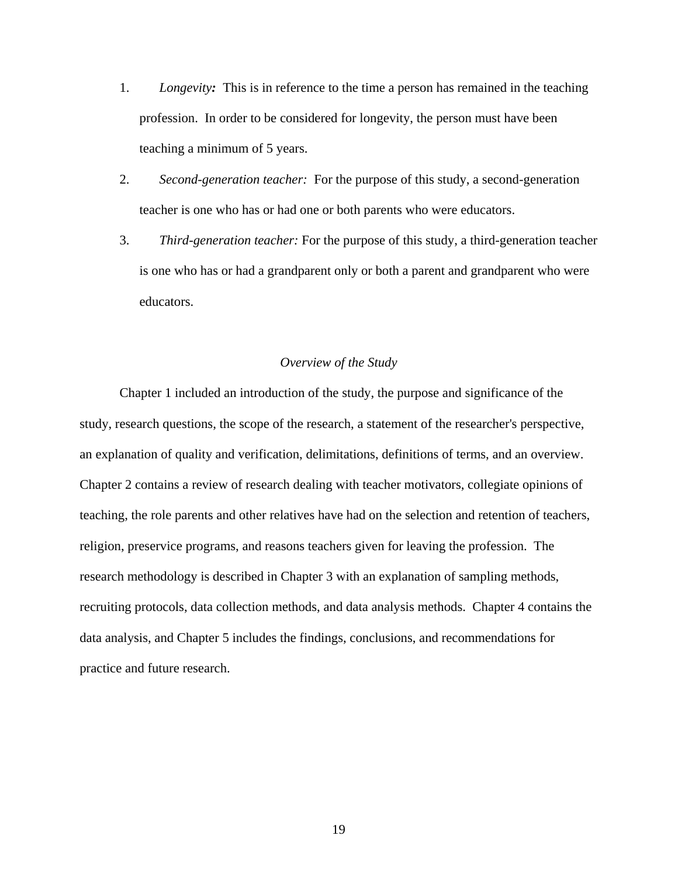1. *Longevity:* This is in reference to the time a person has remained in the teaching profession. In order to be considered for longevity, the person must have been teaching a minimum of 5 years.
2. *Second-generation teacher:* For the purpose of this study, a second-generation teacher is one who has or had one or both parents who were educators.
3. *Third-generation teacher:* For the purpose of this study, a third-generation teacher is one who has or had a grandparent only or both a parent and grandparent who were educators.

### *Overview of the Study*

Chapter 1 included an introduction of the study, the purpose and significance of the study, research questions, the scope of the research, a statement of the researcher's perspective, an explanation of quality and verification, delimitations, definitions of terms, and an overview. Chapter 2 contains a review of research dealing with teacher motivators, collegiate opinions of teaching, the role parents and other relatives have had on the selection and retention of teachers, religion, preservice programs, and reasons teachers given for leaving the profession. The research methodology is described in Chapter 3 with an explanation of sampling methods, recruiting protocols, data collection methods, and data analysis methods. Chapter 4 contains the data analysis, and Chapter 5 includes the findings, conclusions, and recommendations for practice and future research.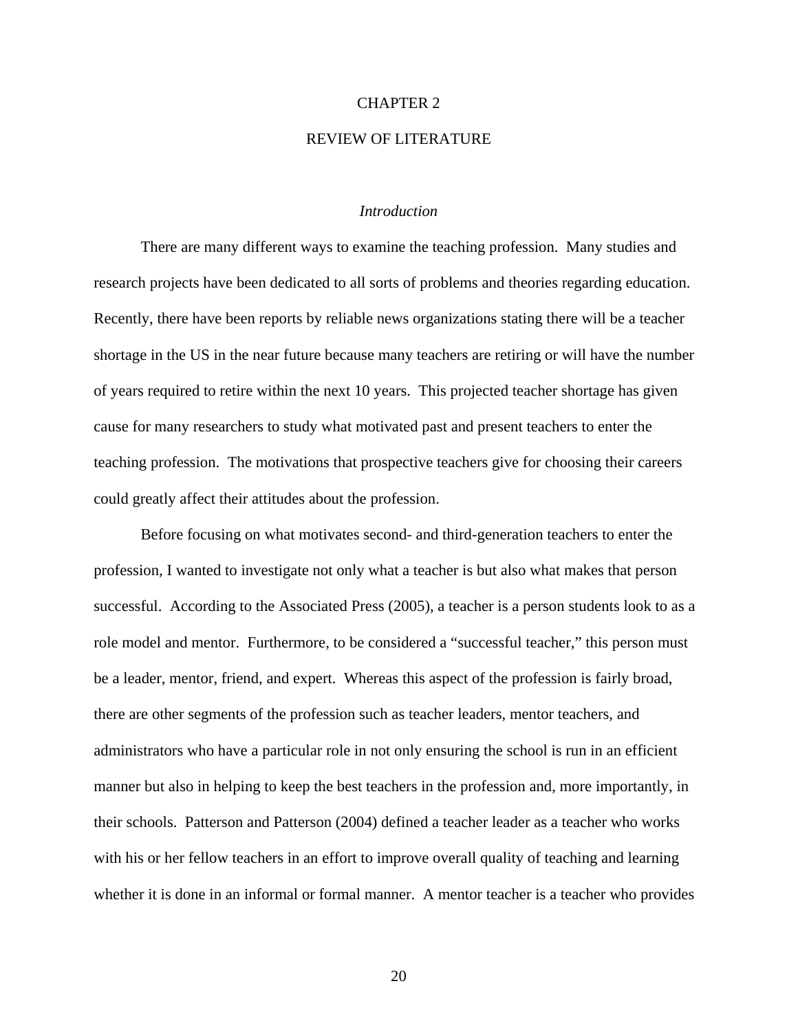# CHAPTER 2

# REVIEW OF LITERATURE

### *Introduction*

There are many different ways to examine the teaching profession. Many studies and research projects have been dedicated to all sorts of problems and theories regarding education. Recently, there have been reports by reliable news organizations stating there will be a teacher shortage in the US in the near future because many teachers are retiring or will have the number of years required to retire within the next 10 years. This projected teacher shortage has given cause for many researchers to study what motivated past and present teachers to enter the teaching profession. The motivations that prospective teachers give for choosing their careers could greatly affect their attitudes about the profession.

Before focusing on what motivates second- and third-generation teachers to enter the profession, I wanted to investigate not only what a teacher is but also what makes that person successful. According to the Associated Press (2005), a teacher is a person students look to as a role model and mentor. Furthermore, to be considered a "successful teacher," this person must be a leader, mentor, friend, and expert. Whereas this aspect of the profession is fairly broad, there are other segments of the profession such as teacher leaders, mentor teachers, and administrators who have a particular role in not only ensuring the school is run in an efficient manner but also in helping to keep the best teachers in the profession and, more importantly, in their schools. Patterson and Patterson (2004) defined a teacher leader as a teacher who works with his or her fellow teachers in an effort to improve overall quality of teaching and learning whether it is done in an informal or formal manner. A mentor teacher is a teacher who provides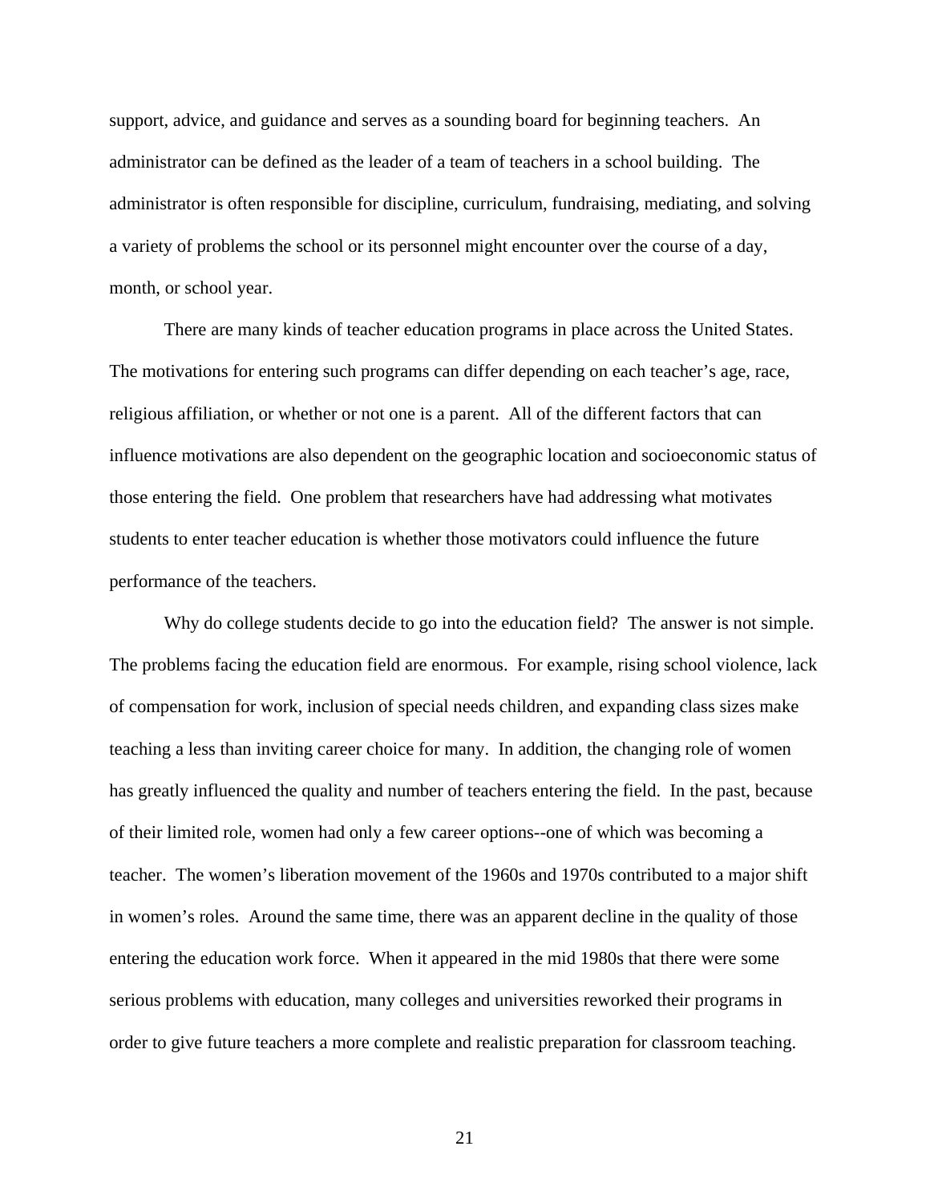support, advice, and guidance and serves as a sounding board for beginning teachers. An administrator can be defined as the leader of a team of teachers in a school building. The administrator is often responsible for discipline, curriculum, fundraising, mediating, and solving a variety of problems the school or its personnel might encounter over the course of a day, month, or school year.

There are many kinds of teacher education programs in place across the United States. The motivations for entering such programs can differ depending on each teacher's age, race, religious affiliation, or whether or not one is a parent. All of the different factors that can influence motivations are also dependent on the geographic location and socioeconomic status of those entering the field. One problem that researchers have had addressing what motivates students to enter teacher education is whether those motivators could influence the future performance of the teachers.

Why do college students decide to go into the education field? The answer is not simple. The problems facing the education field are enormous. For example, rising school violence, lack of compensation for work, inclusion of special needs children, and expanding class sizes make teaching a less than inviting career choice for many. In addition, the changing role of women has greatly influenced the quality and number of teachers entering the field. In the past, because of their limited role, women had only a few career options--one of which was becoming a teacher. The women's liberation movement of the 1960s and 1970s contributed to a major shift in women's roles. Around the same time, there was an apparent decline in the quality of those entering the education work force. When it appeared in the mid 1980s that there were some serious problems with education, many colleges and universities reworked their programs in order to give future teachers a more complete and realistic preparation for classroom teaching.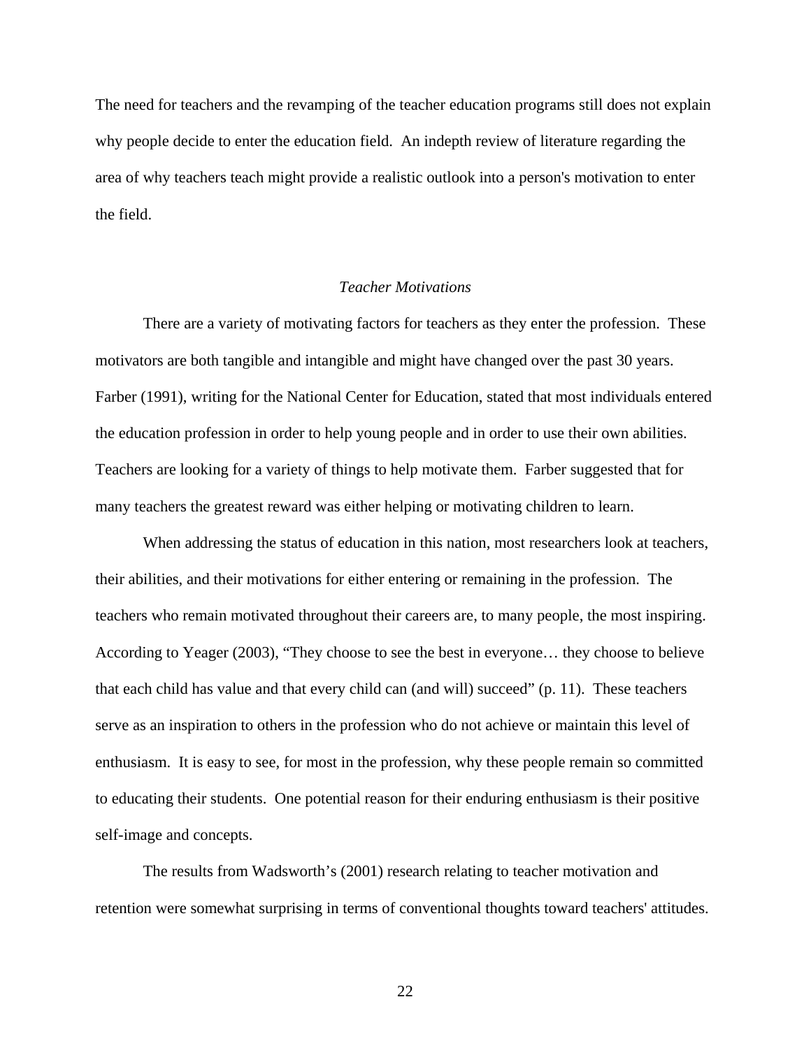The need for teachers and the revamping of the teacher education programs still does not explain why people decide to enter the education field. An indepth review of literature regarding the area of why teachers teach might provide a realistic outlook into a person's motivation to enter the field.

### *Teacher Motivations*

There are a variety of motivating factors for teachers as they enter the profession. These motivators are both tangible and intangible and might have changed over the past 30 years. Farber (1991), writing for the National Center for Education, stated that most individuals entered the education profession in order to help young people and in order to use their own abilities. Teachers are looking for a variety of things to help motivate them. Farber suggested that for many teachers the greatest reward was either helping or motivating children to learn.

When addressing the status of education in this nation, most researchers look at teachers, their abilities, and their motivations for either entering or remaining in the profession. The teachers who remain motivated throughout their careers are, to many people, the most inspiring. According to Yeager (2003), "They choose to see the best in everyone… they choose to believe that each child has value and that every child can (and will) succeed" (p. 11). These teachers serve as an inspiration to others in the profession who do not achieve or maintain this level of enthusiasm. It is easy to see, for most in the profession, why these people remain so committed to educating their students. One potential reason for their enduring enthusiasm is their positive self-image and concepts.

The results from Wadsworth's (2001) research relating to teacher motivation and retention were somewhat surprising in terms of conventional thoughts toward teachers' attitudes.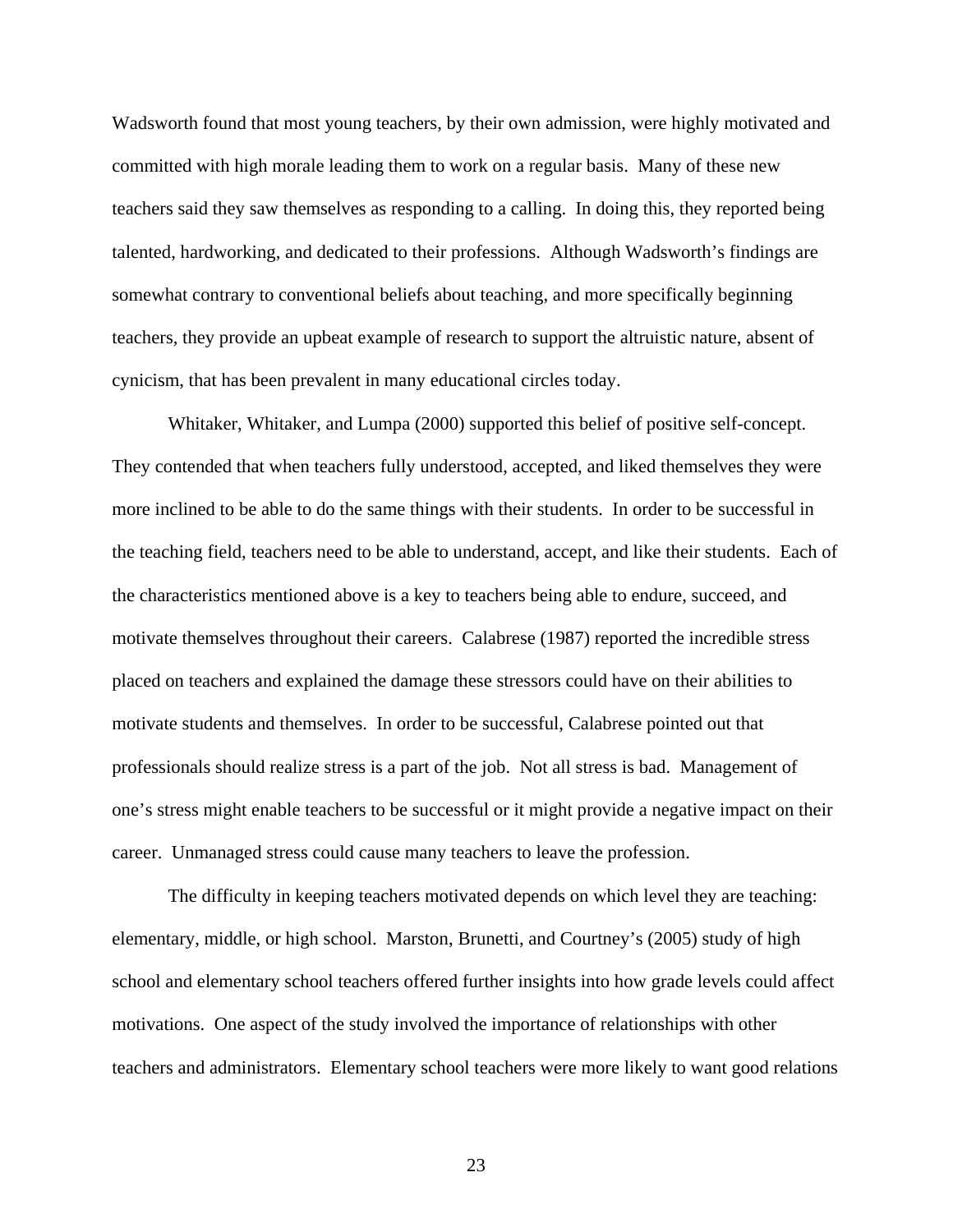Wadsworth found that most young teachers, by their own admission, were highly motivated and committed with high morale leading them to work on a regular basis. Many of these new teachers said they saw themselves as responding to a calling. In doing this, they reported being talented, hardworking, and dedicated to their professions. Although Wadsworth's findings are somewhat contrary to conventional beliefs about teaching, and more specifically beginning teachers, they provide an upbeat example of research to support the altruistic nature, absent of cynicism, that has been prevalent in many educational circles today.

Whitaker, Whitaker, and Lumpa (2000) supported this belief of positive self-concept. They contended that when teachers fully understood, accepted, and liked themselves they were more inclined to be able to do the same things with their students. In order to be successful in the teaching field, teachers need to be able to understand, accept, and like their students. Each of the characteristics mentioned above is a key to teachers being able to endure, succeed, and motivate themselves throughout their careers. Calabrese (1987) reported the incredible stress placed on teachers and explained the damage these stressors could have on their abilities to motivate students and themselves. In order to be successful, Calabrese pointed out that professionals should realize stress is a part of the job. Not all stress is bad. Management of one's stress might enable teachers to be successful or it might provide a negative impact on their career. Unmanaged stress could cause many teachers to leave the profession.

The difficulty in keeping teachers motivated depends on which level they are teaching: elementary, middle, or high school. Marston, Brunetti, and Courtney's (2005) study of high school and elementary school teachers offered further insights into how grade levels could affect motivations. One aspect of the study involved the importance of relationships with other teachers and administrators. Elementary school teachers were more likely to want good relations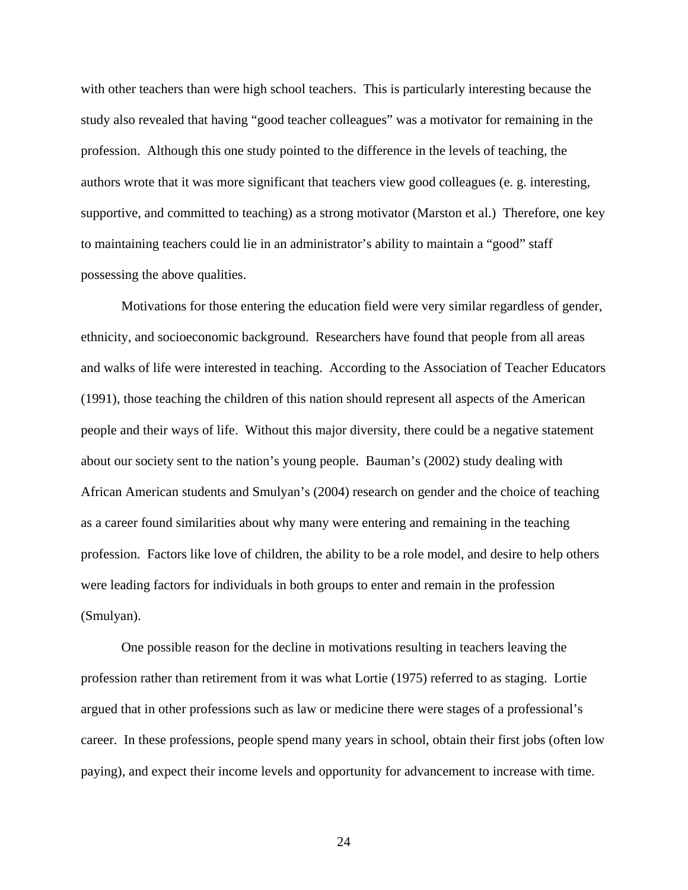with other teachers than were high school teachers. This is particularly interesting because the study also revealed that having "good teacher colleagues" was a motivator for remaining in the profession. Although this one study pointed to the difference in the levels of teaching, the authors wrote that it was more significant that teachers view good colleagues (e. g. interesting, supportive, and committed to teaching) as a strong motivator (Marston et al.) Therefore, one key to maintaining teachers could lie in an administrator's ability to maintain a "good" staff possessing the above qualities.

Motivations for those entering the education field were very similar regardless of gender, ethnicity, and socioeconomic background. Researchers have found that people from all areas and walks of life were interested in teaching. According to the Association of Teacher Educators (1991), those teaching the children of this nation should represent all aspects of the American people and their ways of life. Without this major diversity, there could be a negative statement about our society sent to the nation's young people. Bauman's (2002) study dealing with African American students and Smulyan's (2004) research on gender and the choice of teaching as a career found similarities about why many were entering and remaining in the teaching profession. Factors like love of children, the ability to be a role model, and desire to help others were leading factors for individuals in both groups to enter and remain in the profession (Smulyan).

One possible reason for the decline in motivations resulting in teachers leaving the profession rather than retirement from it was what Lortie (1975) referred to as staging. Lortie argued that in other professions such as law or medicine there were stages of a professional's career. In these professions, people spend many years in school, obtain their first jobs (often low paying), and expect their income levels and opportunity for advancement to increase with time.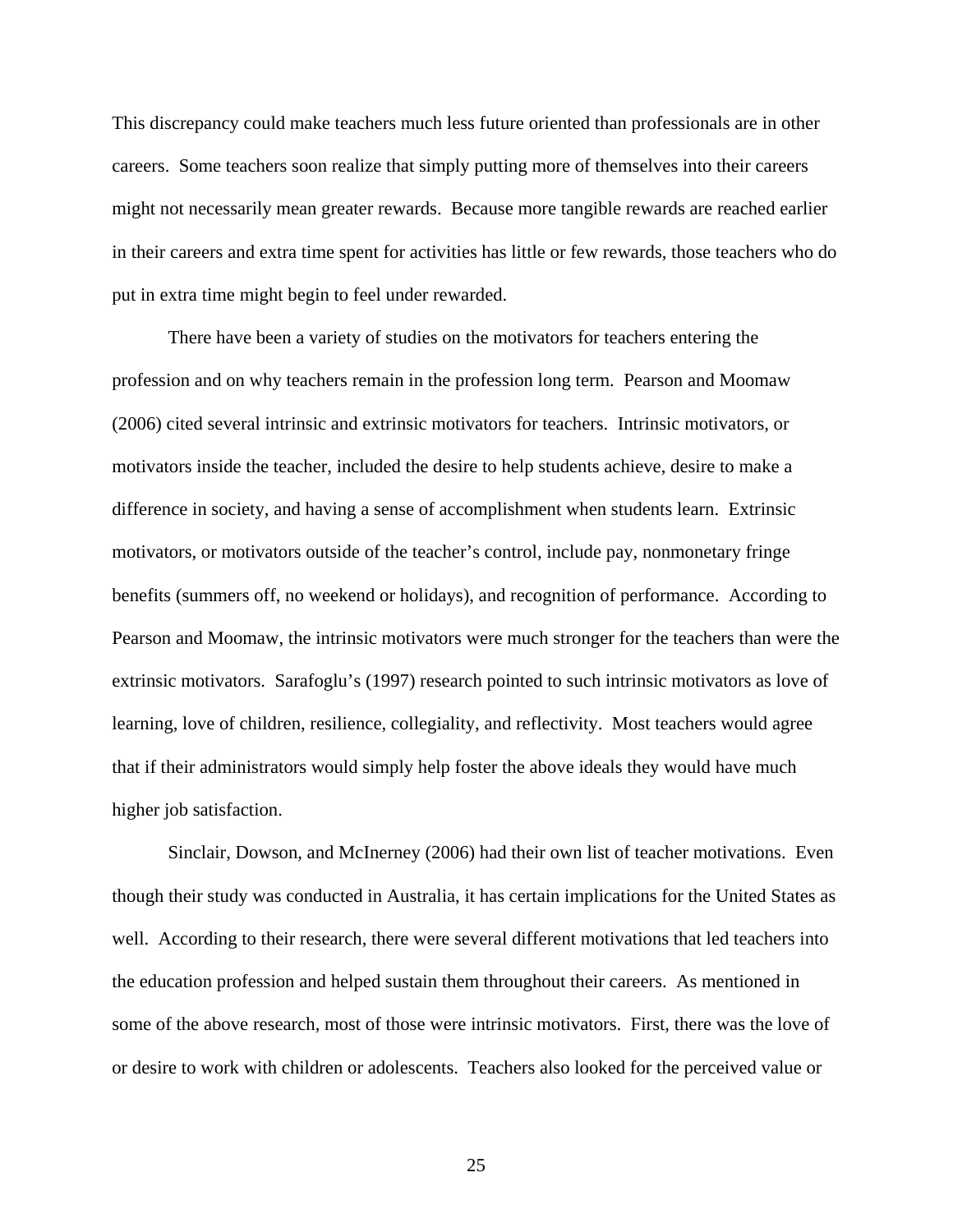This discrepancy could make teachers much less future oriented than professionals are in other careers. Some teachers soon realize that simply putting more of themselves into their careers might not necessarily mean greater rewards. Because more tangible rewards are reached earlier in their careers and extra time spent for activities has little or few rewards, those teachers who do put in extra time might begin to feel under rewarded.

There have been a variety of studies on the motivators for teachers entering the profession and on why teachers remain in the profession long term. Pearson and Moomaw (2006) cited several intrinsic and extrinsic motivators for teachers. Intrinsic motivators, or motivators inside the teacher, included the desire to help students achieve, desire to make a difference in society, and having a sense of accomplishment when students learn. Extrinsic motivators, or motivators outside of the teacher's control, include pay, nonmonetary fringe benefits (summers off, no weekend or holidays), and recognition of performance. According to Pearson and Moomaw, the intrinsic motivators were much stronger for the teachers than were the extrinsic motivators. Sarafoglu's (1997) research pointed to such intrinsic motivators as love of learning, love of children, resilience, collegiality, and reflectivity. Most teachers would agree that if their administrators would simply help foster the above ideals they would have much higher job satisfaction.

Sinclair, Dowson, and McInerney (2006) had their own list of teacher motivations. Even though their study was conducted in Australia, it has certain implications for the United States as well. According to their research, there were several different motivations that led teachers into the education profession and helped sustain them throughout their careers. As mentioned in some of the above research, most of those were intrinsic motivators. First, there was the love of or desire to work with children or adolescents. Teachers also looked for the perceived value or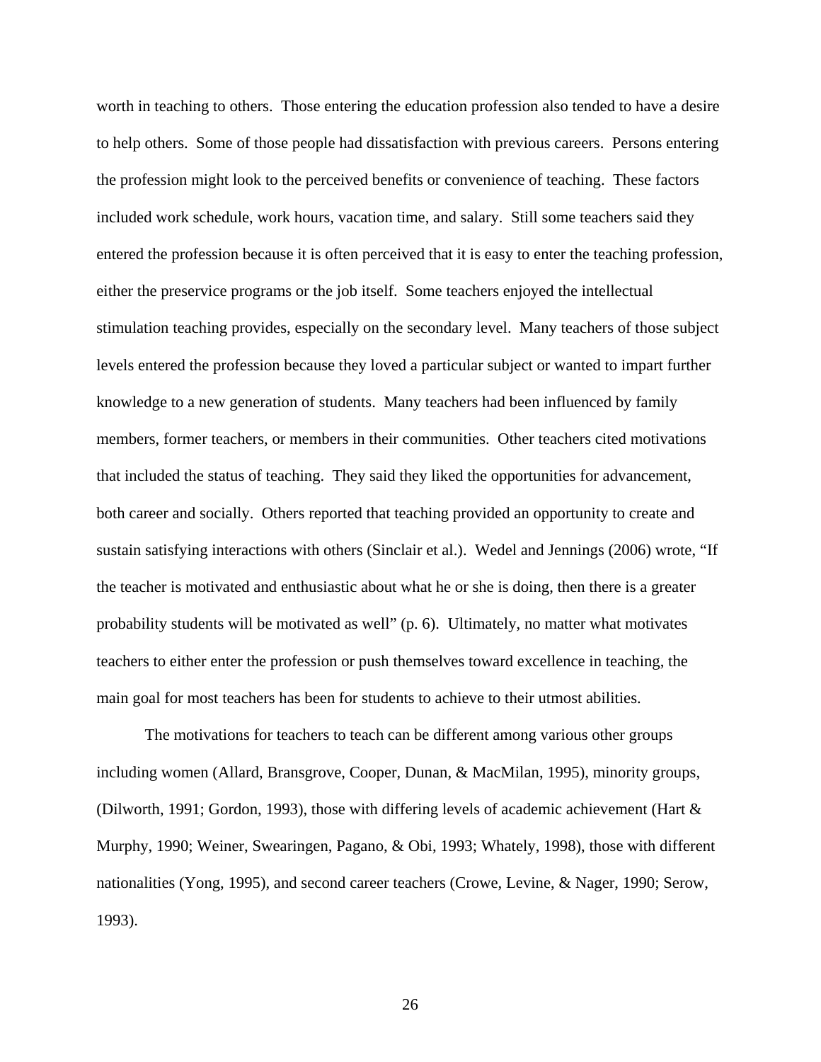worth in teaching to others. Those entering the education profession also tended to have a desire to help others. Some of those people had dissatisfaction with previous careers. Persons entering the profession might look to the perceived benefits or convenience of teaching. These factors included work schedule, work hours, vacation time, and salary. Still some teachers said they entered the profession because it is often perceived that it is easy to enter the teaching profession, either the preservice programs or the job itself. Some teachers enjoyed the intellectual stimulation teaching provides, especially on the secondary level. Many teachers of those subject levels entered the profession because they loved a particular subject or wanted to impart further knowledge to a new generation of students. Many teachers had been influenced by family members, former teachers, or members in their communities. Other teachers cited motivations that included the status of teaching. They said they liked the opportunities for advancement, both career and socially. Others reported that teaching provided an opportunity to create and sustain satisfying interactions with others (Sinclair et al.). Wedel and Jennings (2006) wrote, "If the teacher is motivated and enthusiastic about what he or she is doing, then there is a greater probability students will be motivated as well" (p. 6). Ultimately, no matter what motivates teachers to either enter the profession or push themselves toward excellence in teaching, the main goal for most teachers has been for students to achieve to their utmost abilities.

The motivations for teachers to teach can be different among various other groups including women (Allard, Bransgrove, Cooper, Dunan, & MacMilan, 1995), minority groups, (Dilworth, 1991; Gordon, 1993), those with differing levels of academic achievement (Hart & Murphy, 1990; Weiner, Swearingen, Pagano, & Obi, 1993; Whately, 1998), those with different nationalities (Yong, 1995), and second career teachers (Crowe, Levine, & Nager, 1990; Serow, 1993).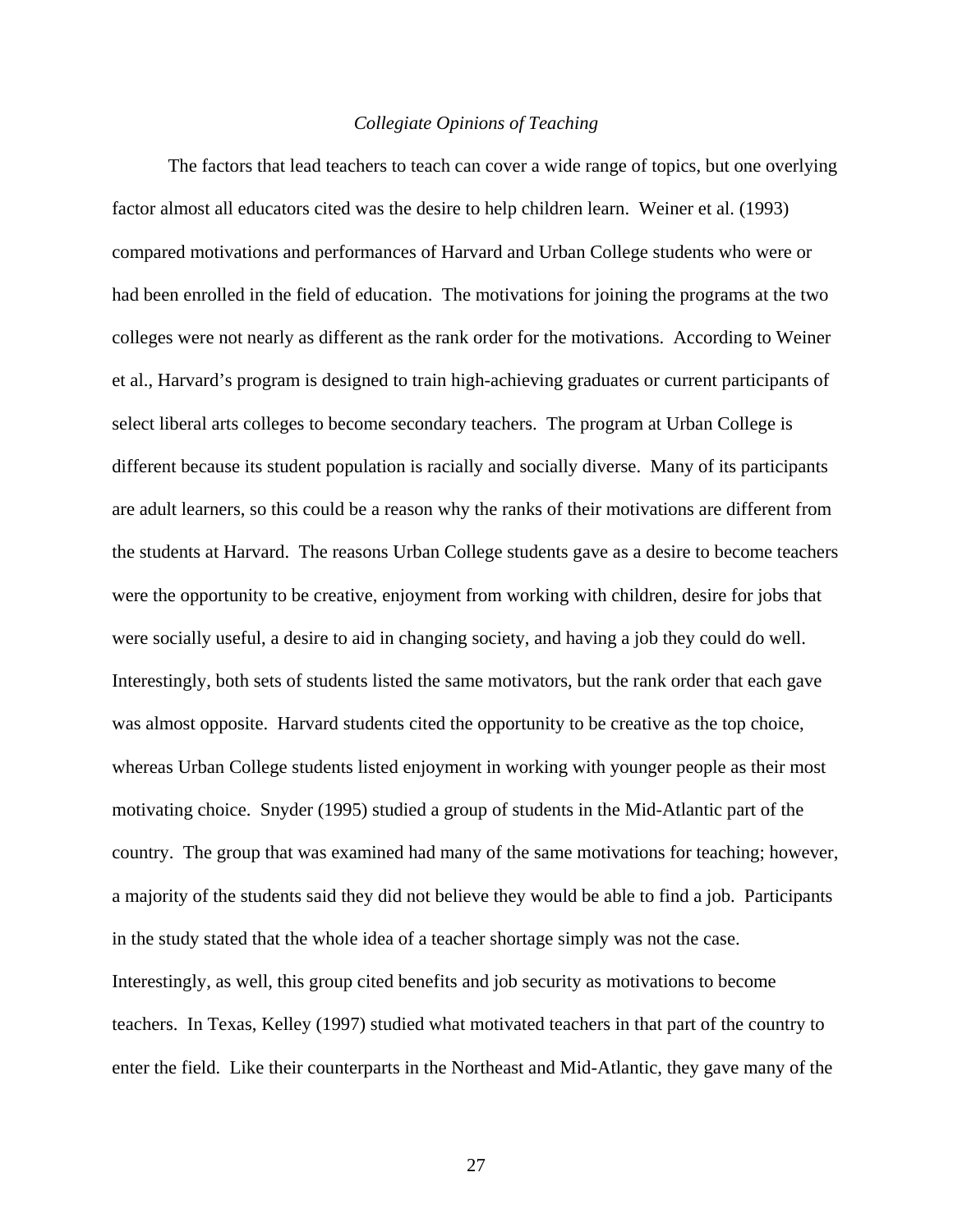### *Collegiate Opinions of Teaching*

The factors that lead teachers to teach can cover a wide range of topics, but one overlying factor almost all educators cited was the desire to help children learn. Weiner et al. (1993) compared motivations and performances of Harvard and Urban College students who were or had been enrolled in the field of education. The motivations for joining the programs at the two colleges were not nearly as different as the rank order for the motivations. According to Weiner et al., Harvard's program is designed to train high-achieving graduates or current participants of select liberal arts colleges to become secondary teachers. The program at Urban College is different because its student population is racially and socially diverse. Many of its participants are adult learners, so this could be a reason why the ranks of their motivations are different from the students at Harvard. The reasons Urban College students gave as a desire to become teachers were the opportunity to be creative, enjoyment from working with children, desire for jobs that were socially useful, a desire to aid in changing society, and having a job they could do well. Interestingly, both sets of students listed the same motivators, but the rank order that each gave was almost opposite. Harvard students cited the opportunity to be creative as the top choice, whereas Urban College students listed enjoyment in working with younger people as their most motivating choice. Snyder (1995) studied a group of students in the Mid-Atlantic part of the country. The group that was examined had many of the same motivations for teaching; however, a majority of the students said they did not believe they would be able to find a job. Participants in the study stated that the whole idea of a teacher shortage simply was not the case. Interestingly, as well, this group cited benefits and job security as motivations to become teachers. In Texas, Kelley (1997) studied what motivated teachers in that part of the country to enter the field. Like their counterparts in the Northeast and Mid-Atlantic, they gave many of the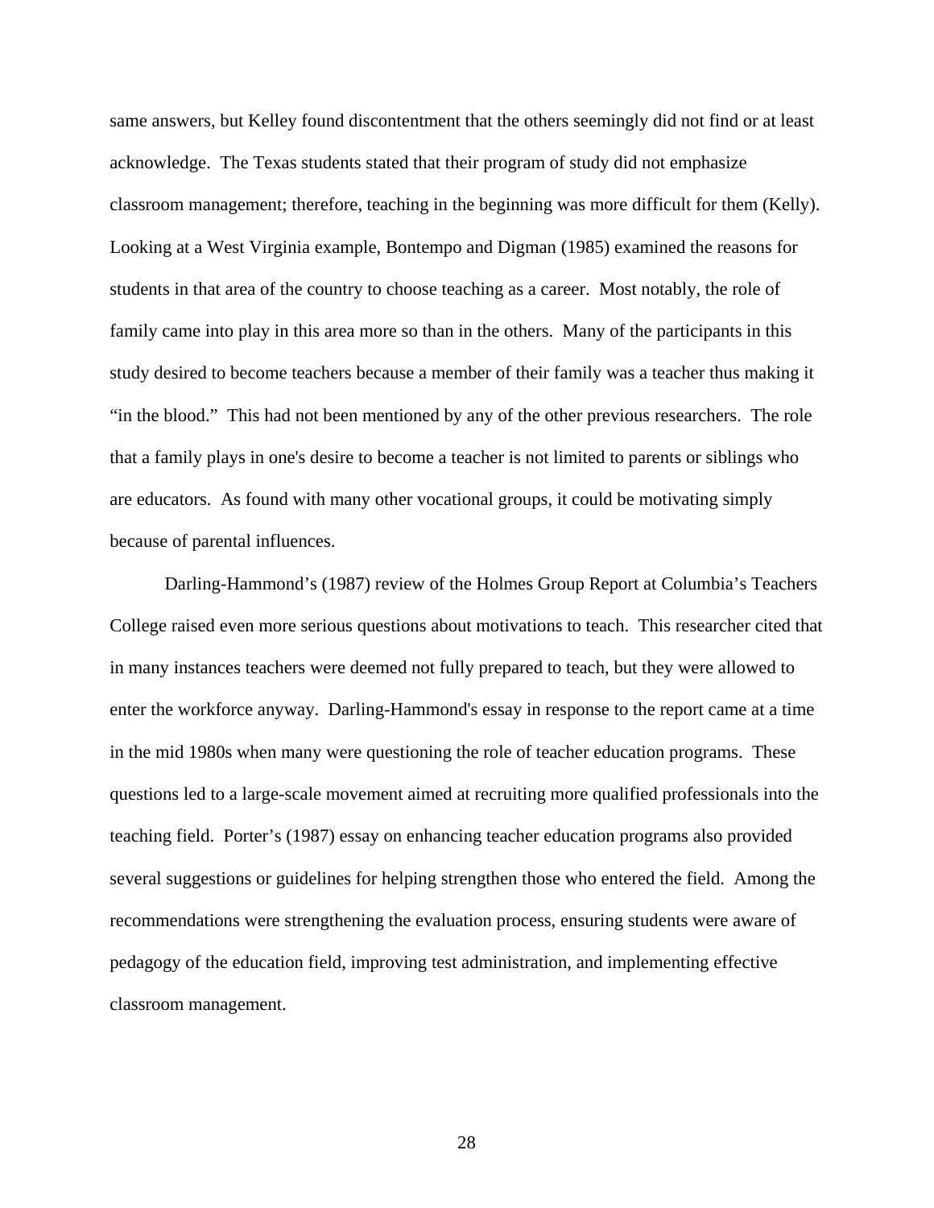same answers, but Kelley found discontentment that the others seemingly did not find or at least acknowledge. The Texas students stated that their program of study did not emphasize classroom management; therefore, teaching in the beginning was more difficult for them (Kelly). Looking at a West Virginia example, Bontempo and Digman (1985) examined the reasons for students in that area of the country to choose teaching as a career. Most notably, the role of family came into play in this area more so than in the others. Many of the participants in this study desired to become teachers because a member of their family was a teacher thus making it "in the blood." This had not been mentioned by any of the other previous researchers. The role that a family plays in one's desire to become a teacher is not limited to parents or siblings who are educators. As found with many other vocational groups, it could be motivating simply because of parental influences.

Darling-Hammond's (1987) review of the Holmes Group Report at Columbia's Teachers College raised even more serious questions about motivations to teach. This researcher cited that in many instances teachers were deemed not fully prepared to teach, but they were allowed to enter the workforce anyway. Darling-Hammond's essay in response to the report came at a time in the mid 1980s when many were questioning the role of teacher education programs. These questions led to a large-scale movement aimed at recruiting more qualified professionals into the teaching field. Porter's (1987) essay on enhancing teacher education programs also provided several suggestions or guidelines for helping strengthen those who entered the field. Among the recommendations were strengthening the evaluation process, ensuring students were aware of pedagogy of the education field, improving test administration, and implementing effective classroom management.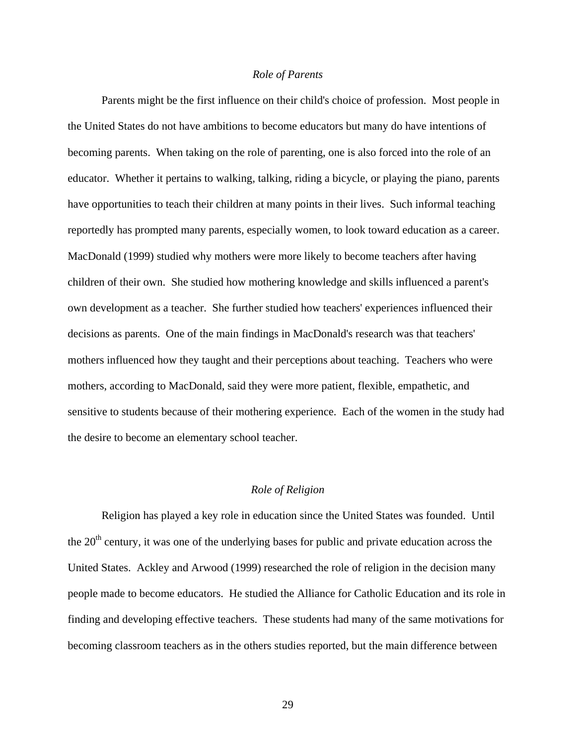### *Role of Parents*

Parents might be the first influence on their child's choice of profession. Most people in the United States do not have ambitions to become educators but many do have intentions of becoming parents. When taking on the role of parenting, one is also forced into the role of an educator. Whether it pertains to walking, talking, riding a bicycle, or playing the piano, parents have opportunities to teach their children at many points in their lives. Such informal teaching reportedly has prompted many parents, especially women, to look toward education as a career. MacDonald (1999) studied why mothers were more likely to become teachers after having children of their own. She studied how mothering knowledge and skills influenced a parent's own development as a teacher. She further studied how teachers' experiences influenced their decisions as parents. One of the main findings in MacDonald's research was that teachers' mothers influenced how they taught and their perceptions about teaching. Teachers who were mothers, according to MacDonald, said they were more patient, flexible, empathetic, and sensitive to students because of their mothering experience. Each of the women in the study had the desire to become an elementary school teacher.

### *Role of Religion*

Religion has played a key role in education since the United States was founded. Until the 20th century, it was one of the underlying bases for public and private education across the United States. Ackley and Arwood (1999) researched the role of religion in the decision many people made to become educators. He studied the Alliance for Catholic Education and its role in finding and developing effective teachers. These students had many of the same motivations for becoming classroom teachers as in the others studies reported, but the main difference between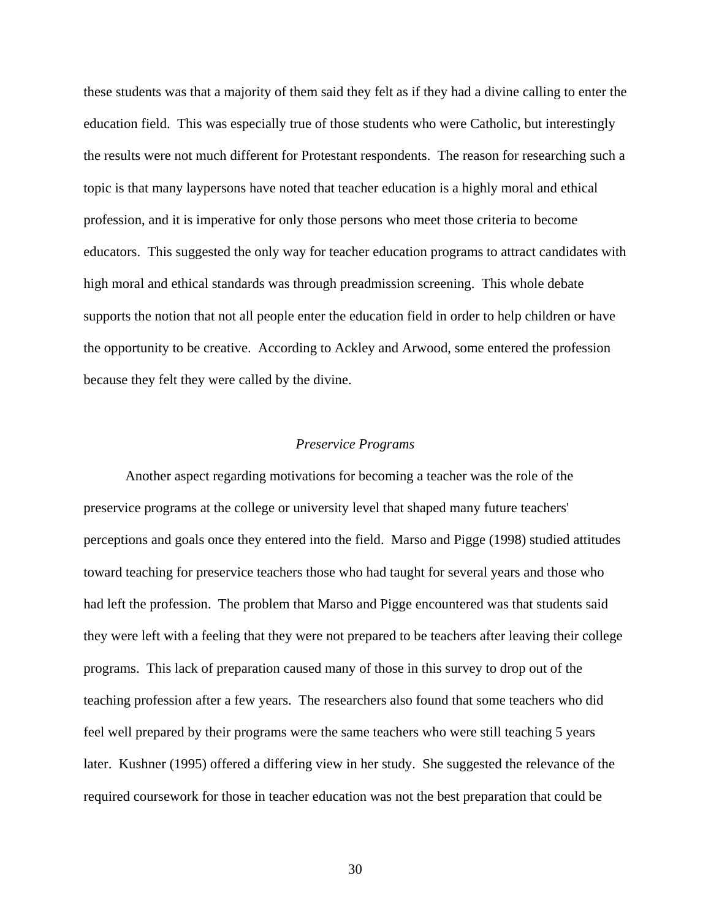these students was that a majority of them said they felt as if they had a divine calling to enter the education field. This was especially true of those students who were Catholic, but interestingly the results were not much different for Protestant respondents. The reason for researching such a topic is that many laypersons have noted that teacher education is a highly moral and ethical profession, and it is imperative for only those persons who meet those criteria to become educators. This suggested the only way for teacher education programs to attract candidates with high moral and ethical standards was through preadmission screening. This whole debate supports the notion that not all people enter the education field in order to help children or have the opportunity to be creative. According to Ackley and Arwood, some entered the profession because they felt they were called by the divine.

### *Preservice Programs*

Another aspect regarding motivations for becoming a teacher was the role of the preservice programs at the college or university level that shaped many future teachers' perceptions and goals once they entered into the field. Marso and Pigge (1998) studied attitudes toward teaching for preservice teachers those who had taught for several years and those who had left the profession. The problem that Marso and Pigge encountered was that students said they were left with a feeling that they were not prepared to be teachers after leaving their college programs. This lack of preparation caused many of those in this survey to drop out of the teaching profession after a few years. The researchers also found that some teachers who did feel well prepared by their programs were the same teachers who were still teaching 5 years later. Kushner (1995) offered a differing view in her study. She suggested the relevance of the required coursework for those in teacher education was not the best preparation that could be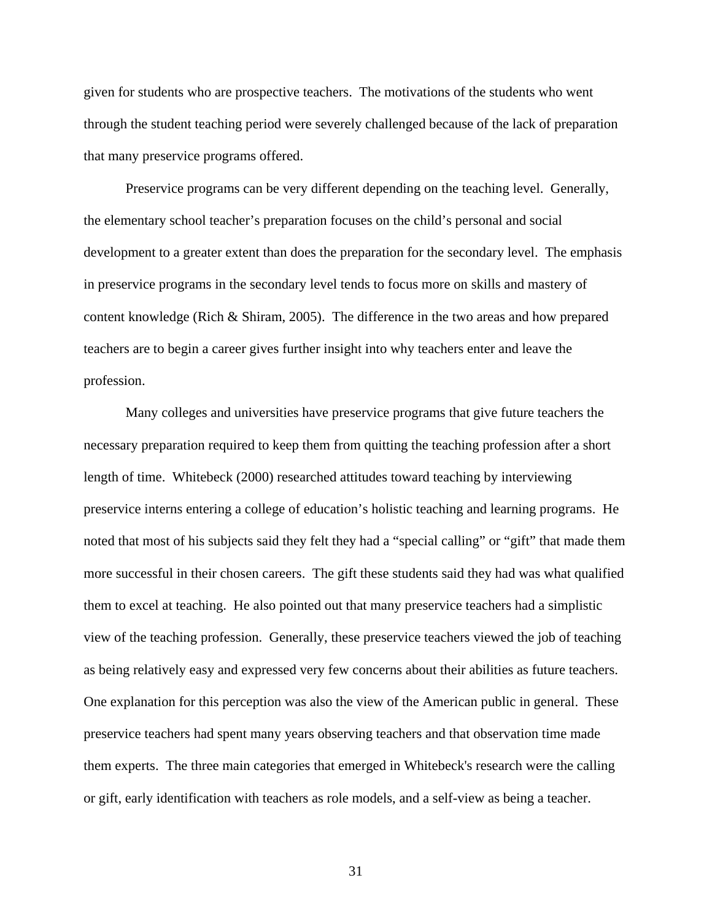given for students who are prospective teachers. The motivations of the students who went through the student teaching period were severely challenged because of the lack of preparation that many preservice programs offered.

Preservice programs can be very different depending on the teaching level. Generally, the elementary school teacher's preparation focuses on the child's personal and social development to a greater extent than does the preparation for the secondary level. The emphasis in preservice programs in the secondary level tends to focus more on skills and mastery of content knowledge (Rich & Shiram, 2005). The difference in the two areas and how prepared teachers are to begin a career gives further insight into why teachers enter and leave the profession.

Many colleges and universities have preservice programs that give future teachers the necessary preparation required to keep them from quitting the teaching profession after a short length of time. Whitebeck (2000) researched attitudes toward teaching by interviewing preservice interns entering a college of education's holistic teaching and learning programs. He noted that most of his subjects said they felt they had a "special calling" or "gift" that made them more successful in their chosen careers. The gift these students said they had was what qualified them to excel at teaching. He also pointed out that many preservice teachers had a simplistic view of the teaching profession. Generally, these preservice teachers viewed the job of teaching as being relatively easy and expressed very few concerns about their abilities as future teachers. One explanation for this perception was also the view of the American public in general. These preservice teachers had spent many years observing teachers and that observation time made them experts. The three main categories that emerged in Whitebeck's research were the calling or gift, early identification with teachers as role models, and a self-view as being a teacher.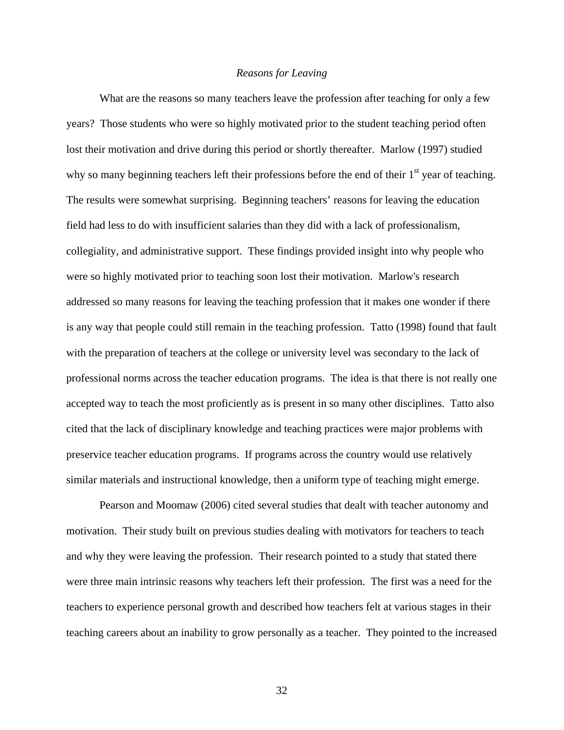### *Reasons for Leaving*

What are the reasons so many teachers leave the profession after teaching for only a few years? Those students who were so highly motivated prior to the student teaching period often lost their motivation and drive during this period or shortly thereafter. Marlow (1997) studied why so many beginning teachers left their professions before the end of their 1st year of teaching. The results were somewhat surprising. Beginning teachers' reasons for leaving the education field had less to do with insufficient salaries than they did with a lack of professionalism, collegiality, and administrative support. These findings provided insight into why people who were so highly motivated prior to teaching soon lost their motivation. Marlow's research addressed so many reasons for leaving the teaching profession that it makes one wonder if there is any way that people could still remain in the teaching profession. Tatto (1998) found that fault with the preparation of teachers at the college or university level was secondary to the lack of professional norms across the teacher education programs. The idea is that there is not really one accepted way to teach the most proficiently as is present in so many other disciplines. Tatto also cited that the lack of disciplinary knowledge and teaching practices were major problems with preservice teacher education programs. If programs across the country would use relatively similar materials and instructional knowledge, then a uniform type of teaching might emerge.

Pearson and Moomaw (2006) cited several studies that dealt with teacher autonomy and motivation. Their study built on previous studies dealing with motivators for teachers to teach and why they were leaving the profession. Their research pointed to a study that stated there were three main intrinsic reasons why teachers left their profession. The first was a need for the teachers to experience personal growth and described how teachers felt at various stages in their teaching careers about an inability to grow personally as a teacher. They pointed to the increased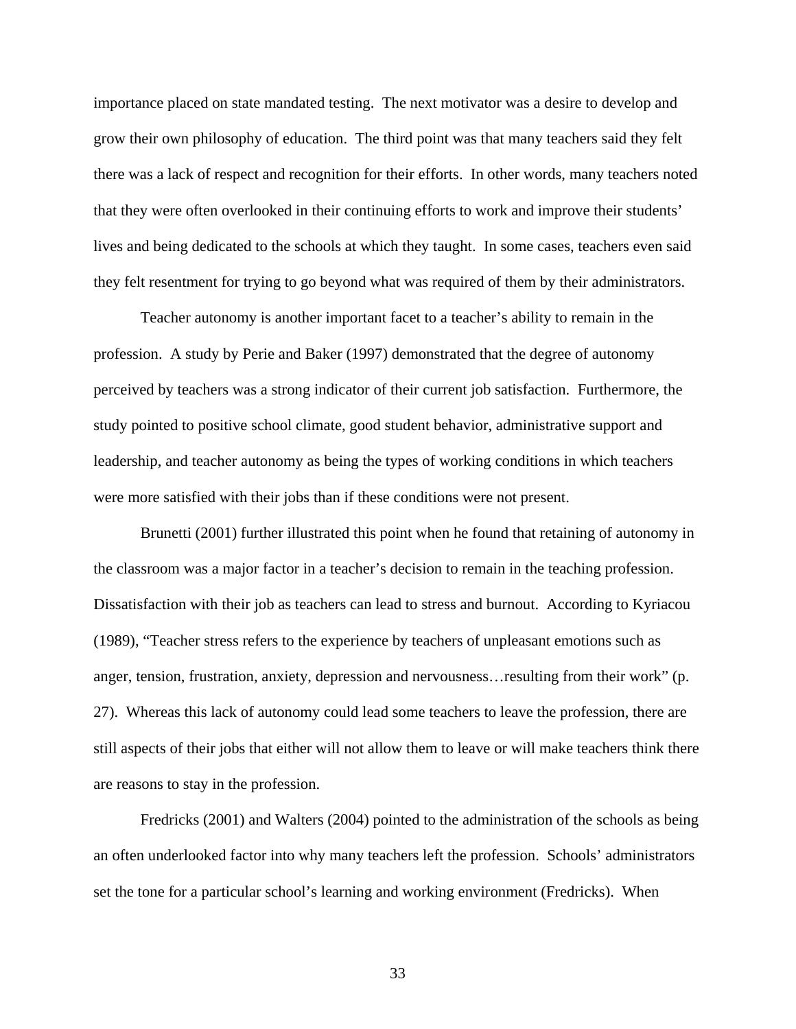importance placed on state mandated testing. The next motivator was a desire to develop and grow their own philosophy of education. The third point was that many teachers said they felt there was a lack of respect and recognition for their efforts. In other words, many teachers noted that they were often overlooked in their continuing efforts to work and improve their students' lives and being dedicated to the schools at which they taught. In some cases, teachers even said they felt resentment for trying to go beyond what was required of them by their administrators.

Teacher autonomy is another important facet to a teacher's ability to remain in the profession. A study by Perie and Baker (1997) demonstrated that the degree of autonomy perceived by teachers was a strong indicator of their current job satisfaction. Furthermore, the study pointed to positive school climate, good student behavior, administrative support and leadership, and teacher autonomy as being the types of working conditions in which teachers were more satisfied with their jobs than if these conditions were not present.

Brunetti (2001) further illustrated this point when he found that retaining of autonomy in the classroom was a major factor in a teacher's decision to remain in the teaching profession. Dissatisfaction with their job as teachers can lead to stress and burnout. According to Kyriacou (1989), "Teacher stress refers to the experience by teachers of unpleasant emotions such as anger, tension, frustration, anxiety, depression and nervousness…resulting from their work" (p. 27). Whereas this lack of autonomy could lead some teachers to leave the profession, there are still aspects of their jobs that either will not allow them to leave or will make teachers think there are reasons to stay in the profession.

Fredricks (2001) and Walters (2004) pointed to the administration of the schools as being an often underlooked factor into why many teachers left the profession. Schools' administrators set the tone for a particular school's learning and working environment (Fredricks). When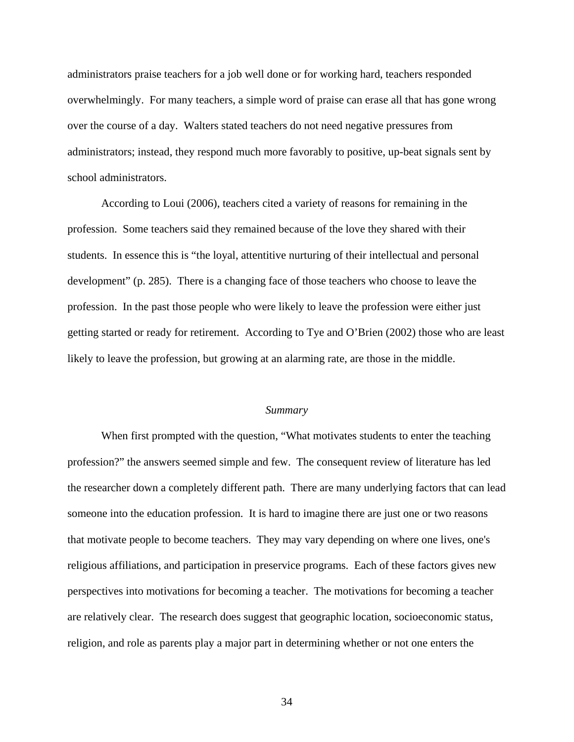administrators praise teachers for a job well done or for working hard, teachers responded overwhelmingly. For many teachers, a simple word of praise can erase all that has gone wrong over the course of a day. Walters stated teachers do not need negative pressures from administrators; instead, they respond much more favorably to positive, up-beat signals sent by school administrators.

According to Loui (2006), teachers cited a variety of reasons for remaining in the profession. Some teachers said they remained because of the love they shared with their students. In essence this is "the loyal, attentitive nurturing of their intellectual and personal development" (p. 285). There is a changing face of those teachers who choose to leave the profession. In the past those people who were likely to leave the profession were either just getting started or ready for retirement. According to Tye and O'Brien (2002) those who are least likely to leave the profession, but growing at an alarming rate, are those in the middle.

## *Summary*

When first prompted with the question, "What motivates students to enter the teaching profession?" the answers seemed simple and few. The consequent review of literature has led the researcher down a completely different path. There are many underlying factors that can lead someone into the education profession. It is hard to imagine there are just one or two reasons that motivate people to become teachers. They may vary depending on where one lives, one's religious affiliations, and participation in preservice programs. Each of these factors gives new perspectives into motivations for becoming a teacher. The motivations for becoming a teacher are relatively clear. The research does suggest that geographic location, socioeconomic status, religion, and role as parents play a major part in determining whether or not one enters the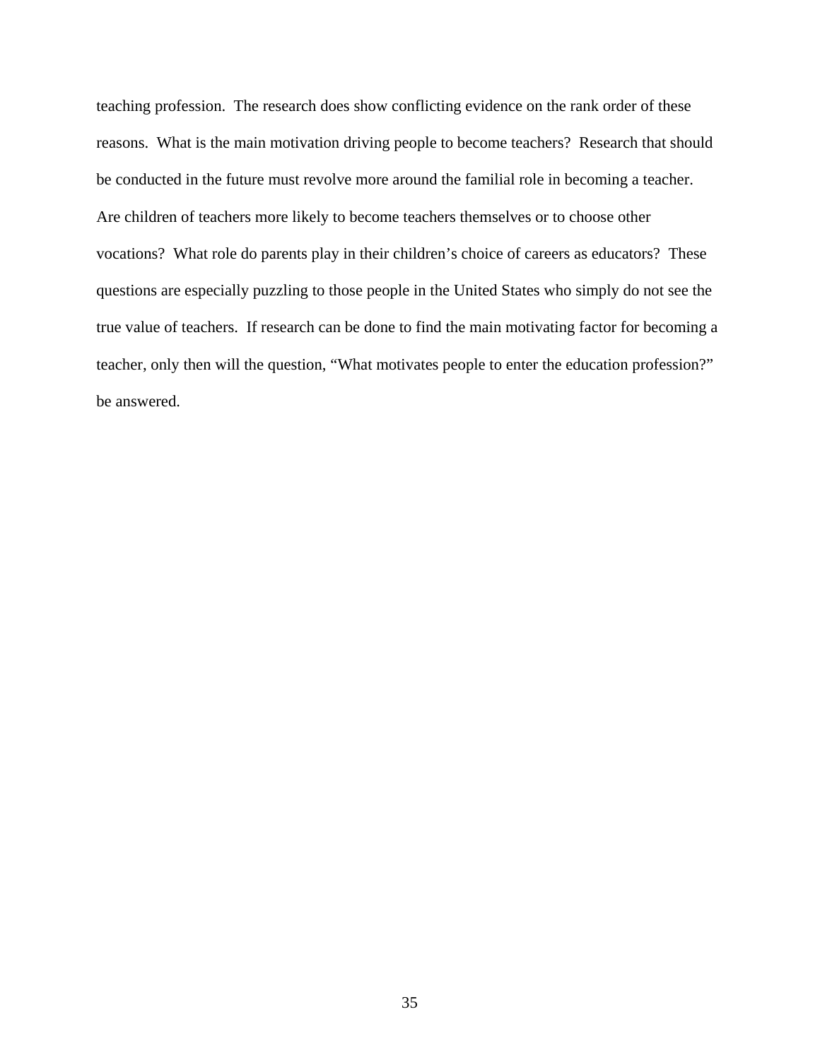teaching profession. The research does show conflicting evidence on the rank order of these reasons. What is the main motivation driving people to become teachers? Research that should be conducted in the future must revolve more around the familial role in becoming a teacher. Are children of teachers more likely to become teachers themselves or to choose other vocations? What role do parents play in their children's choice of careers as educators? These questions are especially puzzling to those people in the United States who simply do not see the true value of teachers. If research can be done to find the main motivating factor for becoming a teacher, only then will the question, "What motivates people to enter the education profession?" be answered.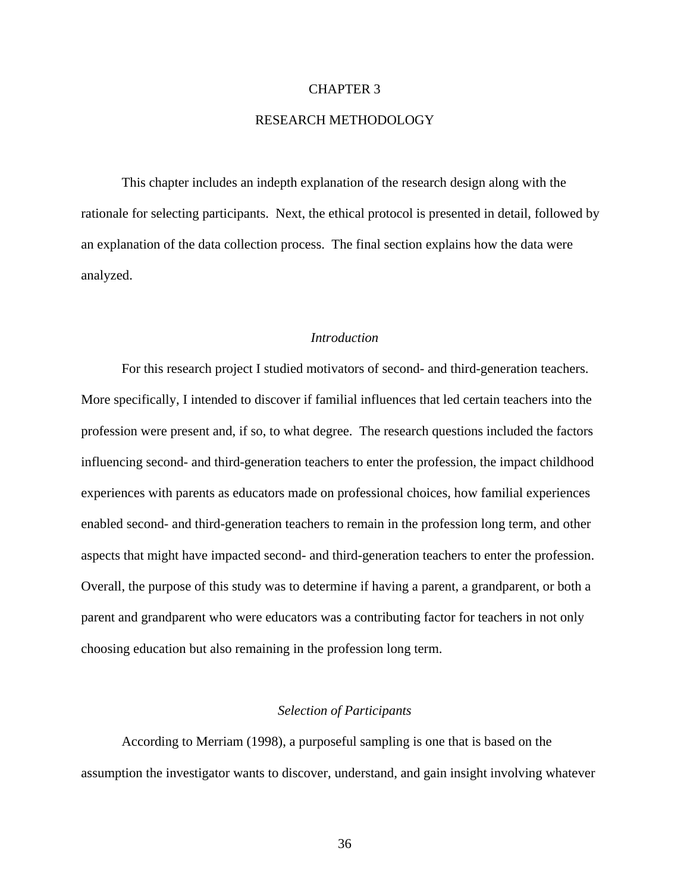# CHAPTER 3

# RESEARCH METHODOLOGY

This chapter includes an indepth explanation of the research design along with the rationale for selecting participants. Next, the ethical protocol is presented in detail, followed by an explanation of the data collection process. The final section explains how the data were analyzed.

## *Introduction*

For this research project I studied motivators of second- and third-generation teachers. More specifically, I intended to discover if familial influences that led certain teachers into the profession were present and, if so, to what degree. The research questions included the factors influencing second- and third-generation teachers to enter the profession, the impact childhood experiences with parents as educators made on professional choices, how familial experiences enabled second- and third-generation teachers to remain in the profession long term, and other aspects that might have impacted second- and third-generation teachers to enter the profession. Overall, the purpose of this study was to determine if having a parent, a grandparent, or both a parent and grandparent who were educators was a contributing factor for teachers in not only choosing education but also remaining in the profession long term.

## *Selection of Participants*

According to Merriam (1998), a purposeful sampling is one that is based on the assumption the investigator wants to discover, understand, and gain insight involving whatever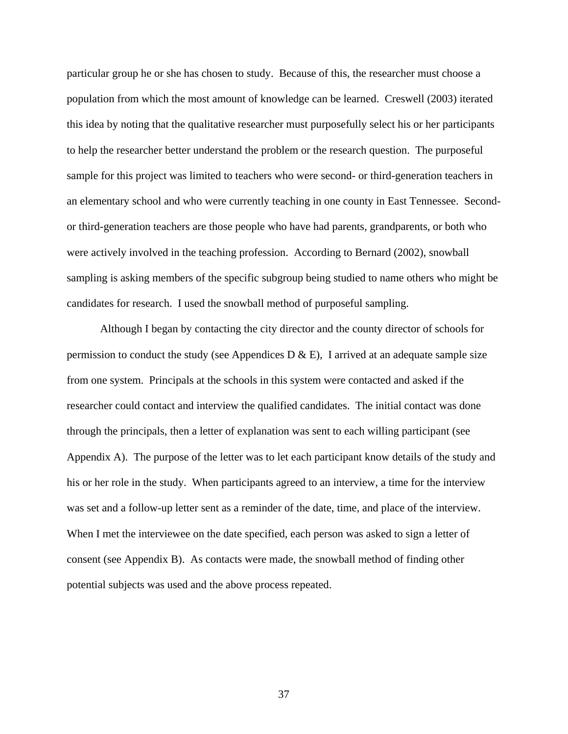particular group he or she has chosen to study. Because of this, the researcher must choose a population from which the most amount of knowledge can be learned. Creswell (2003) iterated this idea by noting that the qualitative researcher must purposefully select his or her participants to help the researcher better understand the problem or the research question. The purposeful sample for this project was limited to teachers who were second- or third-generation teachers in an elementary school and who were currently teaching in one county in East Tennessee. Second- or third-generation teachers are those people who have had parents, grandparents, or both who were actively involved in the teaching profession. According to Bernard (2002), snowball sampling is asking members of the specific subgroup being studied to name others who might be candidates for research. I used the snowball method of purposeful sampling.

Although I began by contacting the city director and the county director of schools for permission to conduct the study (see Appendices D & E), I arrived at an adequate sample size from one system. Principals at the schools in this system were contacted and asked if the researcher could contact and interview the qualified candidates. The initial contact was done through the principals, then a letter of explanation was sent to each willing participant (see Appendix A). The purpose of the letter was to let each participant know details of the study and his or her role in the study. When participants agreed to an interview, a time for the interview was set and a follow-up letter sent as a reminder of the date, time, and place of the interview. When I met the interviewee on the date specified, each person was asked to sign a letter of consent (see Appendix B). As contacts were made, the snowball method of finding other potential subjects was used and the above process repeated.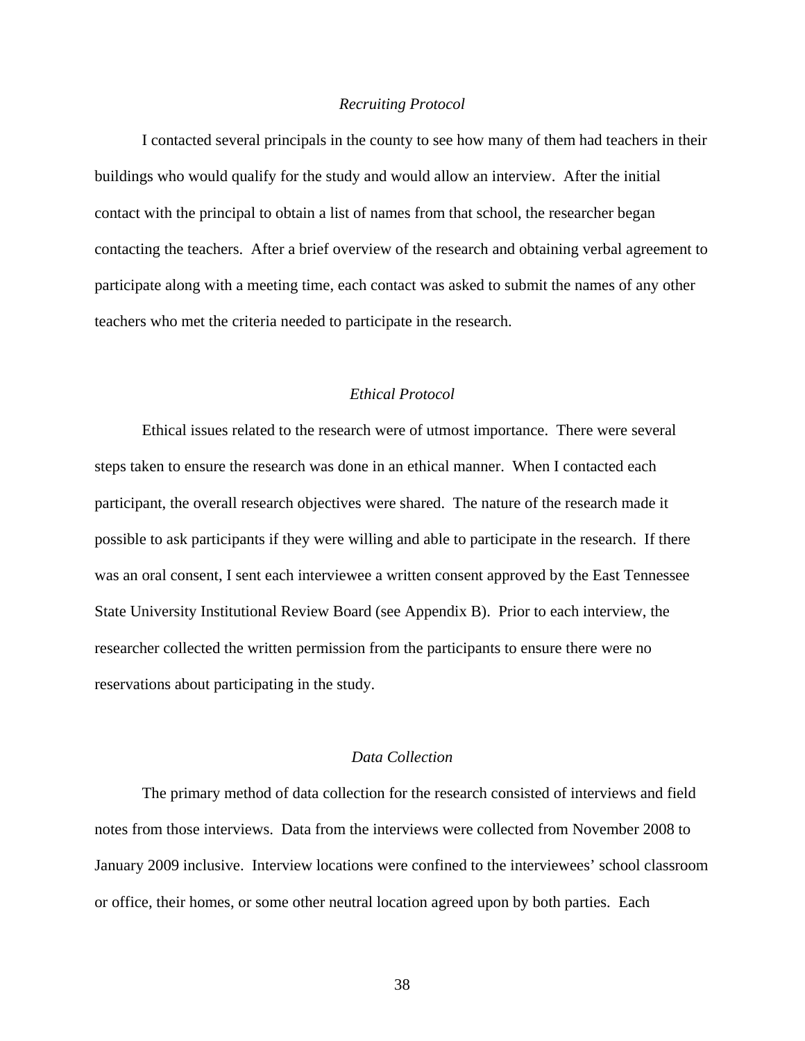### *Recruiting Protocol*

I contacted several principals in the county to see how many of them had teachers in their buildings who would qualify for the study and would allow an interview. After the initial contact with the principal to obtain a list of names from that school, the researcher began contacting the teachers. After a brief overview of the research and obtaining verbal agreement to participate along with a meeting time, each contact was asked to submit the names of any other teachers who met the criteria needed to participate in the research.

### *Ethical Protocol*

Ethical issues related to the research were of utmost importance. There were several steps taken to ensure the research was done in an ethical manner. When I contacted each participant, the overall research objectives were shared. The nature of the research made it possible to ask participants if they were willing and able to participate in the research. If there was an oral consent, I sent each interviewee a written consent approved by the East Tennessee State University Institutional Review Board (see Appendix B). Prior to each interview, the researcher collected the written permission from the participants to ensure there were no reservations about participating in the study.

### *Data Collection*

The primary method of data collection for the research consisted of interviews and field notes from those interviews. Data from the interviews were collected from November 2008 to January 2009 inclusive. Interview locations were confined to the interviewees' school classroom or office, their homes, or some other neutral location agreed upon by both parties. Each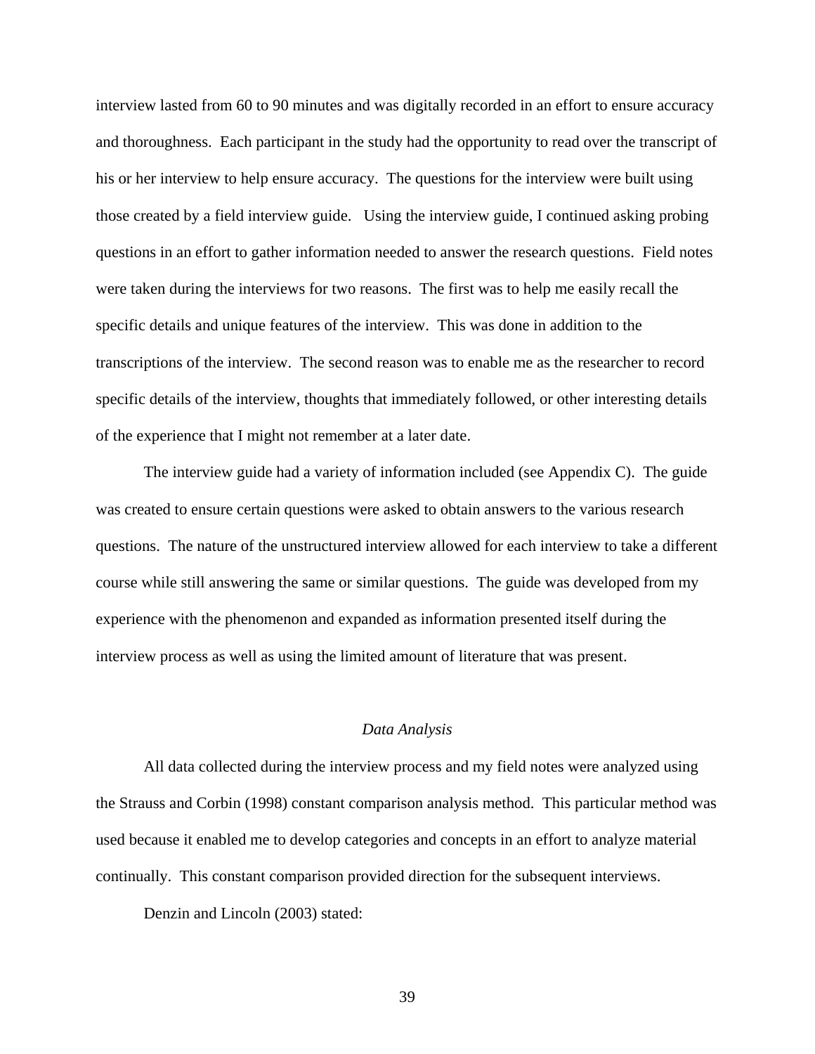interview lasted from 60 to 90 minutes and was digitally recorded in an effort to ensure accuracy and thoroughness. Each participant in the study had the opportunity to read over the transcript of his or her interview to help ensure accuracy. The questions for the interview were built using those created by a field interview guide. Using the interview guide, I continued asking probing questions in an effort to gather information needed to answer the research questions. Field notes were taken during the interviews for two reasons. The first was to help me easily recall the specific details and unique features of the interview. This was done in addition to the transcriptions of the interview. The second reason was to enable me as the researcher to record specific details of the interview, thoughts that immediately followed, or other interesting details of the experience that I might not remember at a later date.

The interview guide had a variety of information included (see Appendix C). The guide was created to ensure certain questions were asked to obtain answers to the various research questions. The nature of the unstructured interview allowed for each interview to take a different course while still answering the same or similar questions. The guide was developed from my experience with the phenomenon and expanded as information presented itself during the interview process as well as using the limited amount of literature that was present.

### *Data Analysis*

All data collected during the interview process and my field notes were analyzed using the Strauss and Corbin (1998) constant comparison analysis method. This particular method was used because it enabled me to develop categories and concepts in an effort to analyze material continually. This constant comparison provided direction for the subsequent interviews.

Denzin and Lincoln (2003) stated: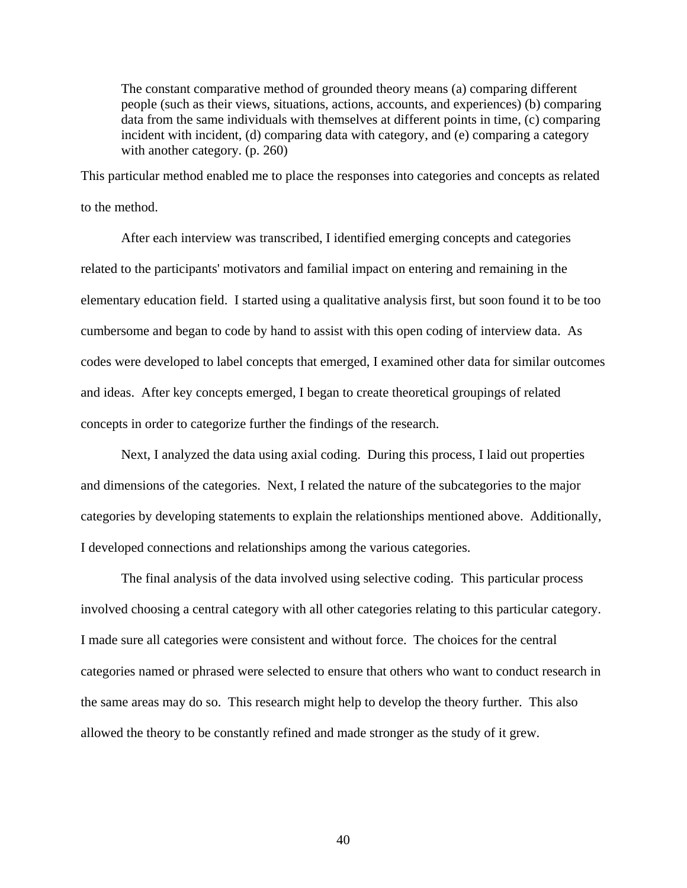> The constant comparative method of grounded theory means (a) comparing different people (such as their views, situations, actions, accounts, and experiences) (b) comparing data from the same individuals with themselves at different points in time, (c) comparing incident with incident, (d) comparing data with category, and (e) comparing a category with another category. (p. 260)

This particular method enabled me to place the responses into categories and concepts as related to the method.

After each interview was transcribed, I identified emerging concepts and categories related to the participants' motivators and familial impact on entering and remaining in the elementary education field. I started using a qualitative analysis first, but soon found it to be too cumbersome and began to code by hand to assist with this open coding of interview data. As codes were developed to label concepts that emerged, I examined other data for similar outcomes and ideas. After key concepts emerged, I began to create theoretical groupings of related concepts in order to categorize further the findings of the research.

Next, I analyzed the data using axial coding. During this process, I laid out properties and dimensions of the categories. Next, I related the nature of the subcategories to the major categories by developing statements to explain the relationships mentioned above. Additionally, I developed connections and relationships among the various categories.

The final analysis of the data involved using selective coding. This particular process involved choosing a central category with all other categories relating to this particular category. I made sure all categories were consistent and without force. The choices for the central categories named or phrased were selected to ensure that others who want to conduct research in the same areas may do so. This research might help to develop the theory further. This also allowed the theory to be constantly refined and made stronger as the study of it grew.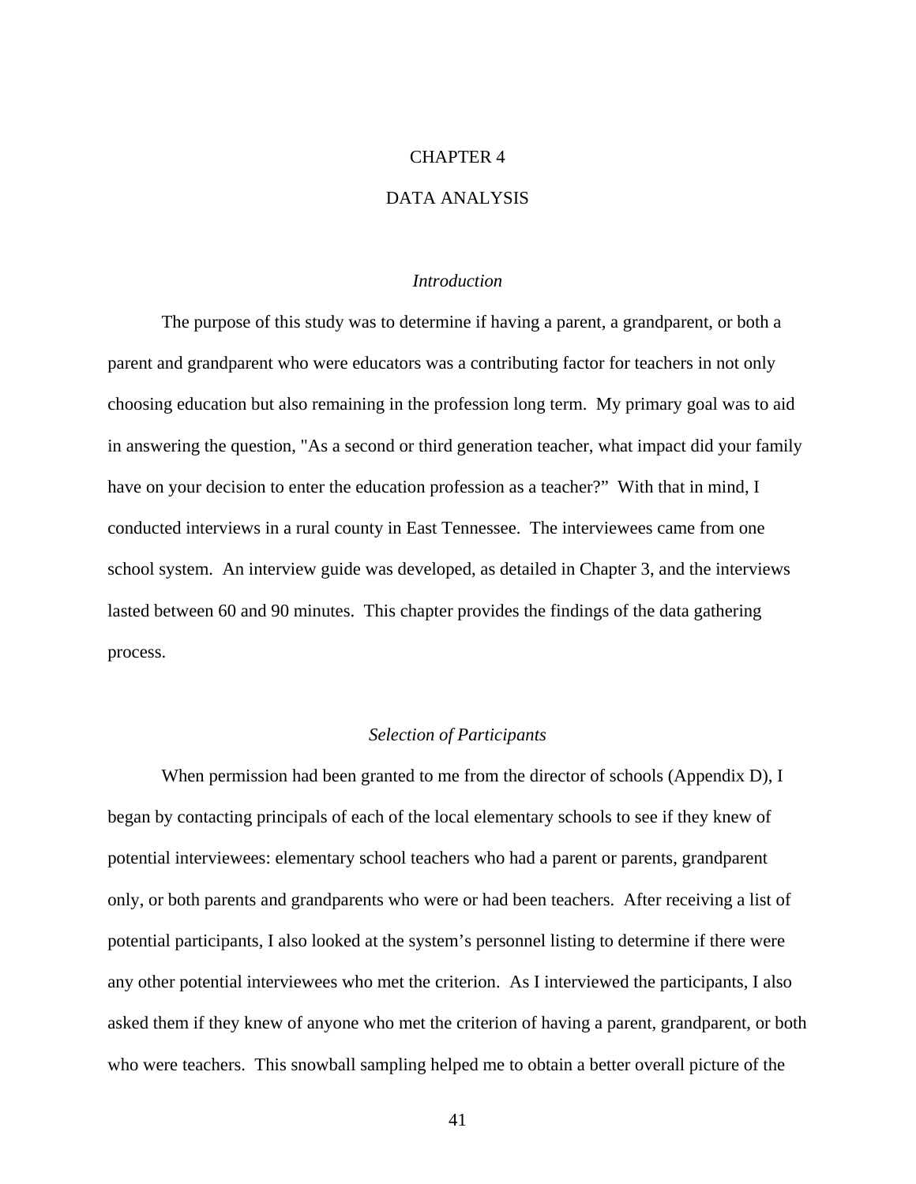# CHAPTER 4

# DATA ANALYSIS

### *Introduction*

The purpose of this study was to determine if having a parent, a grandparent, or both a parent and grandparent who were educators was a contributing factor for teachers in not only choosing education but also remaining in the profession long term. My primary goal was to aid in answering the question, "As a second or third generation teacher, what impact did your family have on your decision to enter the education profession as a teacher?" With that in mind, I conducted interviews in a rural county in East Tennessee. The interviewees came from one school system. An interview guide was developed, as detailed in Chapter 3, and the interviews lasted between 60 and 90 minutes. This chapter provides the findings of the data gathering process.

### *Selection of Participants*

When permission had been granted to me from the director of schools (Appendix D), I began by contacting principals of each of the local elementary schools to see if they knew of potential interviewees: elementary school teachers who had a parent or parents, grandparent only, or both parents and grandparents who were or had been teachers. After receiving a list of potential participants, I also looked at the system's personnel listing to determine if there were any other potential interviewees who met the criterion. As I interviewed the participants, I also asked them if they knew of anyone who met the criterion of having a parent, grandparent, or both who were teachers. This snowball sampling helped me to obtain a better overall picture of the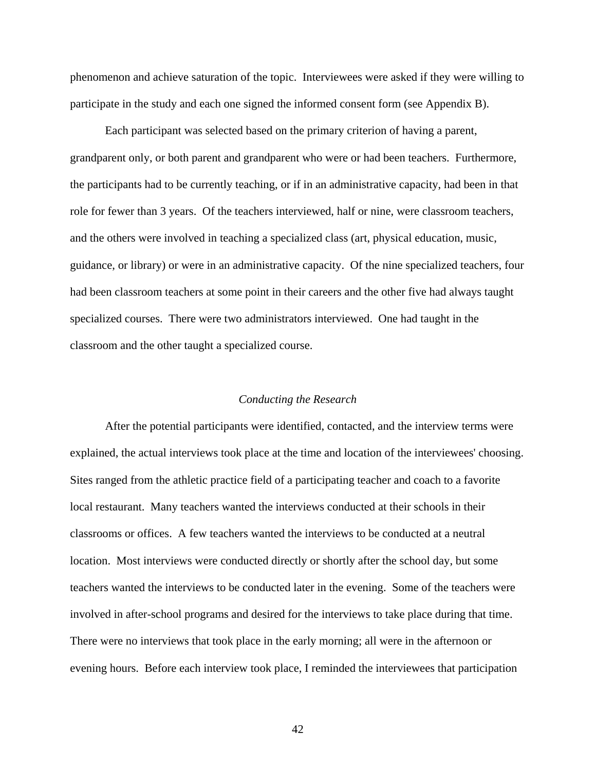phenomenon and achieve saturation of the topic. Interviewees were asked if they were willing to participate in the study and each one signed the informed consent form (see Appendix B).

Each participant was selected based on the primary criterion of having a parent, grandparent only, or both parent and grandparent who were or had been teachers. Furthermore, the participants had to be currently teaching, or if in an administrative capacity, had been in that role for fewer than 3 years. Of the teachers interviewed, half or nine, were classroom teachers, and the others were involved in teaching a specialized class (art, physical education, music, guidance, or library) or were in an administrative capacity. Of the nine specialized teachers, four had been classroom teachers at some point in their careers and the other five had always taught specialized courses. There were two administrators interviewed. One had taught in the classroom and the other taught a specialized course.

### *Conducting the Research*

After the potential participants were identified, contacted, and the interview terms were explained, the actual interviews took place at the time and location of the interviewees' choosing. Sites ranged from the athletic practice field of a participating teacher and coach to a favorite local restaurant. Many teachers wanted the interviews conducted at their schools in their classrooms or offices. A few teachers wanted the interviews to be conducted at a neutral location. Most interviews were conducted directly or shortly after the school day, but some teachers wanted the interviews to be conducted later in the evening. Some of the teachers were involved in after-school programs and desired for the interviews to take place during that time. There were no interviews that took place in the early morning; all were in the afternoon or evening hours. Before each interview took place, I reminded the interviewees that participation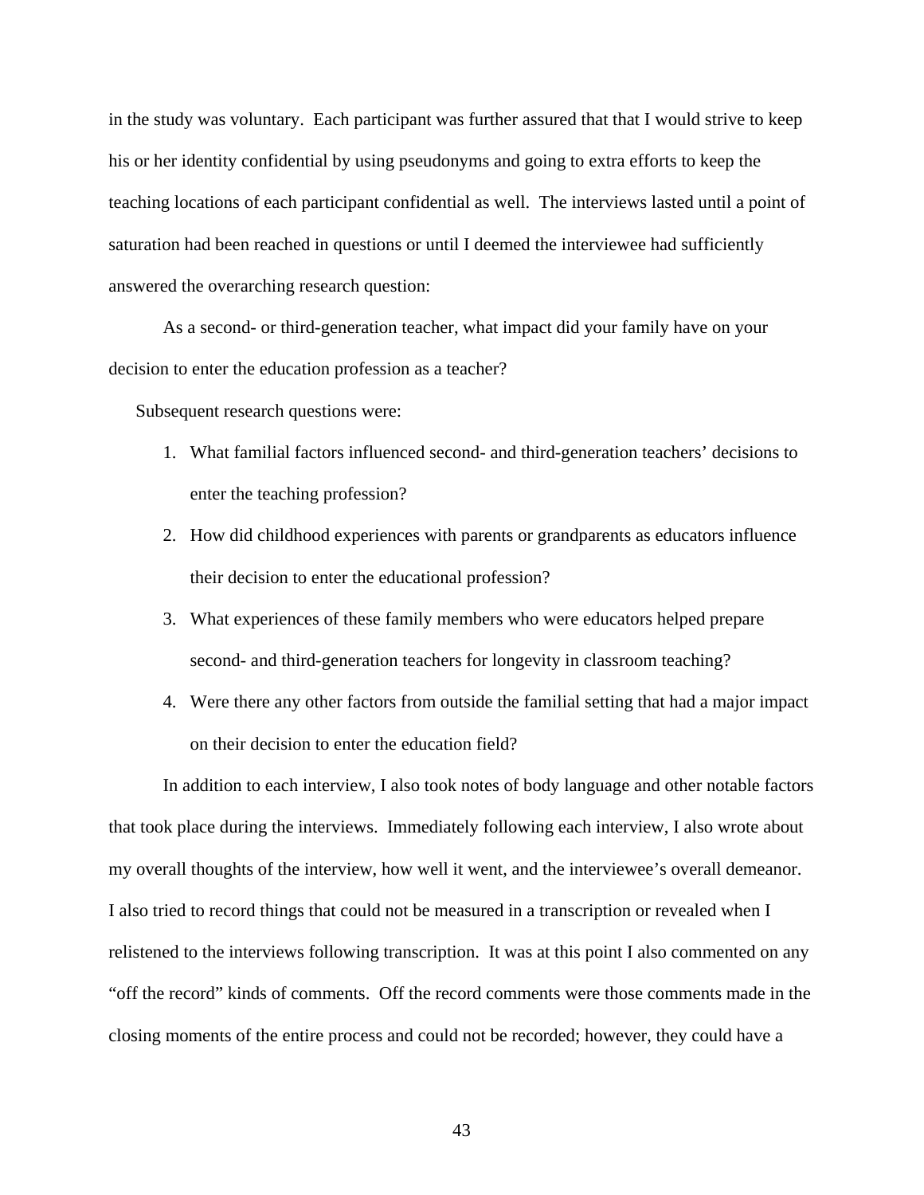in the study was voluntary. Each participant was further assured that that I would strive to keep his or her identity confidential by using pseudonyms and going to extra efforts to keep the teaching locations of each participant confidential as well. The interviews lasted until a point of saturation had been reached in questions or until I deemed the interviewee had sufficiently answered the overarching research question:

As a second- or third-generation teacher, what impact did your family have on your decision to enter the education profession as a teacher?

Subsequent research questions were:

1. What familial factors influenced second- and third-generation teachers' decisions to enter the teaching profession?
2. How did childhood experiences with parents or grandparents as educators influence their decision to enter the educational profession?
3. What experiences of these family members who were educators helped prepare second- and third-generation teachers for longevity in classroom teaching?
4. Were there any other factors from outside the familial setting that had a major impact on their decision to enter the education field?

In addition to each interview, I also took notes of body language and other notable factors that took place during the interviews. Immediately following each interview, I also wrote about my overall thoughts of the interview, how well it went, and the interviewee's overall demeanor. I also tried to record things that could not be measured in a transcription or revealed when I relistened to the interviews following transcription. It was at this point I also commented on any "off the record" kinds of comments. Off the record comments were those comments made in the closing moments of the entire process and could not be recorded; however, they could have a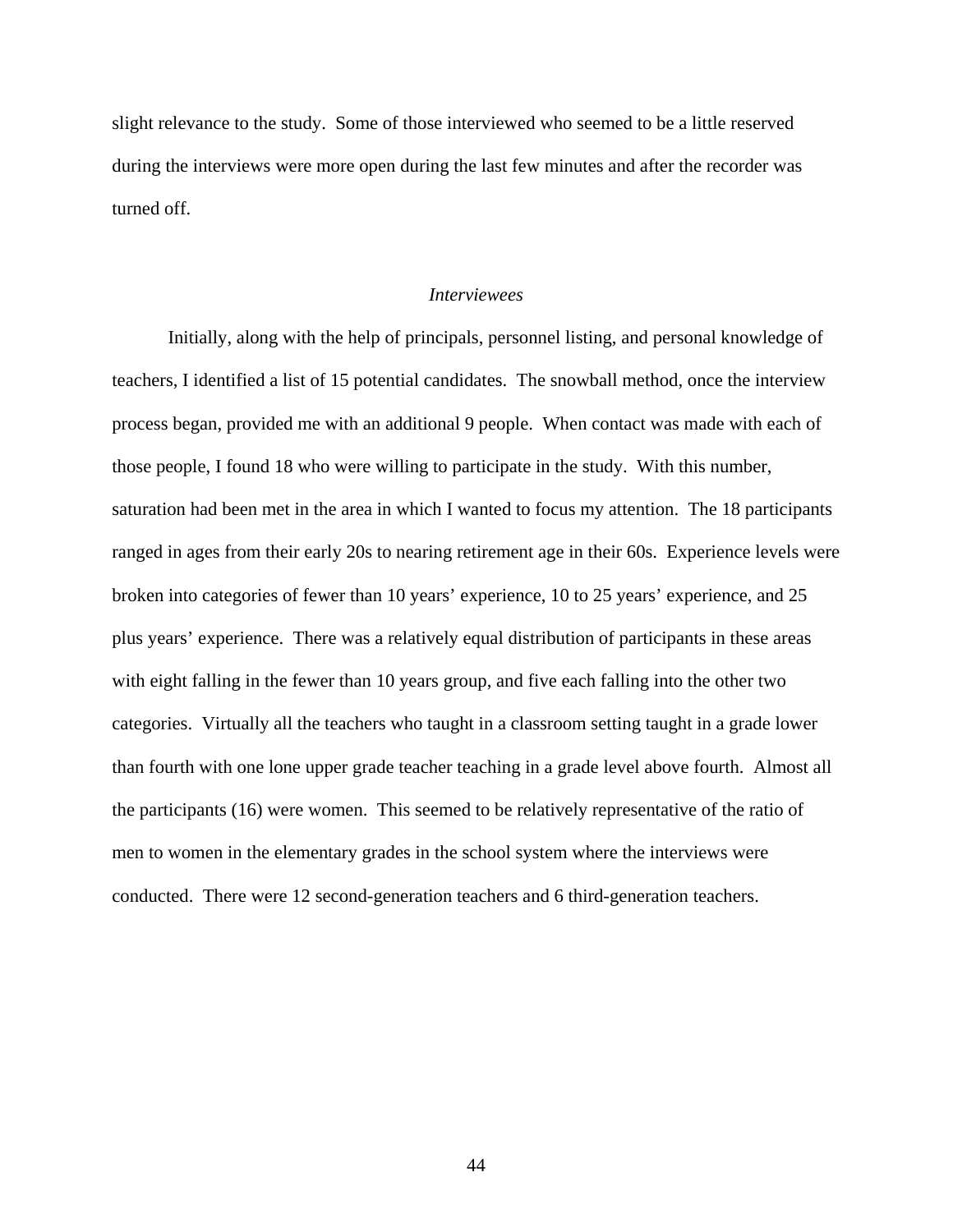slight relevance to the study. Some of those interviewed who seemed to be a little reserved during the interviews were more open during the last few minutes and after the recorder was turned off.

### *Interviewees*

Initially, along with the help of principals, personnel listing, and personal knowledge of teachers, I identified a list of 15 potential candidates. The snowball method, once the interview process began, provided me with an additional 9 people. When contact was made with each of those people, I found 18 who were willing to participate in the study. With this number, saturation had been met in the area in which I wanted to focus my attention. The 18 participants ranged in ages from their early 20s to nearing retirement age in their 60s. Experience levels were broken into categories of fewer than 10 years' experience, 10 to 25 years' experience, and 25 plus years' experience. There was a relatively equal distribution of participants in these areas with eight falling in the fewer than 10 years group, and five each falling into the other two categories. Virtually all the teachers who taught in a classroom setting taught in a grade lower than fourth with one lone upper grade teacher teaching in a grade level above fourth. Almost all the participants (16) were women. This seemed to be relatively representative of the ratio of men to women in the elementary grades in the school system where the interviews were conducted. There were 12 second-generation teachers and 6 third-generation teachers.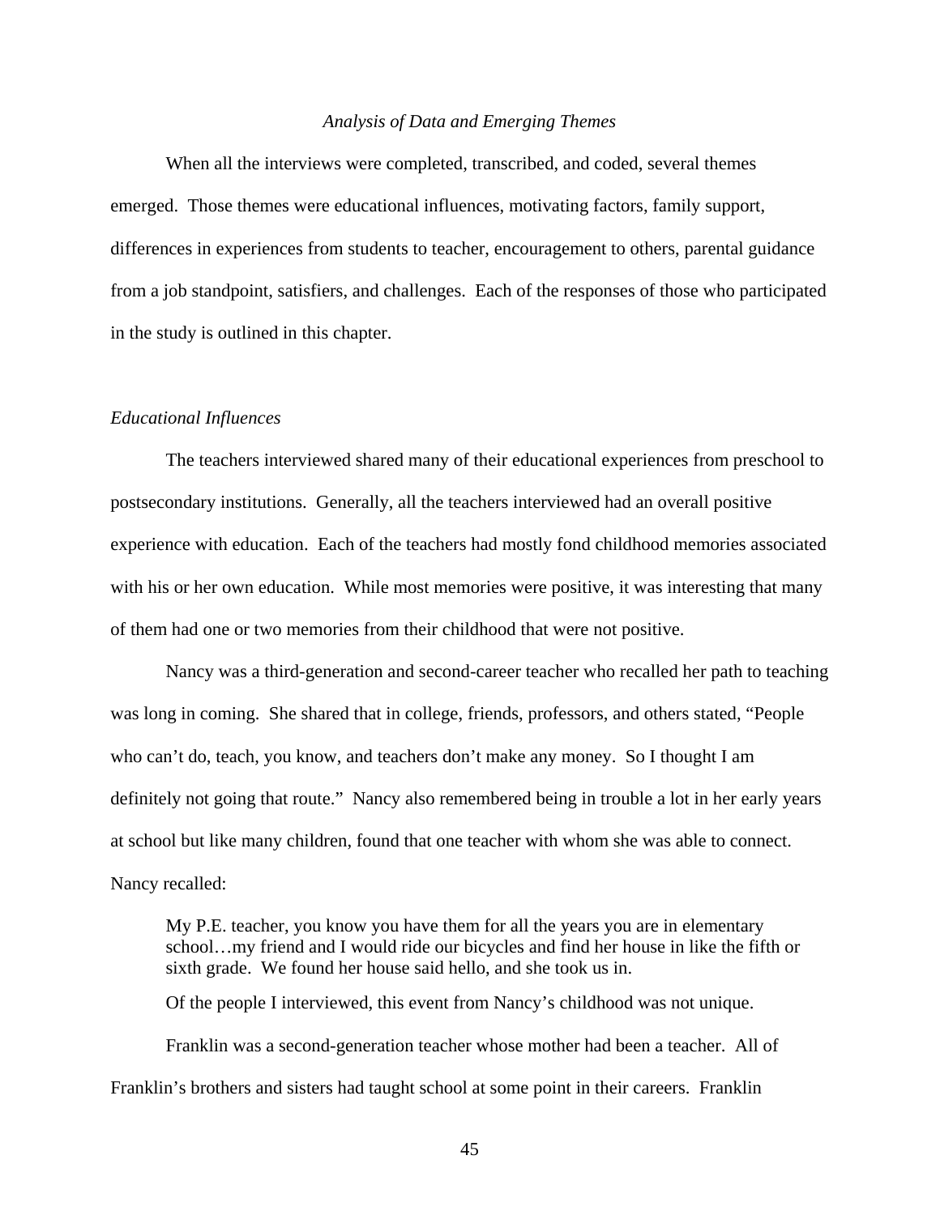### *Analysis of Data and Emerging Themes*

When all the interviews were completed, transcribed, and coded, several themes emerged. Those themes were educational influences, motivating factors, family support, differences in experiences from students to teacher, encouragement to others, parental guidance from a job standpoint, satisfiers, and challenges. Each of the responses of those who participated in the study is outlined in this chapter.

#### *Educational Influences*

The teachers interviewed shared many of their educational experiences from preschool to postsecondary institutions. Generally, all the teachers interviewed had an overall positive experience with education. Each of the teachers had mostly fond childhood memories associated with his or her own education. While most memories were positive, it was interesting that many of them had one or two memories from their childhood that were not positive.

Nancy was a third-generation and second-career teacher who recalled her path to teaching was long in coming. She shared that in college, friends, professors, and others stated, "People who can't do, teach, you know, and teachers don't make any money. So I thought I am definitely not going that route." Nancy also remembered being in trouble a lot in her early years at school but like many children, found that one teacher with whom she was able to connect. Nancy recalled:

> My P.E. teacher, you know you have them for all the years you are in elementary school…my friend and I would ride our bicycles and find her house in like the fifth or sixth grade. We found her house said hello, and she took us in.

Of the people I interviewed, this event from Nancy's childhood was not unique.

Franklin was a second-generation teacher whose mother had been a teacher. All of Franklin's brothers and sisters had taught school at some point in their careers. Franklin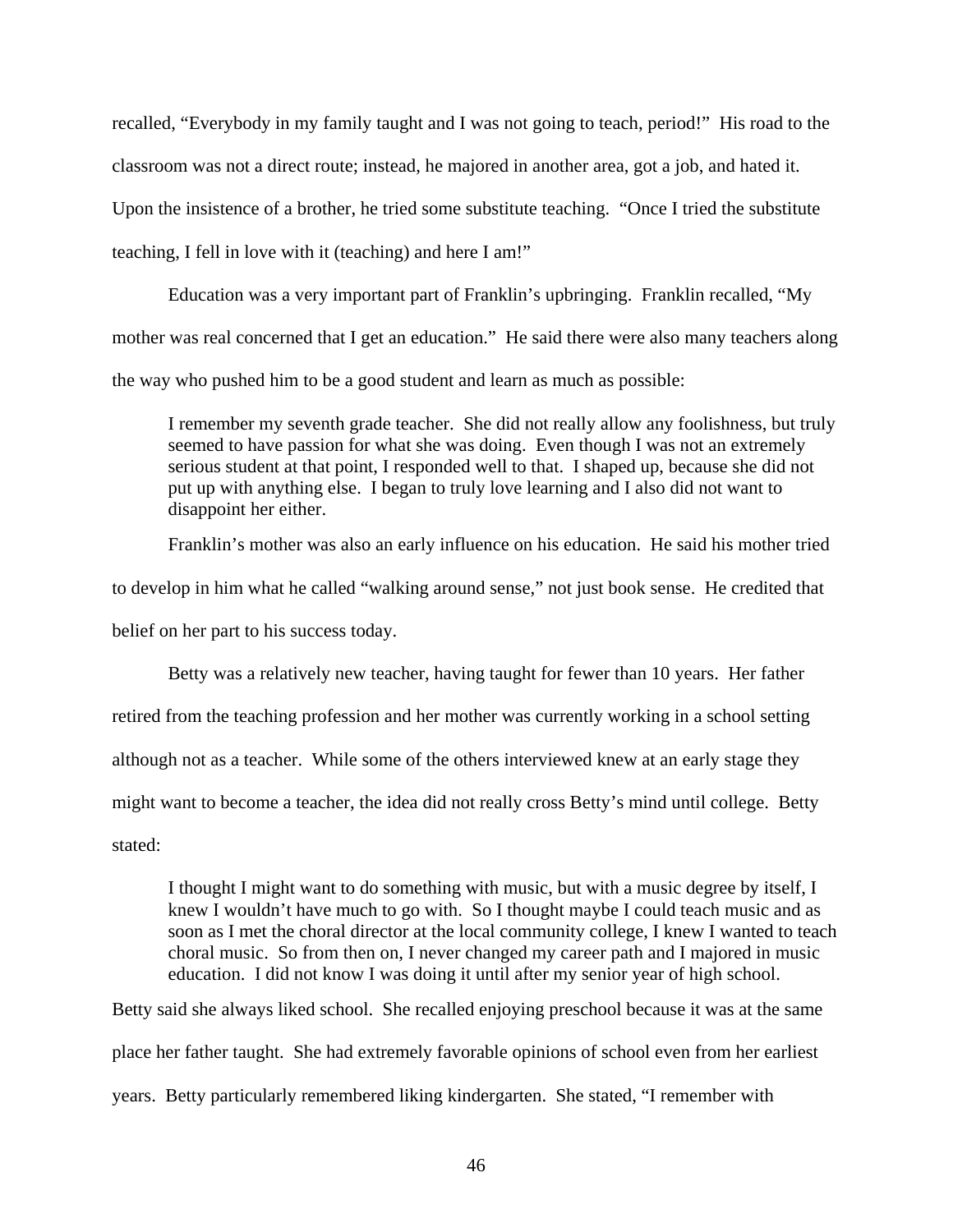recalled, "Everybody in my family taught and I was not going to teach, period!" His road to the classroom was not a direct route; instead, he majored in another area, got a job, and hated it. Upon the insistence of a brother, he tried some substitute teaching. "Once I tried the substitute teaching, I fell in love with it (teaching) and here I am!"

Education was a very important part of Franklin's upbringing. Franklin recalled, "My mother was real concerned that I get an education." He said there were also many teachers along the way who pushed him to be a good student and learn as much as possible:

> I remember my seventh grade teacher. She did not really allow any foolishness, but truly seemed to have passion for what she was doing. Even though I was not an extremely serious student at that point, I responded well to that. I shaped up, because she did not put up with anything else. I began to truly love learning and I also did not want to disappoint her either.

Franklin's mother was also an early influence on his education. He said his mother tried to develop in him what he called "walking around sense," not just book sense. He credited that belief on her part to his success today.

Betty was a relatively new teacher, having taught for fewer than 10 years. Her father retired from the teaching profession and her mother was currently working in a school setting although not as a teacher. While some of the others interviewed knew at an early stage they might want to become a teacher, the idea did not really cross Betty's mind until college. Betty stated:

> I thought I might want to do something with music, but with a music degree by itself, I knew I wouldn't have much to go with. So I thought maybe I could teach music and as soon as I met the choral director at the local community college, I knew I wanted to teach choral music. So from then on, I never changed my career path and I majored in music education. I did not know I was doing it until after my senior year of high school.

Betty said she always liked school. She recalled enjoying preschool because it was at the same place her father taught. She had extremely favorable opinions of school even from her earliest years. Betty particularly remembered liking kindergarten. She stated, "I remember with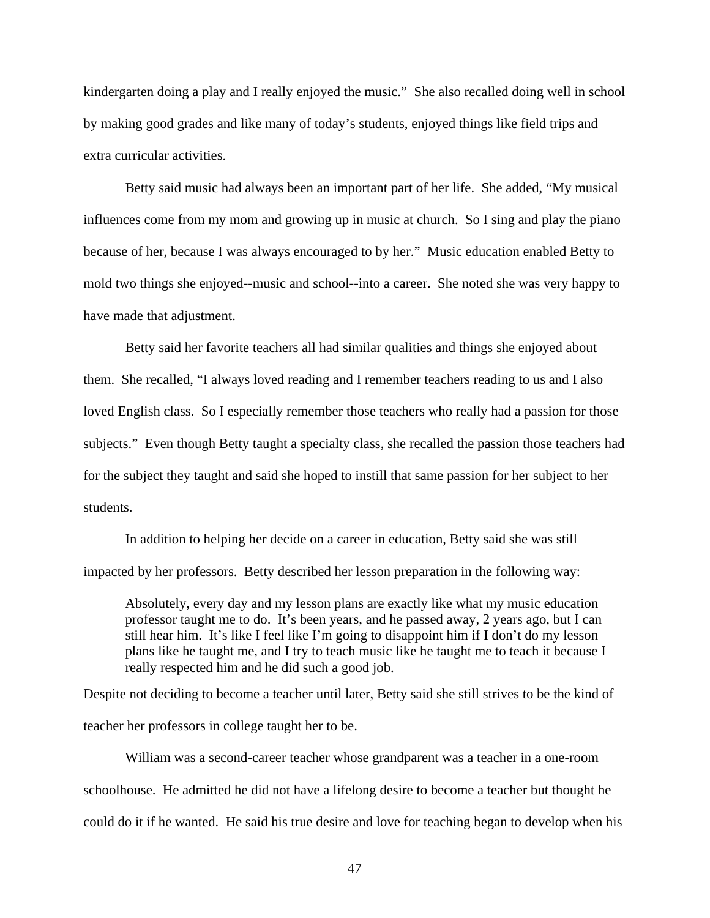kindergarten doing a play and I really enjoyed the music." She also recalled doing well in school by making good grades and like many of today's students, enjoyed things like field trips and extra curricular activities.

Betty said music had always been an important part of her life. She added, "My musical influences come from my mom and growing up in music at church. So I sing and play the piano because of her, because I was always encouraged to by her." Music education enabled Betty to mold two things she enjoyed--music and school--into a career. She noted she was very happy to have made that adjustment.

Betty said her favorite teachers all had similar qualities and things she enjoyed about them. She recalled, "I always loved reading and I remember teachers reading to us and I also loved English class. So I especially remember those teachers who really had a passion for those subjects." Even though Betty taught a specialty class, she recalled the passion those teachers had for the subject they taught and said she hoped to instill that same passion for her subject to her students.

In addition to helping her decide on a career in education, Betty said she was still impacted by her professors. Betty described her lesson preparation in the following way:

> Absolutely, every day and my lesson plans are exactly like what my music education professor taught me to do. It's been years, and he passed away, 2 years ago, but I can still hear him. It's like I feel like I'm going to disappoint him if I don't do my lesson plans like he taught me, and I try to teach music like he taught me to teach it because I really respected him and he did such a good job.

Despite not deciding to become a teacher until later, Betty said she still strives to be the kind of teacher her professors in college taught her to be.

William was a second-career teacher whose grandparent was a teacher in a one-room schoolhouse. He admitted he did not have a lifelong desire to become a teacher but thought he could do it if he wanted. He said his true desire and love for teaching began to develop when his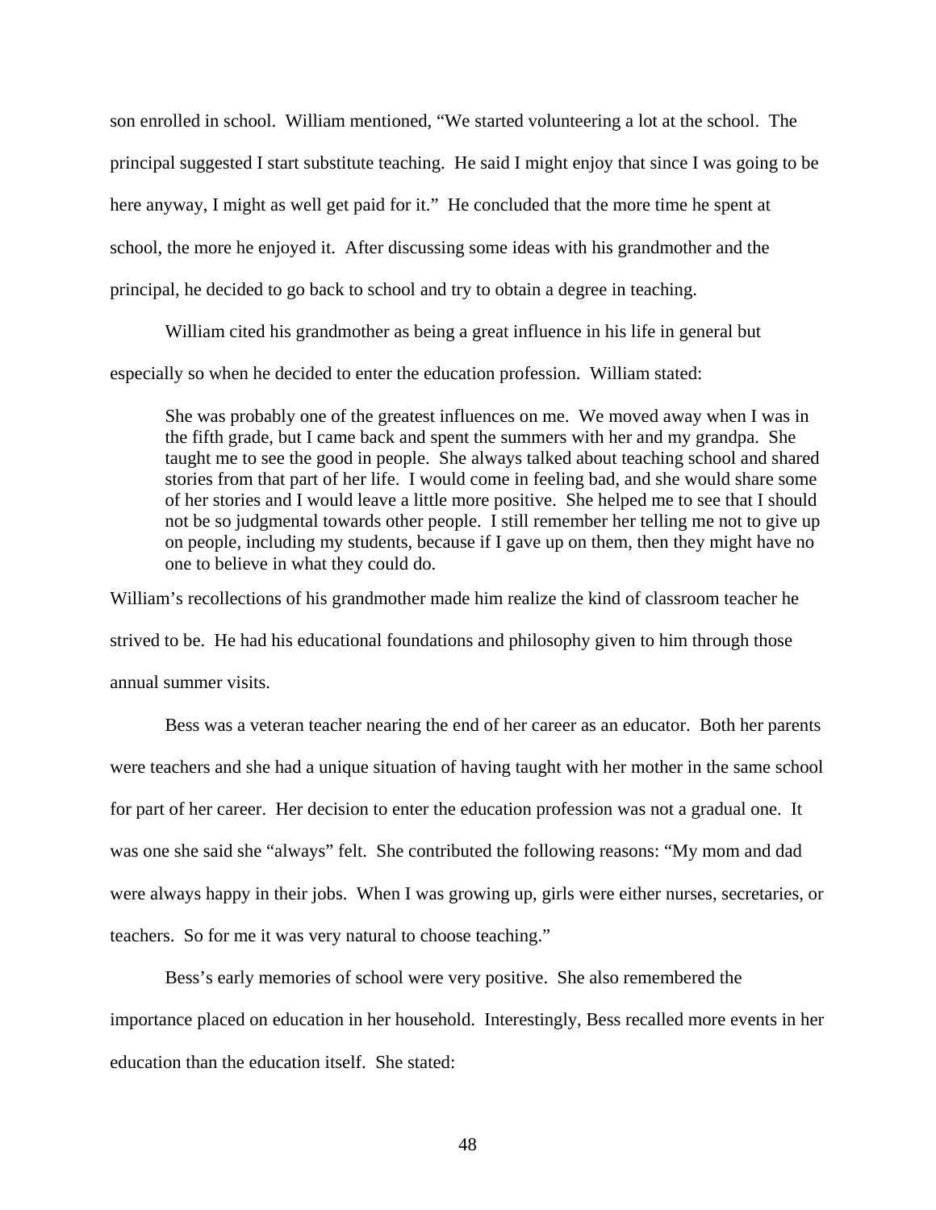son enrolled in school. William mentioned, “We started volunteering a lot at the school. The principal suggested I start substitute teaching. He said I might enjoy that since I was going to be here anyway, I might as well get paid for it.” He concluded that the more time he spent at school, the more he enjoyed it. After discussing some ideas with his grandmother and the principal, he decided to go back to school and try to obtain a degree in teaching.

William cited his grandmother as being a great influence in his life in general but especially so when he decided to enter the education profession. William stated:

> She was probably one of the greatest influences on me. We moved away when I was in the fifth grade, but I came back and spent the summers with her and my grandpa. She taught me to see the good in people. She always talked about teaching school and shared stories from that part of her life. I would come in feeling bad, and she would share some of her stories and I would leave a little more positive. She helped me to see that I should not be so judgmental towards other people. I still remember her telling me not to give up on people, including my students, because if I gave up on them, then they might have no one to believe in what they could do.

William’s recollections of his grandmother made him realize the kind of classroom teacher he strived to be. He had his educational foundations and philosophy given to him through those annual summer visits.

Bess was a veteran teacher nearing the end of her career as an educator. Both her parents were teachers and she had a unique situation of having taught with her mother in the same school for part of her career. Her decision to enter the education profession was not a gradual one. It was one she said she “always” felt. She contributed the following reasons: “My mom and dad were always happy in their jobs. When I was growing up, girls were either nurses, secretaries, or teachers. So for me it was very natural to choose teaching.”

Bess’s early memories of school were very positive. She also remembered the importance placed on education in her household. Interestingly, Bess recalled more events in her education than the education itself. She stated: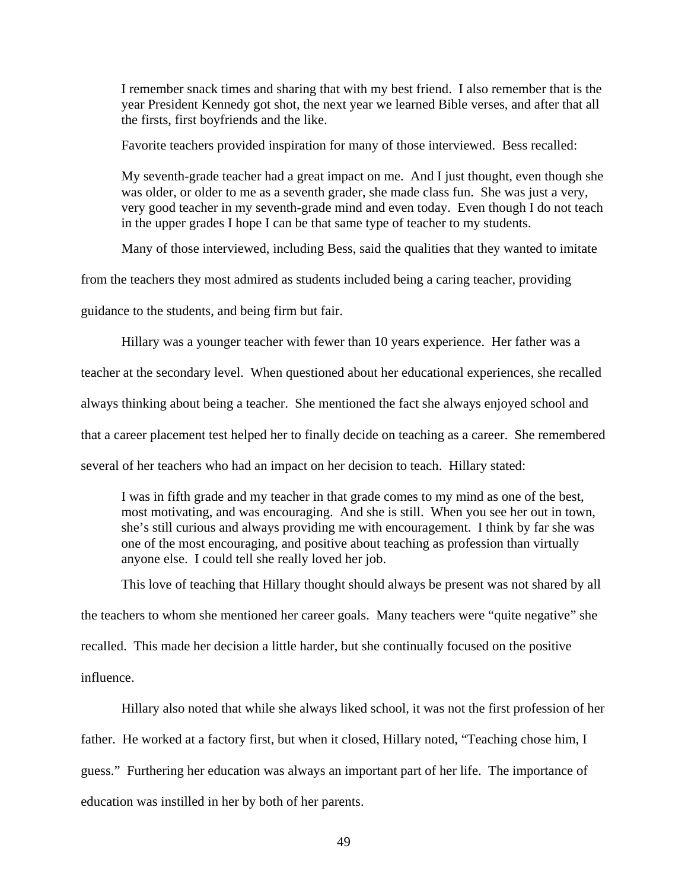> I remember snack times and sharing that with my best friend. I also remember that is the year President Kennedy got shot, the next year we learned Bible verses, and after that all the firsts, first boyfriends and the like.

Favorite teachers provided inspiration for many of those interviewed. Bess recalled:

> My seventh-grade teacher had a great impact on me. And I just thought, even though she was older, or older to me as a seventh grader, she made class fun. She was just a very, very good teacher in my seventh-grade mind and even today. Even though I do not teach in the upper grades I hope I can be that same type of teacher to my students.

Many of those interviewed, including Bess, said the qualities that they wanted to imitate from the teachers they most admired as students included being a caring teacher, providing guidance to the students, and being firm but fair.

Hillary was a younger teacher with fewer than 10 years experience. Her father was a teacher at the secondary level. When questioned about her educational experiences, she recalled always thinking about being a teacher. She mentioned the fact she always enjoyed school and that a career placement test helped her to finally decide on teaching as a career. She remembered several of her teachers who had an impact on her decision to teach. Hillary stated:

> I was in fifth grade and my teacher in that grade comes to my mind as one of the best, most motivating, and was encouraging. And she is still. When you see her out in town, she's still curious and always providing me with encouragement. I think by far she was one of the most encouraging, and positive about teaching as profession than virtually anyone else. I could tell she really loved her job.

This love of teaching that Hillary thought should always be present was not shared by all the teachers to whom she mentioned her career goals. Many teachers were "quite negative" she recalled. This made her decision a little harder, but she continually focused on the positive influence.

Hillary also noted that while she always liked school, it was not the first profession of her father. He worked at a factory first, but when it closed, Hillary noted, "Teaching chose him, I guess." Furthering her education was always an important part of her life. The importance of education was instilled in her by both of her parents.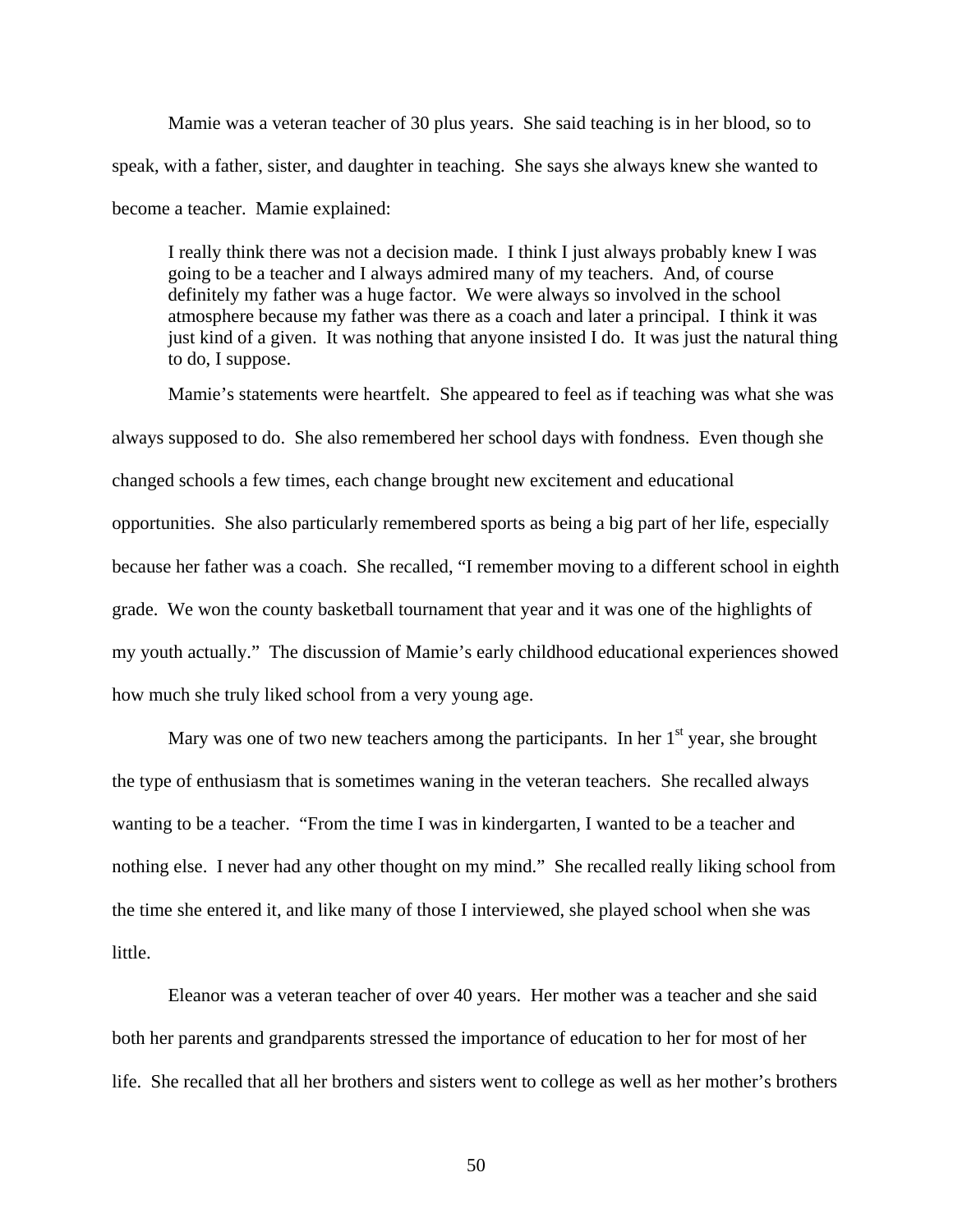Mamie was a veteran teacher of 30 plus years. She said teaching is in her blood, so to speak, with a father, sister, and daughter in teaching. She says she always knew she wanted to become a teacher. Mamie explained:

> I really think there was not a decision made. I think I just always probably knew I was going to be a teacher and I always admired many of my teachers. And, of course definitely my father was a huge factor. We were always so involved in the school atmosphere because my father was there as a coach and later a principal. I think it was just kind of a given. It was nothing that anyone insisted I do. It was just the natural thing to do, I suppose.

Mamie's statements were heartfelt. She appeared to feel as if teaching was what she was always supposed to do. She also remembered her school days with fondness. Even though she changed schools a few times, each change brought new excitement and educational opportunities. She also particularly remembered sports as being a big part of her life, especially because her father was a coach. She recalled, "I remember moving to a different school in eighth grade. We won the county basketball tournament that year and it was one of the highlights of my youth actually." The discussion of Mamie's early childhood educational experiences showed how much she truly liked school from a very young age.

Mary was one of two new teachers among the participants. In her 1st year, she brought the type of enthusiasm that is sometimes waning in the veteran teachers. She recalled always wanting to be a teacher. "From the time I was in kindergarten, I wanted to be a teacher and nothing else. I never had any other thought on my mind." She recalled really liking school from the time she entered it, and like many of those I interviewed, she played school when she was little.

Eleanor was a veteran teacher of over 40 years. Her mother was a teacher and she said both her parents and grandparents stressed the importance of education to her for most of her life. She recalled that all her brothers and sisters went to college as well as her mother's brothers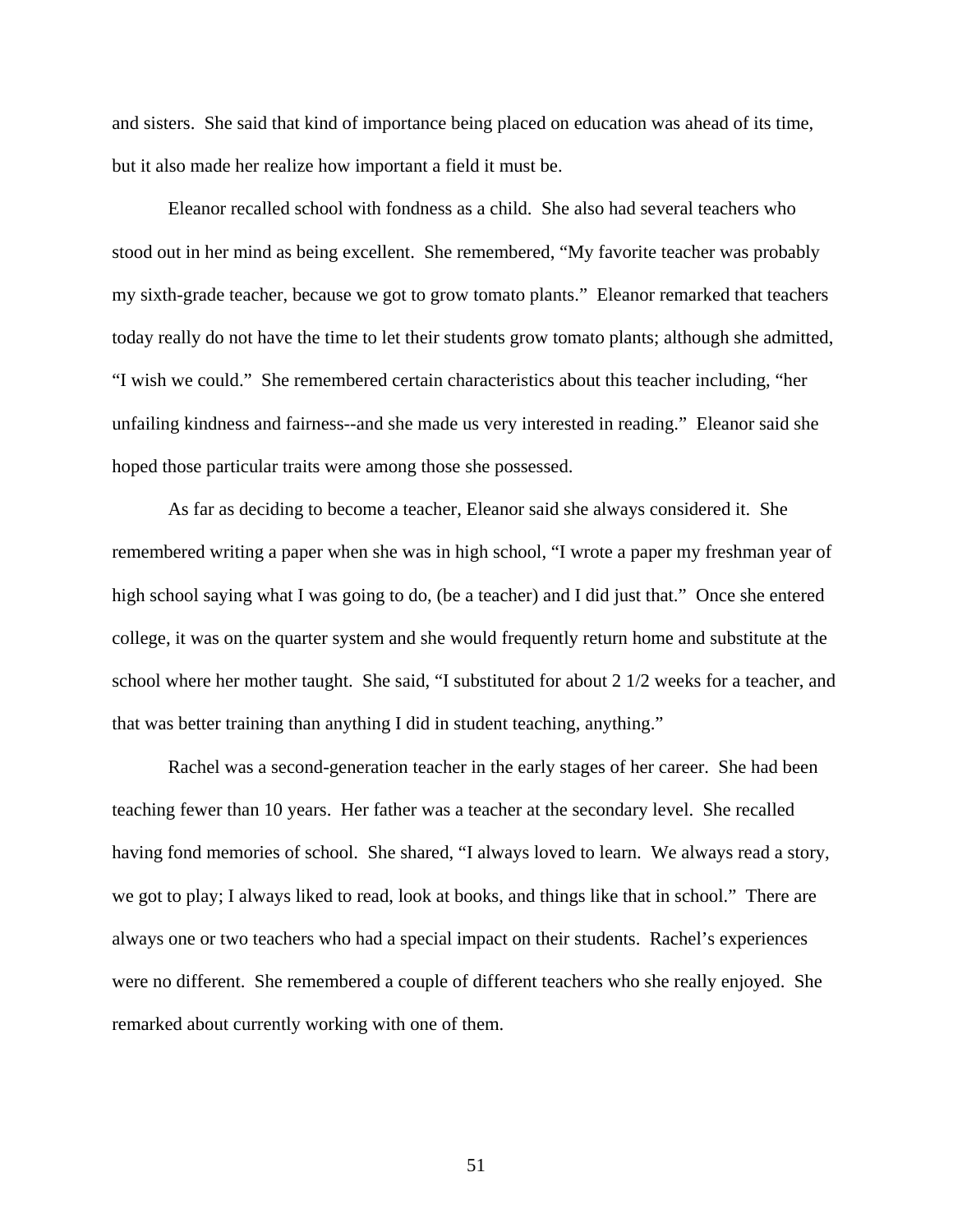and sisters. She said that kind of importance being placed on education was ahead of its time, but it also made her realize how important a field it must be.

Eleanor recalled school with fondness as a child. She also had several teachers who stood out in her mind as being excellent. She remembered, "My favorite teacher was probably my sixth-grade teacher, because we got to grow tomato plants." Eleanor remarked that teachers today really do not have the time to let their students grow tomato plants; although she admitted, "I wish we could." She remembered certain characteristics about this teacher including, "her unfailing kindness and fairness--and she made us very interested in reading." Eleanor said she hoped those particular traits were among those she possessed.

As far as deciding to become a teacher, Eleanor said she always considered it. She remembered writing a paper when she was in high school, "I wrote a paper my freshman year of high school saying what I was going to do, (be a teacher) and I did just that." Once she entered college, it was on the quarter system and she would frequently return home and substitute at the school where her mother taught. She said, "I substituted for about 2 1/2 weeks for a teacher, and that was better training than anything I did in student teaching, anything."

Rachel was a second-generation teacher in the early stages of her career. She had been teaching fewer than 10 years. Her father was a teacher at the secondary level. She recalled having fond memories of school. She shared, "I always loved to learn. We always read a story, we got to play; I always liked to read, look at books, and things like that in school." There are always one or two teachers who had a special impact on their students. Rachel's experiences were no different. She remembered a couple of different teachers who she really enjoyed. She remarked about currently working with one of them.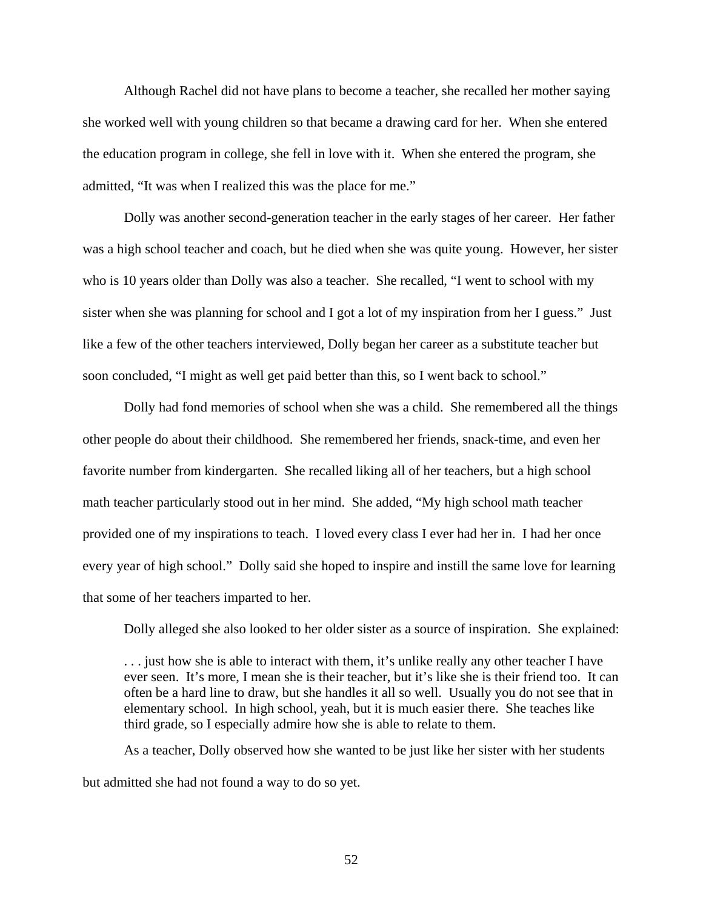Although Rachel did not have plans to become a teacher, she recalled her mother saying she worked well with young children so that became a drawing card for her. When she entered the education program in college, she fell in love with it. When she entered the program, she admitted, "It was when I realized this was the place for me."

Dolly was another second-generation teacher in the early stages of her career. Her father was a high school teacher and coach, but he died when she was quite young. However, her sister who is 10 years older than Dolly was also a teacher. She recalled, "I went to school with my sister when she was planning for school and I got a lot of my inspiration from her I guess." Just like a few of the other teachers interviewed, Dolly began her career as a substitute teacher but soon concluded, "I might as well get paid better than this, so I went back to school."

Dolly had fond memories of school when she was a child. She remembered all the things other people do about their childhood. She remembered her friends, snack-time, and even her favorite number from kindergarten. She recalled liking all of her teachers, but a high school math teacher particularly stood out in her mind. She added, "My high school math teacher provided one of my inspirations to teach. I loved every class I ever had her in. I had her once every year of high school." Dolly said she hoped to inspire and instill the same love for learning that some of her teachers imparted to her.

Dolly alleged she also looked to her older sister as a source of inspiration. She explained:

> . . . just how she is able to interact with them, it's unlike really any other teacher I have ever seen. It's more, I mean she is their teacher, but it's like she is their friend too. It can often be a hard line to draw, but she handles it all so well. Usually you do not see that in elementary school. In high school, yeah, but it is much easier there. She teaches like third grade, so I especially admire how she is able to relate to them.

As a teacher, Dolly observed how she wanted to be just like her sister with her students but admitted she had not found a way to do so yet.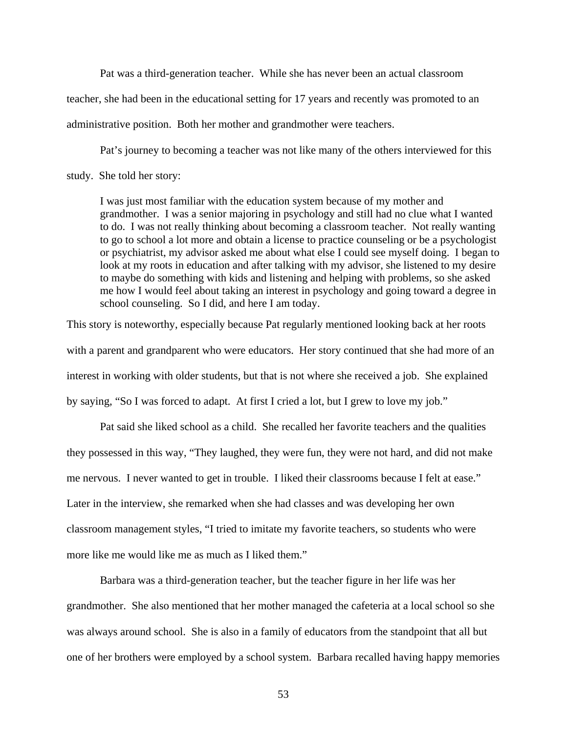Pat was a third-generation teacher. While she has never been an actual classroom teacher, she had been in the educational setting for 17 years and recently was promoted to an administrative position. Both her mother and grandmother were teachers.

Pat's journey to becoming a teacher was not like many of the others interviewed for this study. She told her story:

> I was just most familiar with the education system because of my mother and grandmother. I was a senior majoring in psychology and still had no clue what I wanted to do. I was not really thinking about becoming a classroom teacher. Not really wanting to go to school a lot more and obtain a license to practice counseling or be a psychologist or psychiatrist, my advisor asked me about what else I could see myself doing. I began to look at my roots in education and after talking with my advisor, she listened to my desire to maybe do something with kids and listening and helping with problems, so she asked me how I would feel about taking an interest in psychology and going toward a degree in school counseling. So I did, and here I am today.

This story is noteworthy, especially because Pat regularly mentioned looking back at her roots with a parent and grandparent who were educators. Her story continued that she had more of an interest in working with older students, but that is not where she received a job. She explained by saying, "So I was forced to adapt. At first I cried a lot, but I grew to love my job."

Pat said she liked school as a child. She recalled her favorite teachers and the qualities they possessed in this way, "They laughed, they were fun, they were not hard, and did not make me nervous. I never wanted to get in trouble. I liked their classrooms because I felt at ease." Later in the interview, she remarked when she had classes and was developing her own classroom management styles, "I tried to imitate my favorite teachers, so students who were more like me would like me as much as I liked them."

Barbara was a third-generation teacher, but the teacher figure in her life was her grandmother. She also mentioned that her mother managed the cafeteria at a local school so she was always around school. She is also in a family of educators from the standpoint that all but one of her brothers were employed by a school system. Barbara recalled having happy memories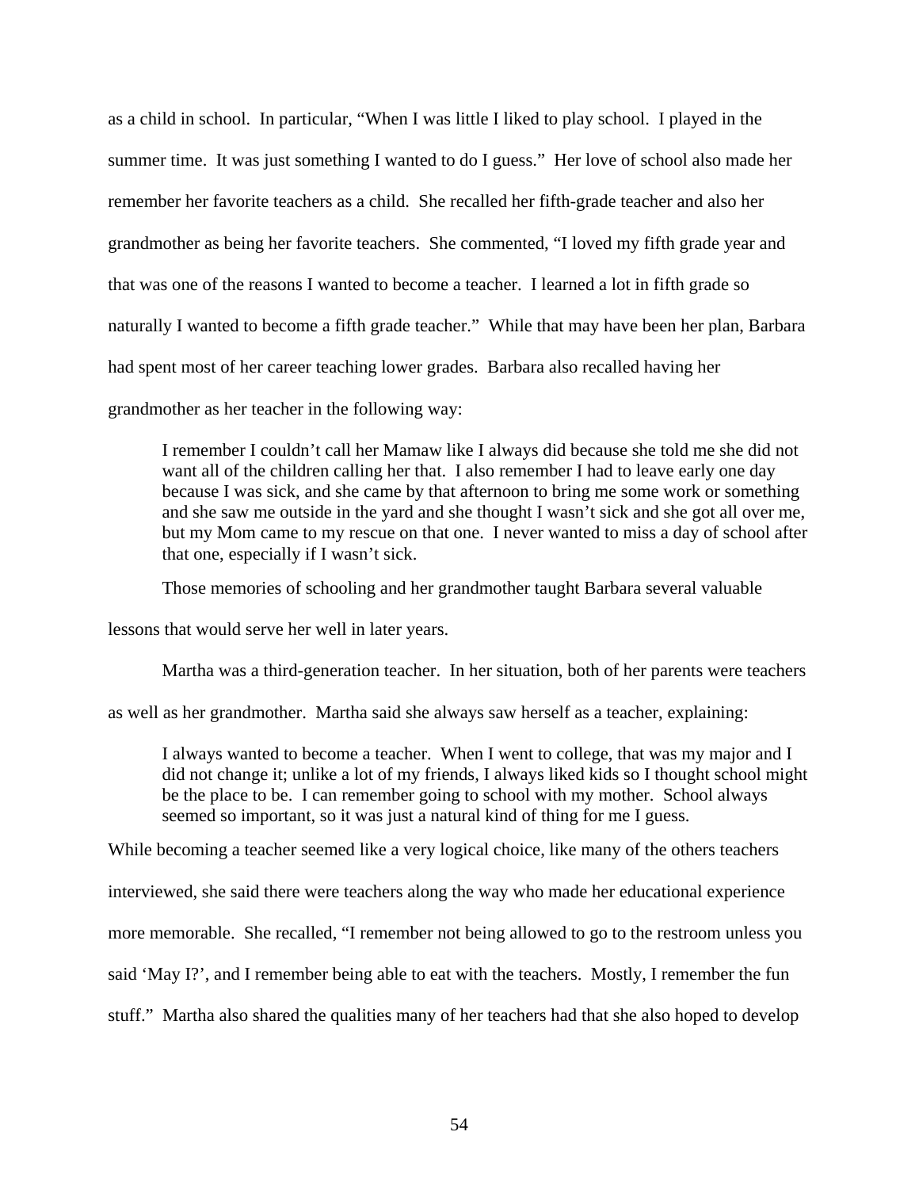as a child in school. In particular, "When I was little I liked to play school. I played in the summer time. It was just something I wanted to do I guess." Her love of school also made her remember her favorite teachers as a child. She recalled her fifth-grade teacher and also her grandmother as being her favorite teachers. She commented, "I loved my fifth grade year and that was one of the reasons I wanted to become a teacher. I learned a lot in fifth grade so naturally I wanted to become a fifth grade teacher." While that may have been her plan, Barbara had spent most of her career teaching lower grades. Barbara also recalled having her grandmother as her teacher in the following way:

> I remember I couldn't call her Mamaw like I always did because she told me she did not want all of the children calling her that. I also remember I had to leave early one day because I was sick, and she came by that afternoon to bring me some work or something and she saw me outside in the yard and she thought I wasn't sick and she got all over me, but my Mom came to my rescue on that one. I never wanted to miss a day of school after that one, especially if I wasn't sick.

Those memories of schooling and her grandmother taught Barbara several valuable lessons that would serve her well in later years.

Martha was a third-generation teacher. In her situation, both of her parents were teachers as well as her grandmother. Martha said she always saw herself as a teacher, explaining:

> I always wanted to become a teacher. When I went to college, that was my major and I did not change it; unlike a lot of my friends, I always liked kids so I thought school might be the place to be. I can remember going to school with my mother. School always seemed so important, so it was just a natural kind of thing for me I guess.

While becoming a teacher seemed like a very logical choice, like many of the others teachers interviewed, she said there were teachers along the way who made her educational experience more memorable. She recalled, "I remember not being allowed to go to the restroom unless you said 'May I?', and I remember being able to eat with the teachers. Mostly, I remember the fun stuff." Martha also shared the qualities many of her teachers had that she also hoped to develop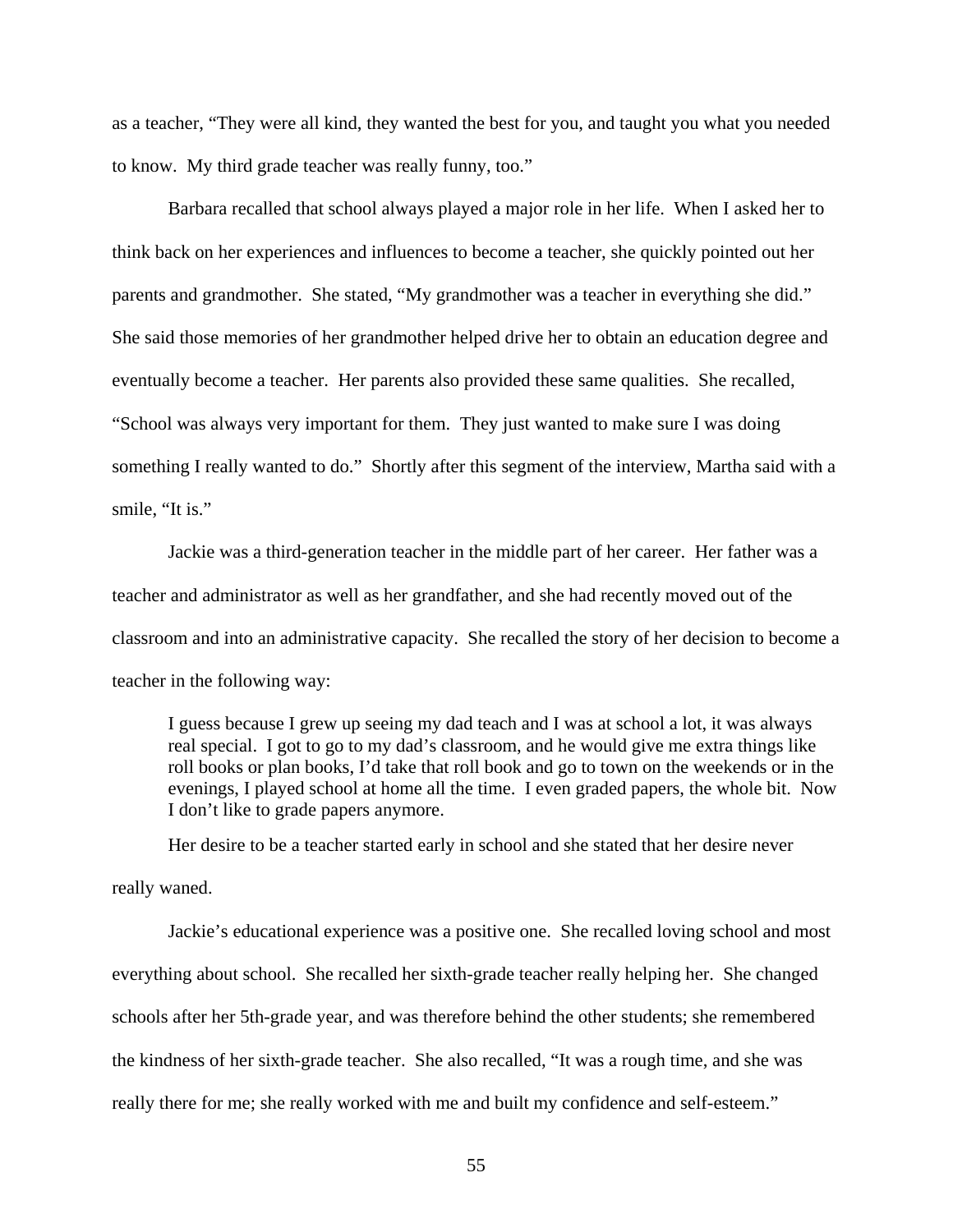as a teacher, "They were all kind, they wanted the best for you, and taught you what you needed to know. My third grade teacher was really funny, too."

Barbara recalled that school always played a major role in her life. When I asked her to think back on her experiences and influences to become a teacher, she quickly pointed out her parents and grandmother. She stated, "My grandmother was a teacher in everything she did." She said those memories of her grandmother helped drive her to obtain an education degree and eventually become a teacher. Her parents also provided these same qualities. She recalled, "School was always very important for them. They just wanted to make sure I was doing something I really wanted to do." Shortly after this segment of the interview, Martha said with a smile, "It is."

Jackie was a third-generation teacher in the middle part of her career. Her father was a teacher and administrator as well as her grandfather, and she had recently moved out of the classroom and into an administrative capacity. She recalled the story of her decision to become a teacher in the following way:

> I guess because I grew up seeing my dad teach and I was at school a lot, it was always real special. I got to go to my dad's classroom, and he would give me extra things like roll books or plan books, I'd take that roll book and go to town on the weekends or in the evenings, I played school at home all the time. I even graded papers, the whole bit. Now I don't like to grade papers anymore.

Her desire to be a teacher started early in school and she stated that her desire never really waned.

Jackie's educational experience was a positive one. She recalled loving school and most everything about school. She recalled her sixth-grade teacher really helping her. She changed schools after her 5th-grade year, and was therefore behind the other students; she remembered the kindness of her sixth-grade teacher. She also recalled, "It was a rough time, and she was really there for me; she really worked with me and built my confidence and self-esteem."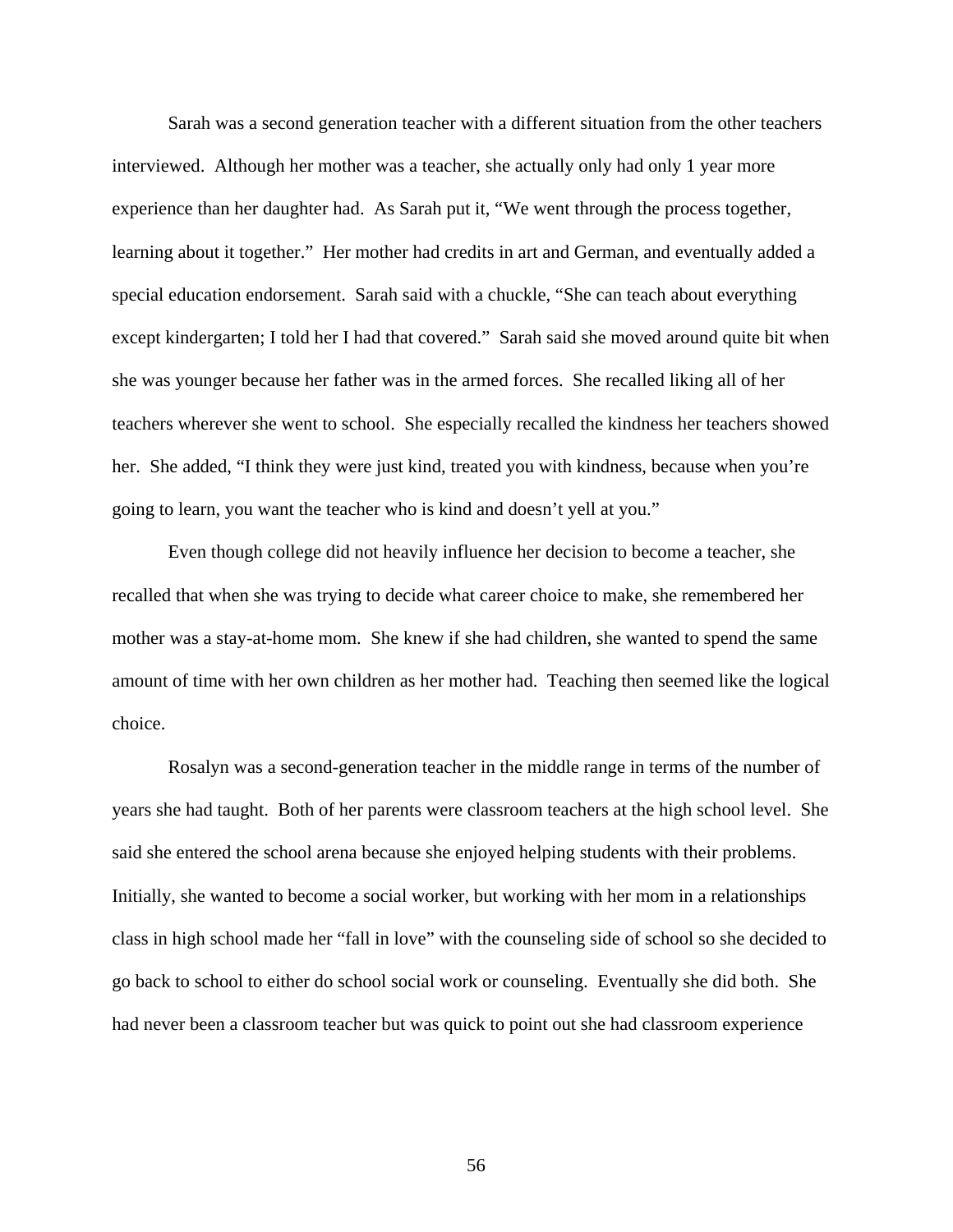Sarah was a second generation teacher with a different situation from the other teachers interviewed. Although her mother was a teacher, she actually only had only 1 year more experience than her daughter had. As Sarah put it, "We went through the process together, learning about it together." Her mother had credits in art and German, and eventually added a special education endorsement. Sarah said with a chuckle, "She can teach about everything except kindergarten; I told her I had that covered." Sarah said she moved around quite bit when she was younger because her father was in the armed forces. She recalled liking all of her teachers wherever she went to school. She especially recalled the kindness her teachers showed her. She added, "I think they were just kind, treated you with kindness, because when you're going to learn, you want the teacher who is kind and doesn't yell at you."

Even though college did not heavily influence her decision to become a teacher, she recalled that when she was trying to decide what career choice to make, she remembered her mother was a stay-at-home mom. She knew if she had children, she wanted to spend the same amount of time with her own children as her mother had. Teaching then seemed like the logical choice.

Rosalyn was a second-generation teacher in the middle range in terms of the number of years she had taught. Both of her parents were classroom teachers at the high school level. She said she entered the school arena because she enjoyed helping students with their problems. Initially, she wanted to become a social worker, but working with her mom in a relationships class in high school made her "fall in love" with the counseling side of school so she decided to go back to school to either do school social work or counseling. Eventually she did both. She had never been a classroom teacher but was quick to point out she had classroom experience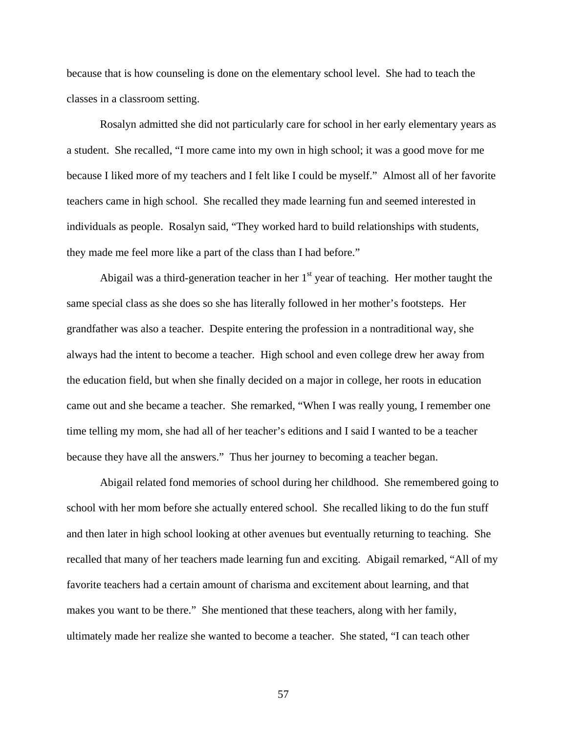because that is how counseling is done on the elementary school level. She had to teach the classes in a classroom setting.

Rosalyn admitted she did not particularly care for school in her early elementary years as a student. She recalled, "I more came into my own in high school; it was a good move for me because I liked more of my teachers and I felt like I could be myself." Almost all of her favorite teachers came in high school. She recalled they made learning fun and seemed interested in individuals as people. Rosalyn said, "They worked hard to build relationships with students, they made me feel more like a part of the class than I had before."

Abigail was a third-generation teacher in her 1st year of teaching. Her mother taught the same special class as she does so she has literally followed in her mother's footsteps. Her grandfather was also a teacher. Despite entering the profession in a nontraditional way, she always had the intent to become a teacher. High school and even college drew her away from the education field, but when she finally decided on a major in college, her roots in education came out and she became a teacher. She remarked, "When I was really young, I remember one time telling my mom, she had all of her teacher's editions and I said I wanted to be a teacher because they have all the answers." Thus her journey to becoming a teacher began.

Abigail related fond memories of school during her childhood. She remembered going to school with her mom before she actually entered school. She recalled liking to do the fun stuff and then later in high school looking at other avenues but eventually returning to teaching. She recalled that many of her teachers made learning fun and exciting. Abigail remarked, "All of my favorite teachers had a certain amount of charisma and excitement about learning, and that makes you want to be there." She mentioned that these teachers, along with her family, ultimately made her realize she wanted to become a teacher. She stated, "I can teach other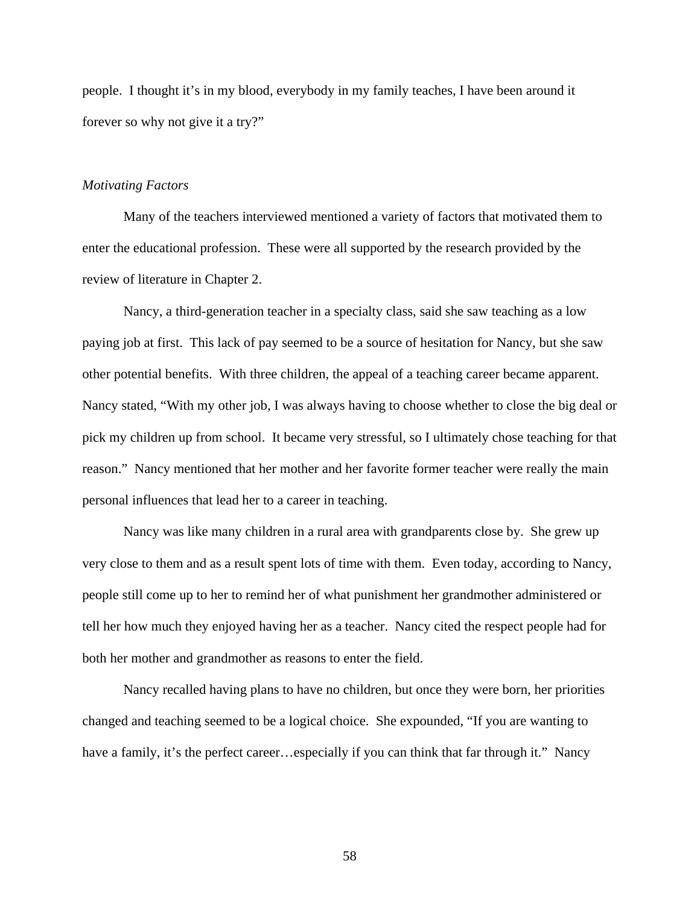people. I thought it's in my blood, everybody in my family teaches, I have been around it forever so why not give it a try?"

*Motivating Factors*

Many of the teachers interviewed mentioned a variety of factors that motivated them to enter the educational profession. These were all supported by the research provided by the review of literature in Chapter 2.

Nancy, a third-generation teacher in a specialty class, said she saw teaching as a low paying job at first. This lack of pay seemed to be a source of hesitation for Nancy, but she saw other potential benefits. With three children, the appeal of a teaching career became apparent. Nancy stated, "With my other job, I was always having to choose whether to close the big deal or pick my children up from school. It became very stressful, so I ultimately chose teaching for that reason." Nancy mentioned that her mother and her favorite former teacher were really the main personal influences that lead her to a career in teaching.

Nancy was like many children in a rural area with grandparents close by. She grew up very close to them and as a result spent lots of time with them. Even today, according to Nancy, people still come up to her to remind her of what punishment her grandmother administered or tell her how much they enjoyed having her as a teacher. Nancy cited the respect people had for both her mother and grandmother as reasons to enter the field.

Nancy recalled having plans to have no children, but once they were born, her priorities changed and teaching seemed to be a logical choice. She expounded, "If you are wanting to have a family, it's the perfect career…especially if you can think that far through it." Nancy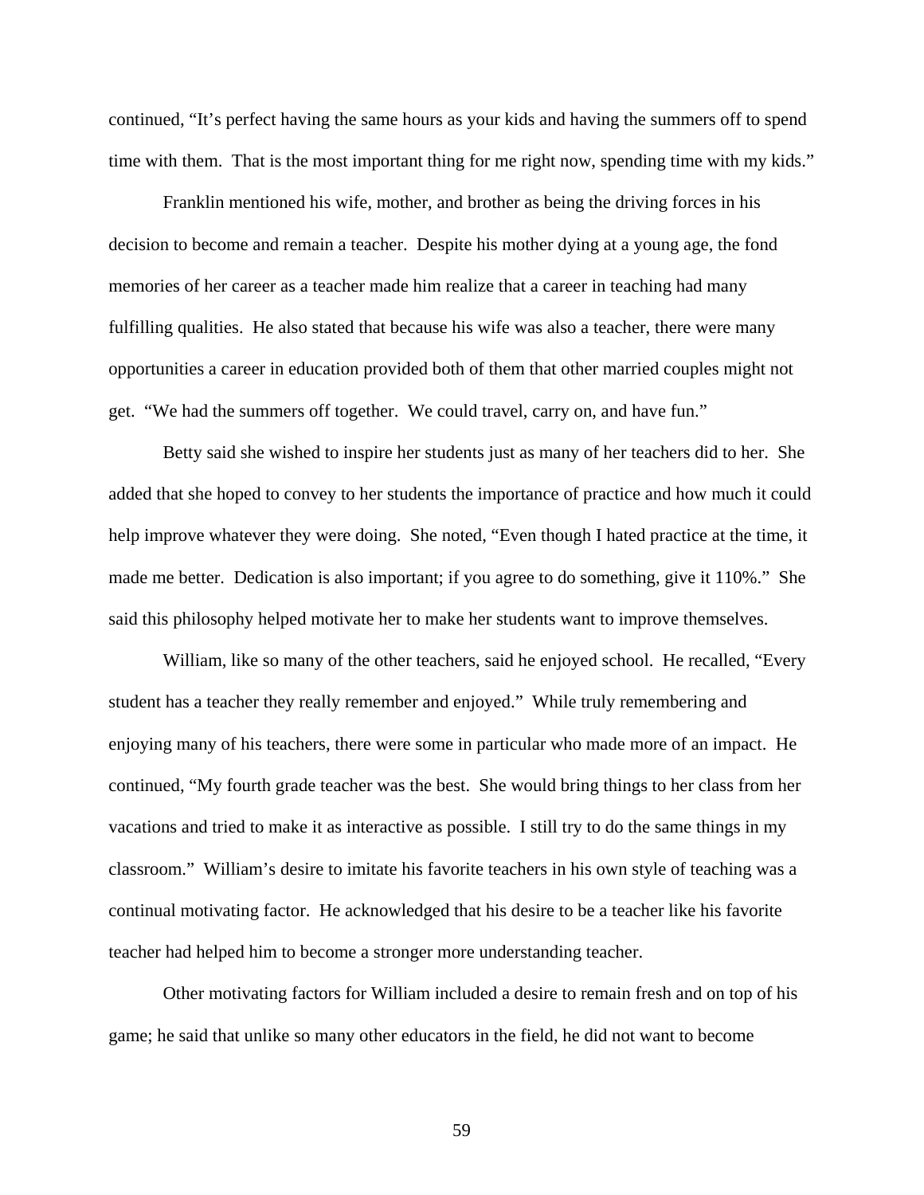continued, "It's perfect having the same hours as your kids and having the summers off to spend time with them. That is the most important thing for me right now, spending time with my kids."

Franklin mentioned his wife, mother, and brother as being the driving forces in his decision to become and remain a teacher. Despite his mother dying at a young age, the fond memories of her career as a teacher made him realize that a career in teaching had many fulfilling qualities. He also stated that because his wife was also a teacher, there were many opportunities a career in education provided both of them that other married couples might not get. "We had the summers off together. We could travel, carry on, and have fun."

Betty said she wished to inspire her students just as many of her teachers did to her. She added that she hoped to convey to her students the importance of practice and how much it could help improve whatever they were doing. She noted, "Even though I hated practice at the time, it made me better. Dedication is also important; if you agree to do something, give it 110%." She said this philosophy helped motivate her to make her students want to improve themselves.

William, like so many of the other teachers, said he enjoyed school. He recalled, "Every student has a teacher they really remember and enjoyed." While truly remembering and enjoying many of his teachers, there were some in particular who made more of an impact. He continued, "My fourth grade teacher was the best. She would bring things to her class from her vacations and tried to make it as interactive as possible. I still try to do the same things in my classroom." William's desire to imitate his favorite teachers in his own style of teaching was a continual motivating factor. He acknowledged that his desire to be a teacher like his favorite teacher had helped him to become a stronger more understanding teacher.

Other motivating factors for William included a desire to remain fresh and on top of his game; he said that unlike so many other educators in the field, he did not want to become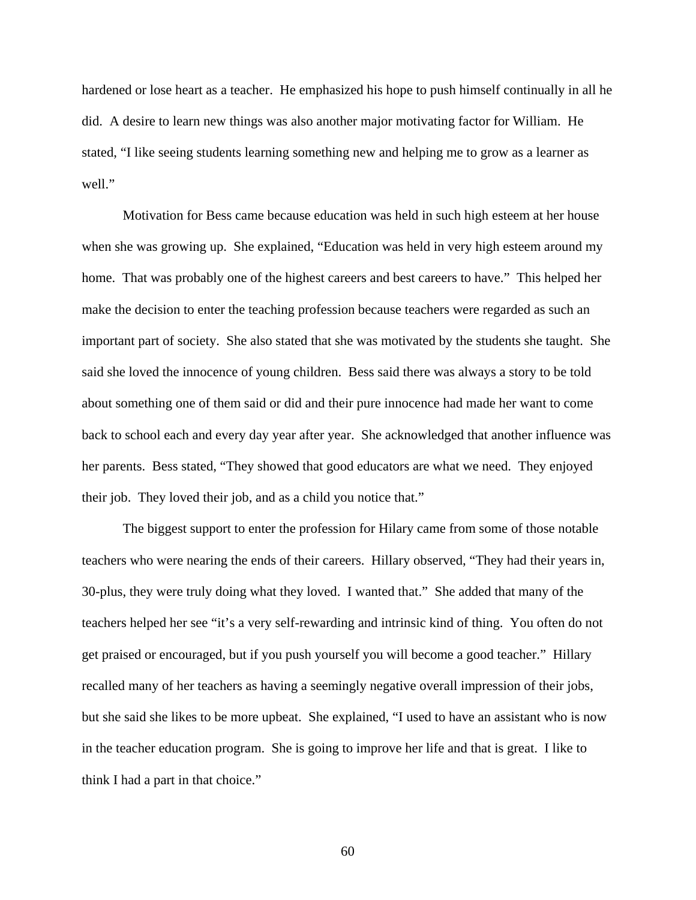hardened or lose heart as a teacher. He emphasized his hope to push himself continually in all he did. A desire to learn new things was also another major motivating factor for William. He stated, "I like seeing students learning something new and helping me to grow as a learner as well."

Motivation for Bess came because education was held in such high esteem at her house when she was growing up. She explained, "Education was held in very high esteem around my home. That was probably one of the highest careers and best careers to have." This helped her make the decision to enter the teaching profession because teachers were regarded as such an important part of society. She also stated that she was motivated by the students she taught. She said she loved the innocence of young children. Bess said there was always a story to be told about something one of them said or did and their pure innocence had made her want to come back to school each and every day year after year. She acknowledged that another influence was her parents. Bess stated, "They showed that good educators are what we need. They enjoyed their job. They loved their job, and as a child you notice that."

The biggest support to enter the profession for Hilary came from some of those notable teachers who were nearing the ends of their careers. Hillary observed, "They had their years in, 30-plus, they were truly doing what they loved. I wanted that." She added that many of the teachers helped her see "it's a very self-rewarding and intrinsic kind of thing. You often do not get praised or encouraged, but if you push yourself you will become a good teacher." Hillary recalled many of her teachers as having a seemingly negative overall impression of their jobs, but she said she likes to be more upbeat. She explained, "I used to have an assistant who is now in the teacher education program. She is going to improve her life and that is great. I like to think I had a part in that choice."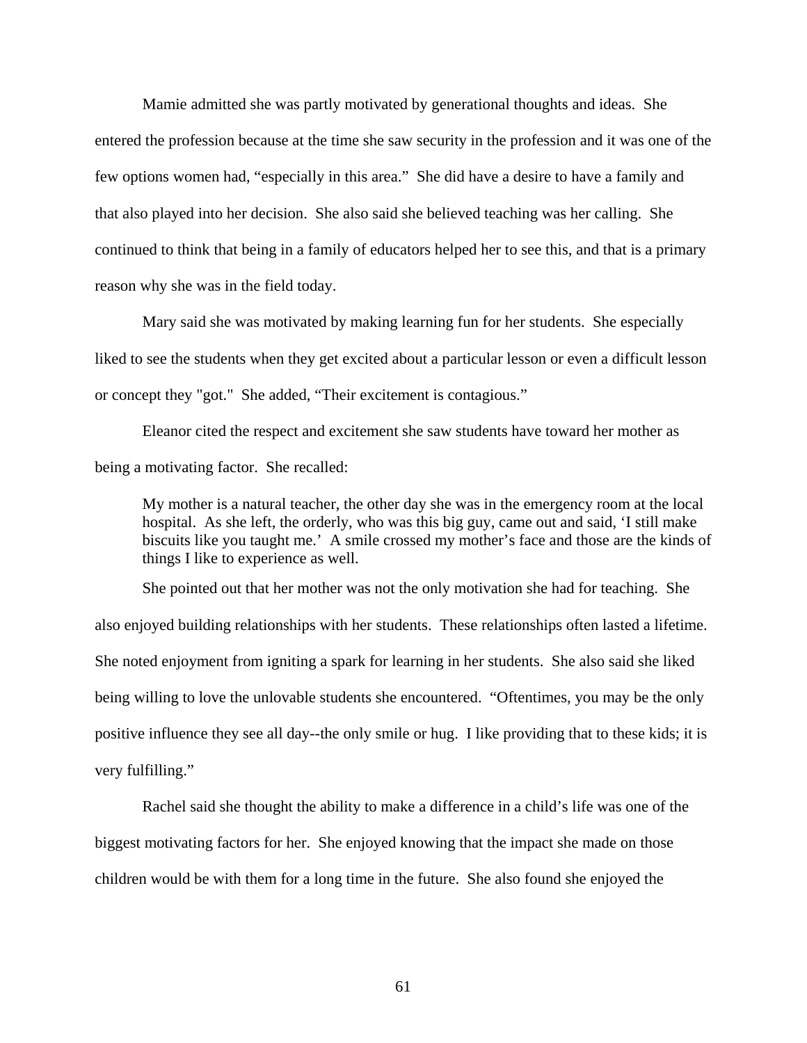Mamie admitted she was partly motivated by generational thoughts and ideas. She entered the profession because at the time she saw security in the profession and it was one of the few options women had, "especially in this area." She did have a desire to have a family and that also played into her decision. She also said she believed teaching was her calling. She continued to think that being in a family of educators helped her to see this, and that is a primary reason why she was in the field today.

Mary said she was motivated by making learning fun for her students. She especially liked to see the students when they get excited about a particular lesson or even a difficult lesson or concept they "got." She added, "Their excitement is contagious."

Eleanor cited the respect and excitement she saw students have toward her mother as being a motivating factor. She recalled:

> My mother is a natural teacher, the other day she was in the emergency room at the local hospital. As she left, the orderly, who was this big guy, came out and said, 'I still make biscuits like you taught me.' A smile crossed my mother's face and those are the kinds of things I like to experience as well.

She pointed out that her mother was not the only motivation she had for teaching. She also enjoyed building relationships with her students. These relationships often lasted a lifetime. She noted enjoyment from igniting a spark for learning in her students. She also said she liked being willing to love the unlovable students she encountered. "Oftentimes, you may be the only positive influence they see all day--the only smile or hug. I like providing that to these kids; it is very fulfilling."

Rachel said she thought the ability to make a difference in a child's life was one of the biggest motivating factors for her. She enjoyed knowing that the impact she made on those children would be with them for a long time in the future. She also found she enjoyed the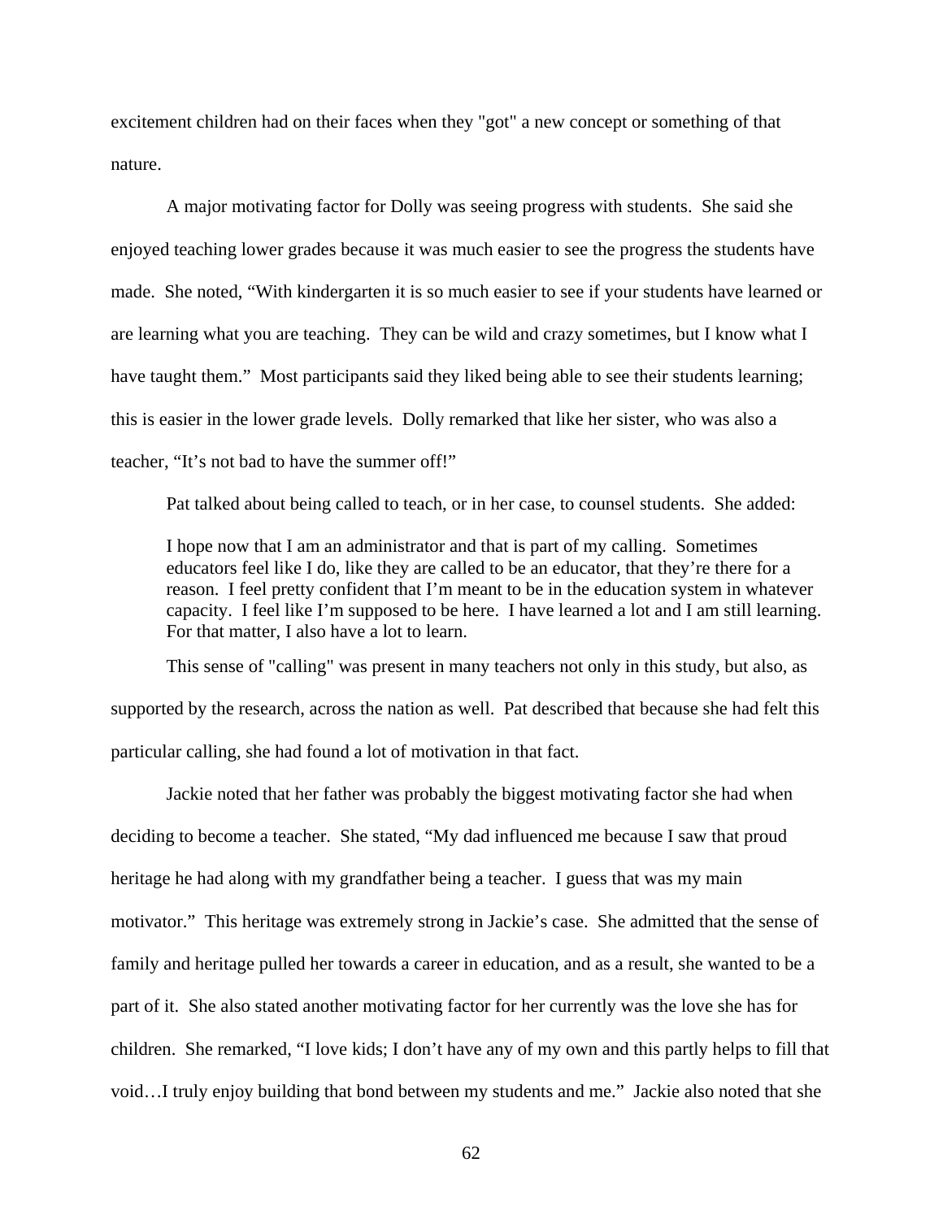excitement children had on their faces when they "got" a new concept or something of that nature.

A major motivating factor for Dolly was seeing progress with students. She said she enjoyed teaching lower grades because it was much easier to see the progress the students have made. She noted, "With kindergarten it is so much easier to see if your students have learned or are learning what you are teaching. They can be wild and crazy sometimes, but I know what I have taught them." Most participants said they liked being able to see their students learning; this is easier in the lower grade levels. Dolly remarked that like her sister, who was also a teacher, "It's not bad to have the summer off!"

Pat talked about being called to teach, or in her case, to counsel students. She added:

> I hope now that I am an administrator and that is part of my calling. Sometimes educators feel like I do, like they are called to be an educator, that they're there for a reason. I feel pretty confident that I'm meant to be in the education system in whatever capacity. I feel like I'm supposed to be here. I have learned a lot and I am still learning. For that matter, I also have a lot to learn.

This sense of "calling" was present in many teachers not only in this study, but also, as supported by the research, across the nation as well. Pat described that because she had felt this particular calling, she had found a lot of motivation in that fact.

Jackie noted that her father was probably the biggest motivating factor she had when deciding to become a teacher. She stated, "My dad influenced me because I saw that proud heritage he had along with my grandfather being a teacher. I guess that was my main motivator." This heritage was extremely strong in Jackie's case. She admitted that the sense of family and heritage pulled her towards a career in education, and as a result, she wanted to be a part of it. She also stated another motivating factor for her currently was the love she has for children. She remarked, "I love kids; I don't have any of my own and this partly helps to fill that void…I truly enjoy building that bond between my students and me." Jackie also noted that she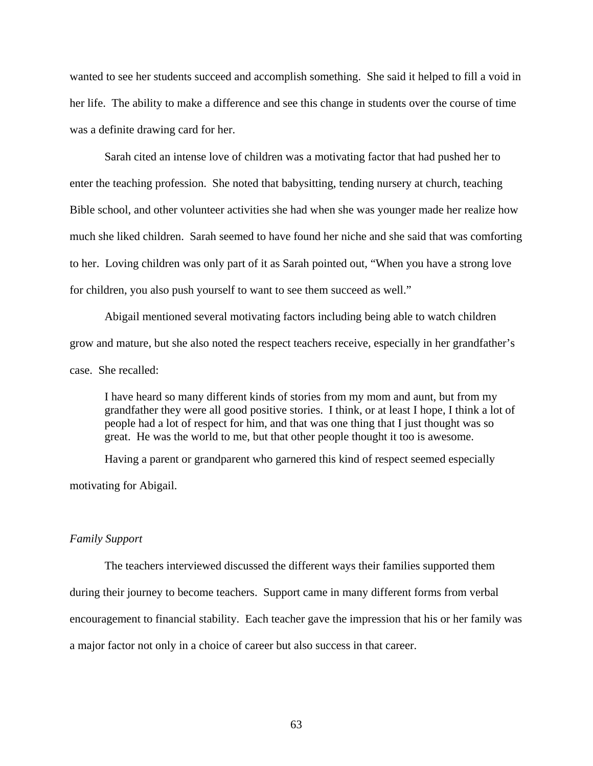wanted to see her students succeed and accomplish something. She said it helped to fill a void in her life. The ability to make a difference and see this change in students over the course of time was a definite drawing card for her.

Sarah cited an intense love of children was a motivating factor that had pushed her to enter the teaching profession. She noted that babysitting, tending nursery at church, teaching Bible school, and other volunteer activities she had when she was younger made her realize how much she liked children. Sarah seemed to have found her niche and she said that was comforting to her. Loving children was only part of it as Sarah pointed out, "When you have a strong love for children, you also push yourself to want to see them succeed as well."

Abigail mentioned several motivating factors including being able to watch children grow and mature, but she also noted the respect teachers receive, especially in her grandfather's case. She recalled:

> I have heard so many different kinds of stories from my mom and aunt, but from my grandfather they were all good positive stories. I think, or at least I hope, I think a lot of people had a lot of respect for him, and that was one thing that I just thought was so great. He was the world to me, but that other people thought it too is awesome.

Having a parent or grandparent who garnered this kind of respect seemed especially motivating for Abigail.

*Family Support*

The teachers interviewed discussed the different ways their families supported them during their journey to become teachers. Support came in many different forms from verbal encouragement to financial stability. Each teacher gave the impression that his or her family was a major factor not only in a choice of career but also success in that career.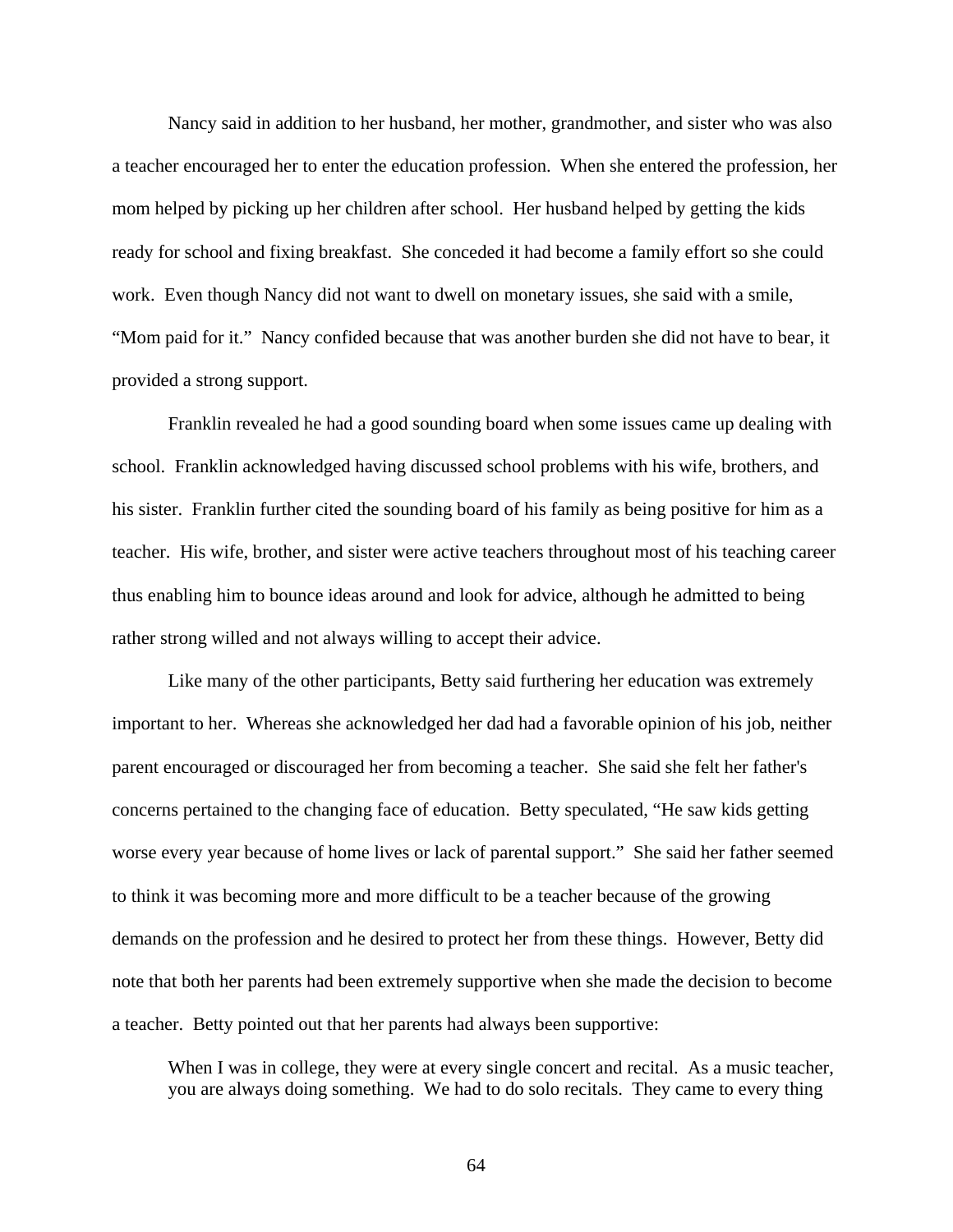Nancy said in addition to her husband, her mother, grandmother, and sister who was also a teacher encouraged her to enter the education profession. When she entered the profession, her mom helped by picking up her children after school. Her husband helped by getting the kids ready for school and fixing breakfast. She conceded it had become a family effort so she could work. Even though Nancy did not want to dwell on monetary issues, she said with a smile, "Mom paid for it." Nancy confided because that was another burden she did not have to bear, it provided a strong support.

Franklin revealed he had a good sounding board when some issues came up dealing with school. Franklin acknowledged having discussed school problems with his wife, brothers, and his sister. Franklin further cited the sounding board of his family as being positive for him as a teacher. His wife, brother, and sister were active teachers throughout most of his teaching career thus enabling him to bounce ideas around and look for advice, although he admitted to being rather strong willed and not always willing to accept their advice.

Like many of the other participants, Betty said furthering her education was extremely important to her. Whereas she acknowledged her dad had a favorable opinion of his job, neither parent encouraged or discouraged her from becoming a teacher. She said she felt her father's concerns pertained to the changing face of education. Betty speculated, "He saw kids getting worse every year because of home lives or lack of parental support." She said her father seemed to think it was becoming more and more difficult to be a teacher because of the growing demands on the profession and he desired to protect her from these things. However, Betty did note that both her parents had been extremely supportive when she made the decision to become a teacher. Betty pointed out that her parents had always been supportive:

> When I was in college, they were at every single concert and recital. As a music teacher, you are always doing something. We had to do solo recitals. They came to every thing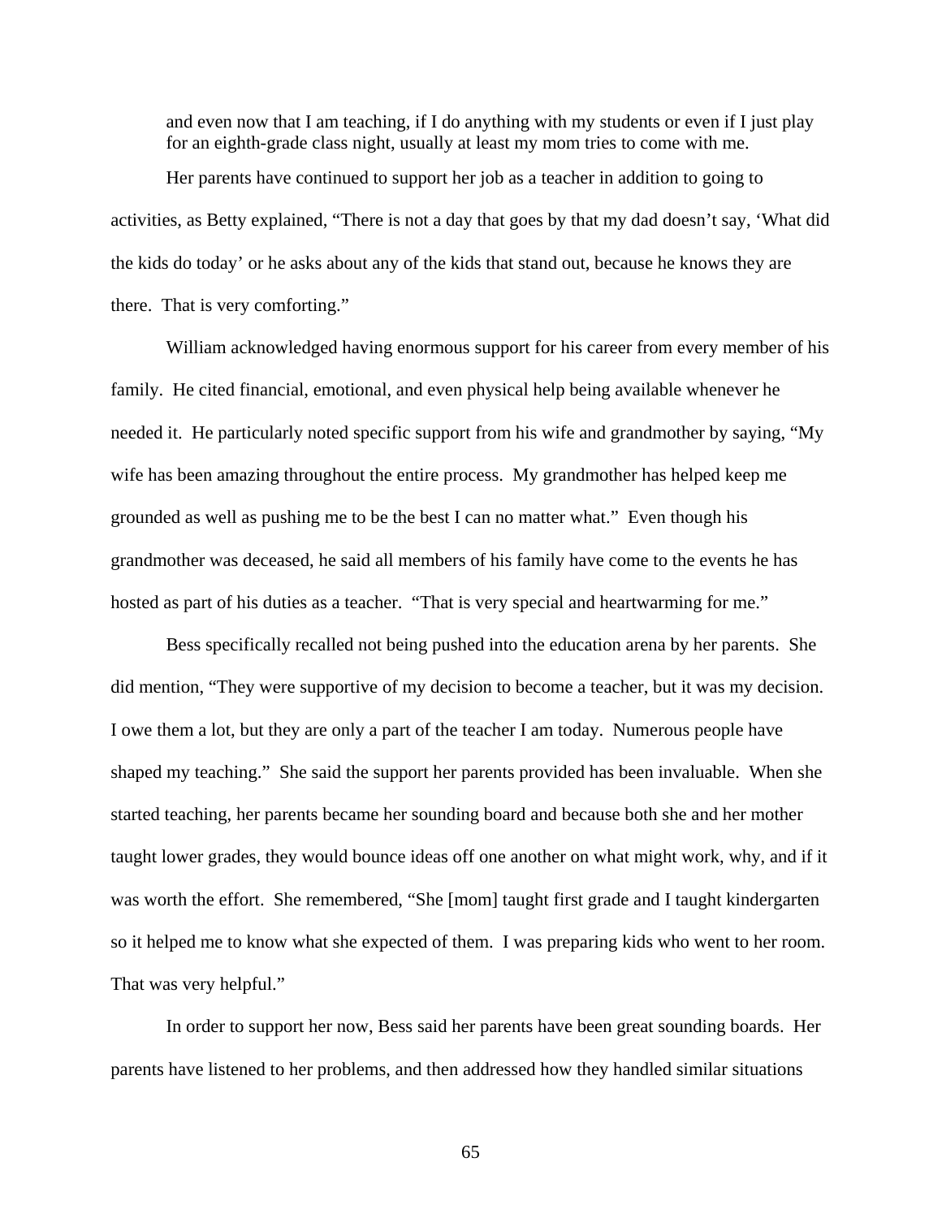> and even now that I am teaching, if I do anything with my students or even if I just play for an eighth-grade class night, usually at least my mom tries to come with me.

Her parents have continued to support her job as a teacher in addition to going to activities, as Betty explained, "There is not a day that goes by that my dad doesn't say, 'What did the kids do today' or he asks about any of the kids that stand out, because he knows they are there. That is very comforting."

William acknowledged having enormous support for his career from every member of his family. He cited financial, emotional, and even physical help being available whenever he needed it. He particularly noted specific support from his wife and grandmother by saying, "My wife has been amazing throughout the entire process. My grandmother has helped keep me grounded as well as pushing me to be the best I can no matter what." Even though his grandmother was deceased, he said all members of his family have come to the events he has hosted as part of his duties as a teacher. "That is very special and heartwarming for me."

Bess specifically recalled not being pushed into the education arena by her parents. She did mention, "They were supportive of my decision to become a teacher, but it was my decision. I owe them a lot, but they are only a part of the teacher I am today. Numerous people have shaped my teaching." She said the support her parents provided has been invaluable. When she started teaching, her parents became her sounding board and because both she and her mother taught lower grades, they would bounce ideas off one another on what might work, why, and if it was worth the effort. She remembered, "She [mom] taught first grade and I taught kindergarten so it helped me to know what she expected of them. I was preparing kids who went to her room. That was very helpful."

In order to support her now, Bess said her parents have been great sounding boards. Her parents have listened to her problems, and then addressed how they handled similar situations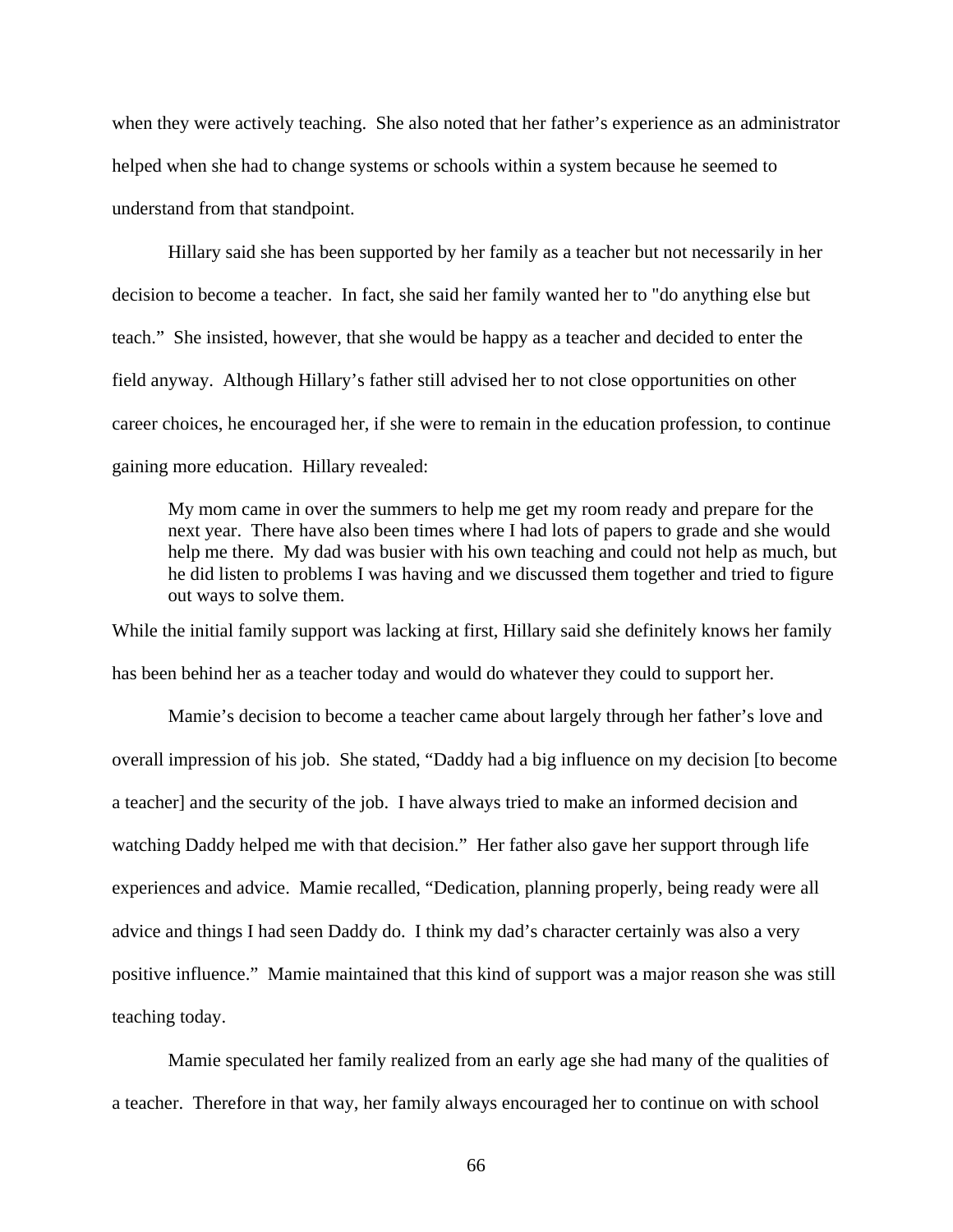when they were actively teaching. She also noted that her father's experience as an administrator helped when she had to change systems or schools within a system because he seemed to understand from that standpoint.

Hillary said she has been supported by her family as a teacher but not necessarily in her decision to become a teacher. In fact, she said her family wanted her to "do anything else but teach." She insisted, however, that she would be happy as a teacher and decided to enter the field anyway. Although Hillary's father still advised her to not close opportunities on other career choices, he encouraged her, if she were to remain in the education profession, to continue gaining more education. Hillary revealed:

> My mom came in over the summers to help me get my room ready and prepare for the next year. There have also been times where I had lots of papers to grade and she would help me there. My dad was busier with his own teaching and could not help as much, but he did listen to problems I was having and we discussed them together and tried to figure out ways to solve them.

While the initial family support was lacking at first, Hillary said she definitely knows her family has been behind her as a teacher today and would do whatever they could to support her.

Mamie's decision to become a teacher came about largely through her father's love and overall impression of his job. She stated, "Daddy had a big influence on my decision [to become a teacher] and the security of the job. I have always tried to make an informed decision and watching Daddy helped me with that decision." Her father also gave her support through life experiences and advice. Mamie recalled, "Dedication, planning properly, being ready were all advice and things I had seen Daddy do. I think my dad's character certainly was also a very positive influence." Mamie maintained that this kind of support was a major reason she was still teaching today.

Mamie speculated her family realized from an early age she had many of the qualities of a teacher. Therefore in that way, her family always encouraged her to continue on with school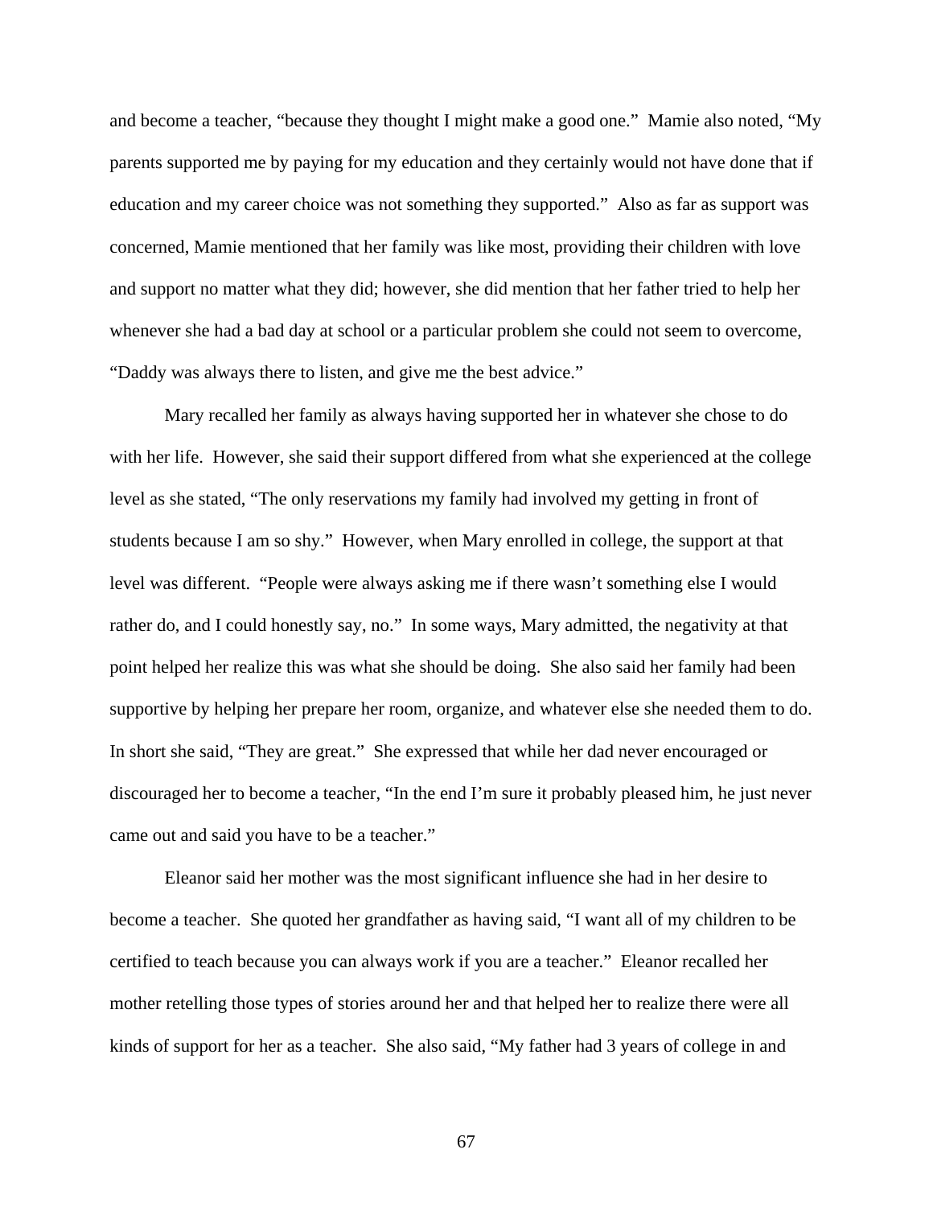and become a teacher, "because they thought I might make a good one." Mamie also noted, "My parents supported me by paying for my education and they certainly would not have done that if education and my career choice was not something they supported." Also as far as support was concerned, Mamie mentioned that her family was like most, providing their children with love and support no matter what they did; however, she did mention that her father tried to help her whenever she had a bad day at school or a particular problem she could not seem to overcome, "Daddy was always there to listen, and give me the best advice."

Mary recalled her family as always having supported her in whatever she chose to do with her life. However, she said their support differed from what she experienced at the college level as she stated, "The only reservations my family had involved my getting in front of students because I am so shy." However, when Mary enrolled in college, the support at that level was different. "People were always asking me if there wasn't something else I would rather do, and I could honestly say, no." In some ways, Mary admitted, the negativity at that point helped her realize this was what she should be doing. She also said her family had been supportive by helping her prepare her room, organize, and whatever else she needed them to do. In short she said, "They are great." She expressed that while her dad never encouraged or discouraged her to become a teacher, "In the end I'm sure it probably pleased him, he just never came out and said you have to be a teacher."

Eleanor said her mother was the most significant influence she had in her desire to become a teacher. She quoted her grandfather as having said, "I want all of my children to be certified to teach because you can always work if you are a teacher." Eleanor recalled her mother retelling those types of stories around her and that helped her to realize there were all kinds of support for her as a teacher. She also said, "My father had 3 years of college in and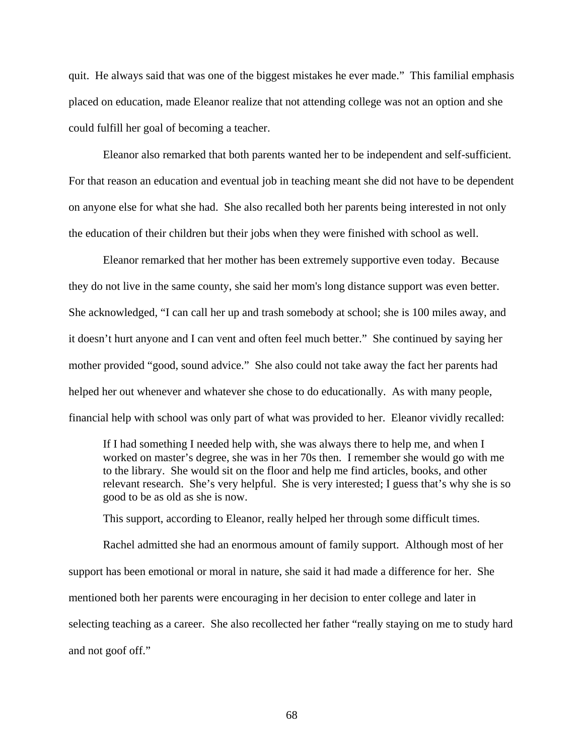quit. He always said that was one of the biggest mistakes he ever made." This familial emphasis placed on education, made Eleanor realize that not attending college was not an option and she could fulfill her goal of becoming a teacher.

Eleanor also remarked that both parents wanted her to be independent and self-sufficient. For that reason an education and eventual job in teaching meant she did not have to be dependent on anyone else for what she had. She also recalled both her parents being interested in not only the education of their children but their jobs when they were finished with school as well.

Eleanor remarked that her mother has been extremely supportive even today. Because they do not live in the same county, she said her mom's long distance support was even better. She acknowledged, "I can call her up and trash somebody at school; she is 100 miles away, and it doesn't hurt anyone and I can vent and often feel much better." She continued by saying her mother provided "good, sound advice." She also could not take away the fact her parents had helped her out whenever and whatever she chose to do educationally. As with many people, financial help with school was only part of what was provided to her. Eleanor vividly recalled:

> If I had something I needed help with, she was always there to help me, and when I worked on master's degree, she was in her 70s then. I remember she would go with me to the library. She would sit on the floor and help me find articles, books, and other relevant research. She's very helpful. She is very interested; I guess that's why she is so good to be as old as she is now.

This support, according to Eleanor, really helped her through some difficult times.

Rachel admitted she had an enormous amount of family support. Although most of her support has been emotional or moral in nature, she said it had made a difference for her. She mentioned both her parents were encouraging in her decision to enter college and later in selecting teaching as a career. She also recollected her father "really staying on me to study hard and not goof off."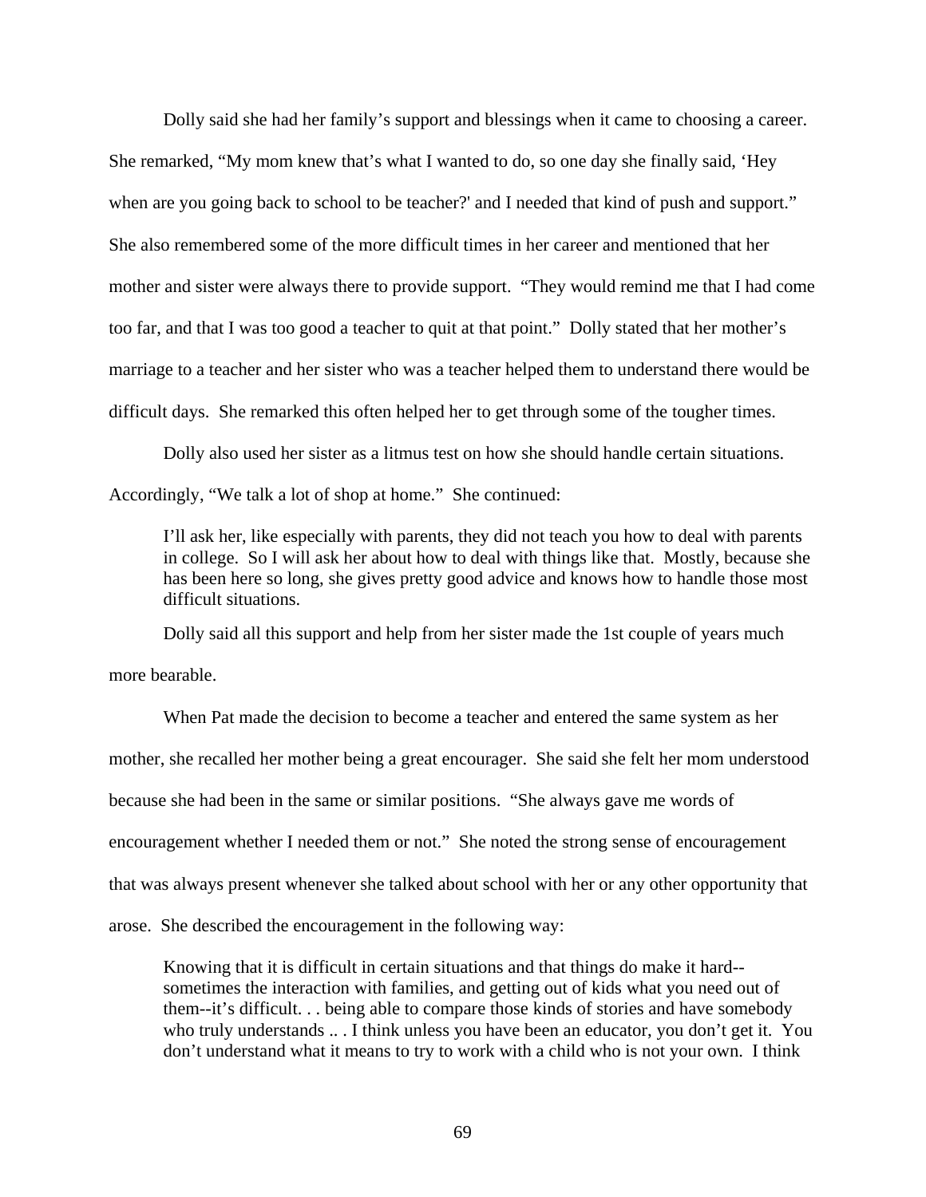Dolly said she had her family's support and blessings when it came to choosing a career. She remarked, "My mom knew that's what I wanted to do, so one day she finally said, 'Hey when are you going back to school to be teacher?' and I needed that kind of push and support." She also remembered some of the more difficult times in her career and mentioned that her mother and sister were always there to provide support. "They would remind me that I had come too far, and that I was too good a teacher to quit at that point." Dolly stated that her mother's marriage to a teacher and her sister who was a teacher helped them to understand there would be difficult days. She remarked this often helped her to get through some of the tougher times.

Dolly also used her sister as a litmus test on how she should handle certain situations. Accordingly, "We talk a lot of shop at home." She continued:

> I'll ask her, like especially with parents, they did not teach you how to deal with parents in college. So I will ask her about how to deal with things like that. Mostly, because she has been here so long, she gives pretty good advice and knows how to handle those most difficult situations.

Dolly said all this support and help from her sister made the 1st couple of years much more bearable.

When Pat made the decision to become a teacher and entered the same system as her mother, she recalled her mother being a great encourager. She said she felt her mom understood because she had been in the same or similar positions. "She always gave me words of encouragement whether I needed them or not." She noted the strong sense of encouragement that was always present whenever she talked about school with her or any other opportunity that arose. She described the encouragement in the following way:

> Knowing that it is difficult in certain situations and that things do make it hard--sometimes the interaction with families, and getting out of kids what you need out of them--it's difficult. . . being able to compare those kinds of stories and have somebody who truly understands .. . I think unless you have been an educator, you don't get it. You don't understand what it means to try to work with a child who is not your own. I think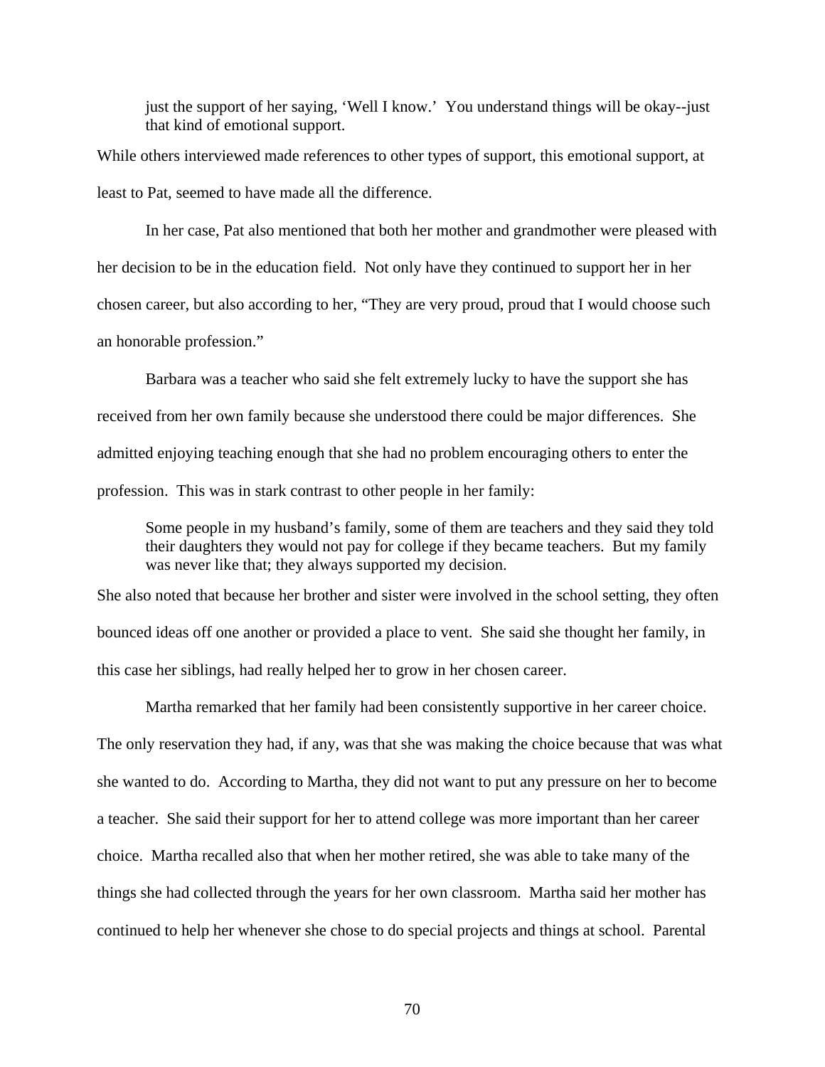> just the support of her saying, 'Well I know.' You understand things will be okay--just that kind of emotional support.

While others interviewed made references to other types of support, this emotional support, at least to Pat, seemed to have made all the difference.

In her case, Pat also mentioned that both her mother and grandmother were pleased with her decision to be in the education field. Not only have they continued to support her in her chosen career, but also according to her, "They are very proud, proud that I would choose such an honorable profession."

Barbara was a teacher who said she felt extremely lucky to have the support she has received from her own family because she understood there could be major differences. She admitted enjoying teaching enough that she had no problem encouraging others to enter the profession. This was in stark contrast to other people in her family:

> Some people in my husband's family, some of them are teachers and they said they told their daughters they would not pay for college if they became teachers. But my family was never like that; they always supported my decision.

She also noted that because her brother and sister were involved in the school setting, they often bounced ideas off one another or provided a place to vent. She said she thought her family, in this case her siblings, had really helped her to grow in her chosen career.

Martha remarked that her family had been consistently supportive in her career choice. The only reservation they had, if any, was that she was making the choice because that was what she wanted to do. According to Martha, they did not want to put any pressure on her to become a teacher. She said their support for her to attend college was more important than her career choice. Martha recalled also that when her mother retired, she was able to take many of the things she had collected through the years for her own classroom. Martha said her mother has continued to help her whenever she chose to do special projects and things at school. Parental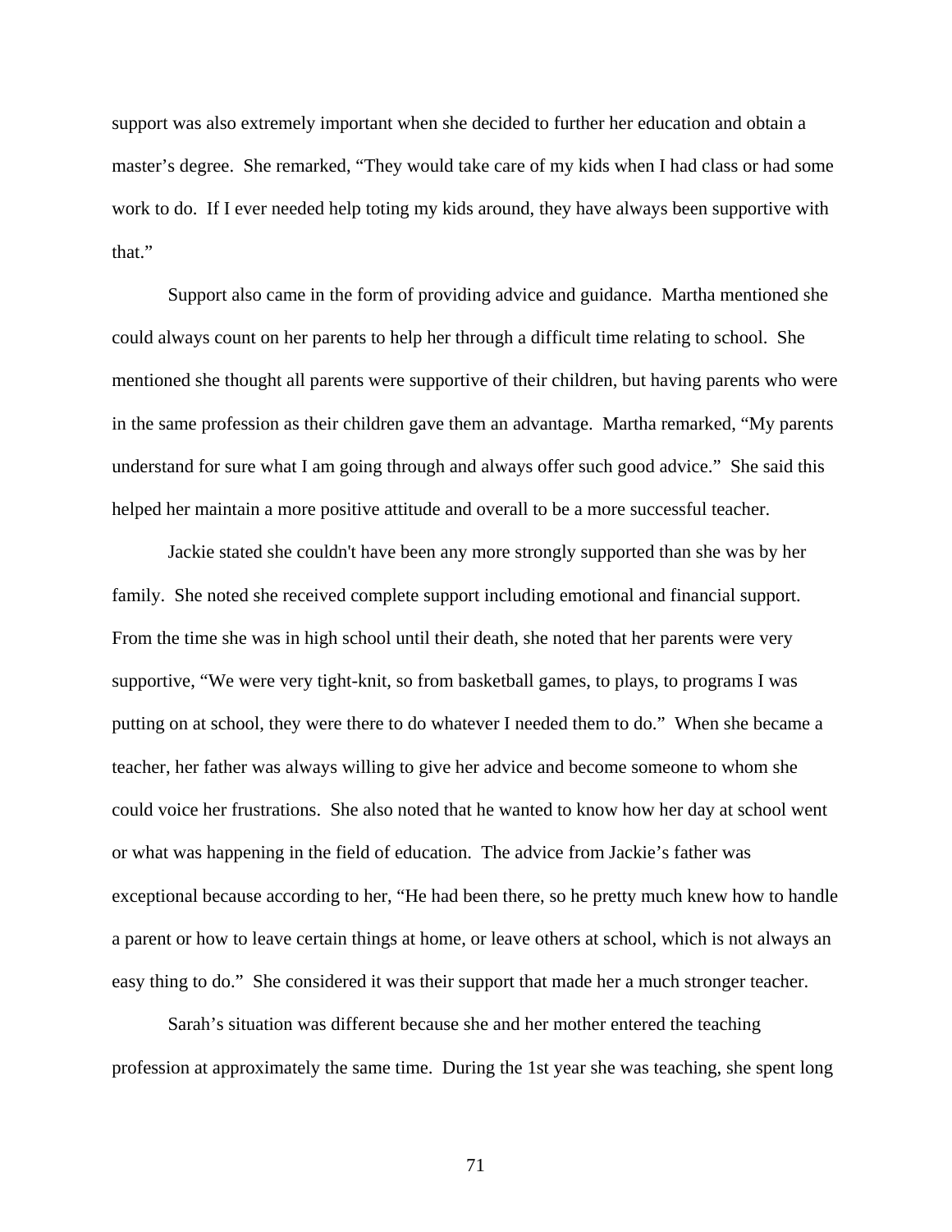support was also extremely important when she decided to further her education and obtain a master's degree. She remarked, "They would take care of my kids when I had class or had some work to do. If I ever needed help toting my kids around, they have always been supportive with that."

Support also came in the form of providing advice and guidance. Martha mentioned she could always count on her parents to help her through a difficult time relating to school. She mentioned she thought all parents were supportive of their children, but having parents who were in the same profession as their children gave them an advantage. Martha remarked, "My parents understand for sure what I am going through and always offer such good advice." She said this helped her maintain a more positive attitude and overall to be a more successful teacher.

Jackie stated she couldn't have been any more strongly supported than she was by her family. She noted she received complete support including emotional and financial support. From the time she was in high school until their death, she noted that her parents were very supportive, "We were very tight-knit, so from basketball games, to plays, to programs I was putting on at school, they were there to do whatever I needed them to do." When she became a teacher, her father was always willing to give her advice and become someone to whom she could voice her frustrations. She also noted that he wanted to know how her day at school went or what was happening in the field of education. The advice from Jackie's father was exceptional because according to her, "He had been there, so he pretty much knew how to handle a parent or how to leave certain things at home, or leave others at school, which is not always an easy thing to do." She considered it was their support that made her a much stronger teacher.

Sarah's situation was different because she and her mother entered the teaching profession at approximately the same time. During the 1st year she was teaching, she spent long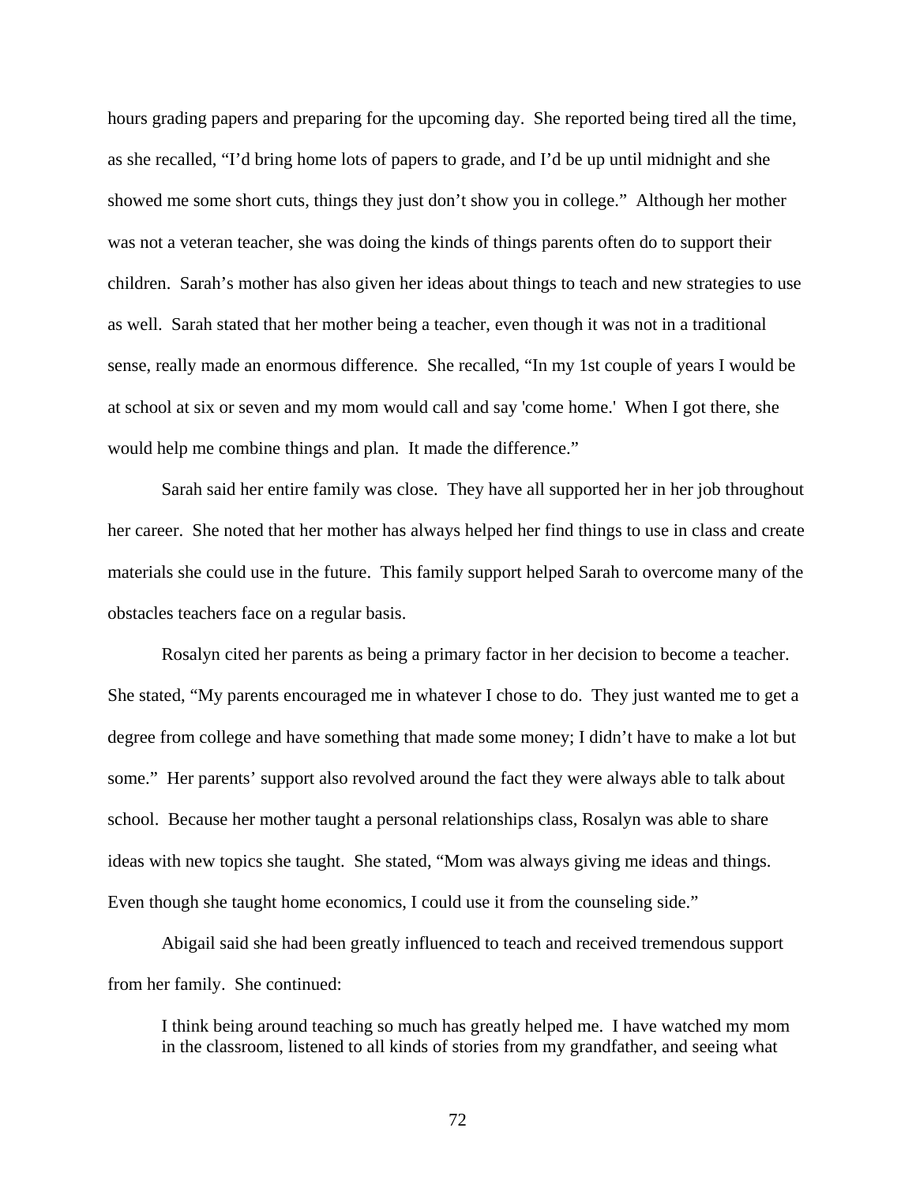hours grading papers and preparing for the upcoming day. She reported being tired all the time, as she recalled, "I'd bring home lots of papers to grade, and I'd be up until midnight and she showed me some short cuts, things they just don't show you in college." Although her mother was not a veteran teacher, she was doing the kinds of things parents often do to support their children. Sarah's mother has also given her ideas about things to teach and new strategies to use as well. Sarah stated that her mother being a teacher, even though it was not in a traditional sense, really made an enormous difference. She recalled, "In my 1st couple of years I would be at school at six or seven and my mom would call and say 'come home.' When I got there, she would help me combine things and plan. It made the difference."

Sarah said her entire family was close. They have all supported her in her job throughout her career. She noted that her mother has always helped her find things to use in class and create materials she could use in the future. This family support helped Sarah to overcome many of the obstacles teachers face on a regular basis.

Rosalyn cited her parents as being a primary factor in her decision to become a teacher. She stated, "My parents encouraged me in whatever I chose to do. They just wanted me to get a degree from college and have something that made some money; I didn't have to make a lot but some." Her parents' support also revolved around the fact they were always able to talk about school. Because her mother taught a personal relationships class, Rosalyn was able to share ideas with new topics she taught. She stated, "Mom was always giving me ideas and things. Even though she taught home economics, I could use it from the counseling side."

Abigail said she had been greatly influenced to teach and received tremendous support from her family. She continued:

> I think being around teaching so much has greatly helped me. I have watched my mom in the classroom, listened to all kinds of stories from my grandfather, and seeing what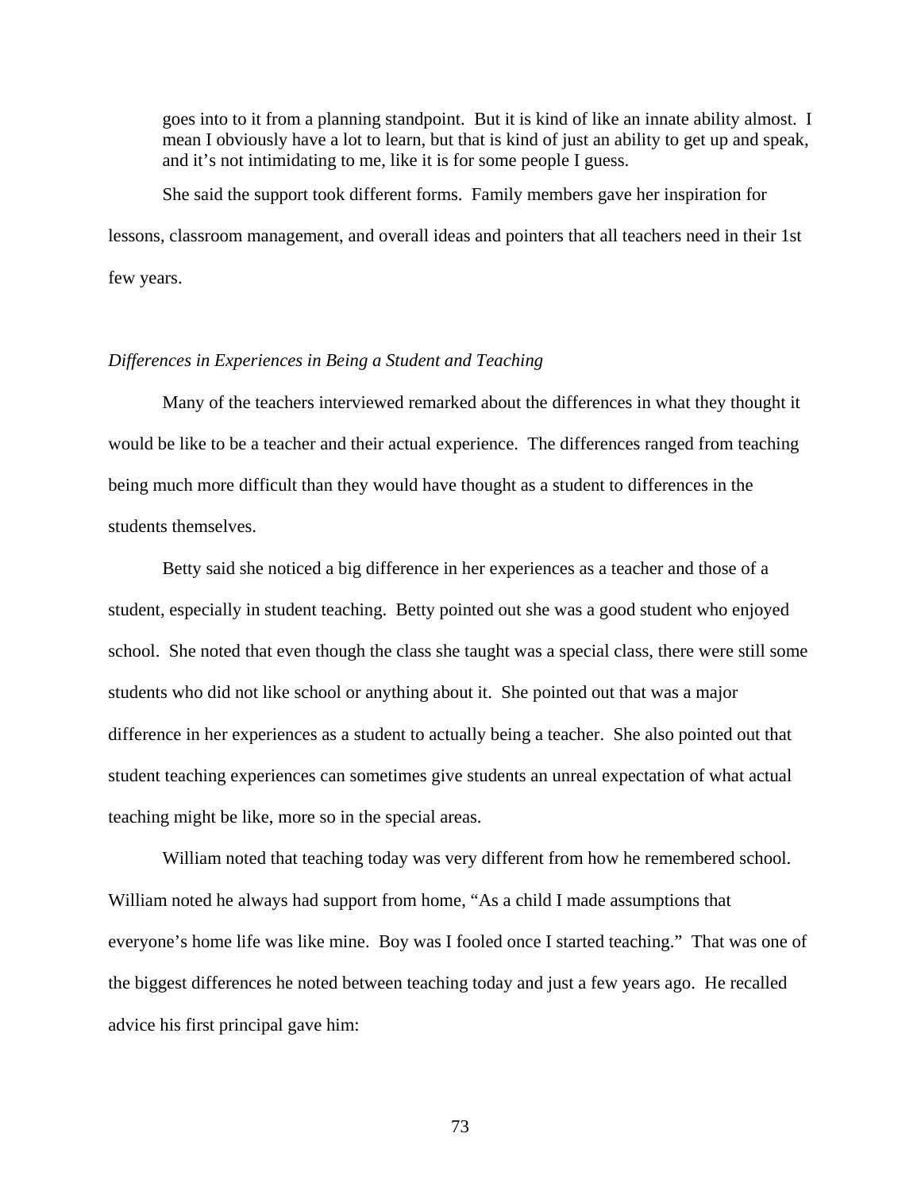> goes into to it from a planning standpoint. But it is kind of like an innate ability almost. I mean I obviously have a lot to learn, but that is kind of just an ability to get up and speak, and it's not intimidating to me, like it is for some people I guess.

She said the support took different forms. Family members gave her inspiration for lessons, classroom management, and overall ideas and pointers that all teachers need in their 1st few years.

*Differences in Experiences in Being a Student and Teaching*

Many of the teachers interviewed remarked about the differences in what they thought it would be like to be a teacher and their actual experience. The differences ranged from teaching being much more difficult than they would have thought as a student to differences in the students themselves.

Betty said she noticed a big difference in her experiences as a teacher and those of a student, especially in student teaching. Betty pointed out she was a good student who enjoyed school. She noted that even though the class she taught was a special class, there were still some students who did not like school or anything about it. She pointed out that was a major difference in her experiences as a student to actually being a teacher. She also pointed out that student teaching experiences can sometimes give students an unreal expectation of what actual teaching might be like, more so in the special areas.

William noted that teaching today was very different from how he remembered school. William noted he always had support from home, "As a child I made assumptions that everyone's home life was like mine. Boy was I fooled once I started teaching." That was one of the biggest differences he noted between teaching today and just a few years ago. He recalled advice his first principal gave him: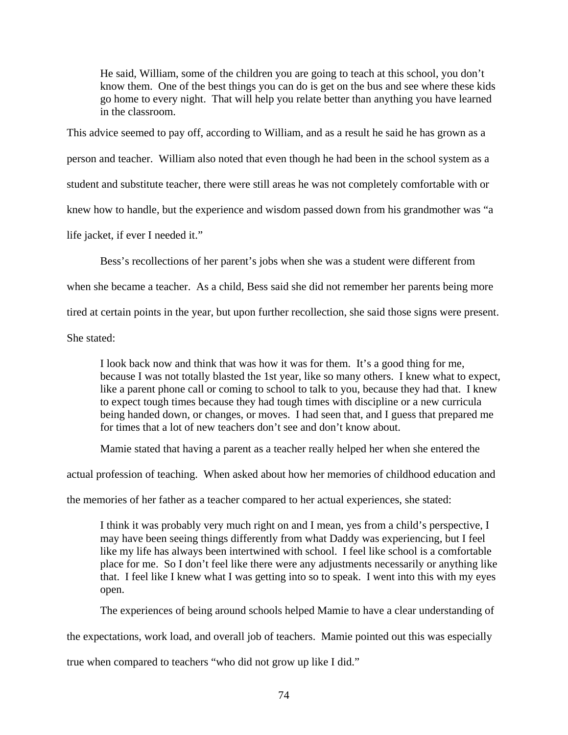> He said, William, some of the children you are going to teach at this school, you don't know them. One of the best things you can do is get on the bus and see where these kids go home to every night. That will help you relate better than anything you have learned in the classroom.

This advice seemed to pay off, according to William, and as a result he said he has grown as a person and teacher. William also noted that even though he had been in the school system as a student and substitute teacher, there were still areas he was not completely comfortable with or knew how to handle, but the experience and wisdom passed down from his grandmother was "a life jacket, if ever I needed it."

Bess's recollections of her parent's jobs when she was a student were different from when she became a teacher. As a child, Bess said she did not remember her parents being more tired at certain points in the year, but upon further recollection, she said those signs were present. She stated:

> I look back now and think that was how it was for them. It's a good thing for me, because I was not totally blasted the 1st year, like so many others. I knew what to expect, like a parent phone call or coming to school to talk to you, because they had that. I knew to expect tough times because they had tough times with discipline or a new curricula being handed down, or changes, or moves. I had seen that, and I guess that prepared me for times that a lot of new teachers don't see and don't know about.

Mamie stated that having a parent as a teacher really helped her when she entered the actual profession of teaching. When asked about how her memories of childhood education and the memories of her father as a teacher compared to her actual experiences, she stated:

> I think it was probably very much right on and I mean, yes from a child's perspective, I may have been seeing things differently from what Daddy was experiencing, but I feel like my life has always been intertwined with school. I feel like school is a comfortable place for me. So I don't feel like there were any adjustments necessarily or anything like that. I feel like I knew what I was getting into so to speak. I went into this with my eyes open.

The experiences of being around schools helped Mamie to have a clear understanding of the expectations, work load, and overall job of teachers. Mamie pointed out this was especially true when compared to teachers "who did not grow up like I did."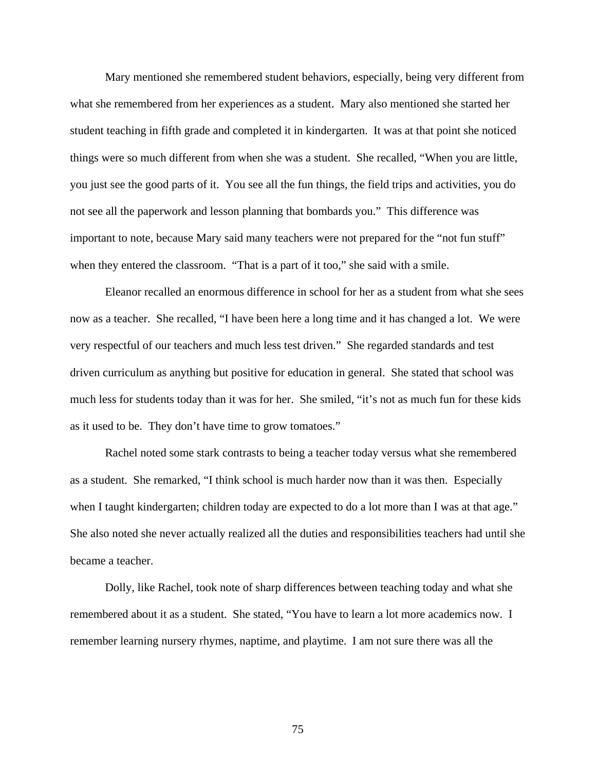Mary mentioned she remembered student behaviors, especially, being very different from what she remembered from her experiences as a student. Mary also mentioned she started her student teaching in fifth grade and completed it in kindergarten. It was at that point she noticed things were so much different from when she was a student. She recalled, "When you are little, you just see the good parts of it. You see all the fun things, the field trips and activities, you do not see all the paperwork and lesson planning that bombards you." This difference was important to note, because Mary said many teachers were not prepared for the "not fun stuff" when they entered the classroom. "That is a part of it too," she said with a smile.

Eleanor recalled an enormous difference in school for her as a student from what she sees now as a teacher. She recalled, "I have been here a long time and it has changed a lot. We were very respectful of our teachers and much less test driven." She regarded standards and test driven curriculum as anything but positive for education in general. She stated that school was much less for students today than it was for her. She smiled, "it's not as much fun for these kids as it used to be. They don't have time to grow tomatoes."

Rachel noted some stark contrasts to being a teacher today versus what she remembered as a student. She remarked, "I think school is much harder now than it was then. Especially when I taught kindergarten; children today are expected to do a lot more than I was at that age." She also noted she never actually realized all the duties and responsibilities teachers had until she became a teacher.

Dolly, like Rachel, took note of sharp differences between teaching today and what she remembered about it as a student. She stated, "You have to learn a lot more academics now. I remember learning nursery rhymes, naptime, and playtime. I am not sure there was all the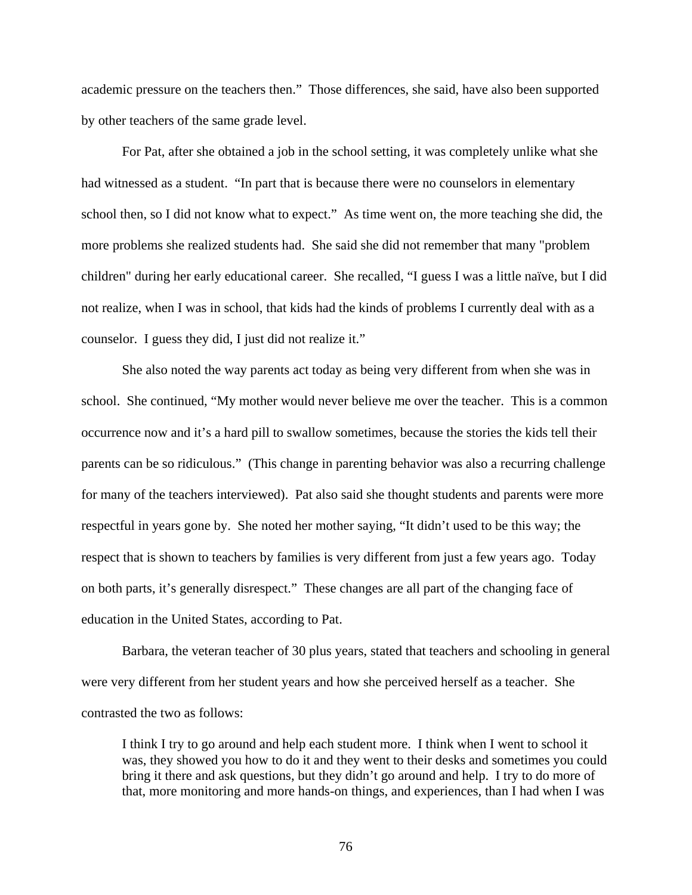academic pressure on the teachers then." Those differences, she said, have also been supported by other teachers of the same grade level.

For Pat, after she obtained a job in the school setting, it was completely unlike what she had witnessed as a student. "In part that is because there were no counselors in elementary school then, so I did not know what to expect." As time went on, the more teaching she did, the more problems she realized students had. She said she did not remember that many "problem children" during her early educational career. She recalled, "I guess I was a little naïve, but I did not realize, when I was in school, that kids had the kinds of problems I currently deal with as a counselor. I guess they did, I just did not realize it."

She also noted the way parents act today as being very different from when she was in school. She continued, "My mother would never believe me over the teacher. This is a common occurrence now and it's a hard pill to swallow sometimes, because the stories the kids tell their parents can be so ridiculous." (This change in parenting behavior was also a recurring challenge for many of the teachers interviewed). Pat also said she thought students and parents were more respectful in years gone by. She noted her mother saying, "It didn't used to be this way; the respect that is shown to teachers by families is very different from just a few years ago. Today on both parts, it's generally disrespect." These changes are all part of the changing face of education in the United States, according to Pat.

Barbara, the veteran teacher of 30 plus years, stated that teachers and schooling in general were very different from her student years and how she perceived herself as a teacher. She contrasted the two as follows:

> I think I try to go around and help each student more. I think when I went to school it was, they showed you how to do it and they went to their desks and sometimes you could bring it there and ask questions, but they didn't go around and help. I try to do more of that, more monitoring and more hands-on things, and experiences, than I had when I was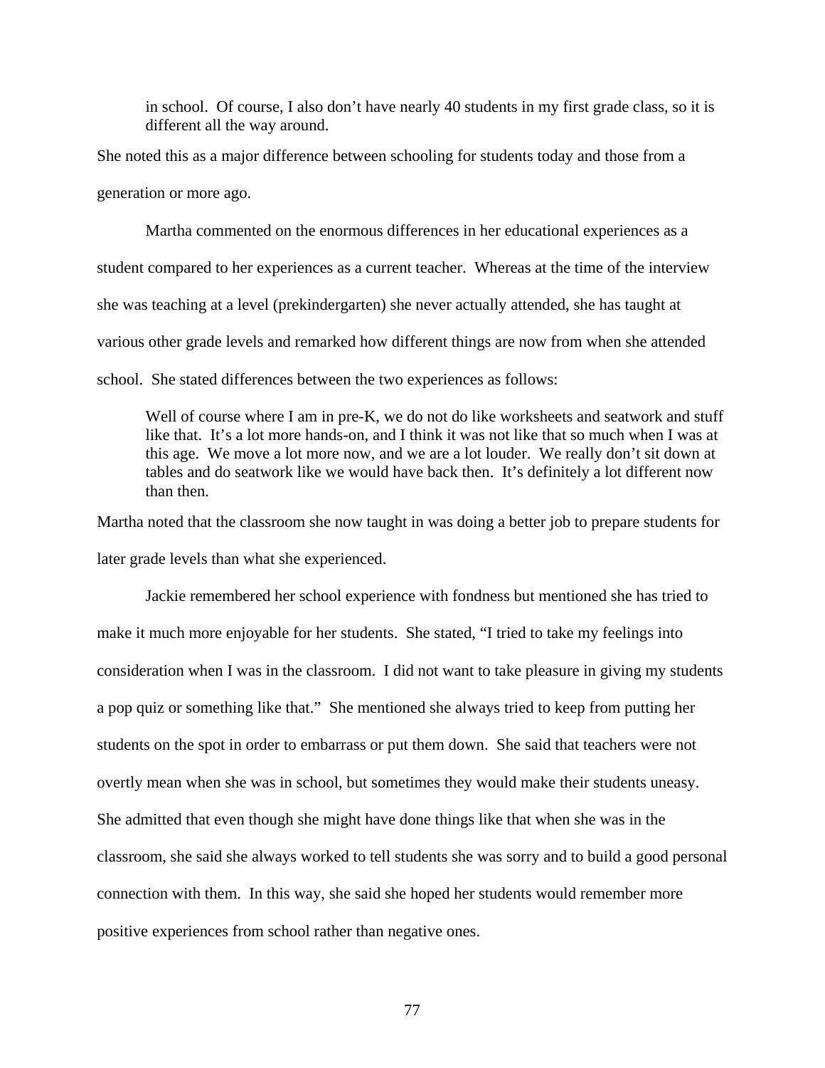> in school. Of course, I also don't have nearly 40 students in my first grade class, so it is different all the way around.

She noted this as a major difference between schooling for students today and those from a generation or more ago.

Martha commented on the enormous differences in her educational experiences as a student compared to her experiences as a current teacher. Whereas at the time of the interview she was teaching at a level (prekindergarten) she never actually attended, she has taught at various other grade levels and remarked how different things are now from when she attended school. She stated differences between the two experiences as follows:

> Well of course where I am in pre-K, we do not do like worksheets and seatwork and stuff like that. It's a lot more hands-on, and I think it was not like that so much when I was at this age. We move a lot more now, and we are a lot louder. We really don't sit down at tables and do seatwork like we would have back then. It's definitely a lot different now than then.

Martha noted that the classroom she now taught in was doing a better job to prepare students for later grade levels than what she experienced.

Jackie remembered her school experience with fondness but mentioned she has tried to make it much more enjoyable for her students. She stated, "I tried to take my feelings into consideration when I was in the classroom. I did not want to take pleasure in giving my students a pop quiz or something like that." She mentioned she always tried to keep from putting her students on the spot in order to embarrass or put them down. She said that teachers were not overtly mean when she was in school, but sometimes they would make their students uneasy. She admitted that even though she might have done things like that when she was in the classroom, she said she always worked to tell students she was sorry and to build a good personal connection with them. In this way, she said she hoped her students would remember more positive experiences from school rather than negative ones.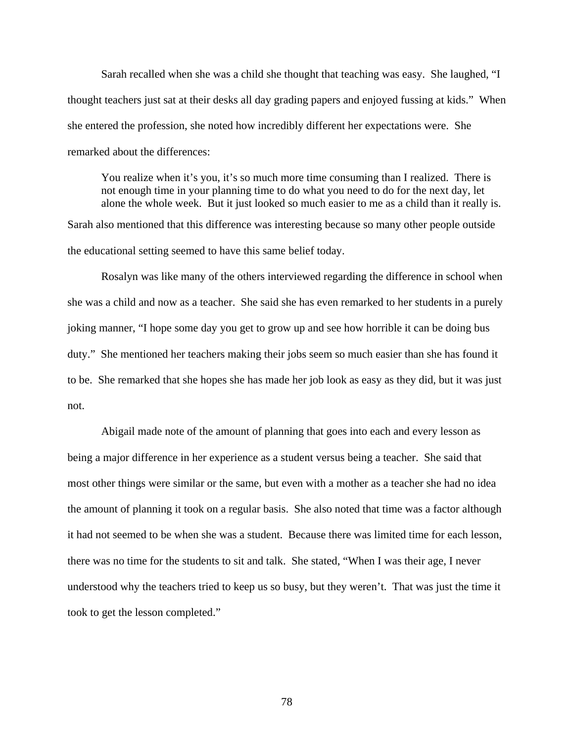Sarah recalled when she was a child she thought that teaching was easy. She laughed, "I thought teachers just sat at their desks all day grading papers and enjoyed fussing at kids." When she entered the profession, she noted how incredibly different her expectations were. She remarked about the differences:

> You realize when it's you, it's so much more time consuming than I realized. There is not enough time in your planning time to do what you need to do for the next day, let alone the whole week. But it just looked so much easier to me as a child than it really is.

Sarah also mentioned that this difference was interesting because so many other people outside the educational setting seemed to have this same belief today.

Rosalyn was like many of the others interviewed regarding the difference in school when she was a child and now as a teacher. She said she has even remarked to her students in a purely joking manner, "I hope some day you get to grow up and see how horrible it can be doing bus duty." She mentioned her teachers making their jobs seem so much easier than she has found it to be. She remarked that she hopes she has made her job look as easy as they did, but it was just not.

Abigail made note of the amount of planning that goes into each and every lesson as being a major difference in her experience as a student versus being a teacher. She said that most other things were similar or the same, but even with a mother as a teacher she had no idea the amount of planning it took on a regular basis. She also noted that time was a factor although it had not seemed to be when she was a student. Because there was limited time for each lesson, there was no time for the students to sit and talk. She stated, "When I was their age, I never understood why the teachers tried to keep us so busy, but they weren't. That was just the time it took to get the lesson completed."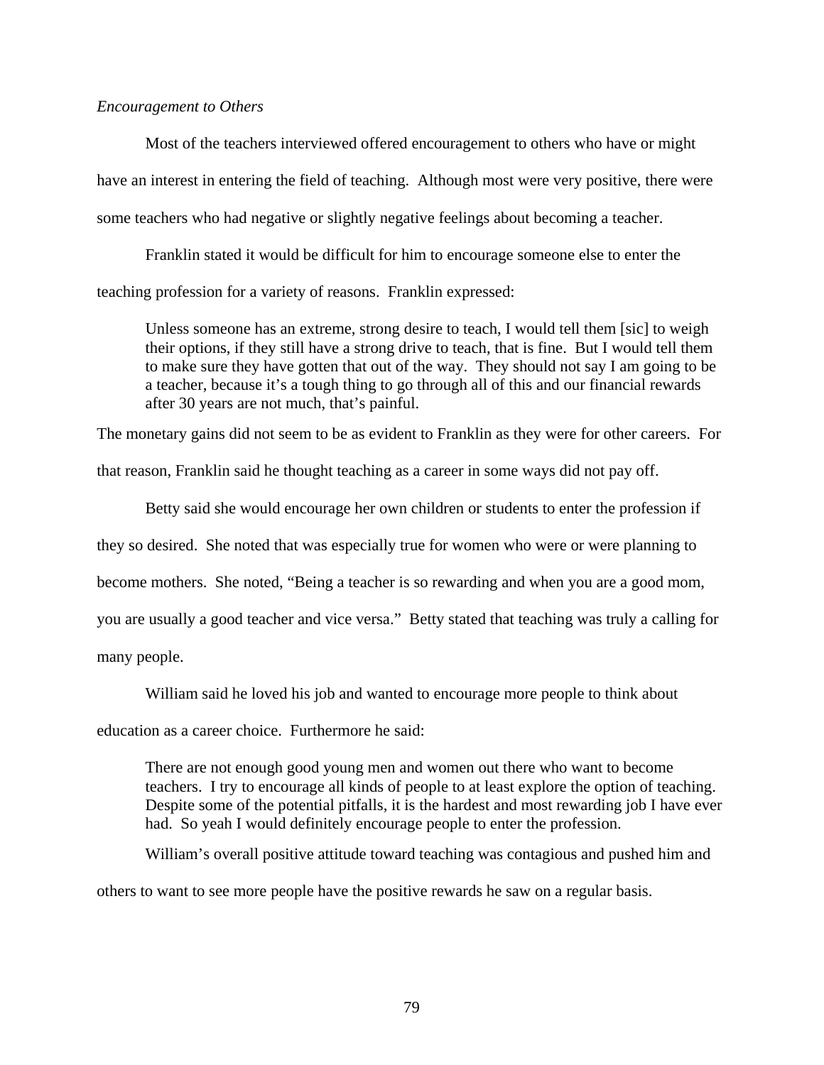*Encouragement to Others*

Most of the teachers interviewed offered encouragement to others who have or might have an interest in entering the field of teaching. Although most were very positive, there were some teachers who had negative or slightly negative feelings about becoming a teacher.

Franklin stated it would be difficult for him to encourage someone else to enter the teaching profession for a variety of reasons. Franklin expressed:

> Unless someone has an extreme, strong desire to teach, I would tell them [sic] to weigh their options, if they still have a strong drive to teach, that is fine. But I would tell them to make sure they have gotten that out of the way. They should not say I am going to be a teacher, because it's a tough thing to go through all of this and our financial rewards after 30 years are not much, that's painful.

The monetary gains did not seem to be as evident to Franklin as they were for other careers. For that reason, Franklin said he thought teaching as a career in some ways did not pay off.

Betty said she would encourage her own children or students to enter the profession if they so desired. She noted that was especially true for women who were or were planning to become mothers. She noted, "Being a teacher is so rewarding and when you are a good mom, you are usually a good teacher and vice versa." Betty stated that teaching was truly a calling for many people.

William said he loved his job and wanted to encourage more people to think about education as a career choice. Furthermore he said:

> There are not enough good young men and women out there who want to become teachers. I try to encourage all kinds of people to at least explore the option of teaching. Despite some of the potential pitfalls, it is the hardest and most rewarding job I have ever had. So yeah I would definitely encourage people to enter the profession.

William's overall positive attitude toward teaching was contagious and pushed him and others to want to see more people have the positive rewards he saw on a regular basis.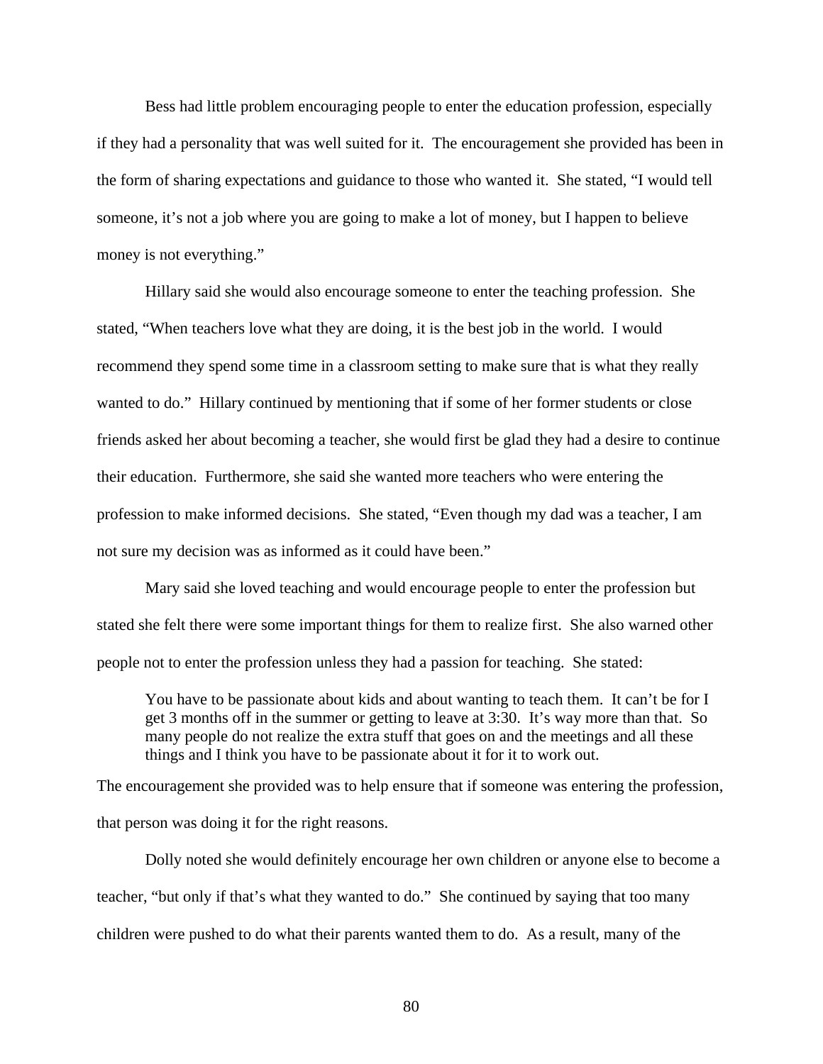Bess had little problem encouraging people to enter the education profession, especially if they had a personality that was well suited for it. The encouragement she provided has been in the form of sharing expectations and guidance to those who wanted it. She stated, "I would tell someone, it's not a job where you are going to make a lot of money, but I happen to believe money is not everything."

Hillary said she would also encourage someone to enter the teaching profession. She stated, "When teachers love what they are doing, it is the best job in the world. I would recommend they spend some time in a classroom setting to make sure that is what they really wanted to do." Hillary continued by mentioning that if some of her former students or close friends asked her about becoming a teacher, she would first be glad they had a desire to continue their education. Furthermore, she said she wanted more teachers who were entering the profession to make informed decisions. She stated, "Even though my dad was a teacher, I am not sure my decision was as informed as it could have been."

Mary said she loved teaching and would encourage people to enter the profession but stated she felt there were some important things for them to realize first. She also warned other people not to enter the profession unless they had a passion for teaching. She stated:

> You have to be passionate about kids and about wanting to teach them. It can't be for I get 3 months off in the summer or getting to leave at 3:30. It's way more than that. So many people do not realize the extra stuff that goes on and the meetings and all these things and I think you have to be passionate about it for it to work out.

The encouragement she provided was to help ensure that if someone was entering the profession, that person was doing it for the right reasons.

Dolly noted she would definitely encourage her own children or anyone else to become a teacher, "but only if that's what they wanted to do." She continued by saying that too many children were pushed to do what their parents wanted them to do. As a result, many of the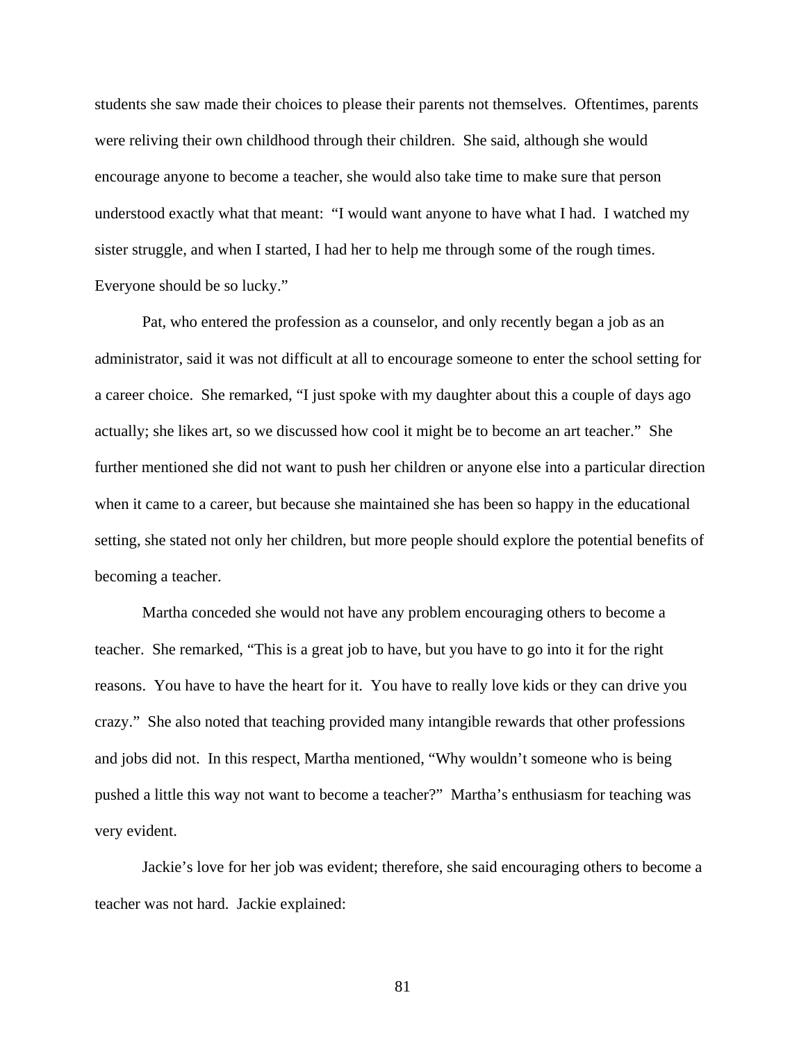students she saw made their choices to please their parents not themselves. Oftentimes, parents were reliving their own childhood through their children. She said, although she would encourage anyone to become a teacher, she would also take time to make sure that person understood exactly what that meant: "I would want anyone to have what I had. I watched my sister struggle, and when I started, I had her to help me through some of the rough times. Everyone should be so lucky."

Pat, who entered the profession as a counselor, and only recently began a job as an administrator, said it was not difficult at all to encourage someone to enter the school setting for a career choice. She remarked, "I just spoke with my daughter about this a couple of days ago actually; she likes art, so we discussed how cool it might be to become an art teacher." She further mentioned she did not want to push her children or anyone else into a particular direction when it came to a career, but because she maintained she has been so happy in the educational setting, she stated not only her children, but more people should explore the potential benefits of becoming a teacher.

Martha conceded she would not have any problem encouraging others to become a teacher. She remarked, "This is a great job to have, but you have to go into it for the right reasons. You have to have the heart for it. You have to really love kids or they can drive you crazy." She also noted that teaching provided many intangible rewards that other professions and jobs did not. In this respect, Martha mentioned, "Why wouldn't someone who is being pushed a little this way not want to become a teacher?" Martha's enthusiasm for teaching was very evident.

Jackie's love for her job was evident; therefore, she said encouraging others to become a teacher was not hard. Jackie explained: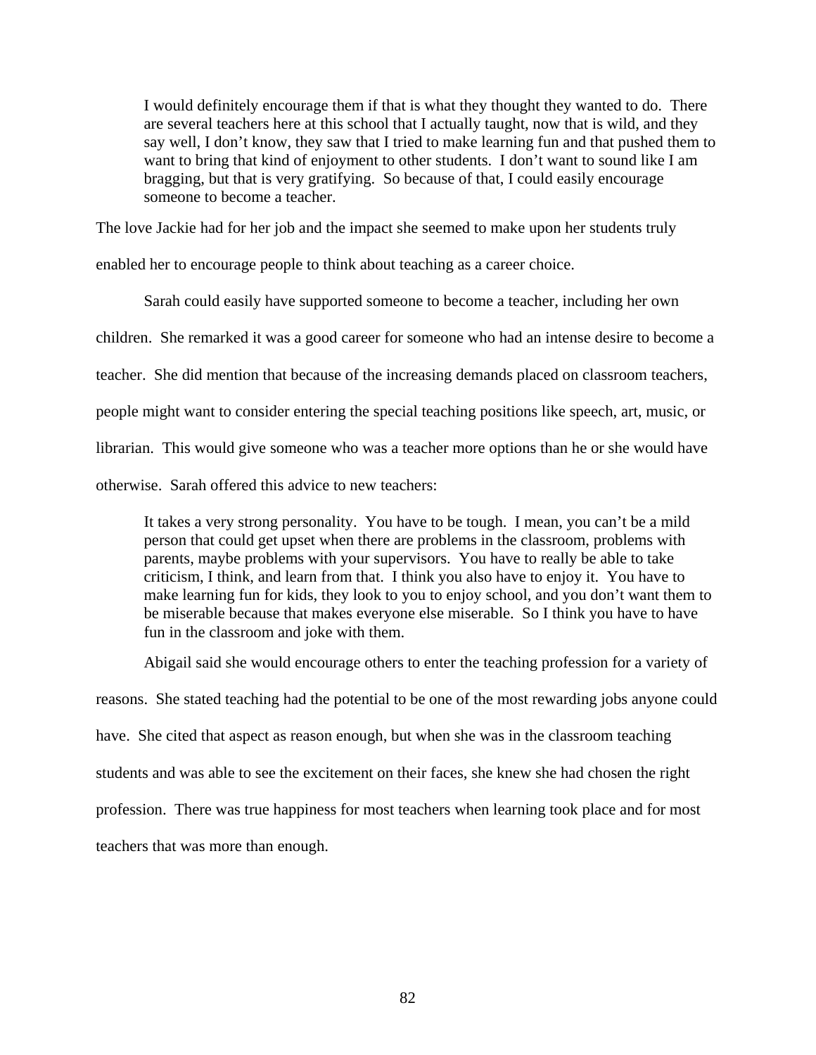> I would definitely encourage them if that is what they thought they wanted to do. There are several teachers here at this school that I actually taught, now that is wild, and they say well, I don't know, they saw that I tried to make learning fun and that pushed them to want to bring that kind of enjoyment to other students. I don't want to sound like I am bragging, but that is very gratifying. So because of that, I could easily encourage someone to become a teacher.

The love Jackie had for her job and the impact she seemed to make upon her students truly enabled her to encourage people to think about teaching as a career choice.

Sarah could easily have supported someone to become a teacher, including her own children. She remarked it was a good career for someone who had an intense desire to become a teacher. She did mention that because of the increasing demands placed on classroom teachers, people might want to consider entering the special teaching positions like speech, art, music, or librarian. This would give someone who was a teacher more options than he or she would have otherwise. Sarah offered this advice to new teachers:

> It takes a very strong personality. You have to be tough. I mean, you can't be a mild person that could get upset when there are problems in the classroom, problems with parents, maybe problems with your supervisors. You have to really be able to take criticism, I think, and learn from that. I think you also have to enjoy it. You have to make learning fun for kids, they look to you to enjoy school, and you don't want them to be miserable because that makes everyone else miserable. So I think you have to have fun in the classroom and joke with them.

Abigail said she would encourage others to enter the teaching profession for a variety of reasons. She stated teaching had the potential to be one of the most rewarding jobs anyone could have. She cited that aspect as reason enough, but when she was in the classroom teaching students and was able to see the excitement on their faces, she knew she had chosen the right profession. There was true happiness for most teachers when learning took place and for most teachers that was more than enough.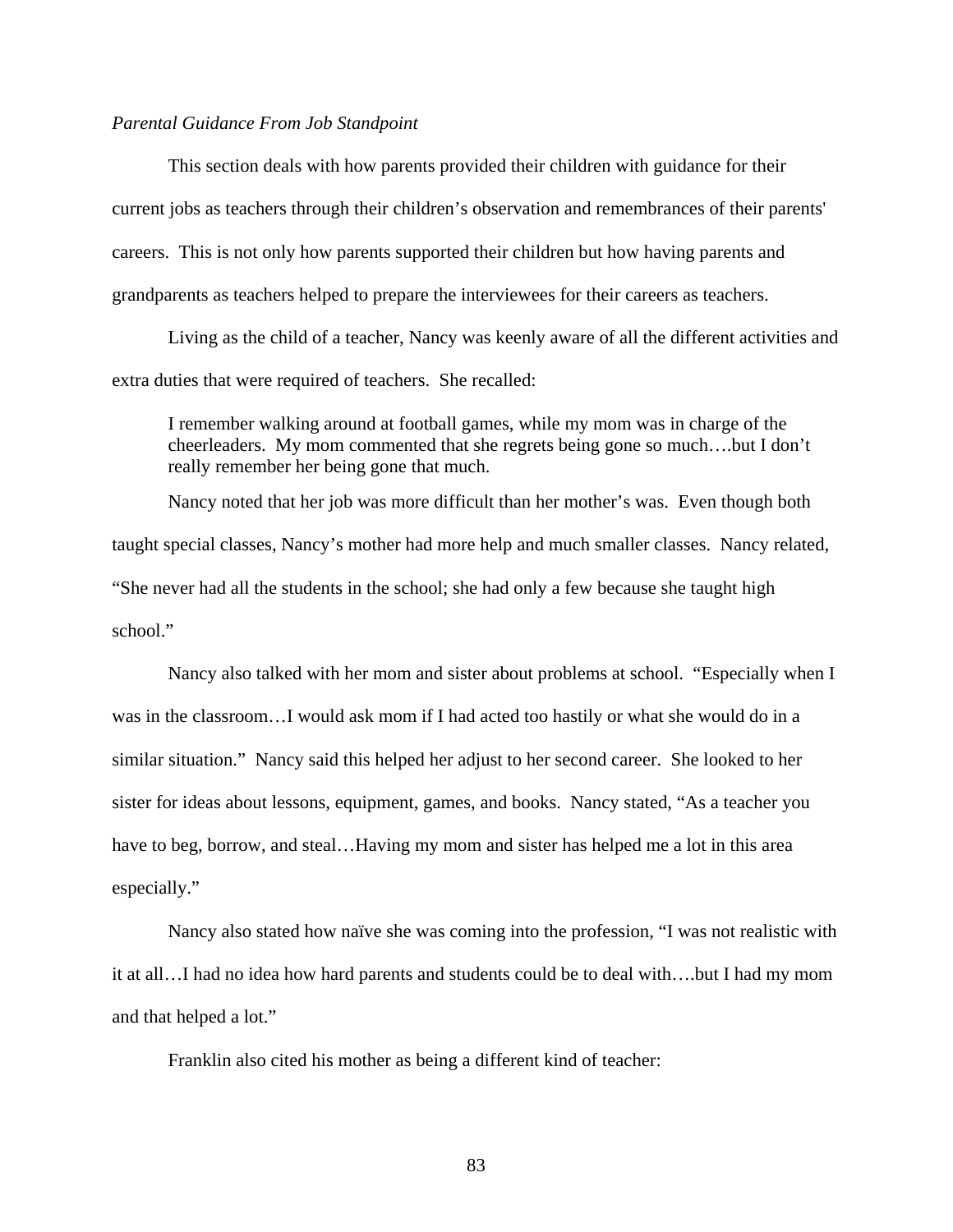*Parental Guidance From Job Standpoint*

This section deals with how parents provided their children with guidance for their current jobs as teachers through their children's observation and remembrances of their parents' careers. This is not only how parents supported their children but how having parents and grandparents as teachers helped to prepare the interviewees for their careers as teachers.

Living as the child of a teacher, Nancy was keenly aware of all the different activities and extra duties that were required of teachers. She recalled:

> I remember walking around at football games, while my mom was in charge of the cheerleaders. My mom commented that she regrets being gone so much….but I don't really remember her being gone that much.

Nancy noted that her job was more difficult than her mother's was. Even though both taught special classes, Nancy's mother had more help and much smaller classes. Nancy related, "She never had all the students in the school; she had only a few because she taught high school."

Nancy also talked with her mom and sister about problems at school. "Especially when I was in the classroom…I would ask mom if I had acted too hastily or what she would do in a similar situation." Nancy said this helped her adjust to her second career. She looked to her sister for ideas about lessons, equipment, games, and books. Nancy stated, "As a teacher you have to beg, borrow, and steal…Having my mom and sister has helped me a lot in this area especially."

Nancy also stated how naïve she was coming into the profession, "I was not realistic with it at all…I had no idea how hard parents and students could be to deal with….but I had my mom and that helped a lot."

Franklin also cited his mother as being a different kind of teacher: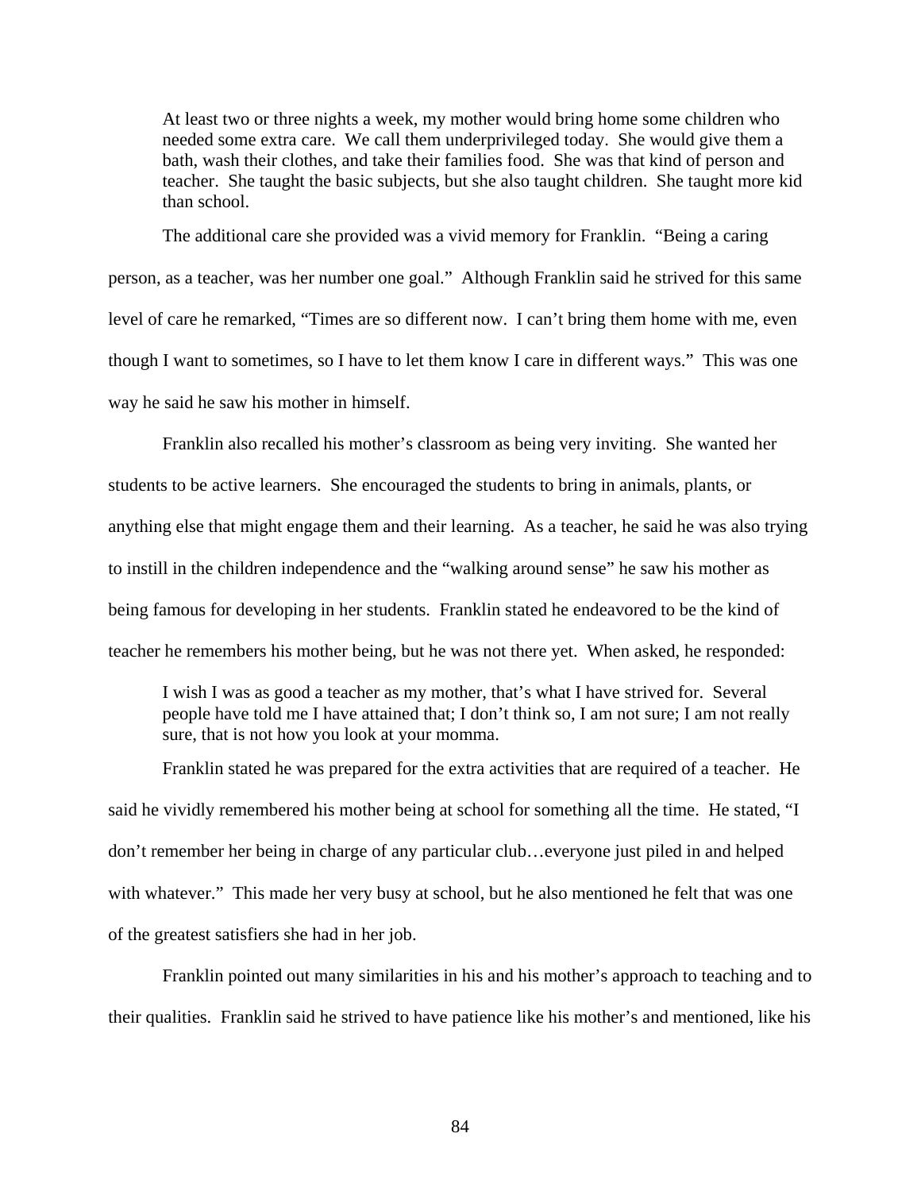> At least two or three nights a week, my mother would bring home some children who needed some extra care. We call them underprivileged today. She would give them a bath, wash their clothes, and take their families food. She was that kind of person and teacher. She taught the basic subjects, but she also taught children. She taught more kid than school.

The additional care she provided was a vivid memory for Franklin. "Being a caring person, as a teacher, was her number one goal." Although Franklin said he strived for this same level of care he remarked, "Times are so different now. I can't bring them home with me, even though I want to sometimes, so I have to let them know I care in different ways." This was one way he said he saw his mother in himself.

Franklin also recalled his mother's classroom as being very inviting. She wanted her students to be active learners. She encouraged the students to bring in animals, plants, or anything else that might engage them and their learning. As a teacher, he said he was also trying to instill in the children independence and the "walking around sense" he saw his mother as being famous for developing in her students. Franklin stated he endeavored to be the kind of teacher he remembers his mother being, but he was not there yet. When asked, he responded:

> I wish I was as good a teacher as my mother, that's what I have strived for. Several people have told me I have attained that; I don't think so, I am not sure; I am not really sure, that is not how you look at your momma.

Franklin stated he was prepared for the extra activities that are required of a teacher. He said he vividly remembered his mother being at school for something all the time. He stated, "I don't remember her being in charge of any particular club…everyone just piled in and helped with whatever." This made her very busy at school, but he also mentioned he felt that was one of the greatest satisfiers she had in her job.

Franklin pointed out many similarities in his and his mother's approach to teaching and to their qualities. Franklin said he strived to have patience like his mother's and mentioned, like his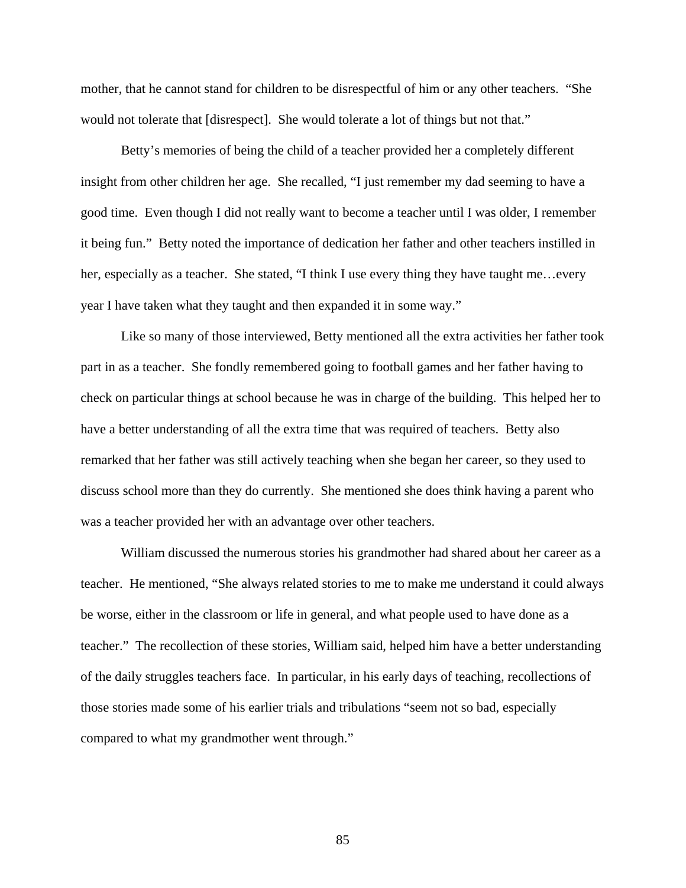mother, that he cannot stand for children to be disrespectful of him or any other teachers. "She would not tolerate that [disrespect]. She would tolerate a lot of things but not that."

Betty's memories of being the child of a teacher provided her a completely different insight from other children her age. She recalled, "I just remember my dad seeming to have a good time. Even though I did not really want to become a teacher until I was older, I remember it being fun." Betty noted the importance of dedication her father and other teachers instilled in her, especially as a teacher. She stated, "I think I use every thing they have taught me…every year I have taken what they taught and then expanded it in some way."

Like so many of those interviewed, Betty mentioned all the extra activities her father took part in as a teacher. She fondly remembered going to football games and her father having to check on particular things at school because he was in charge of the building. This helped her to have a better understanding of all the extra time that was required of teachers. Betty also remarked that her father was still actively teaching when she began her career, so they used to discuss school more than they do currently. She mentioned she does think having a parent who was a teacher provided her with an advantage over other teachers.

William discussed the numerous stories his grandmother had shared about her career as a teacher. He mentioned, "She always related stories to me to make me understand it could always be worse, either in the classroom or life in general, and what people used to have done as a teacher." The recollection of these stories, William said, helped him have a better understanding of the daily struggles teachers face. In particular, in his early days of teaching, recollections of those stories made some of his earlier trials and tribulations "seem not so bad, especially compared to what my grandmother went through."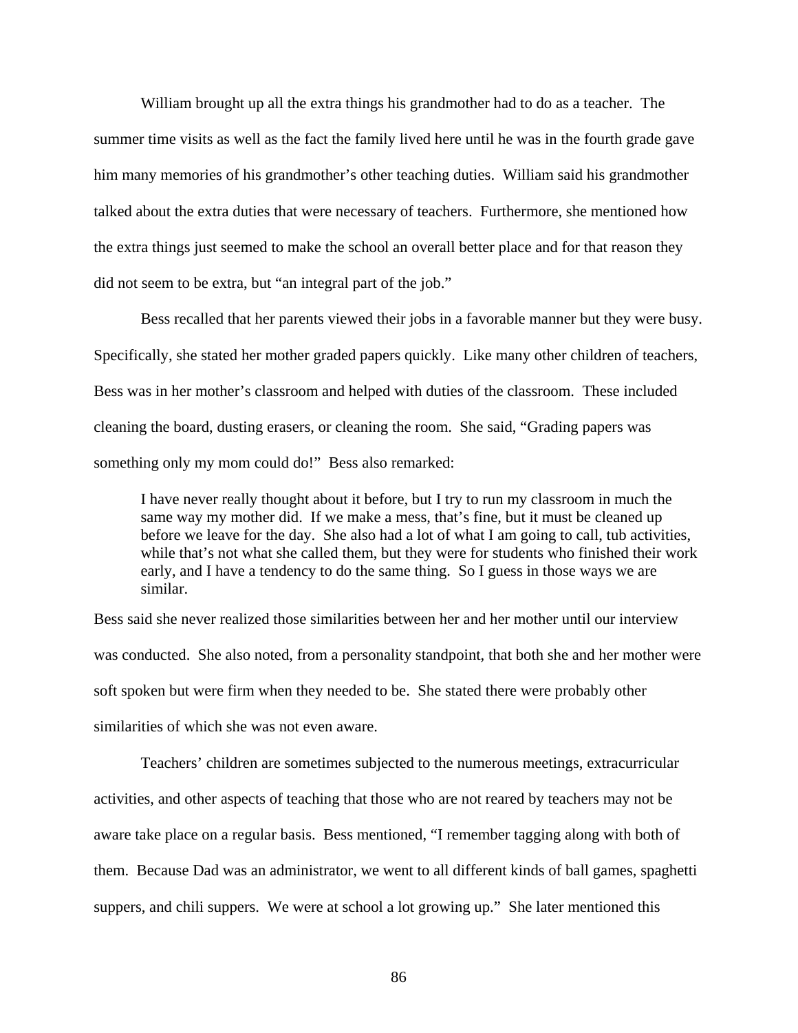William brought up all the extra things his grandmother had to do as a teacher. The summer time visits as well as the fact the family lived here until he was in the fourth grade gave him many memories of his grandmother's other teaching duties. William said his grandmother talked about the extra duties that were necessary of teachers. Furthermore, she mentioned how the extra things just seemed to make the school an overall better place and for that reason they did not seem to be extra, but "an integral part of the job."

Bess recalled that her parents viewed their jobs in a favorable manner but they were busy. Specifically, she stated her mother graded papers quickly. Like many other children of teachers, Bess was in her mother's classroom and helped with duties of the classroom. These included cleaning the board, dusting erasers, or cleaning the room. She said, "Grading papers was something only my mom could do!" Bess also remarked:

> I have never really thought about it before, but I try to run my classroom in much the same way my mother did. If we make a mess, that's fine, but it must be cleaned up before we leave for the day. She also had a lot of what I am going to call, tub activities, while that's not what she called them, but they were for students who finished their work early, and I have a tendency to do the same thing. So I guess in those ways we are similar.

Bess said she never realized those similarities between her and her mother until our interview was conducted. She also noted, from a personality standpoint, that both she and her mother were soft spoken but were firm when they needed to be. She stated there were probably other similarities of which she was not even aware.

Teachers' children are sometimes subjected to the numerous meetings, extracurricular activities, and other aspects of teaching that those who are not reared by teachers may not be aware take place on a regular basis. Bess mentioned, "I remember tagging along with both of them. Because Dad was an administrator, we went to all different kinds of ball games, spaghetti suppers, and chili suppers. We were at school a lot growing up." She later mentioned this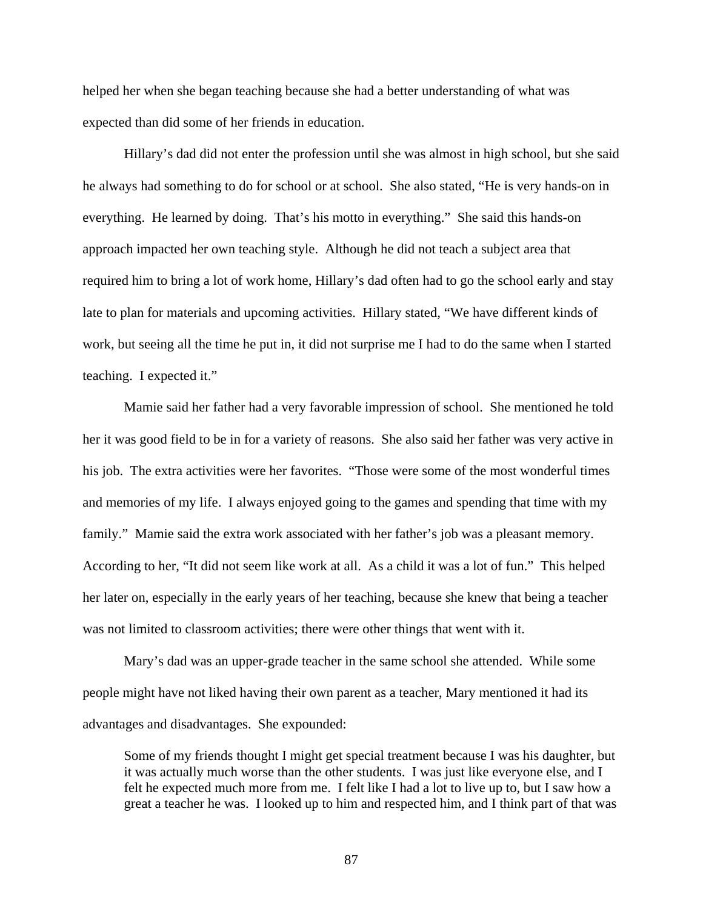helped her when she began teaching because she had a better understanding of what was expected than did some of her friends in education.

Hillary's dad did not enter the profession until she was almost in high school, but she said he always had something to do for school or at school. She also stated, "He is very hands-on in everything. He learned by doing. That's his motto in everything." She said this hands-on approach impacted her own teaching style. Although he did not teach a subject area that required him to bring a lot of work home, Hillary's dad often had to go the school early and stay late to plan for materials and upcoming activities. Hillary stated, "We have different kinds of work, but seeing all the time he put in, it did not surprise me I had to do the same when I started teaching. I expected it."

Mamie said her father had a very favorable impression of school. She mentioned he told her it was good field to be in for a variety of reasons. She also said her father was very active in his job. The extra activities were her favorites. "Those were some of the most wonderful times and memories of my life. I always enjoyed going to the games and spending that time with my family." Mamie said the extra work associated with her father's job was a pleasant memory. According to her, "It did not seem like work at all. As a child it was a lot of fun." This helped her later on, especially in the early years of her teaching, because she knew that being a teacher was not limited to classroom activities; there were other things that went with it.

Mary's dad was an upper-grade teacher in the same school she attended. While some people might have not liked having their own parent as a teacher, Mary mentioned it had its advantages and disadvantages. She expounded:

> Some of my friends thought I might get special treatment because I was his daughter, but it was actually much worse than the other students. I was just like everyone else, and I felt he expected much more from me. I felt like I had a lot to live up to, but I saw how a great a teacher he was. I looked up to him and respected him, and I think part of that was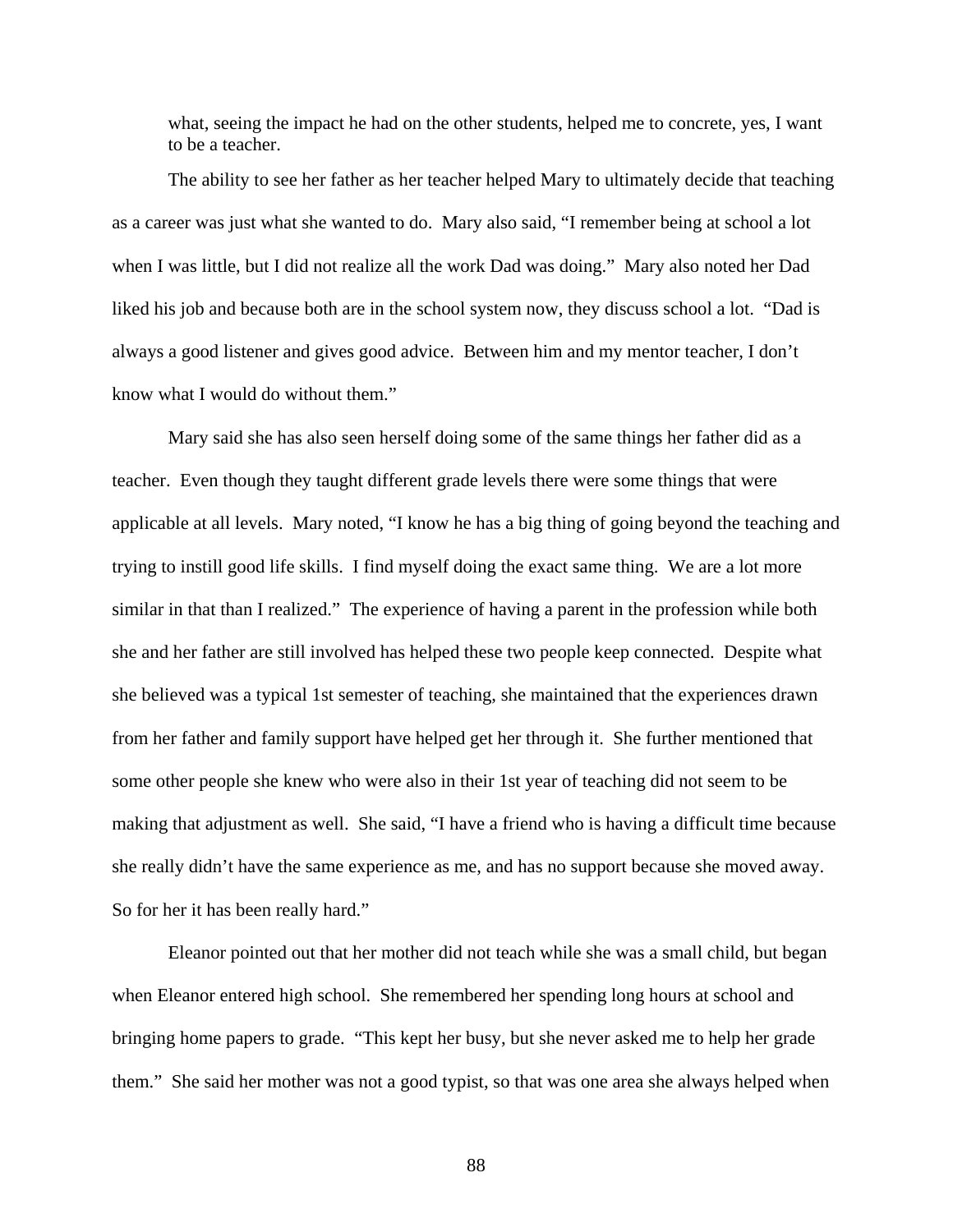> what, seeing the impact he had on the other students, helped me to concrete, yes, I want to be a teacher.

The ability to see her father as her teacher helped Mary to ultimately decide that teaching as a career was just what she wanted to do. Mary also said, "I remember being at school a lot when I was little, but I did not realize all the work Dad was doing." Mary also noted her Dad liked his job and because both are in the school system now, they discuss school a lot. "Dad is always a good listener and gives good advice. Between him and my mentor teacher, I don't know what I would do without them."

Mary said she has also seen herself doing some of the same things her father did as a teacher. Even though they taught different grade levels there were some things that were applicable at all levels. Mary noted, "I know he has a big thing of going beyond the teaching and trying to instill good life skills. I find myself doing the exact same thing. We are a lot more similar in that than I realized." The experience of having a parent in the profession while both she and her father are still involved has helped these two people keep connected. Despite what she believed was a typical 1st semester of teaching, she maintained that the experiences drawn from her father and family support have helped get her through it. She further mentioned that some other people she knew who were also in their 1st year of teaching did not seem to be making that adjustment as well. She said, "I have a friend who is having a difficult time because she really didn't have the same experience as me, and has no support because she moved away. So for her it has been really hard."

Eleanor pointed out that her mother did not teach while she was a small child, but began when Eleanor entered high school. She remembered her spending long hours at school and bringing home papers to grade. "This kept her busy, but she never asked me to help her grade them." She said her mother was not a good typist, so that was one area she always helped when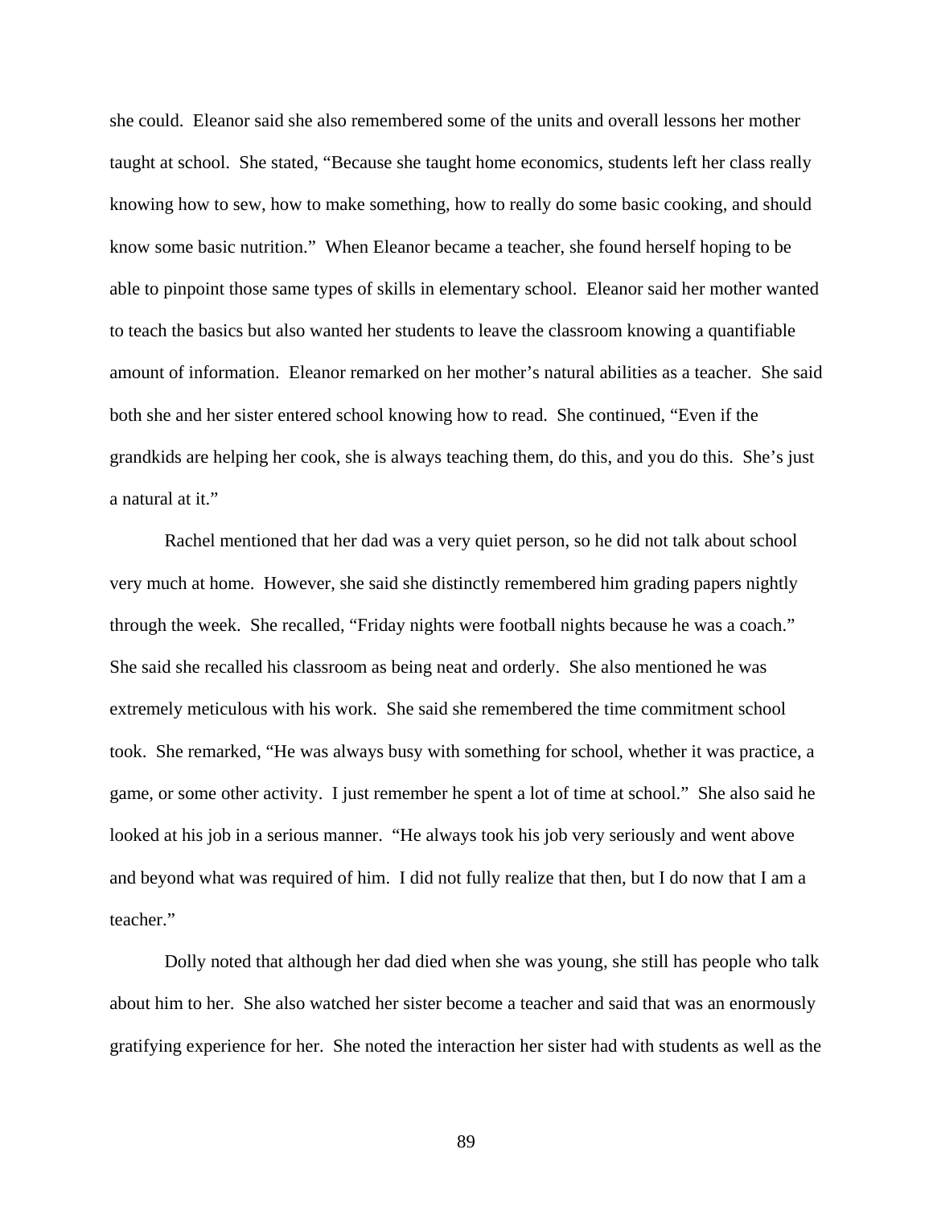she could. Eleanor said she also remembered some of the units and overall lessons her mother taught at school. She stated, "Because she taught home economics, students left her class really knowing how to sew, how to make something, how to really do some basic cooking, and should know some basic nutrition." When Eleanor became a teacher, she found herself hoping to be able to pinpoint those same types of skills in elementary school. Eleanor said her mother wanted to teach the basics but also wanted her students to leave the classroom knowing a quantifiable amount of information. Eleanor remarked on her mother's natural abilities as a teacher. She said both she and her sister entered school knowing how to read. She continued, "Even if the grandkids are helping her cook, she is always teaching them, do this, and you do this. She's just a natural at it."

Rachel mentioned that her dad was a very quiet person, so he did not talk about school very much at home. However, she said she distinctly remembered him grading papers nightly through the week. She recalled, "Friday nights were football nights because he was a coach." She said she recalled his classroom as being neat and orderly. She also mentioned he was extremely meticulous with his work. She said she remembered the time commitment school took. She remarked, "He was always busy with something for school, whether it was practice, a game, or some other activity. I just remember he spent a lot of time at school." She also said he looked at his job in a serious manner. "He always took his job very seriously and went above and beyond what was required of him. I did not fully realize that then, but I do now that I am a teacher."

Dolly noted that although her dad died when she was young, she still has people who talk about him to her. She also watched her sister become a teacher and said that was an enormously gratifying experience for her. She noted the interaction her sister had with students as well as the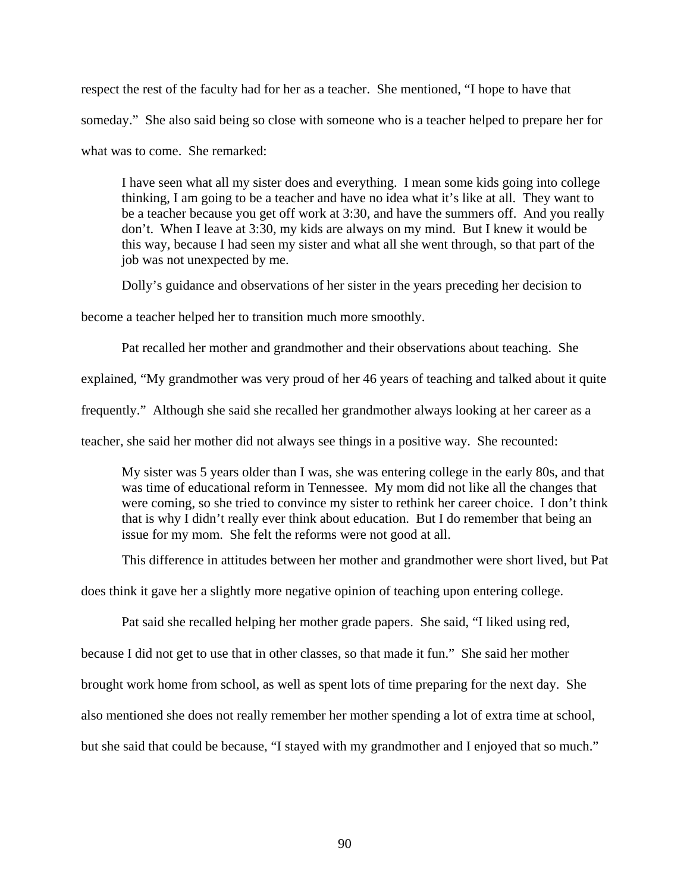respect the rest of the faculty had for her as a teacher. She mentioned, "I hope to have that someday." She also said being so close with someone who is a teacher helped to prepare her for what was to come. She remarked:

> I have seen what all my sister does and everything. I mean some kids going into college thinking, I am going to be a teacher and have no idea what it's like at all. They want to be a teacher because you get off work at 3:30, and have the summers off. And you really don't. When I leave at 3:30, my kids are always on my mind. But I knew it would be this way, because I had seen my sister and what all she went through, so that part of the job was not unexpected by me.

Dolly's guidance and observations of her sister in the years preceding her decision to become a teacher helped her to transition much more smoothly.

Pat recalled her mother and grandmother and their observations about teaching. She explained, "My grandmother was very proud of her 46 years of teaching and talked about it quite frequently." Although she said she recalled her grandmother always looking at her career as a teacher, she said her mother did not always see things in a positive way. She recounted:

> My sister was 5 years older than I was, she was entering college in the early 80s, and that was time of educational reform in Tennessee. My mom did not like all the changes that were coming, so she tried to convince my sister to rethink her career choice. I don't think that is why I didn't really ever think about education. But I do remember that being an issue for my mom. She felt the reforms were not good at all.

This difference in attitudes between her mother and grandmother were short lived, but Pat does think it gave her a slightly more negative opinion of teaching upon entering college.

Pat said she recalled helping her mother grade papers. She said, "I liked using red, because I did not get to use that in other classes, so that made it fun." She said her mother brought work home from school, as well as spent lots of time preparing for the next day. She also mentioned she does not really remember her mother spending a lot of extra time at school, but she said that could be because, "I stayed with my grandmother and I enjoyed that so much."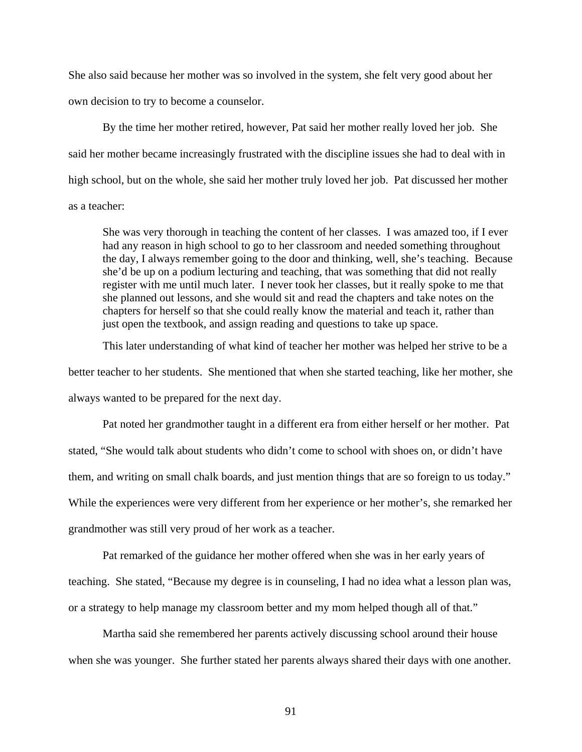She also said because her mother was so involved in the system, she felt very good about her own decision to try to become a counselor.

By the time her mother retired, however, Pat said her mother really loved her job. She said her mother became increasingly frustrated with the discipline issues she had to deal with in high school, but on the whole, she said her mother truly loved her job. Pat discussed her mother as a teacher:

> She was very thorough in teaching the content of her classes. I was amazed too, if I ever had any reason in high school to go to her classroom and needed something throughout the day, I always remember going to the door and thinking, well, she's teaching. Because she'd be up on a podium lecturing and teaching, that was something that did not really register with me until much later. I never took her classes, but it really spoke to me that she planned out lessons, and she would sit and read the chapters and take notes on the chapters for herself so that she could really know the material and teach it, rather than just open the textbook, and assign reading and questions to take up space.

This later understanding of what kind of teacher her mother was helped her strive to be a better teacher to her students. She mentioned that when she started teaching, like her mother, she always wanted to be prepared for the next day.

Pat noted her grandmother taught in a different era from either herself or her mother. Pat stated, "She would talk about students who didn't come to school with shoes on, or didn't have them, and writing on small chalk boards, and just mention things that are so foreign to us today." While the experiences were very different from her experience or her mother's, she remarked her grandmother was still very proud of her work as a teacher.

Pat remarked of the guidance her mother offered when she was in her early years of teaching. She stated, "Because my degree is in counseling, I had no idea what a lesson plan was, or a strategy to help manage my classroom better and my mom helped though all of that."

Martha said she remembered her parents actively discussing school around their house when she was younger. She further stated her parents always shared their days with one another.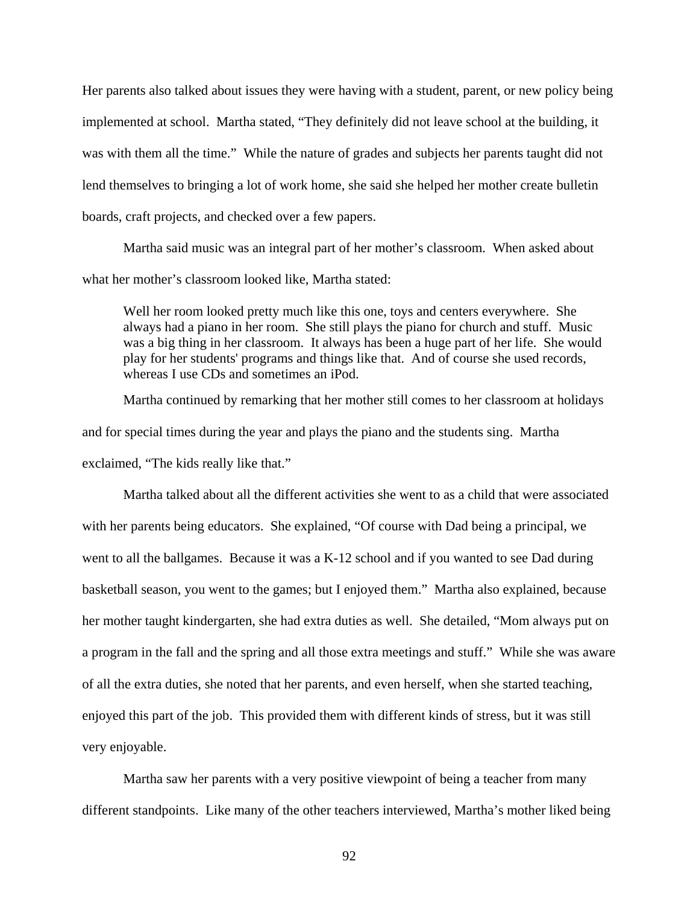Her parents also talked about issues they were having with a student, parent, or new policy being implemented at school. Martha stated, "They definitely did not leave school at the building, it was with them all the time." While the nature of grades and subjects her parents taught did not lend themselves to bringing a lot of work home, she said she helped her mother create bulletin boards, craft projects, and checked over a few papers.

Martha said music was an integral part of her mother's classroom. When asked about what her mother's classroom looked like, Martha stated:

> Well her room looked pretty much like this one, toys and centers everywhere. She always had a piano in her room. She still plays the piano for church and stuff. Music was a big thing in her classroom. It always has been a huge part of her life. She would play for her students' programs and things like that. And of course she used records, whereas I use CDs and sometimes an iPod.

Martha continued by remarking that her mother still comes to her classroom at holidays and for special times during the year and plays the piano and the students sing. Martha exclaimed, "The kids really like that."

Martha talked about all the different activities she went to as a child that were associated with her parents being educators. She explained, "Of course with Dad being a principal, we went to all the ballgames. Because it was a K-12 school and if you wanted to see Dad during basketball season, you went to the games; but I enjoyed them." Martha also explained, because her mother taught kindergarten, she had extra duties as well. She detailed, "Mom always put on a program in the fall and the spring and all those extra meetings and stuff." While she was aware of all the extra duties, she noted that her parents, and even herself, when she started teaching, enjoyed this part of the job. This provided them with different kinds of stress, but it was still very enjoyable.

Martha saw her parents with a very positive viewpoint of being a teacher from many different standpoints. Like many of the other teachers interviewed, Martha's mother liked being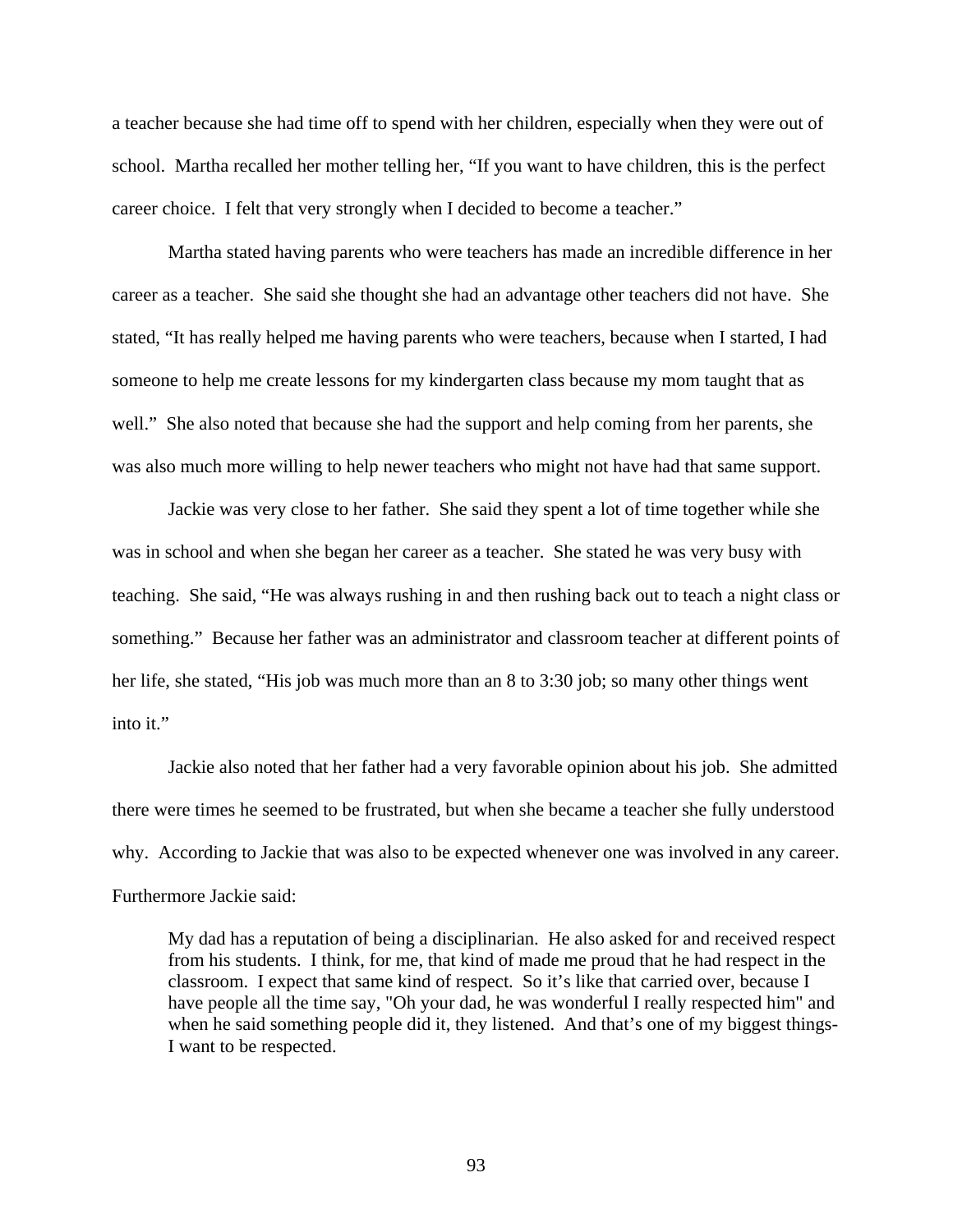a teacher because she had time off to spend with her children, especially when they were out of school. Martha recalled her mother telling her, "If you want to have children, this is the perfect career choice. I felt that very strongly when I decided to become a teacher."

Martha stated having parents who were teachers has made an incredible difference in her career as a teacher. She said she thought she had an advantage other teachers did not have. She stated, "It has really helped me having parents who were teachers, because when I started, I had someone to help me create lessons for my kindergarten class because my mom taught that as well." She also noted that because she had the support and help coming from her parents, she was also much more willing to help newer teachers who might not have had that same support.

Jackie was very close to her father. She said they spent a lot of time together while she was in school and when she began her career as a teacher. She stated he was very busy with teaching. She said, "He was always rushing in and then rushing back out to teach a night class or something." Because her father was an administrator and classroom teacher at different points of her life, she stated, "His job was much more than an 8 to 3:30 job; so many other things went into it."

Jackie also noted that her father had a very favorable opinion about his job. She admitted there were times he seemed to be frustrated, but when she became a teacher she fully understood why. According to Jackie that was also to be expected whenever one was involved in any career. Furthermore Jackie said:

> My dad has a reputation of being a disciplinarian. He also asked for and received respect from his students. I think, for me, that kind of made me proud that he had respect in the classroom. I expect that same kind of respect. So it's like that carried over, because I have people all the time say, "Oh your dad, he was wonderful I really respected him" and when he said something people did it, they listened. And that's one of my biggest things- I want to be respected.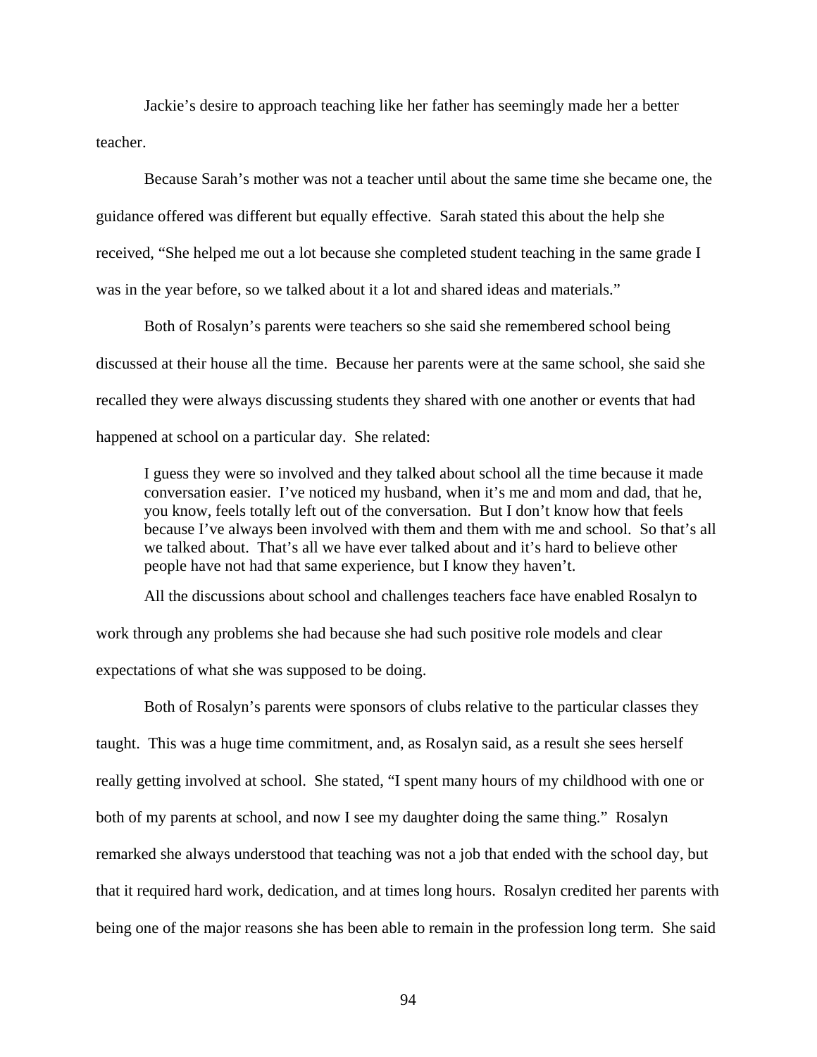Jackie's desire to approach teaching like her father has seemingly made her a better teacher.

Because Sarah's mother was not a teacher until about the same time she became one, the guidance offered was different but equally effective. Sarah stated this about the help she received, "She helped me out a lot because she completed student teaching in the same grade I was in the year before, so we talked about it a lot and shared ideas and materials."

Both of Rosalyn's parents were teachers so she said she remembered school being discussed at their house all the time. Because her parents were at the same school, she said she recalled they were always discussing students they shared with one another or events that had happened at school on a particular day. She related:

> I guess they were so involved and they talked about school all the time because it made conversation easier. I've noticed my husband, when it's me and mom and dad, that he, you know, feels totally left out of the conversation. But I don't know how that feels because I've always been involved with them and them with me and school. So that's all we talked about. That's all we have ever talked about and it's hard to believe other people have not had that same experience, but I know they haven't.

All the discussions about school and challenges teachers face have enabled Rosalyn to work through any problems she had because she had such positive role models and clear expectations of what she was supposed to be doing.

Both of Rosalyn's parents were sponsors of clubs relative to the particular classes they taught. This was a huge time commitment, and, as Rosalyn said, as a result she sees herself really getting involved at school. She stated, "I spent many hours of my childhood with one or both of my parents at school, and now I see my daughter doing the same thing." Rosalyn remarked she always understood that teaching was not a job that ended with the school day, but that it required hard work, dedication, and at times long hours. Rosalyn credited her parents with being one of the major reasons she has been able to remain in the profession long term. She said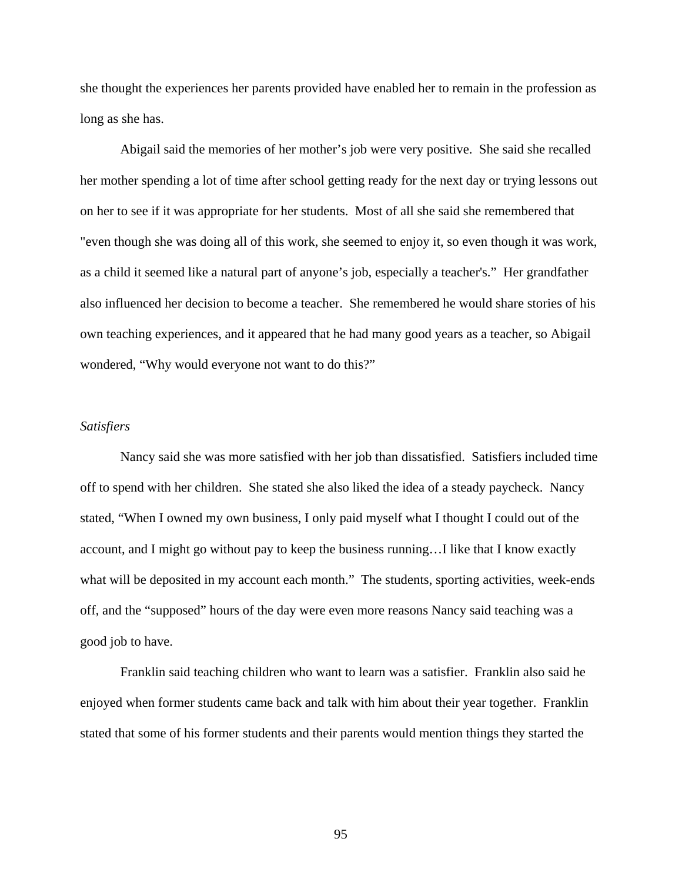she thought the experiences her parents provided have enabled her to remain in the profession as long as she has.

Abigail said the memories of her mother’s job were very positive. She said she recalled her mother spending a lot of time after school getting ready for the next day or trying lessons out on her to see if it was appropriate for her students. Most of all she said she remembered that "even though she was doing all of this work, she seemed to enjoy it, so even though it was work, as a child it seemed like a natural part of anyone’s job, especially a teacher's.” Her grandfather also influenced her decision to become a teacher. She remembered he would share stories of his own teaching experiences, and it appeared that he had many good years as a teacher, so Abigail wondered, “Why would everyone not want to do this?”

*Satisfiers*

Nancy said she was more satisfied with her job than dissatisfied. Satisfiers included time off to spend with her children. She stated she also liked the idea of a steady paycheck. Nancy stated, “When I owned my own business, I only paid myself what I thought I could out of the account, and I might go without pay to keep the business running…I like that I know exactly what will be deposited in my account each month.” The students, sporting activities, week-ends off, and the “supposed” hours of the day were even more reasons Nancy said teaching was a good job to have.

Franklin said teaching children who want to learn was a satisfier. Franklin also said he enjoyed when former students came back and talk with him about their year together. Franklin stated that some of his former students and their parents would mention things they started the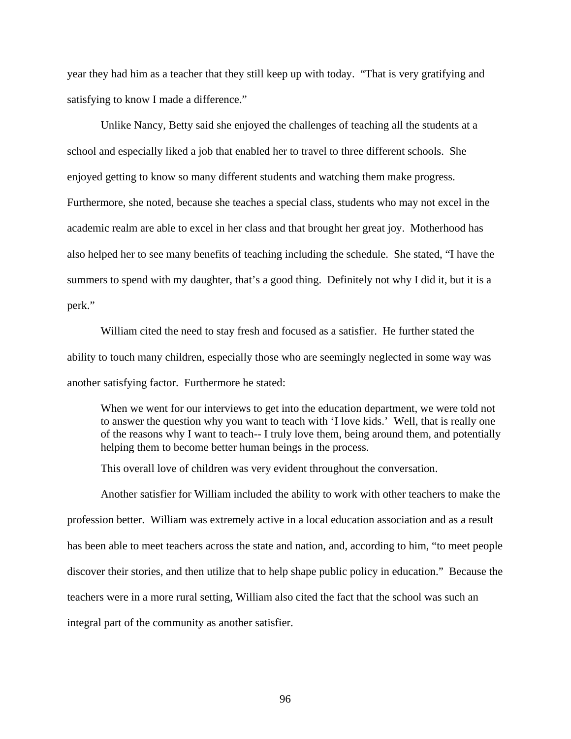year they had him as a teacher that they still keep up with today. "That is very gratifying and satisfying to know I made a difference."

Unlike Nancy, Betty said she enjoyed the challenges of teaching all the students at a school and especially liked a job that enabled her to travel to three different schools. She enjoyed getting to know so many different students and watching them make progress. Furthermore, she noted, because she teaches a special class, students who may not excel in the academic realm are able to excel in her class and that brought her great joy. Motherhood has also helped her to see many benefits of teaching including the schedule. She stated, "I have the summers to spend with my daughter, that's a good thing. Definitely not why I did it, but it is a perk."

William cited the need to stay fresh and focused as a satisfier. He further stated the ability to touch many children, especially those who are seemingly neglected in some way was another satisfying factor. Furthermore he stated:

> When we went for our interviews to get into the education department, we were told not to answer the question why you want to teach with 'I love kids.' Well, that is really one of the reasons why I want to teach-- I truly love them, being around them, and potentially helping them to become better human beings in the process.

This overall love of children was very evident throughout the conversation.

Another satisfier for William included the ability to work with other teachers to make the profession better. William was extremely active in a local education association and as a result has been able to meet teachers across the state and nation, and, according to him, "to meet people discover their stories, and then utilize that to help shape public policy in education." Because the teachers were in a more rural setting, William also cited the fact that the school was such an integral part of the community as another satisfier.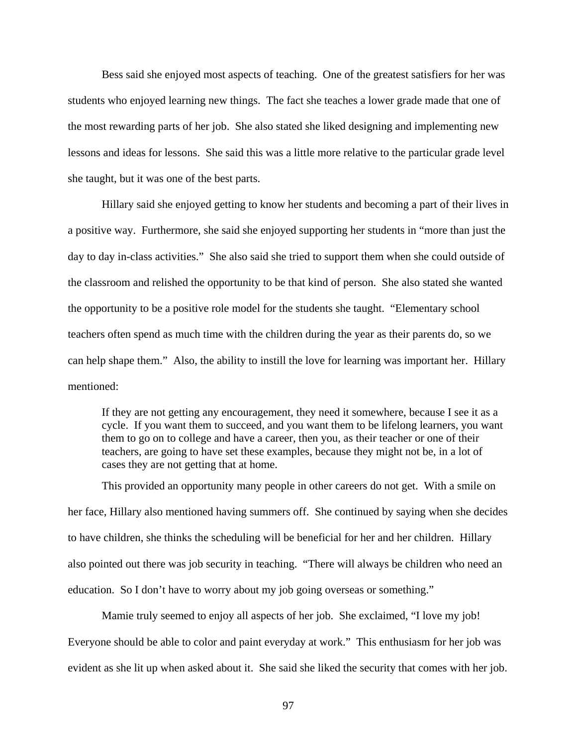Bess said she enjoyed most aspects of teaching. One of the greatest satisfiers for her was students who enjoyed learning new things. The fact she teaches a lower grade made that one of the most rewarding parts of her job. She also stated she liked designing and implementing new lessons and ideas for lessons. She said this was a little more relative to the particular grade level she taught, but it was one of the best parts.

Hillary said she enjoyed getting to know her students and becoming a part of their lives in a positive way. Furthermore, she said she enjoyed supporting her students in "more than just the day to day in-class activities." She also said she tried to support them when she could outside of the classroom and relished the opportunity to be that kind of person. She also stated she wanted the opportunity to be a positive role model for the students she taught. "Elementary school teachers often spend as much time with the children during the year as their parents do, so we can help shape them." Also, the ability to instill the love for learning was important her. Hillary mentioned:

> If they are not getting any encouragement, they need it somewhere, because I see it as a cycle. If you want them to succeed, and you want them to be lifelong learners, you want them to go on to college and have a career, then you, as their teacher or one of their teachers, are going to have set these examples, because they might not be, in a lot of cases they are not getting that at home.

This provided an opportunity many people in other careers do not get. With a smile on her face, Hillary also mentioned having summers off. She continued by saying when she decides to have children, she thinks the scheduling will be beneficial for her and her children. Hillary also pointed out there was job security in teaching. "There will always be children who need an education. So I don't have to worry about my job going overseas or something."

Mamie truly seemed to enjoy all aspects of her job. She exclaimed, "I love my job! Everyone should be able to color and paint everyday at work." This enthusiasm for her job was evident as she lit up when asked about it. She said she liked the security that comes with her job.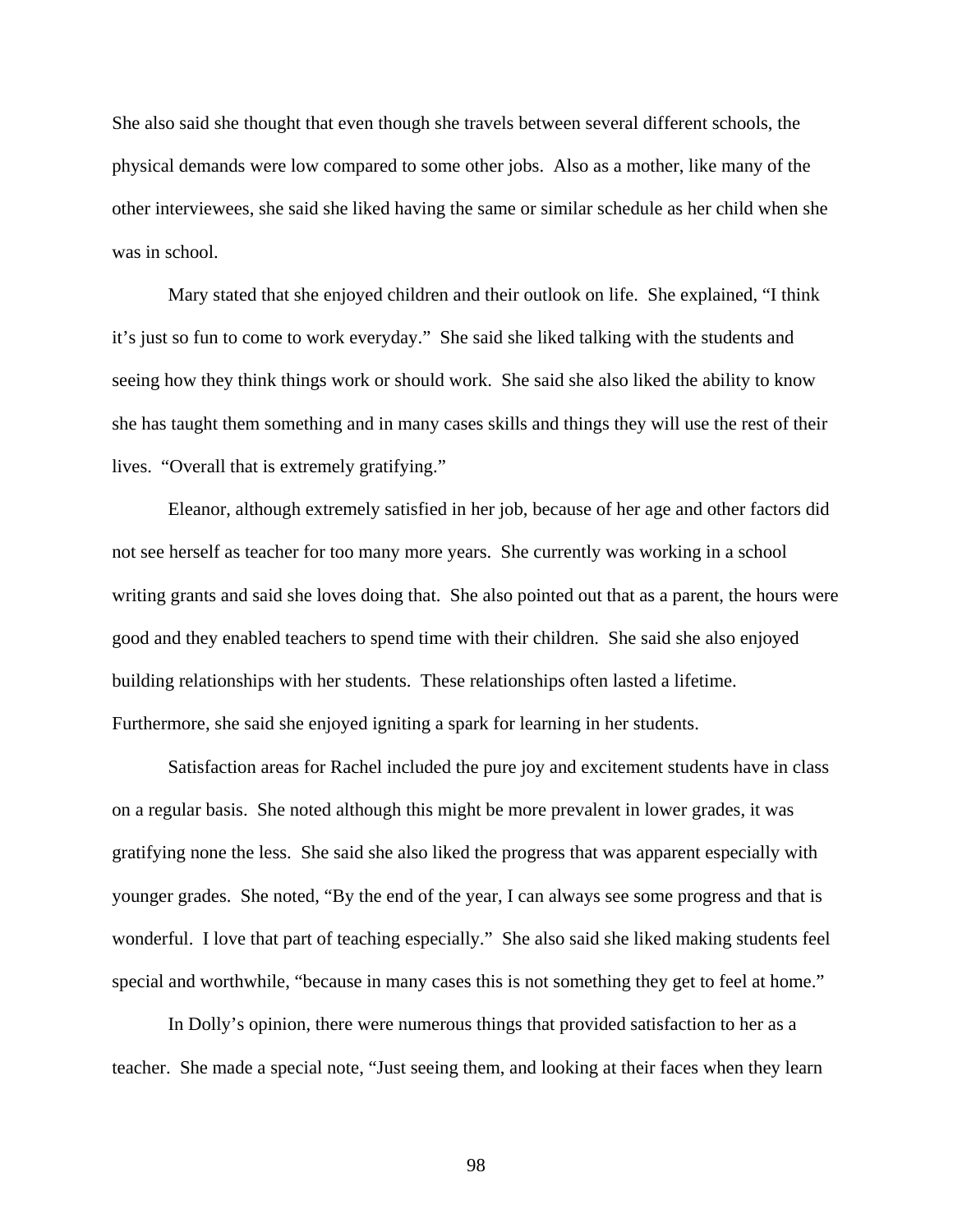She also said she thought that even though she travels between several different schools, the physical demands were low compared to some other jobs. Also as a mother, like many of the other interviewees, she said she liked having the same or similar schedule as her child when she was in school.

Mary stated that she enjoyed children and their outlook on life. She explained, "I think it's just so fun to come to work everyday." She said she liked talking with the students and seeing how they think things work or should work. She said she also liked the ability to know she has taught them something and in many cases skills and things they will use the rest of their lives. "Overall that is extremely gratifying."

Eleanor, although extremely satisfied in her job, because of her age and other factors did not see herself as teacher for too many more years. She currently was working in a school writing grants and said she loves doing that. She also pointed out that as a parent, the hours were good and they enabled teachers to spend time with their children. She said she also enjoyed building relationships with her students. These relationships often lasted a lifetime. Furthermore, she said she enjoyed igniting a spark for learning in her students.

Satisfaction areas for Rachel included the pure joy and excitement students have in class on a regular basis. She noted although this might be more prevalent in lower grades, it was gratifying none the less. She said she also liked the progress that was apparent especially with younger grades. She noted, "By the end of the year, I can always see some progress and that is wonderful. I love that part of teaching especially." She also said she liked making students feel special and worthwhile, "because in many cases this is not something they get to feel at home."

In Dolly's opinion, there were numerous things that provided satisfaction to her as a teacher. She made a special note, "Just seeing them, and looking at their faces when they learn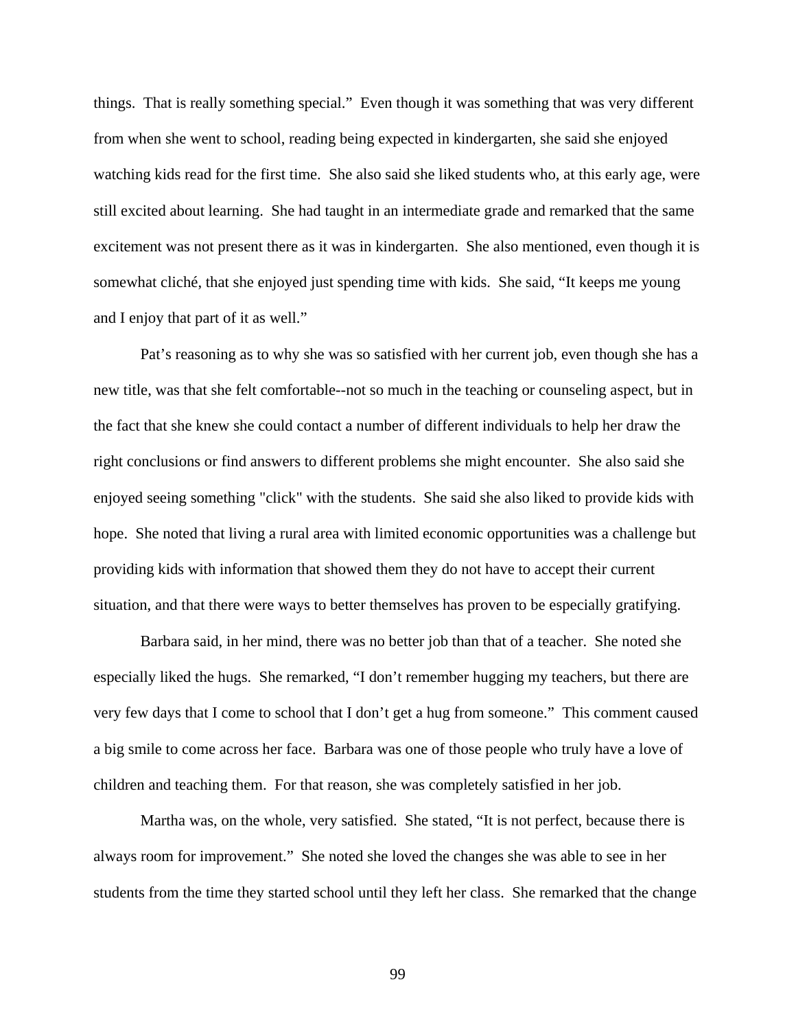things. That is really something special." Even though it was something that was very different from when she went to school, reading being expected in kindergarten, she said she enjoyed watching kids read for the first time. She also said she liked students who, at this early age, were still excited about learning. She had taught in an intermediate grade and remarked that the same excitement was not present there as it was in kindergarten. She also mentioned, even though it is somewhat cliché, that she enjoyed just spending time with kids. She said, "It keeps me young and I enjoy that part of it as well."

Pat's reasoning as to why she was so satisfied with her current job, even though she has a new title, was that she felt comfortable--not so much in the teaching or counseling aspect, but in the fact that she knew she could contact a number of different individuals to help her draw the right conclusions or find answers to different problems she might encounter. She also said she enjoyed seeing something "click" with the students. She said she also liked to provide kids with hope. She noted that living a rural area with limited economic opportunities was a challenge but providing kids with information that showed them they do not have to accept their current situation, and that there were ways to better themselves has proven to be especially gratifying.

Barbara said, in her mind, there was no better job than that of a teacher. She noted she especially liked the hugs. She remarked, "I don't remember hugging my teachers, but there are very few days that I come to school that I don't get a hug from someone." This comment caused a big smile to come across her face. Barbara was one of those people who truly have a love of children and teaching them. For that reason, she was completely satisfied in her job.

Martha was, on the whole, very satisfied. She stated, "It is not perfect, because there is always room for improvement." She noted she loved the changes she was able to see in her students from the time they started school until they left her class. She remarked that the change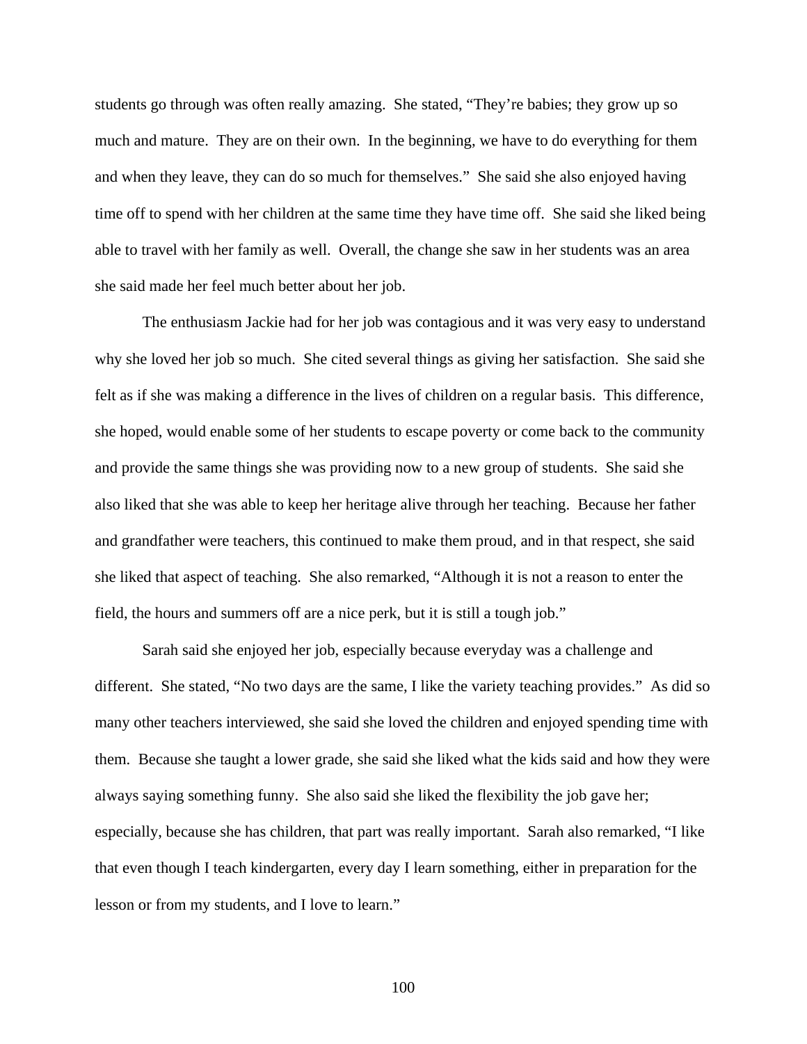students go through was often really amazing. She stated, “They’re babies; they grow up so much and mature. They are on their own. In the beginning, we have to do everything for them and when they leave, they can do so much for themselves.” She said she also enjoyed having time off to spend with her children at the same time they have time off. She said she liked being able to travel with her family as well. Overall, the change she saw in her students was an area she said made her feel much better about her job.

The enthusiasm Jackie had for her job was contagious and it was very easy to understand why she loved her job so much. She cited several things as giving her satisfaction. She said she felt as if she was making a difference in the lives of children on a regular basis. This difference, she hoped, would enable some of her students to escape poverty or come back to the community and provide the same things she was providing now to a new group of students. She said she also liked that she was able to keep her heritage alive through her teaching. Because her father and grandfather were teachers, this continued to make them proud, and in that respect, she said she liked that aspect of teaching. She also remarked, “Although it is not a reason to enter the field, the hours and summers off are a nice perk, but it is still a tough job.”

Sarah said she enjoyed her job, especially because everyday was a challenge and different. She stated, “No two days are the same, I like the variety teaching provides.” As did so many other teachers interviewed, she said she loved the children and enjoyed spending time with them. Because she taught a lower grade, she said she liked what the kids said and how they were always saying something funny. She also said she liked the flexibility the job gave her; especially, because she has children, that part was really important. Sarah also remarked, “I like that even though I teach kindergarten, every day I learn something, either in preparation for the lesson or from my students, and I love to learn.”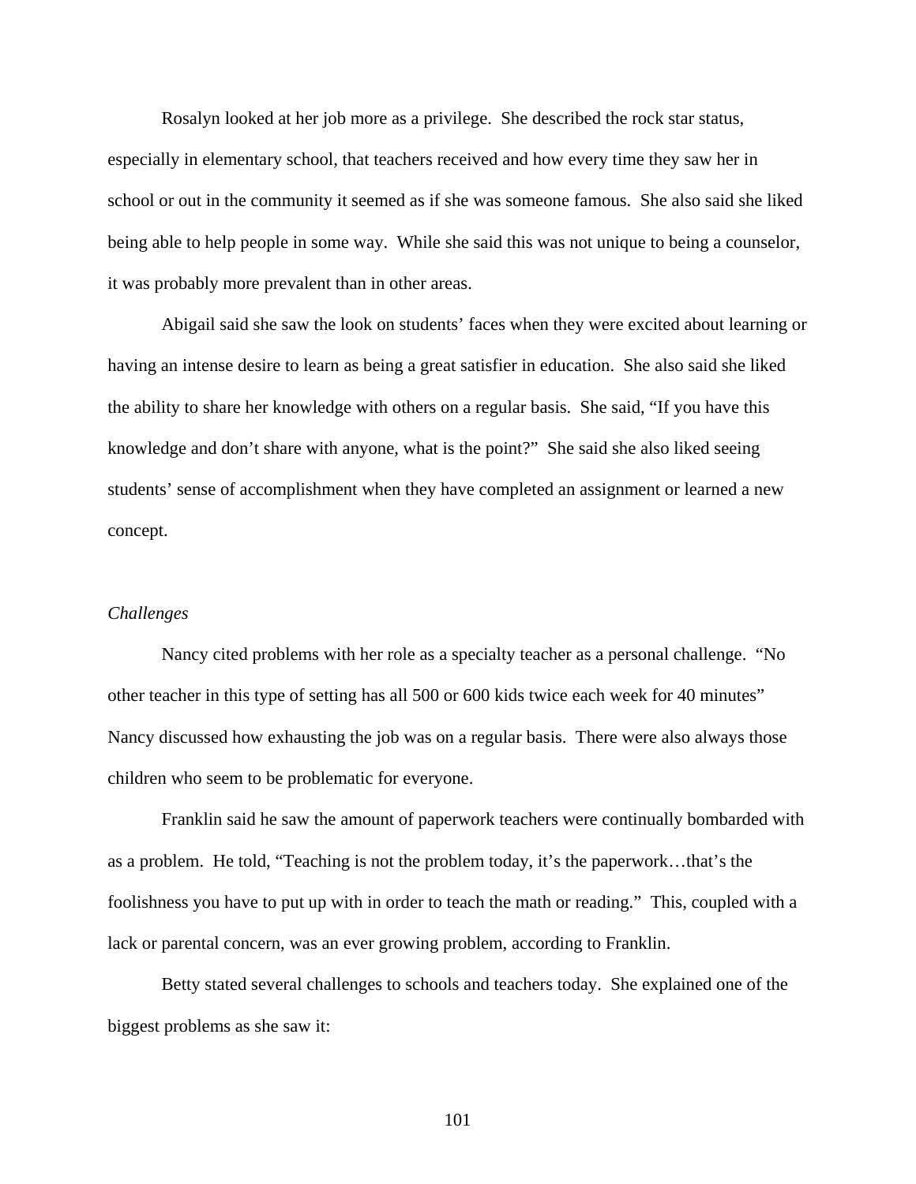Rosalyn looked at her job more as a privilege. She described the rock star status, especially in elementary school, that teachers received and how every time they saw her in school or out in the community it seemed as if she was someone famous. She also said she liked being able to help people in some way. While she said this was not unique to being a counselor, it was probably more prevalent than in other areas.

Abigail said she saw the look on students' faces when they were excited about learning or having an intense desire to learn as being a great satisfier in education. She also said she liked the ability to share her knowledge with others on a regular basis. She said, "If you have this knowledge and don't share with anyone, what is the point?" She said she also liked seeing students' sense of accomplishment when they have completed an assignment or learned a new concept.

*Challenges*

Nancy cited problems with her role as a specialty teacher as a personal challenge. "No other teacher in this type of setting has all 500 or 600 kids twice each week for 40 minutes" Nancy discussed how exhausting the job was on a regular basis. There were also always those children who seem to be problematic for everyone.

Franklin said he saw the amount of paperwork teachers were continually bombarded with as a problem. He told, "Teaching is not the problem today, it's the paperwork…that's the foolishness you have to put up with in order to teach the math or reading." This, coupled with a lack or parental concern, was an ever growing problem, according to Franklin.

Betty stated several challenges to schools and teachers today. She explained one of the biggest problems as she saw it: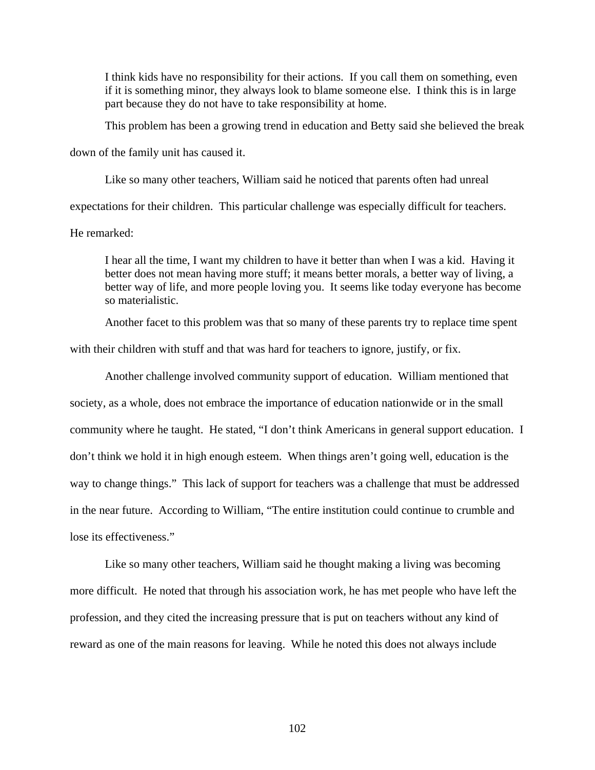> I think kids have no responsibility for their actions. If you call them on something, even if it is something minor, they always look to blame someone else. I think this is in large part because they do not have to take responsibility at home.

This problem has been a growing trend in education and Betty said she believed the break down of the family unit has caused it.

Like so many other teachers, William said he noticed that parents often had unreal expectations for their children. This particular challenge was especially difficult for teachers. He remarked:

> I hear all the time, I want my children to have it better than when I was a kid. Having it better does not mean having more stuff; it means better morals, a better way of living, a better way of life, and more people loving you. It seems like today everyone has become so materialistic.

Another facet to this problem was that so many of these parents try to replace time spent with their children with stuff and that was hard for teachers to ignore, justify, or fix.

Another challenge involved community support of education. William mentioned that society, as a whole, does not embrace the importance of education nationwide or in the small community where he taught. He stated, "I don't think Americans in general support education. I don't think we hold it in high enough esteem. When things aren't going well, education is the way to change things." This lack of support for teachers was a challenge that must be addressed in the near future. According to William, "The entire institution could continue to crumble and lose its effectiveness."

Like so many other teachers, William said he thought making a living was becoming more difficult. He noted that through his association work, he has met people who have left the profession, and they cited the increasing pressure that is put on teachers without any kind of reward as one of the main reasons for leaving. While he noted this does not always include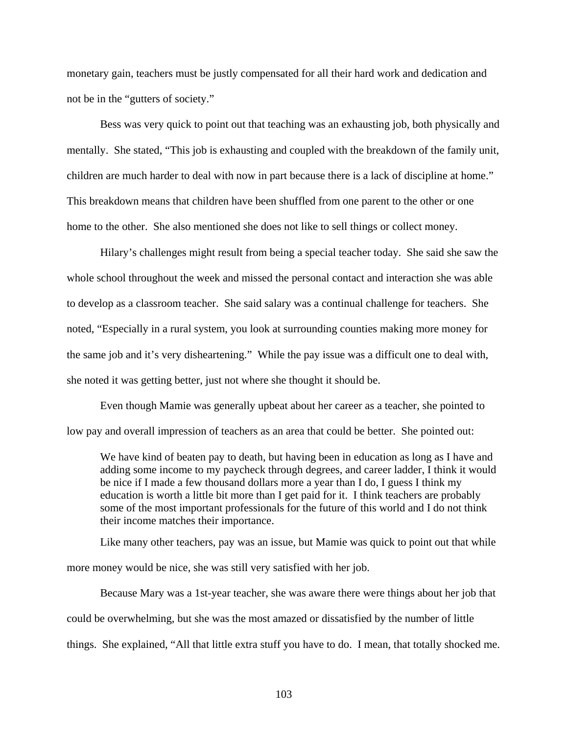monetary gain, teachers must be justly compensated for all their hard work and dedication and not be in the "gutters of society."

Bess was very quick to point out that teaching was an exhausting job, both physically and mentally. She stated, "This job is exhausting and coupled with the breakdown of the family unit, children are much harder to deal with now in part because there is a lack of discipline at home." This breakdown means that children have been shuffled from one parent to the other or one home to the other. She also mentioned she does not like to sell things or collect money.

Hilary's challenges might result from being a special teacher today. She said she saw the whole school throughout the week and missed the personal contact and interaction she was able to develop as a classroom teacher. She said salary was a continual challenge for teachers. She noted, "Especially in a rural system, you look at surrounding counties making more money for the same job and it's very disheartening." While the pay issue was a difficult one to deal with, she noted it was getting better, just not where she thought it should be.

Even though Mamie was generally upbeat about her career as a teacher, she pointed to low pay and overall impression of teachers as an area that could be better. She pointed out:

> We have kind of beaten pay to death, but having been in education as long as I have and adding some income to my paycheck through degrees, and career ladder, I think it would be nice if I made a few thousand dollars more a year than I do, I guess I think my education is worth a little bit more than I get paid for it. I think teachers are probably some of the most important professionals for the future of this world and I do not think their income matches their importance.

Like many other teachers, pay was an issue, but Mamie was quick to point out that while more money would be nice, she was still very satisfied with her job.

Because Mary was a 1st-year teacher, she was aware there were things about her job that could be overwhelming, but she was the most amazed or dissatisfied by the number of little things. She explained, "All that little extra stuff you have to do. I mean, that totally shocked me.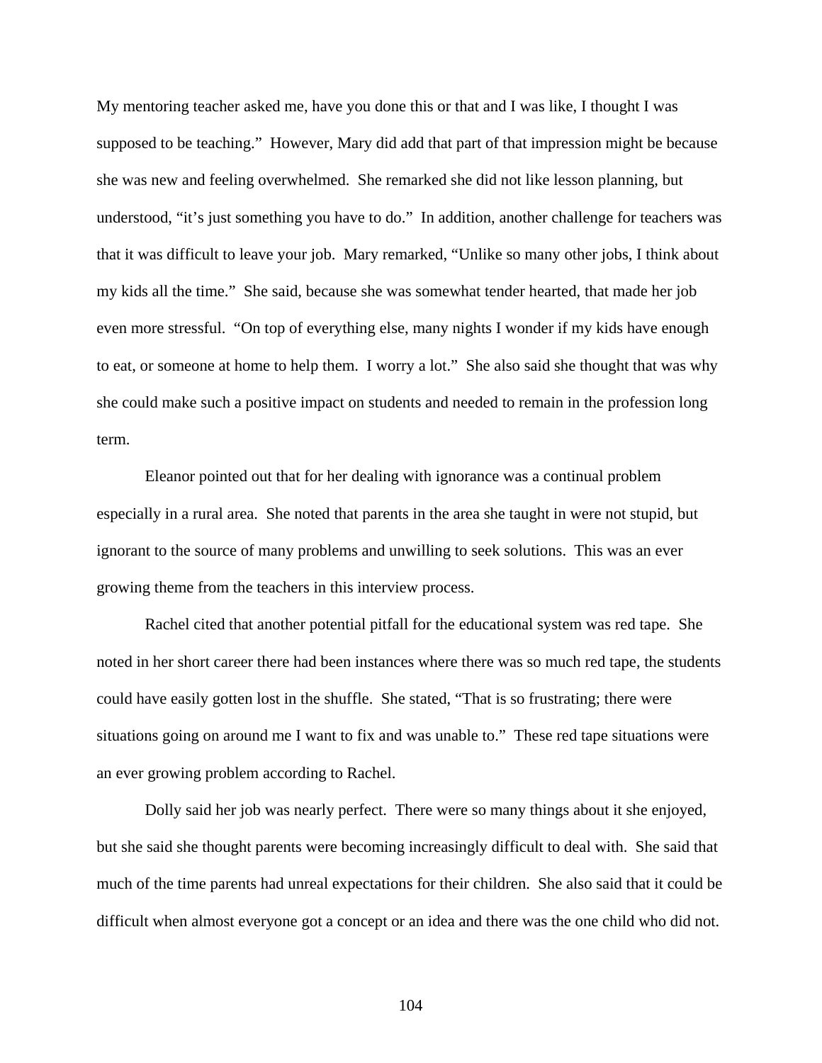My mentoring teacher asked me, have you done this or that and I was like, I thought I was supposed to be teaching." However, Mary did add that part of that impression might be because she was new and feeling overwhelmed. She remarked she did not like lesson planning, but understood, "it's just something you have to do." In addition, another challenge for teachers was that it was difficult to leave your job. Mary remarked, "Unlike so many other jobs, I think about my kids all the time." She said, because she was somewhat tender hearted, that made her job even more stressful. "On top of everything else, many nights I wonder if my kids have enough to eat, or someone at home to help them. I worry a lot." She also said she thought that was why she could make such a positive impact on students and needed to remain in the profession long term.

Eleanor pointed out that for her dealing with ignorance was a continual problem especially in a rural area. She noted that parents in the area she taught in were not stupid, but ignorant to the source of many problems and unwilling to seek solutions. This was an ever growing theme from the teachers in this interview process.

Rachel cited that another potential pitfall for the educational system was red tape. She noted in her short career there had been instances where there was so much red tape, the students could have easily gotten lost in the shuffle. She stated, "That is so frustrating; there were situations going on around me I want to fix and was unable to." These red tape situations were an ever growing problem according to Rachel.

Dolly said her job was nearly perfect. There were so many things about it she enjoyed, but she said she thought parents were becoming increasingly difficult to deal with. She said that much of the time parents had unreal expectations for their children. She also said that it could be difficult when almost everyone got a concept or an idea and there was the one child who did not.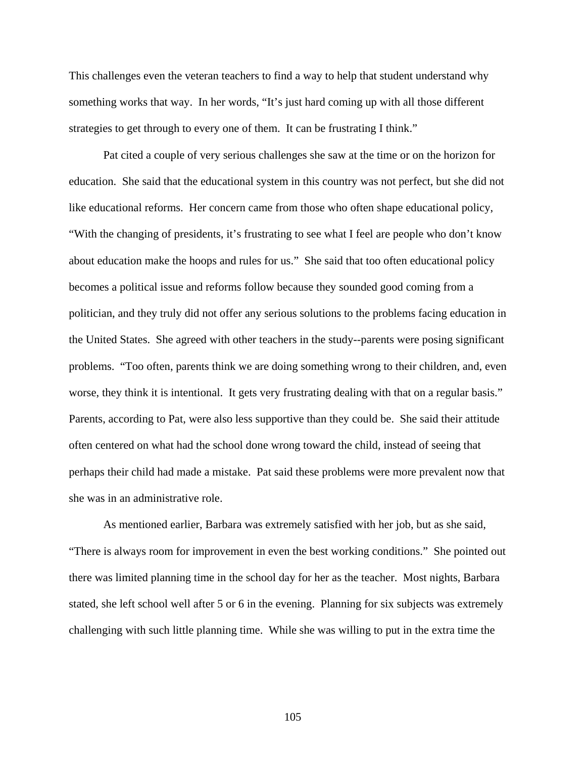This challenges even the veteran teachers to find a way to help that student understand why something works that way. In her words, "It's just hard coming up with all those different strategies to get through to every one of them. It can be frustrating I think."

Pat cited a couple of very serious challenges she saw at the time or on the horizon for education. She said that the educational system in this country was not perfect, but she did not like educational reforms. Her concern came from those who often shape educational policy, "With the changing of presidents, it's frustrating to see what I feel are people who don't know about education make the hoops and rules for us." She said that too often educational policy becomes a political issue and reforms follow because they sounded good coming from a politician, and they truly did not offer any serious solutions to the problems facing education in the United States. She agreed with other teachers in the study--parents were posing significant problems. "Too often, parents think we are doing something wrong to their children, and, even worse, they think it is intentional. It gets very frustrating dealing with that on a regular basis." Parents, according to Pat, were also less supportive than they could be. She said their attitude often centered on what had the school done wrong toward the child, instead of seeing that perhaps their child had made a mistake. Pat said these problems were more prevalent now that she was in an administrative role.

As mentioned earlier, Barbara was extremely satisfied with her job, but as she said, "There is always room for improvement in even the best working conditions." She pointed out there was limited planning time in the school day for her as the teacher. Most nights, Barbara stated, she left school well after 5 or 6 in the evening. Planning for six subjects was extremely challenging with such little planning time. While she was willing to put in the extra time the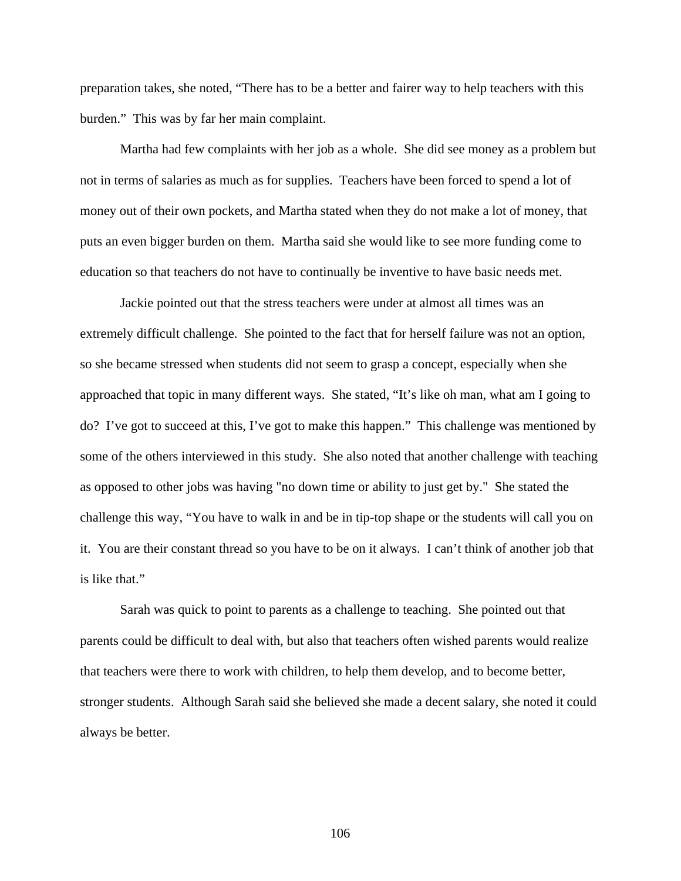preparation takes, she noted, “There has to be a better and fairer way to help teachers with this burden.” This was by far her main complaint.

Martha had few complaints with her job as a whole. She did see money as a problem but not in terms of salaries as much as for supplies. Teachers have been forced to spend a lot of money out of their own pockets, and Martha stated when they do not make a lot of money, that puts an even bigger burden on them. Martha said she would like to see more funding come to education so that teachers do not have to continually be inventive to have basic needs met.

Jackie pointed out that the stress teachers were under at almost all times was an extremely difficult challenge. She pointed to the fact that for herself failure was not an option, so she became stressed when students did not seem to grasp a concept, especially when she approached that topic in many different ways. She stated, “It’s like oh man, what am I going to do? I’ve got to succeed at this, I’ve got to make this happen.” This challenge was mentioned by some of the others interviewed in this study. She also noted that another challenge with teaching as opposed to other jobs was having "no down time or ability to just get by." She stated the challenge this way, “You have to walk in and be in tip-top shape or the students will call you on it. You are their constant thread so you have to be on it always. I can’t think of another job that is like that.”

Sarah was quick to point to parents as a challenge to teaching. She pointed out that parents could be difficult to deal with, but also that teachers often wished parents would realize that teachers were there to work with children, to help them develop, and to become better, stronger students. Although Sarah said she believed she made a decent salary, she noted it could always be better.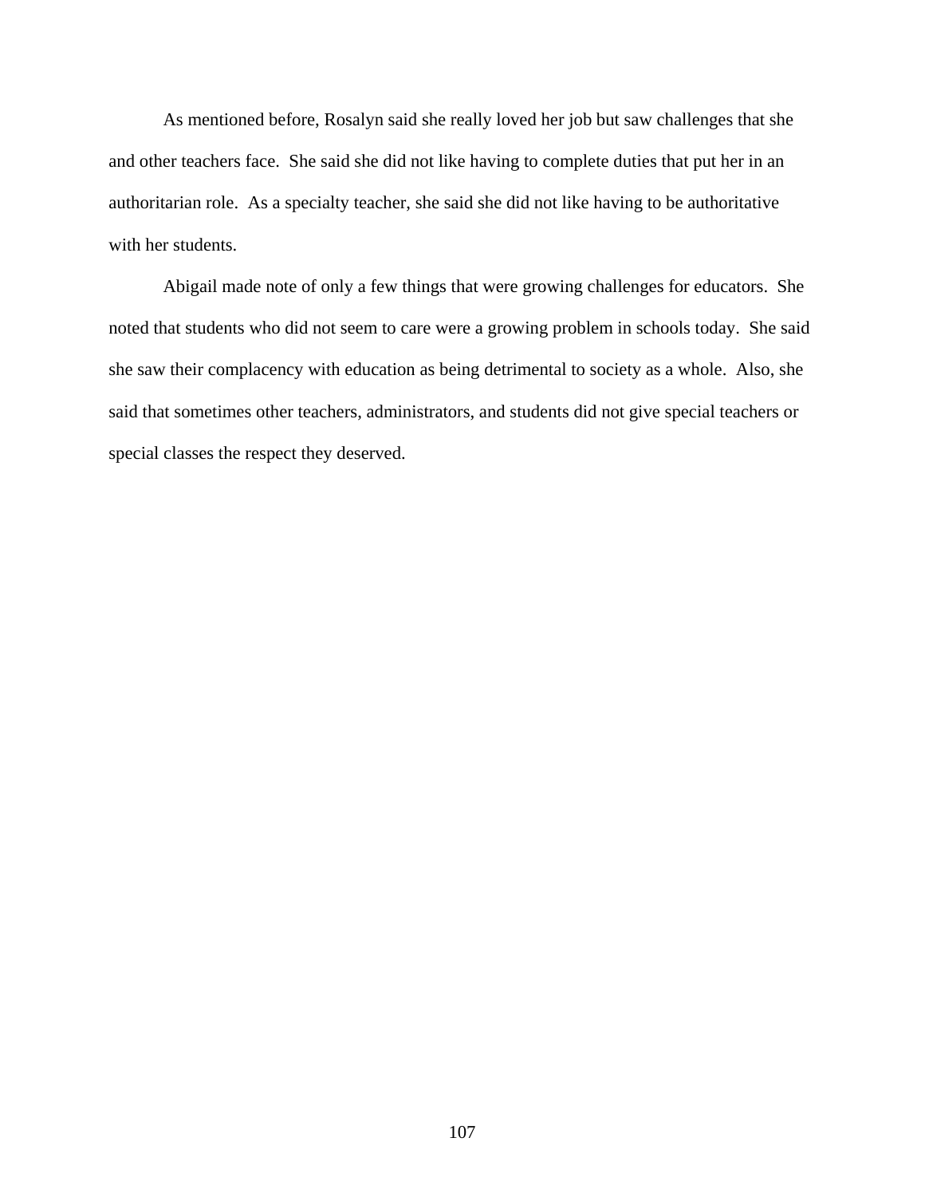As mentioned before, Rosalyn said she really loved her job but saw challenges that she and other teachers face. She said she did not like having to complete duties that put her in an authoritarian role. As a specialty teacher, she said she did not like having to be authoritative with her students.

Abigail made note of only a few things that were growing challenges for educators. She noted that students who did not seem to care were a growing problem in schools today. She said she saw their complacency with education as being detrimental to society as a whole. Also, she said that sometimes other teachers, administrators, and students did not give special teachers or special classes the respect they deserved.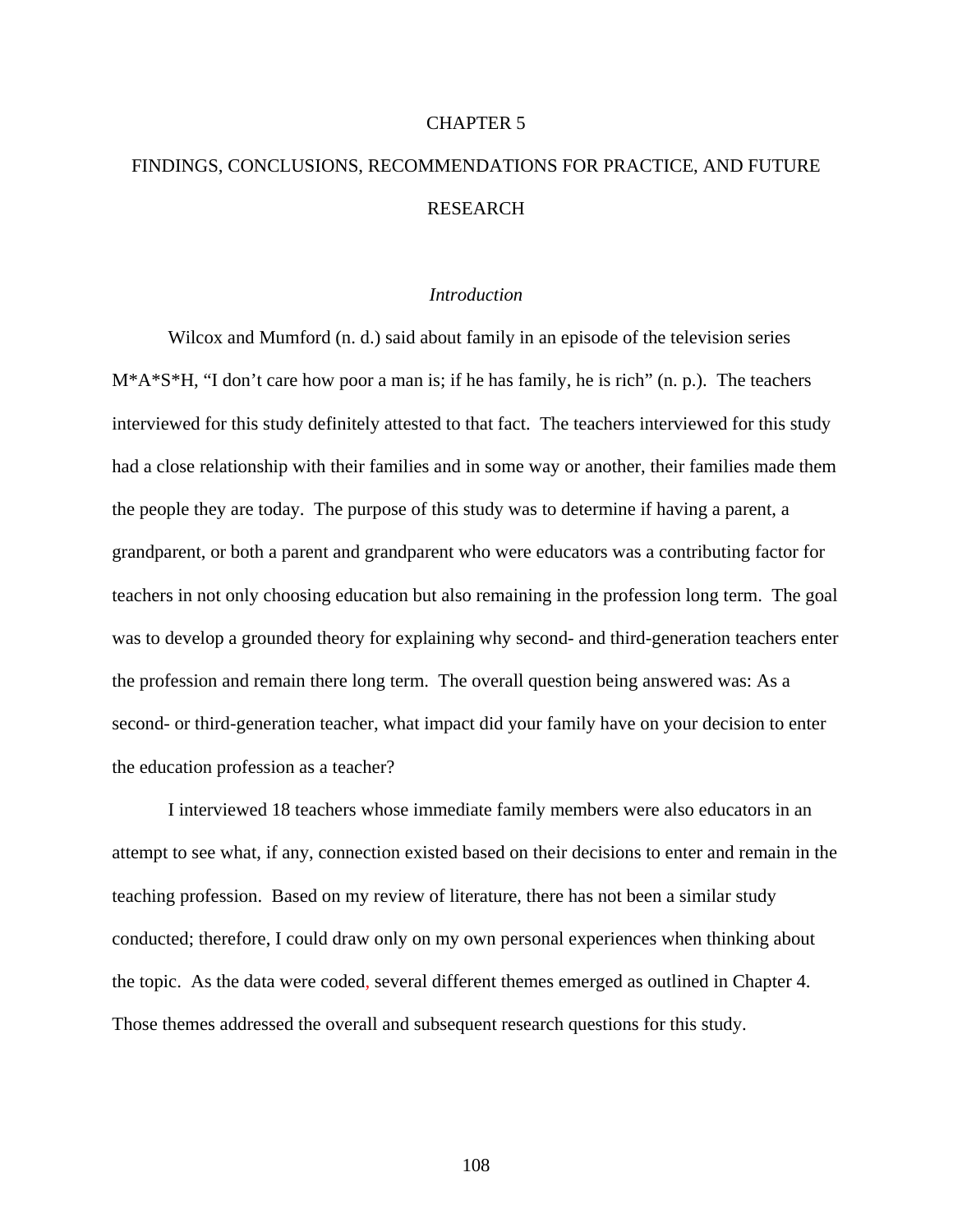# CHAPTER 5

# FINDINGS, CONCLUSIONS, RECOMMENDATIONS FOR PRACTICE, AND FUTURE RESEARCH

## *Introduction*

Wilcox and Mumford (n. d.) said about family in an episode of the television series M*A*S*H, "I don't care how poor a man is; if he has family, he is rich" (n. p.). The teachers interviewed for this study definitely attested to that fact. The teachers interviewed for this study had a close relationship with their families and in some way or another, their families made them the people they are today. The purpose of this study was to determine if having a parent, a grandparent, or both a parent and grandparent who were educators was a contributing factor for teachers in not only choosing education but also remaining in the profession long term. The goal was to develop a grounded theory for explaining why second- and third-generation teachers enter the profession and remain there long term. The overall question being answered was: As a second- or third-generation teacher, what impact did your family have on your decision to enter the education profession as a teacher?

I interviewed 18 teachers whose immediate family members were also educators in an attempt to see what, if any, connection existed based on their decisions to enter and remain in the teaching profession. Based on my review of literature, there has not been a similar study conducted; therefore, I could draw only on my own personal experiences when thinking about the topic. As the data were coded, several different themes emerged as outlined in Chapter 4. Those themes addressed the overall and subsequent research questions for this study.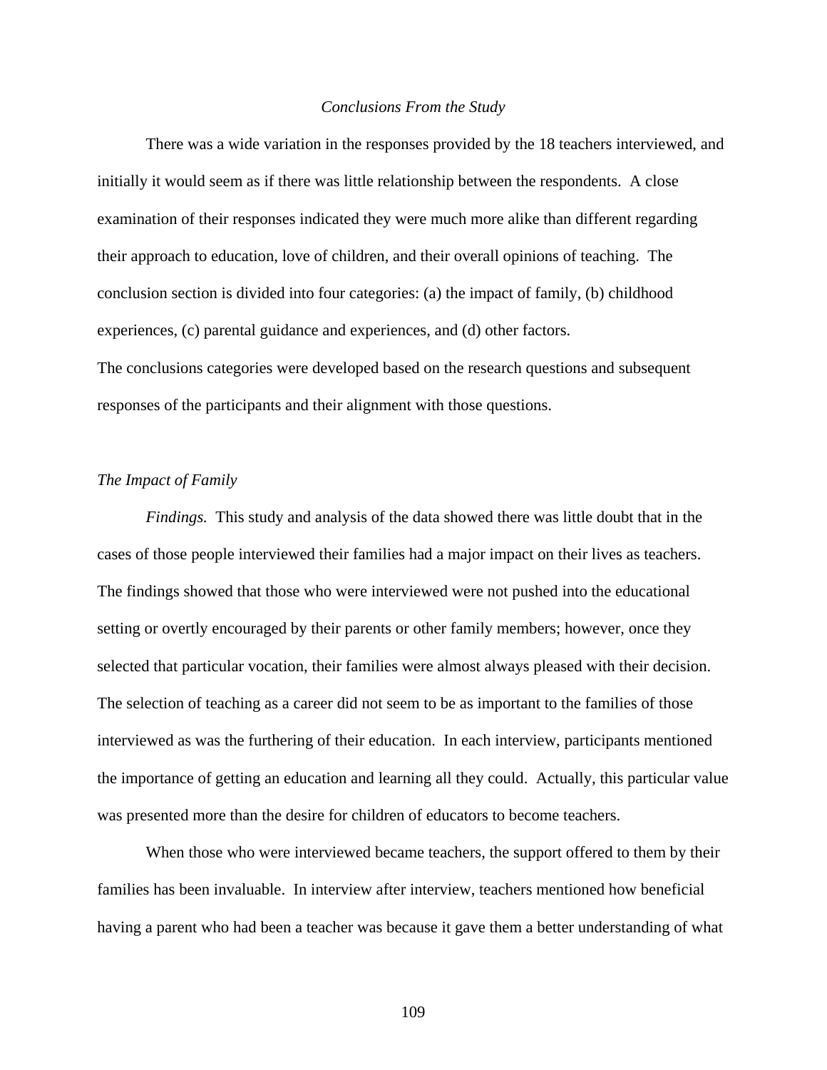### *Conclusions From the Study*

There was a wide variation in the responses provided by the 18 teachers interviewed, and initially it would seem as if there was little relationship between the respondents. A close examination of their responses indicated they were much more alike than different regarding their approach to education, love of children, and their overall opinions of teaching. The conclusion section is divided into four categories: (a) the impact of family, (b) childhood experiences, (c) parental guidance and experiences, and (d) other factors.

The conclusions categories were developed based on the research questions and subsequent responses of the participants and their alignment with those questions.

#### *The Impact of Family*

*Findings.* This study and analysis of the data showed there was little doubt that in the cases of those people interviewed their families had a major impact on their lives as teachers. The findings showed that those who were interviewed were not pushed into the educational setting or overtly encouraged by their parents or other family members; however, once they selected that particular vocation, their families were almost always pleased with their decision. The selection of teaching as a career did not seem to be as important to the families of those interviewed as was the furthering of their education. In each interview, participants mentioned the importance of getting an education and learning all they could. Actually, this particular value was presented more than the desire for children of educators to become teachers.

When those who were interviewed became teachers, the support offered to them by their families has been invaluable. In interview after interview, teachers mentioned how beneficial having a parent who had been a teacher was because it gave them a better understanding of what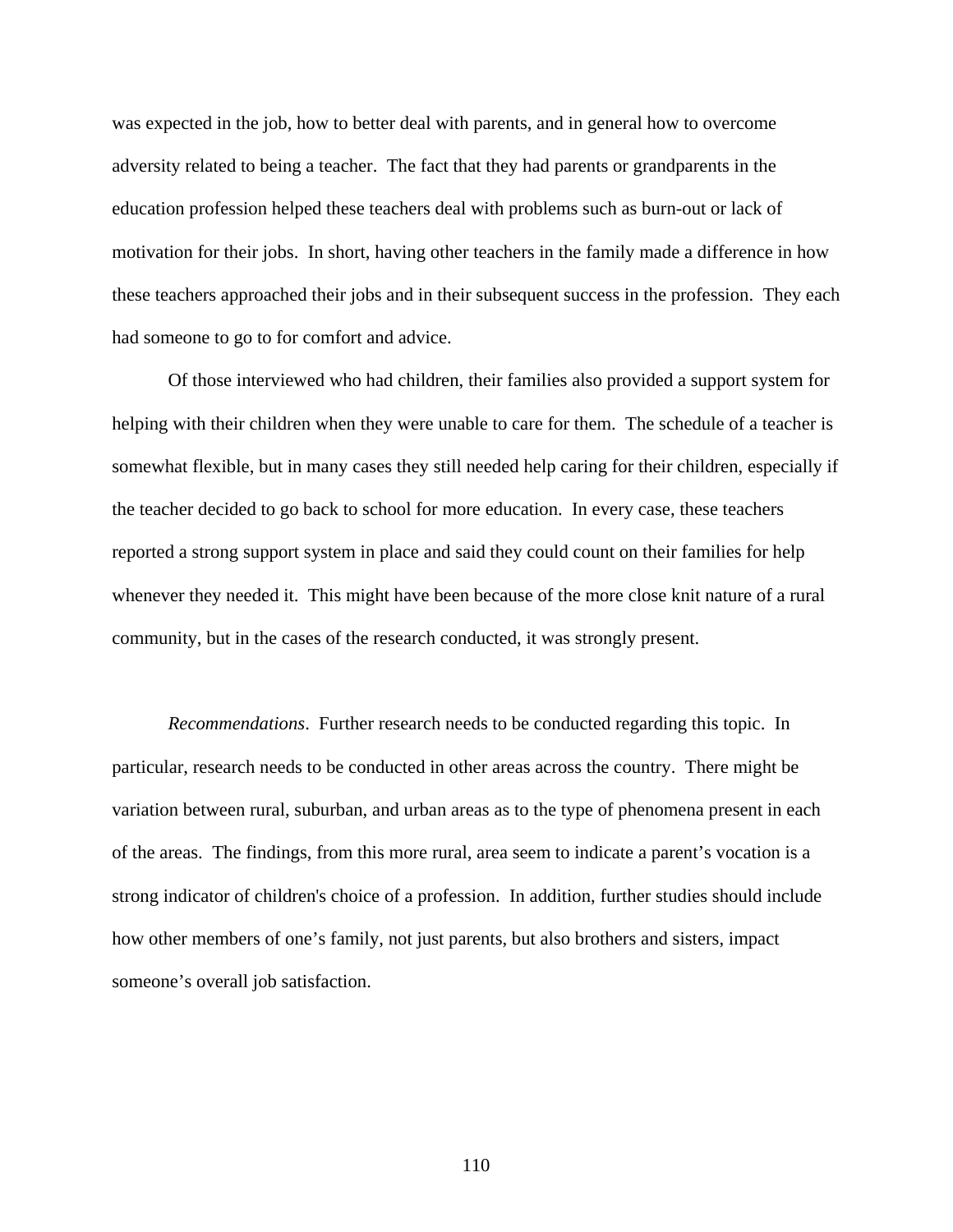was expected in the job, how to better deal with parents, and in general how to overcome adversity related to being a teacher. The fact that they had parents or grandparents in the education profession helped these teachers deal with problems such as burn-out or lack of motivation for their jobs. In short, having other teachers in the family made a difference in how these teachers approached their jobs and in their subsequent success in the profession. They each had someone to go to for comfort and advice.

Of those interviewed who had children, their families also provided a support system for helping with their children when they were unable to care for them. The schedule of a teacher is somewhat flexible, but in many cases they still needed help caring for their children, especially if the teacher decided to go back to school for more education. In every case, these teachers reported a strong support system in place and said they could count on their families for help whenever they needed it. This might have been because of the more close knit nature of a rural community, but in the cases of the research conducted, it was strongly present.

*Recommendations*. Further research needs to be conducted regarding this topic. In particular, research needs to be conducted in other areas across the country. There might be variation between rural, suburban, and urban areas as to the type of phenomena present in each of the areas. The findings, from this more rural, area seem to indicate a parent's vocation is a strong indicator of children's choice of a profession. In addition, further studies should include how other members of one's family, not just parents, but also brothers and sisters, impact someone's overall job satisfaction.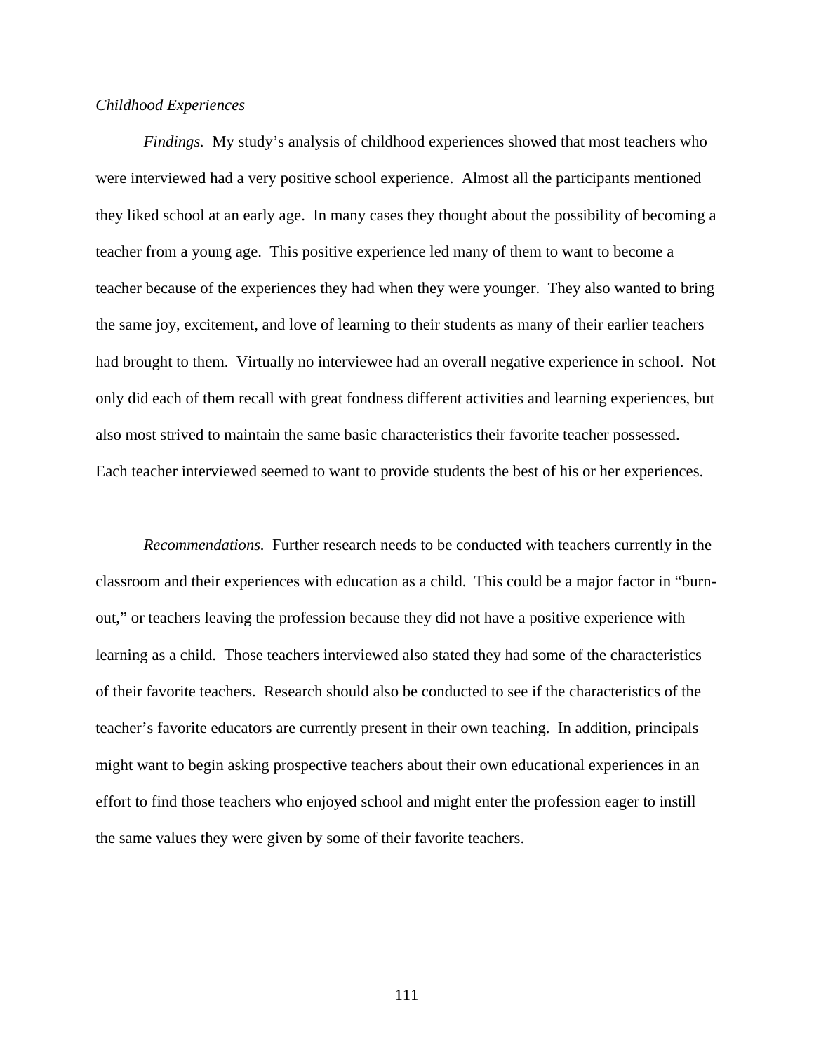*Childhood Experiences*

*Findings.* My study's analysis of childhood experiences showed that most teachers who were interviewed had a very positive school experience. Almost all the participants mentioned they liked school at an early age. In many cases they thought about the possibility of becoming a teacher from a young age. This positive experience led many of them to want to become a teacher because of the experiences they had when they were younger. They also wanted to bring the same joy, excitement, and love of learning to their students as many of their earlier teachers had brought to them. Virtually no interviewee had an overall negative experience in school. Not only did each of them recall with great fondness different activities and learning experiences, but also most strived to maintain the same basic characteristics their favorite teacher possessed. Each teacher interviewed seemed to want to provide students the best of his or her experiences.

*Recommendations.* Further research needs to be conducted with teachers currently in the classroom and their experiences with education as a child. This could be a major factor in "burn-out," or teachers leaving the profession because they did not have a positive experience with learning as a child. Those teachers interviewed also stated they had some of the characteristics of their favorite teachers. Research should also be conducted to see if the characteristics of the teacher's favorite educators are currently present in their own teaching. In addition, principals might want to begin asking prospective teachers about their own educational experiences in an effort to find those teachers who enjoyed school and might enter the profession eager to instill the same values they were given by some of their favorite teachers.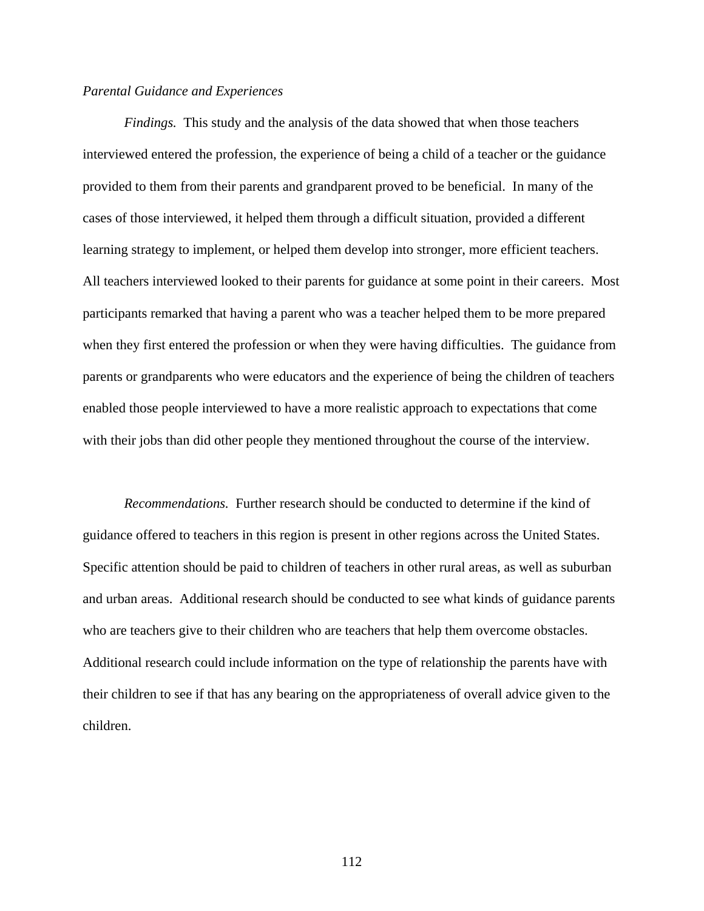*Parental Guidance and Experiences*

*Findings.* This study and the analysis of the data showed that when those teachers interviewed entered the profession, the experience of being a child of a teacher or the guidance provided to them from their parents and grandparent proved to be beneficial. In many of the cases of those interviewed, it helped them through a difficult situation, provided a different learning strategy to implement, or helped them develop into stronger, more efficient teachers. All teachers interviewed looked to their parents for guidance at some point in their careers. Most participants remarked that having a parent who was a teacher helped them to be more prepared when they first entered the profession or when they were having difficulties. The guidance from parents or grandparents who were educators and the experience of being the children of teachers enabled those people interviewed to have a more realistic approach to expectations that come with their jobs than did other people they mentioned throughout the course of the interview.

*Recommendations.* Further research should be conducted to determine if the kind of guidance offered to teachers in this region is present in other regions across the United States. Specific attention should be paid to children of teachers in other rural areas, as well as suburban and urban areas. Additional research should be conducted to see what kinds of guidance parents who are teachers give to their children who are teachers that help them overcome obstacles. Additional research could include information on the type of relationship the parents have with their children to see if that has any bearing on the appropriateness of overall advice given to the children.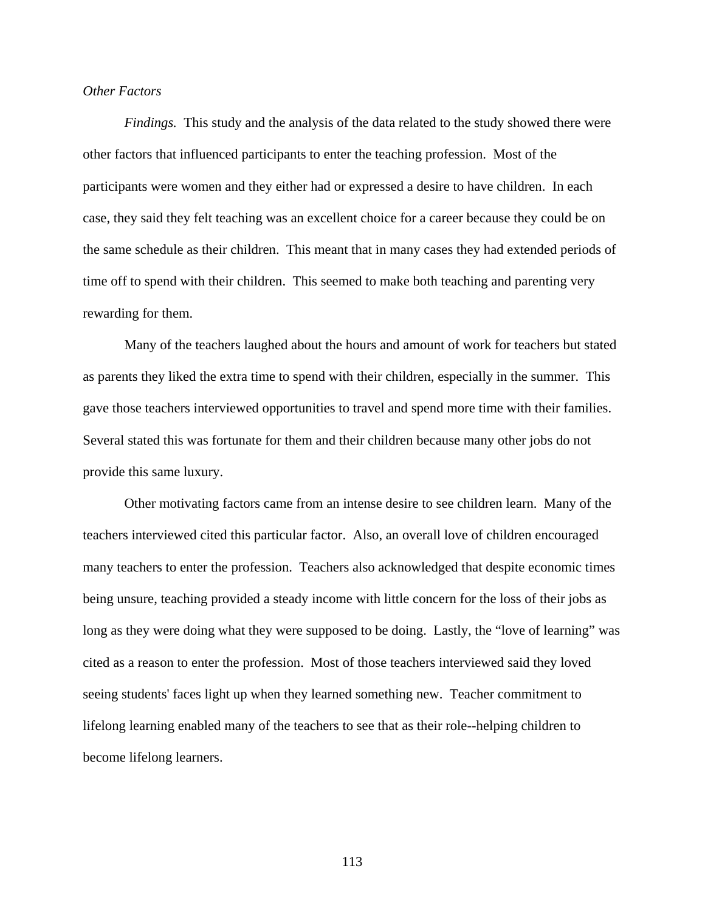*Other Factors*

*Findings.* This study and the analysis of the data related to the study showed there were other factors that influenced participants to enter the teaching profession. Most of the participants were women and they either had or expressed a desire to have children. In each case, they said they felt teaching was an excellent choice for a career because they could be on the same schedule as their children. This meant that in many cases they had extended periods of time off to spend with their children. This seemed to make both teaching and parenting very rewarding for them.

Many of the teachers laughed about the hours and amount of work for teachers but stated as parents they liked the extra time to spend with their children, especially in the summer. This gave those teachers interviewed opportunities to travel and spend more time with their families. Several stated this was fortunate for them and their children because many other jobs do not provide this same luxury.

Other motivating factors came from an intense desire to see children learn. Many of the teachers interviewed cited this particular factor. Also, an overall love of children encouraged many teachers to enter the profession. Teachers also acknowledged that despite economic times being unsure, teaching provided a steady income with little concern for the loss of their jobs as long as they were doing what they were supposed to be doing. Lastly, the "love of learning" was cited as a reason to enter the profession. Most of those teachers interviewed said they loved seeing students' faces light up when they learned something new. Teacher commitment to lifelong learning enabled many of the teachers to see that as their role--helping children to become lifelong learners.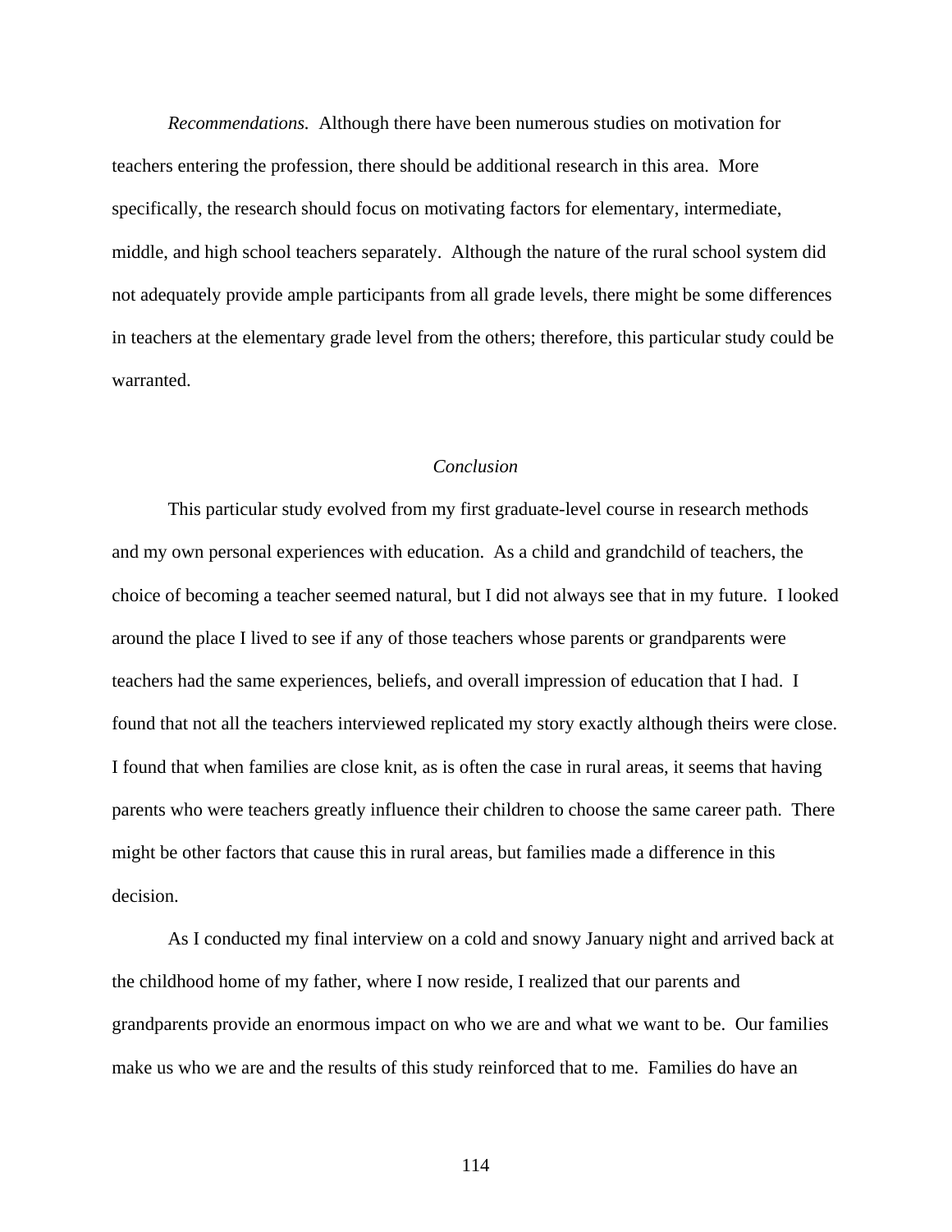*Recommendations.* Although there have been numerous studies on motivation for teachers entering the profession, there should be additional research in this area. More specifically, the research should focus on motivating factors for elementary, intermediate, middle, and high school teachers separately. Although the nature of the rural school system did not adequately provide ample participants from all grade levels, there might be some differences in teachers at the elementary grade level from the others; therefore, this particular study could be warranted.

### *Conclusion*

This particular study evolved from my first graduate-level course in research methods and my own personal experiences with education. As a child and grandchild of teachers, the choice of becoming a teacher seemed natural, but I did not always see that in my future. I looked around the place I lived to see if any of those teachers whose parents or grandparents were teachers had the same experiences, beliefs, and overall impression of education that I had. I found that not all the teachers interviewed replicated my story exactly although theirs were close. I found that when families are close knit, as is often the case in rural areas, it seems that having parents who were teachers greatly influence their children to choose the same career path. There might be other factors that cause this in rural areas, but families made a difference in this decision.

As I conducted my final interview on a cold and snowy January night and arrived back at the childhood home of my father, where I now reside, I realized that our parents and grandparents provide an enormous impact on who we are and what we want to be. Our families make us who we are and the results of this study reinforced that to me. Families do have an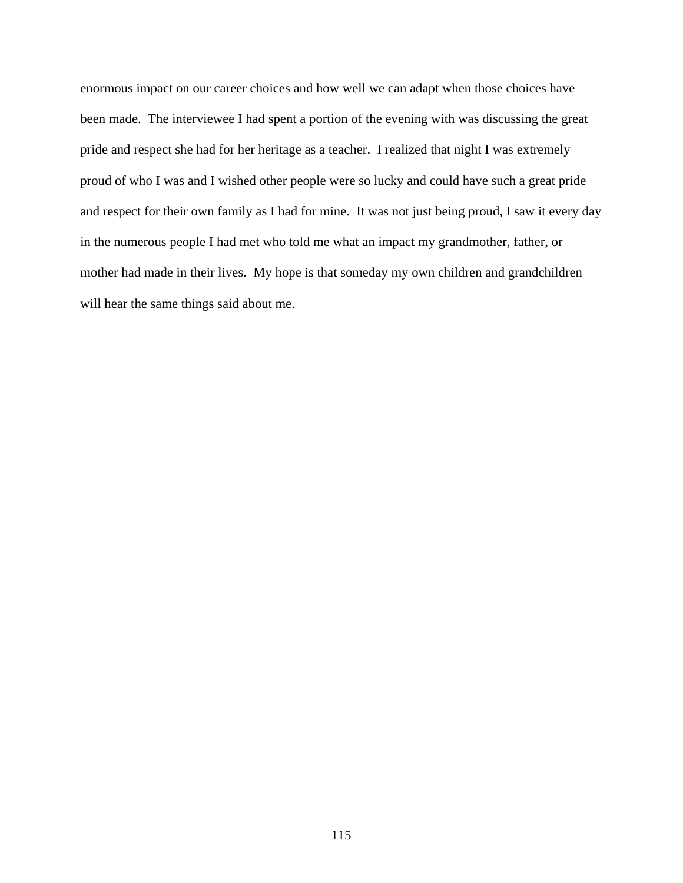enormous impact on our career choices and how well we can adapt when those choices have been made. The interviewee I had spent a portion of the evening with was discussing the great pride and respect she had for her heritage as a teacher. I realized that night I was extremely proud of who I was and I wished other people were so lucky and could have such a great pride and respect for their own family as I had for mine. It was not just being proud, I saw it every day in the numerous people I had met who told me what an impact my grandmother, father, or mother had made in their lives. My hope is that someday my own children and grandchildren will hear the same things said about me.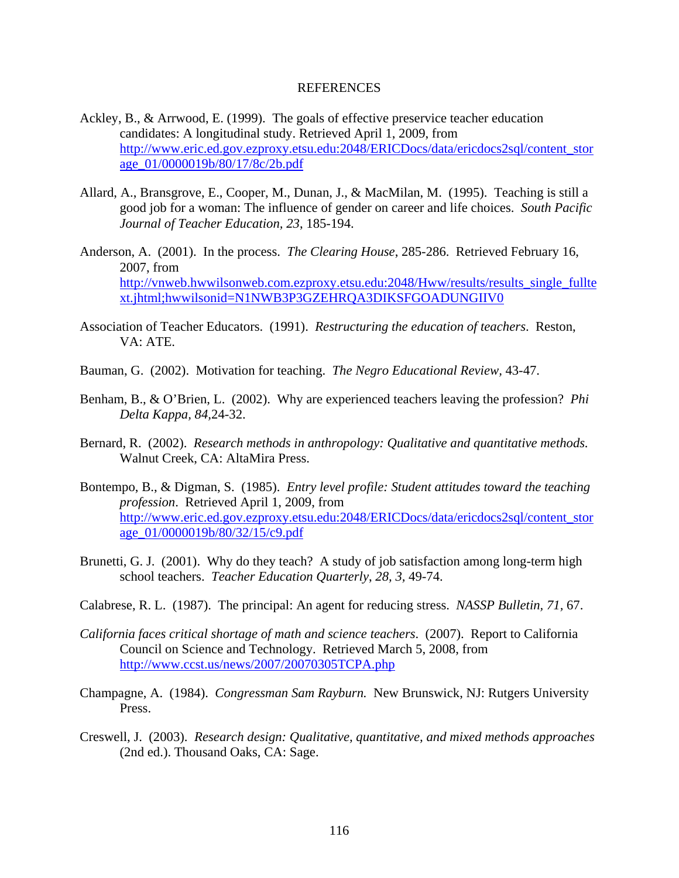# REFERENCES

Ackley, B., & Arrwood, E. (1999). The goals of effective preservice teacher education candidates: A longitudinal study. Retrieved April 1, 2009, from http://www.eric.ed.gov.ezproxy.etsu.edu:2048/ERICDocs/data/ericdocs2sql/content_storage_01/0000019b/80/17/8c/2b.pdf

Allard, A., Bransgrove, E., Cooper, M., Dunan, J., & MacMilan, M. (1995). Teaching is still a good job for a woman: The influence of gender on career and life choices. *South Pacific Journal of Teacher Education, 23*, 185-194.

Anderson, A. (2001). In the process. *The Clearing House*, 285-286. Retrieved February 16, 2007, from http://vnweb.hwwilsonweb.com.ezproxy.etsu.edu:2048/Hww/results/results_single_fulltext.jhtml;hwwilsonid=N1NWB3P3GZEHRQA3DIKSFGOADUNGIIV0

Association of Teacher Educators. (1991). *Restructuring the education of teachers*. Reston, VA: ATE.

Bauman, G. (2002). Motivation for teaching. *The Negro Educational Review*, 43-47.

Benham, B., & O'Brien, L. (2002). Why are experienced teachers leaving the profession? *Phi Delta Kappa, 84*,24-32.

Bernard, R. (2002). *Research methods in anthropology: Qualitative and quantitative methods.* Walnut Creek, CA: AltaMira Press.

Bontempo, B., & Digman, S. (1985). *Entry level profile: Student attitudes toward the teaching profession*. Retrieved April 1, 2009, from http://www.eric.ed.gov.ezproxy.etsu.edu:2048/ERICDocs/data/ericdocs2sql/content_storage_01/0000019b/80/32/15/c9.pdf

Brunetti, G. J. (2001). Why do they teach? A study of job satisfaction among long-term high school teachers. *Teacher Education Quarterly*, *28, 3*, 49-74.

Calabrese, R. L. (1987). The principal: An agent for reducing stress. *NASSP Bulletin*, *71,* 67.

*California faces critical shortage of math and science teachers.* (2007). Report to California Council on Science and Technology. Retrieved March 5, 2008, from http://www.ccst.us/news/2007/20070305TCPA.php

Champagne, A. (1984). *Congressman Sam Rayburn.* New Brunswick, NJ: Rutgers University Press.

Creswell, J. (2003). *Research design: Qualitative, quantitative, and mixed methods approaches* (2nd ed.). Thousand Oaks, CA: Sage.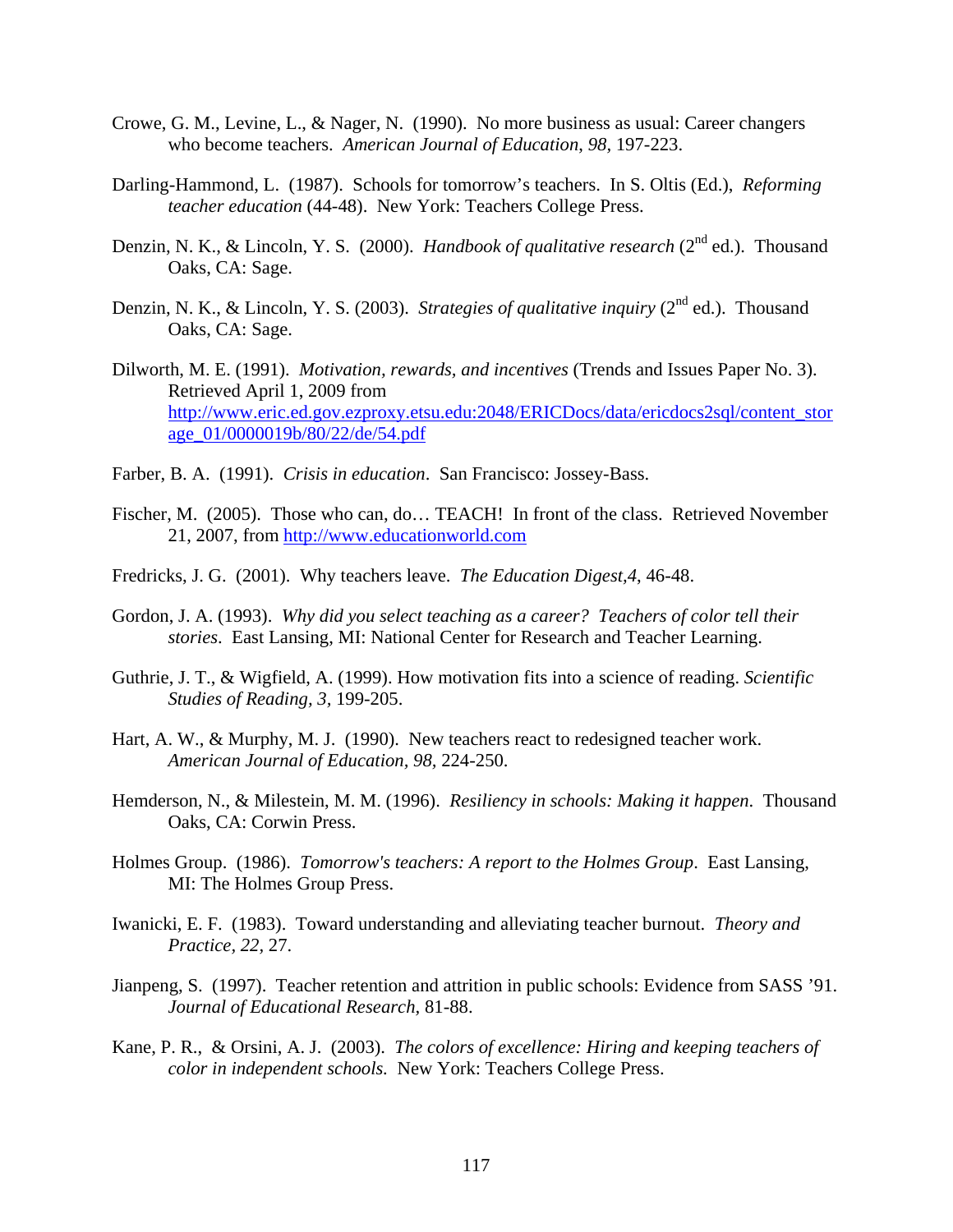Crowe, G. M., Levine, L., & Nager, N. (1990). No more business as usual: Career changers who become teachers. *American Journal of Education, 98,* 197-223.

Darling-Hammond, L. (1987). Schools for tomorrow's teachers. In S. Oltis (Ed.), *Reforming teacher education* (44-48). New York: Teachers College Press.

Denzin, N. K., & Lincoln, Y. S. (2000). *Handbook of qualitative research* (2nd ed.). Thousand Oaks, CA: Sage.

Denzin, N. K., & Lincoln, Y. S. (2003). *Strategies of qualitative inquiry* (2nd ed.). Thousand Oaks, CA: Sage.

Dilworth, M. E. (1991). *Motivation, rewards, and incentives* (Trends and Issues Paper No. 3). Retrieved April 1, 2009 from http://www.eric.ed.gov.ezproxy.etsu.edu:2048/ERICDocs/data/ericdocs2sql/content_storage_01/0000019b/80/22/de/54.pdf

Farber, B. A. (1991). *Crisis in education*. San Francisco: Jossey-Bass.

Fischer, M. (2005). Those who can, do… TEACH! In front of the class. Retrieved November 21, 2007, from http://www.educationworld.com

Fredricks, J. G. (2001). Why teachers leave. *The Education Digest,4*, 46-48.

Gordon, J. A. (1993). *Why did you select teaching as a career? Teachers of color tell their stories*. East Lansing, MI: National Center for Research and Teacher Learning.

Guthrie, J. T., & Wigfield, A. (1999). How motivation fits into a science of reading. *Scientific Studies of Reading, 3,* 199-205.

Hart, A. W., & Murphy, M. J. (1990). New teachers react to redesigned teacher work. *American Journal of Education, 98,* 224-250.

Hemderson, N., & Milestein, M. M. (1996). *Resiliency in schools: Making it happen*. Thousand Oaks, CA: Corwin Press.

Holmes Group. (1986). *Tomorrow's teachers: A report to the Holmes Group*. East Lansing, MI: The Holmes Group Press.

Iwanicki, E. F. (1983). Toward understanding and alleviating teacher burnout. *Theory and Practice, 22,* 27.

Jianpeng, S. (1997). Teacher retention and attrition in public schools: Evidence from SASS '91. *Journal of Educational Research,* 81-88.

Kane, P. R., & Orsini, A. J. (2003). *The colors of excellence: Hiring and keeping teachers of color in independent schools.* New York: Teachers College Press.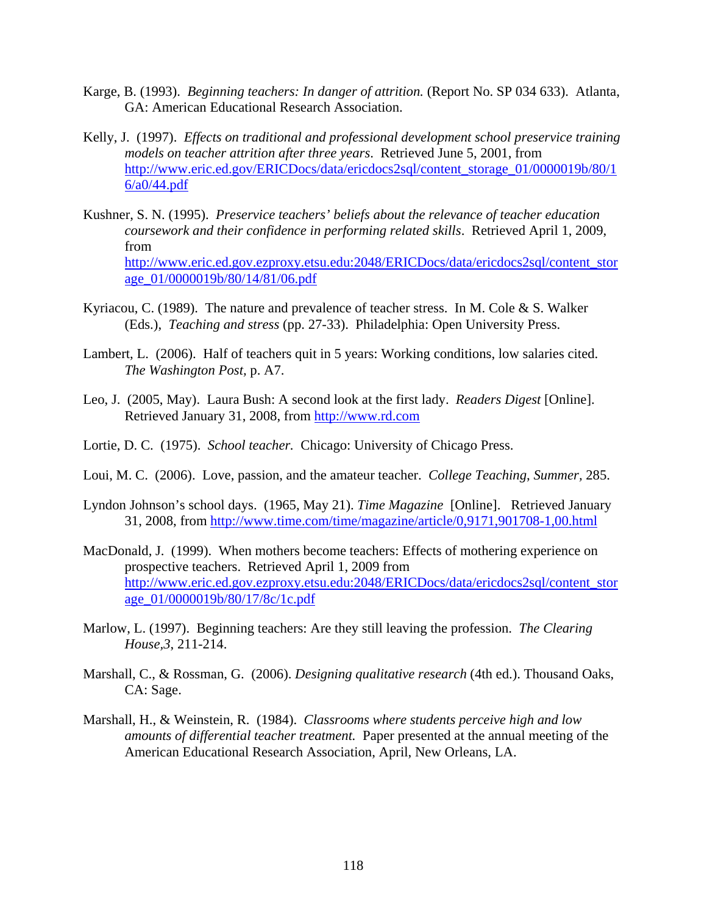Karge, B. (1993). *Beginning teachers: In danger of attrition.* (Report No. SP 034 633). Atlanta, GA: American Educational Research Association.

Kelly, J. (1997). *Effects on traditional and professional development school preservice training models on teacher attrition after three years*. Retrieved June 5, 2001, from http://www.eric.ed.gov/ERICDocs/data/ericdocs2sql/content_storage_01/0000019b/80/16/a0/44.pdf

Kushner, S. N. (1995). *Preservice teachers' beliefs about the relevance of teacher education coursework and their confidence in performing related skills*. Retrieved April 1, 2009, from http://www.eric.ed.gov.ezproxy.etsu.edu:2048/ERICDocs/data/ericdocs2sql/content_storage_01/0000019b/80/14/81/06.pdf

Kyriacou, C. (1989). The nature and prevalence of teacher stress. In M. Cole & S. Walker (Eds.), *Teaching and stress* (pp. 27-33). Philadelphia: Open University Press.

Lambert, L. (2006). Half of teachers quit in 5 years: Working conditions, low salaries cited. *The Washington Post*, p. A7.

Leo, J. (2005, May). Laura Bush: A second look at the first lady. *Readers Digest* [Online]. Retrieved January 31, 2008, from http://www.rd.com

Lortie, D. C. (1975). *School teacher.* Chicago: University of Chicago Press.

Loui, M. C. (2006). Love, passion, and the amateur teacher. *College Teaching, Summer*, 285.

Lyndon Johnson's school days. (1965, May 21). *Time Magazine* [Online]. Retrieved January 31, 2008, from http://www.time.com/time/magazine/article/0,9171,901708-1,00.html

MacDonald, J. (1999). When mothers become teachers: Effects of mothering experience on prospective teachers. Retrieved April 1, 2009 from http://www.eric.ed.gov.ezproxy.etsu.edu:2048/ERICDocs/data/ericdocs2sql/content_storage_01/0000019b/80/17/8c/1c.pdf

Marlow, L. (1997). Beginning teachers: Are they still leaving the profession. *The Clearing House,3*, 211-214.

Marshall, C., & Rossman, G. (2006). *Designing qualitative research* (4th ed.). Thousand Oaks, CA: Sage.

Marshall, H., & Weinstein, R. (1984). *Classrooms where students perceive high and low amounts of differential teacher treatment.* Paper presented at the annual meeting of the American Educational Research Association, April, New Orleans, LA.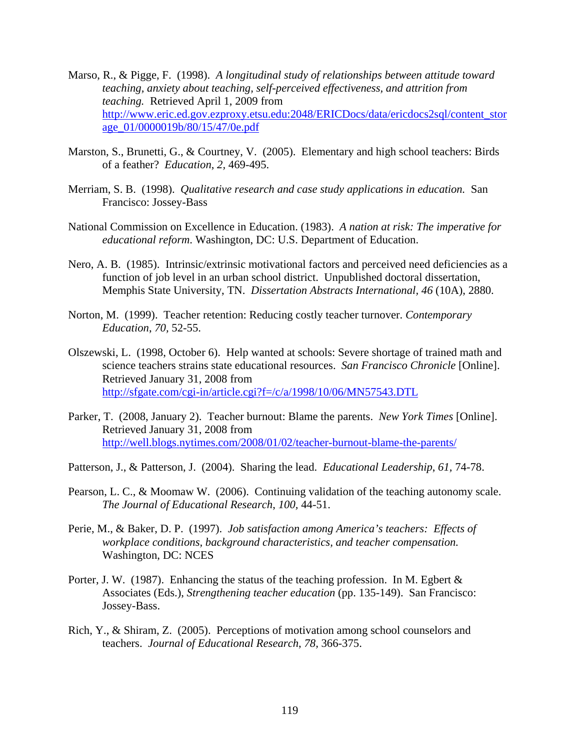Marso, R., & Pigge, F. (1998). *A longitudinal study of relationships between attitude toward teaching, anxiety about teaching, self-perceived effectiveness, and attrition from teaching.* Retrieved April 1, 2009 from http://www.eric.ed.gov.ezproxy.etsu.edu:2048/ERICDocs/data/ericdocs2sql/content_storage_01/0000019b/80/15/47/0e.pdf

Marston, S., Brunetti, G., & Courtney, V. (2005). Elementary and high school teachers: Birds of a feather? *Education, 2,* 469-495.

Merriam, S. B. (1998). *Qualitative research and case study applications in education.* San Francisco: Jossey-Bass

National Commission on Excellence in Education. (1983). *A nation at risk: The imperative for educational reform*. Washington, DC: U.S. Department of Education.

Nero, A. B. (1985). Intrinsic/extrinsic motivational factors and perceived need deficiencies as a function of job level in an urban school district. Unpublished doctoral dissertation, Memphis State University, TN. *Dissertation Abstracts International*, *46* (10A), 2880.

Norton, M. (1999). Teacher retention: Reducing costly teacher turnover. *Contemporary Education*, *70,* 52-55.

Olszewski, L. (1998, October 6). Help wanted at schools: Severe shortage of trained math and science teachers strains state educational resources. *San Francisco Chronicle* [Online]. Retrieved January 31, 2008 from http://sfgate.com/cgi-in/article.cgi?f=/c/a/1998/10/06/MN57543.DTL

Parker, T. (2008, January 2). Teacher burnout: Blame the parents. *New York Times* [Online]. Retrieved January 31, 2008 from http://well.blogs.nytimes.com/2008/01/02/teacher-burnout-blame-the-parents/

Patterson, J., & Patterson, J. (2004). Sharing the lead. *Educational Leadership, 61,* 74-78.

Pearson, L. C., & Moomaw W. (2006). Continuing validation of the teaching autonomy scale. *The Journal of Educational Research*, *100,* 44-51.

Perie, M., & Baker, D. P. (1997). *Job satisfaction among America's teachers: Effects of workplace conditions, background characteristics, and teacher compensation.* Washington, DC: NCES

Porter, J. W. (1987). Enhancing the status of the teaching profession. In M. Egbert & Associates (Eds.), *Strengthening teacher education* (pp. 135-149). San Francisco: Jossey-Bass.

Rich, Y., & Shiram, Z. (2005). Perceptions of motivation among school counselors and teachers. *Journal of Educational Research, 78,* 366-375.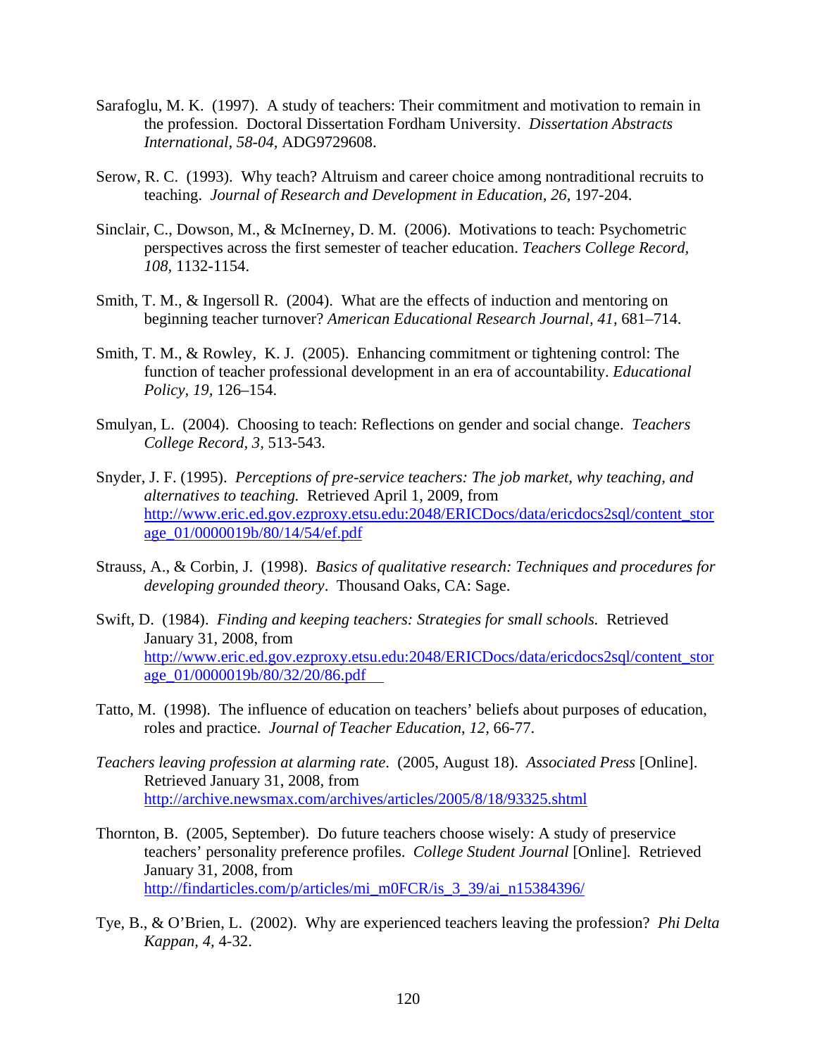Sarafoglu, M. K. (1997). A study of teachers: Their commitment and motivation to remain in the profession. Doctoral Dissertation Fordham University. *Dissertation Abstracts International, 58-04,* ADG9729608.

Serow, R. C. (1993). Why teach? Altruism and career choice among nontraditional recruits to teaching. *Journal of Research and Development in Education*, *26,* 197-204.

Sinclair, C., Dowson, M., & McInerney, D. M. (2006). Motivations to teach: Psychometric perspectives across the first semester of teacher education. *Teachers College Record, 108,* 1132-1154.

Smith, T. M., & Ingersoll R. (2004). What are the effects of induction and mentoring on beginning teacher turnover? *American Educational Research Journal, 41,* 681–714.

Smith, T. M., & Rowley, K. J. (2005). Enhancing commitment or tightening control: The function of teacher professional development in an era of accountability. *Educational Policy, 19,* 126–154.

Smulyan, L. (2004). Choosing to teach: Reflections on gender and social change. *Teachers College Record, 3,* 513-543.

Snyder, J. F. (1995). *Perceptions of pre-service teachers: The job market, why teaching, and alternatives to teaching.* Retrieved April 1, 2009, from http://www.eric.ed.gov.ezproxy.etsu.edu:2048/ERICDocs/data/ericdocs2sql/content_storage_01/0000019b/80/14/54/ef.pdf

Strauss, A., & Corbin, J. (1998). *Basics of qualitative research: Techniques and procedures for developing grounded theory*. Thousand Oaks, CA: Sage.

Swift, D. (1984). *Finding and keeping teachers: Strategies for small schools.* Retrieved January 31, 2008, from http://www.eric.ed.gov.ezproxy.etsu.edu:2048/ERICDocs/data/ericdocs2sql/content_storage_01/0000019b/80/32/20/86.pdf

Tatto, M. (1998). The influence of education on teachers' beliefs about purposes of education, roles and practice. *Journal of Teacher Education*, *12,* 66-77.

*Teachers leaving profession at alarming rate*. (2005, August 18). *Associated Press* [Online]. Retrieved January 31, 2008, from http://archive.newsmax.com/archives/articles/2005/8/18/93325.shtml

Thornton, B. (2005, September). Do future teachers choose wisely: A study of preservice teachers' personality preference profiles. *College Student Journal* [Online]. Retrieved January 31, 2008, from http://findarticles.com/p/articles/mi_m0FCR/is_3_39/ai_n15384396/

Tye, B., & O'Brien, L. (2002). Why are experienced teachers leaving the profession? *Phi Delta Kappan, 4,* 4-32.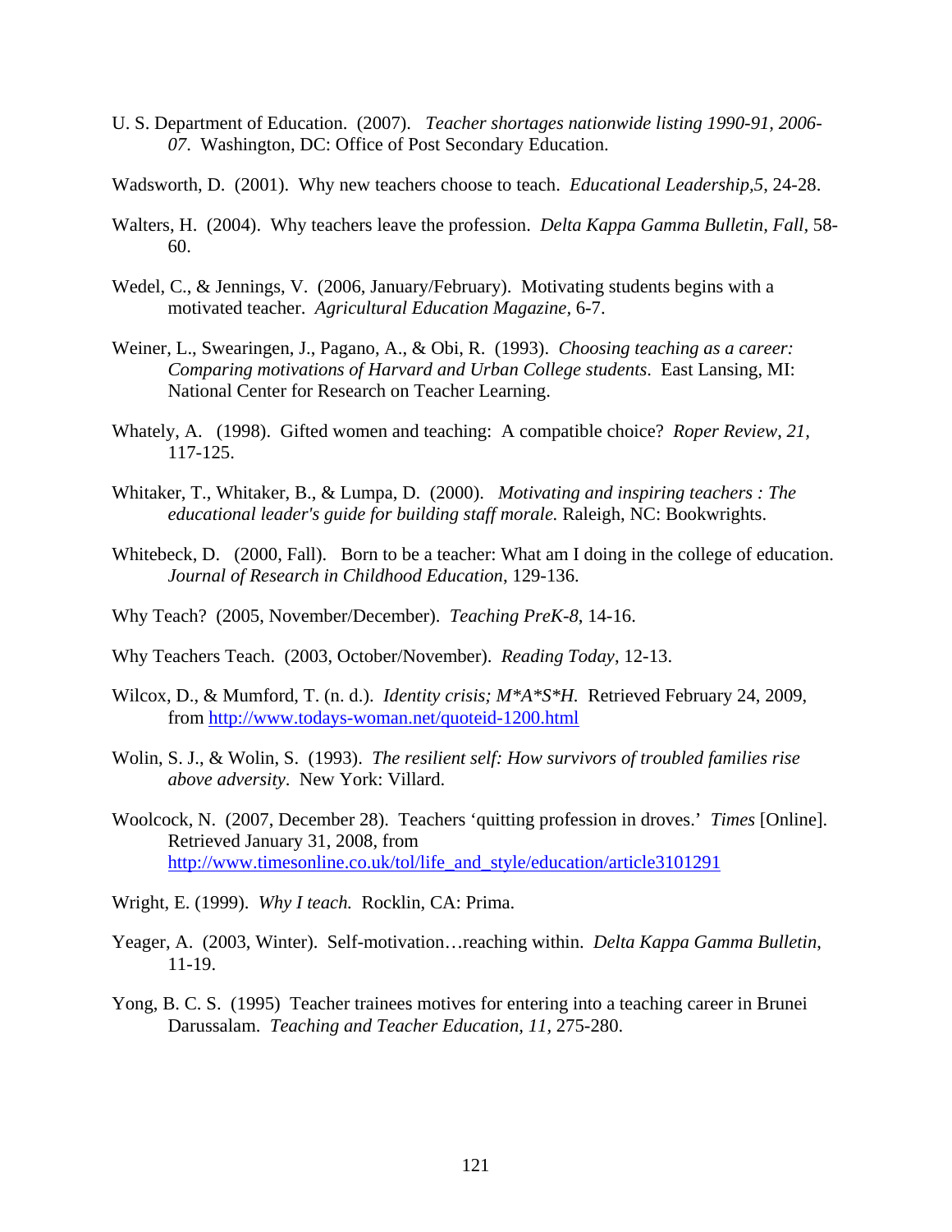U. S. Department of Education. (2007). *Teacher shortages nationwide listing 1990-91, 2006-07*. Washington, DC: Office of Post Secondary Education.

Wadsworth, D. (2001). Why new teachers choose to teach. *Educational Leadership,5*, 24-28.

Walters, H. (2004). Why teachers leave the profession. *Delta Kappa Gamma Bulletin, Fall*, 58-60.

Wedel, C., & Jennings, V. (2006, January/February). Motivating students begins with a motivated teacher. *Agricultural Education Magazine*, 6-7.

Weiner, L., Swearingen, J., Pagano, A., & Obi, R. (1993). *Choosing teaching as a career: Comparing motivations of Harvard and Urban College students*. East Lansing, MI: National Center for Research on Teacher Learning.

Whately, A. (1998). Gifted women and teaching: A compatible choice? *Roper Review*, *21*, 117-125.

Whitaker, T., Whitaker, B., & Lumpa, D. (2000). *Motivating and inspiring teachers : The educational leader's guide for building staff morale.* Raleigh, NC: Bookwrights.

Whitebeck, D. (2000, Fall). Born to be a teacher: What am I doing in the college of education. *Journal of Research in Childhood Education*, 129-136.

Why Teach? (2005, November/December). *Teaching PreK-8*, 14-16.

Why Teachers Teach. (2003, October/November). *Reading Today*, 12-13.

Wilcox, D., & Mumford, T. (n. d.). *Identity crisis; M*A*S*H.* Retrieved February 24, 2009, from http://www.todays-woman.net/quoteid-1200.html

Wolin, S. J., & Wolin, S. (1993). *The resilient self: How survivors of troubled families rise above adversity*. New York: Villard.

Woolcock, N. (2007, December 28). Teachers 'quitting profession in droves.' *Times* [Online]. Retrieved January 31, 2008, from http://www.timesonline.co.uk/tol/life_and_style/education/article3101291

Wright, E. (1999). *Why I teach.* Rocklin, CA: Prima.

Yeager, A. (2003, Winter). Self-motivation…reaching within. *Delta Kappa Gamma Bulletin*, 11-19.

Yong, B. C. S. (1995) Teacher trainees motives for entering into a teaching career in Brunei Darussalam. *Teaching and Teacher Education, 11*, 275-280.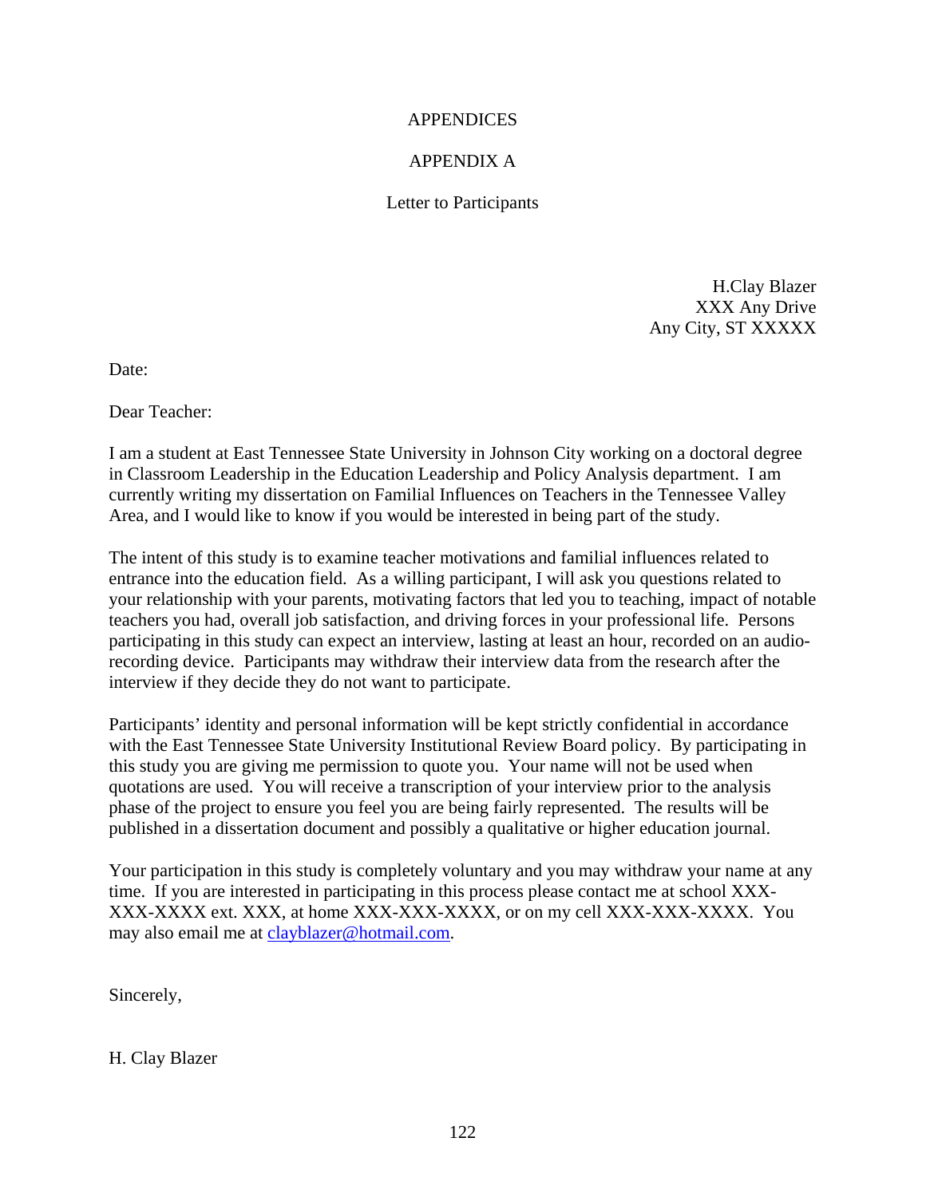# APPENDICES

## APPENDIX A

### Letter to Participants

H.Clay Blazer
XXX Any Drive
Any City, ST XXXXX

Date:

Dear Teacher:

I am a student at East Tennessee State University in Johnson City working on a doctoral degree in Classroom Leadership in the Education Leadership and Policy Analysis department. I am currently writing my dissertation on Familial Influences on Teachers in the Tennessee Valley Area, and I would like to know if you would be interested in being part of the study.

The intent of this study is to examine teacher motivations and familial influences related to entrance into the education field. As a willing participant, I will ask you questions related to your relationship with your parents, motivating factors that led you to teaching, impact of notable teachers you had, overall job satisfaction, and driving forces in your professional life. Persons participating in this study can expect an interview, lasting at least an hour, recorded on an audio-recording device. Participants may withdraw their interview data from the research after the interview if they decide they do not want to participate.

Participants' identity and personal information will be kept strictly confidential in accordance with the East Tennessee State University Institutional Review Board policy. By participating in this study you are giving me permission to quote you. Your name will not be used when quotations are used. You will receive a transcription of your interview prior to the analysis phase of the project to ensure you feel you are being fairly represented. The results will be published in a dissertation document and possibly a qualitative or higher education journal.

Your participation in this study is completely voluntary and you may withdraw your name at any time. If you are interested in participating in this process please contact me at school XXX-XXX-XXXX ext. XXX, at home XXX-XXX-XXXX, or on my cell XXX-XXX-XXXX. You may also email me at clayblazer@hotmail.com.

Sincerely,

H. Clay Blazer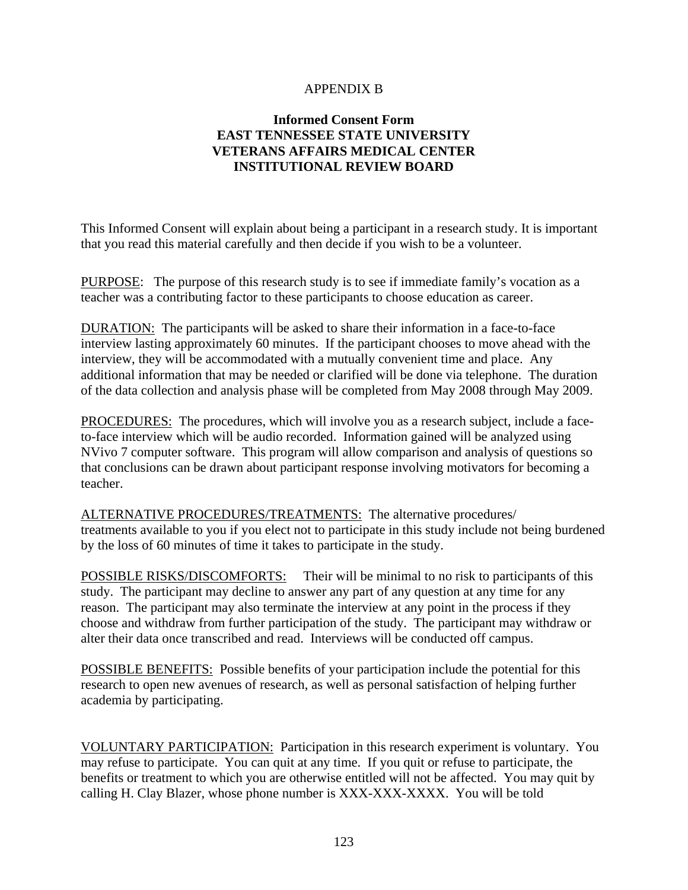APPENDIX B

**Informed Consent Form**
**EAST TENNESSEE STATE UNIVERSITY**
**VETERANS AFFAIRS MEDICAL CENTER**
**INSTITUTIONAL REVIEW BOARD**

This Informed Consent will explain about being a participant in a research study. It is important that you read this material carefully and then decide if you wish to be a volunteer.

<u>PURPOSE</u>: The purpose of this research study is to see if immediate family's vocation as a teacher was a contributing factor to these participants to choose education as career.

<u>DURATION</u>: The participants will be asked to share their information in a face-to-face interview lasting approximately 60 minutes. If the participant chooses to move ahead with the interview, they will be accommodated with a mutually convenient time and place. Any additional information that may be needed or clarified will be done via telephone. The duration of the data collection and analysis phase will be completed from May 2008 through May 2009.

<u>PROCEDURES</u>: The procedures, which will involve you as a research subject, include a face-to-face interview which will be audio recorded. Information gained will be analyzed using NVivo 7 computer software. This program will allow comparison and analysis of questions so that conclusions can be drawn about participant response involving motivators for becoming a teacher.

<u>ALTERNATIVE PROCEDURES/TREATMENTS</u>: The alternative procedures/ treatments available to you if you elect not to participate in this study include not being burdened by the loss of 60 minutes of time it takes to participate in the study.

<u>POSSIBLE RISKS/DISCOMFORTS</u>: Their will be minimal to no risk to participants of this study. The participant may decline to answer any part of any question at any time for any reason. The participant may also terminate the interview at any point in the process if they choose and withdraw from further participation of the study. The participant may withdraw or alter their data once transcribed and read. Interviews will be conducted off campus.

<u>POSSIBLE BENEFITS</u>: Possible benefits of your participation include the potential for this research to open new avenues of research, as well as personal satisfaction of helping further academia by participating.

<u>VOLUNTARY PARTICIPATION</u>: Participation in this research experiment is voluntary. You may refuse to participate. You can quit at any time. If you quit or refuse to participate, the benefits or treatment to which you are otherwise entitled will not be affected. You may quit by calling H. Clay Blazer, whose phone number is XXX-XXX-XXXX. You will be told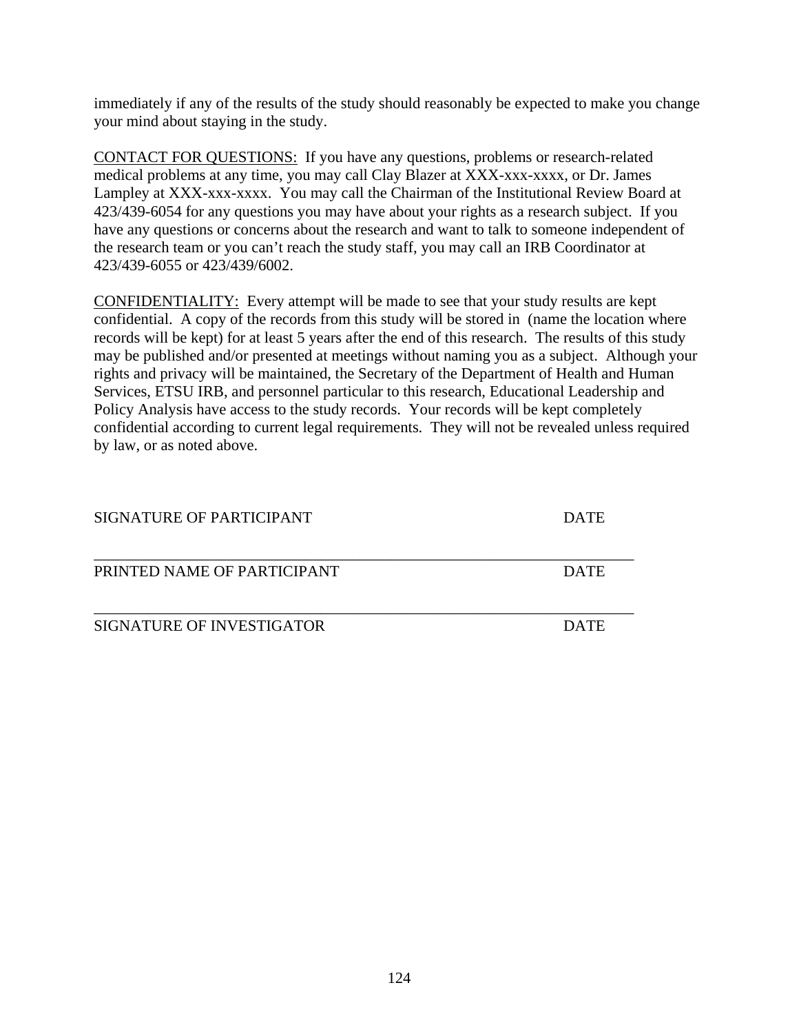immediately if any of the results of the study should reasonably be expected to make you change your mind about staying in the study.

<u>CONTACT FOR QUESTIONS:</u> If you have any questions, problems or research-related medical problems at any time, you may call Clay Blazer at XXX-xxx-xxxx, or Dr. James Lampley at XXX-xxx-xxxx. You may call the Chairman of the Institutional Review Board at 423/439-6054 for any questions you may have about your rights as a research subject. If you have any questions or concerns about the research and want to talk to someone independent of the research team or you can't reach the study staff, you may call an IRB Coordinator at 423/439-6055 or 423/439/6002.

<u>CONFIDENTIALITY:</u> Every attempt will be made to see that your study results are kept confidential. A copy of the records from this study will be stored in (name the location where records will be kept) for at least 5 years after the end of this research. The results of this study may be published and/or presented at meetings without naming you as a subject. Although your rights and privacy will be maintained, the Secretary of the Department of Health and Human Services, ETSU IRB, and personnel particular to this research, Educational Leadership and Policy Analysis have access to the study records. Your records will be kept completely confidential according to current legal requirements. They will not be revealed unless required by law, or as noted above.

SIGNATURE OF PARTICIPANT DATE

\_\_\_\_\_\_\_\_\_\_\_\_\_\_\_\_\_\_\_\_\_\_\_\_\_\_\_\_\_\_\_\_\_\_\_\_\_\_\_\_\_\_\_\_\_\_\_\_\_\_\_\_\_\_\_\_\_\_\_\_\_\_\_\_\_\_

PRINTED NAME OF PARTICIPANT DATE

\_\_\_\_\_\_\_\_\_\_\_\_\_\_\_\_\_\_\_\_\_\_\_\_\_\_\_\_\_\_\_\_\_\_\_\_\_\_\_\_\_\_\_\_\_\_\_\_\_\_\_\_\_\_\_\_\_\_\_\_\_\_\_\_\_\_

SIGNATURE OF INVESTIGATOR DATE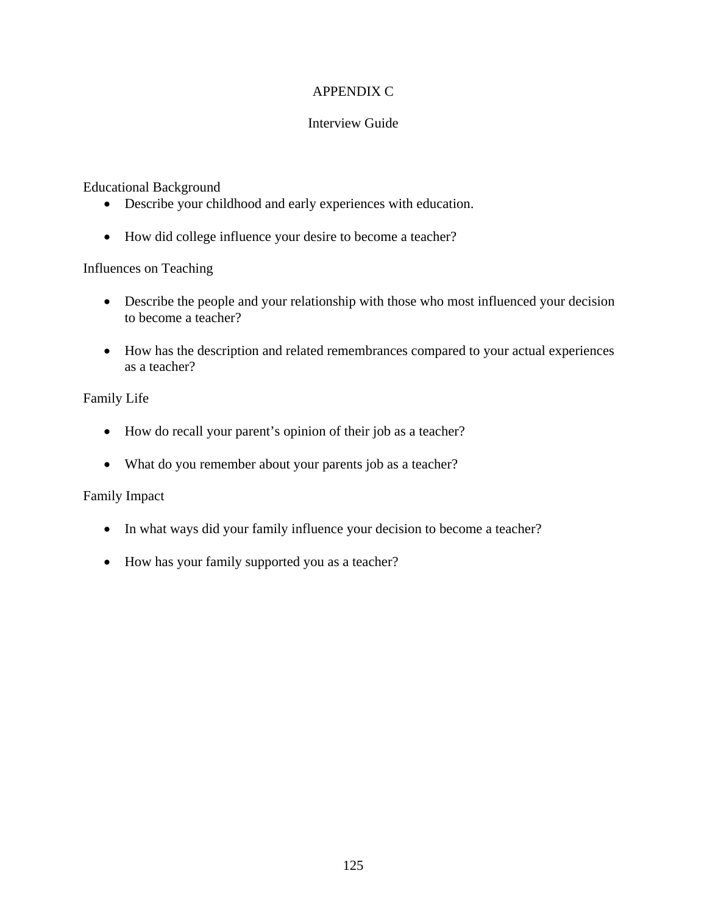# APPENDIX C

## Interview Guide

Educational Background

- Describe your childhood and early experiences with education.
- How did college influence your desire to become a teacher?

Influences on Teaching

- Describe the people and your relationship with those who most influenced your decision to become a teacher?
- How has the description and related remembrances compared to your actual experiences as a teacher?

Family Life

- How do recall your parent's opinion of their job as a teacher?
- What do you remember about your parents job as a teacher?

Family Impact

- In what ways did your family influence your decision to become a teacher?
- How has your family supported you as a teacher?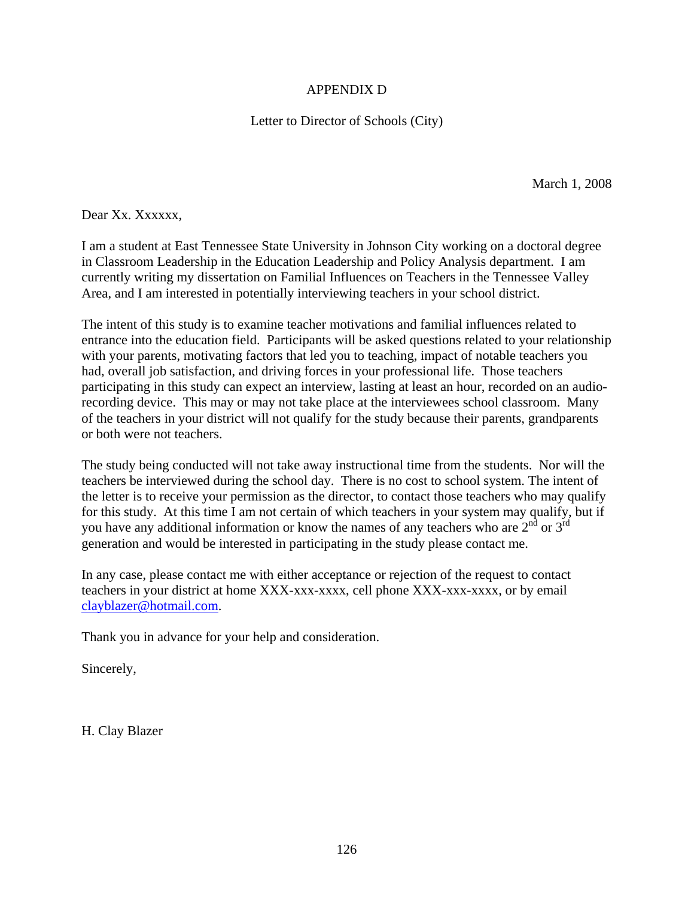# APPENDIX D

## Letter to Director of Schools (City)

March 1, 2008

Dear Xx. Xxxxxx,

I am a student at East Tennessee State University in Johnson City working on a doctoral degree in Classroom Leadership in the Education Leadership and Policy Analysis department. I am currently writing my dissertation on Familial Influences on Teachers in the Tennessee Valley Area, and I am interested in potentially interviewing teachers in your school district.

The intent of this study is to examine teacher motivations and familial influences related to entrance into the education field. Participants will be asked questions related to your relationship with your parents, motivating factors that led you to teaching, impact of notable teachers you had, overall job satisfaction, and driving forces in your professional life. Those teachers participating in this study can expect an interview, lasting at least an hour, recorded on an audio-recording device. This may or may not take place at the interviewees school classroom. Many of the teachers in your district will not qualify for the study because their parents, grandparents or both were not teachers.

The study being conducted will not take away instructional time from the students. Nor will the teachers be interviewed during the school day. There is no cost to school system. The intent of the letter is to receive your permission as the director, to contact those teachers who may qualify for this study. At this time I am not certain of which teachers in your system may qualify, but if you have any additional information or know the names of any teachers who are 2nd or 3rd generation and would be interested in participating in the study please contact me.

In any case, please contact me with either acceptance or rejection of the request to contact teachers in your district at home XXX-xxx-xxxx, cell phone XXX-xxx-xxxx, or by email clayblazer@hotmail.com.

Thank you in advance for your help and consideration.

Sincerely,

H. Clay Blazer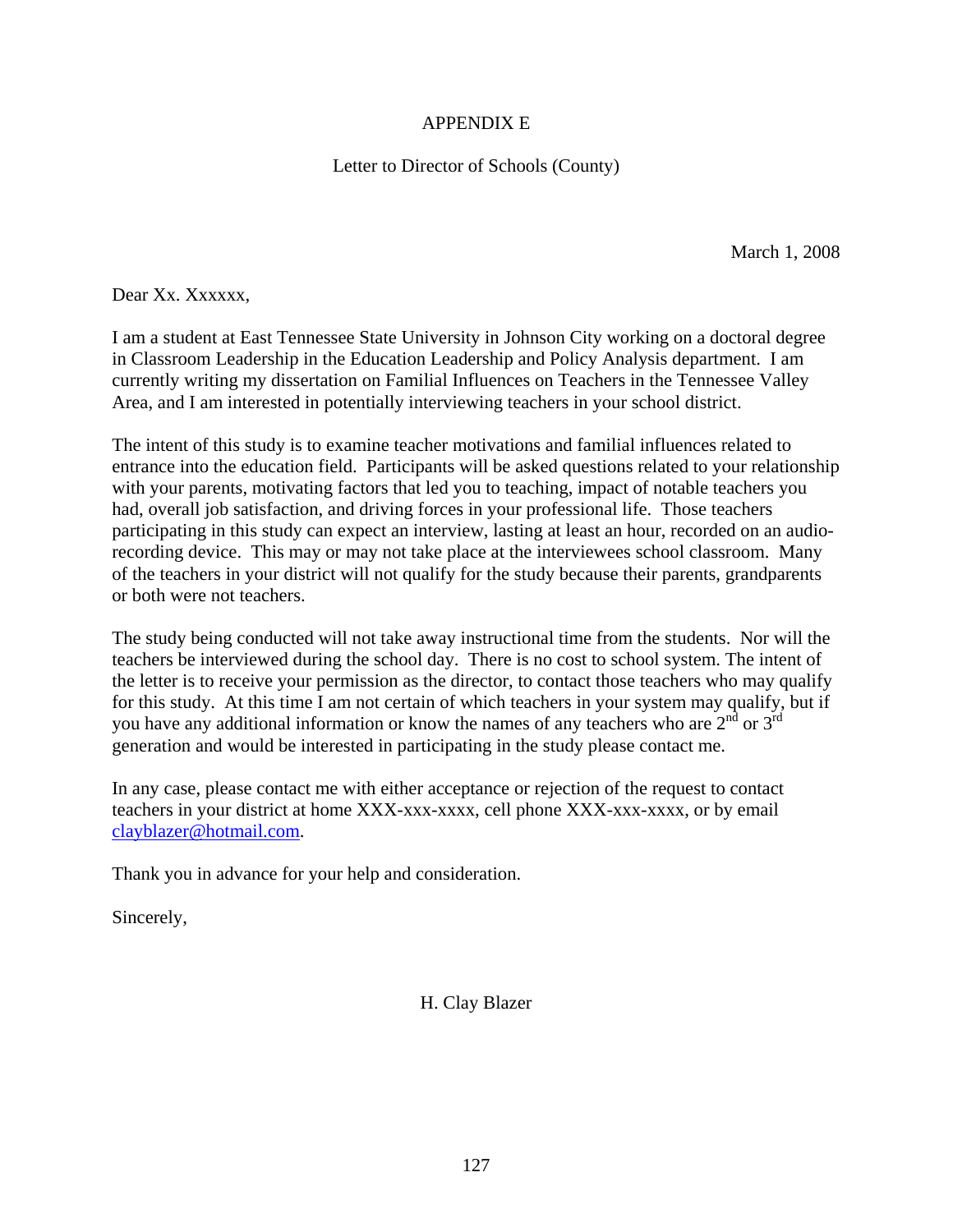# APPENDIX E

## Letter to Director of Schools (County)

March 1, 2008

Dear Xx. Xxxxxx,

I am a student at East Tennessee State University in Johnson City working on a doctoral degree in Classroom Leadership in the Education Leadership and Policy Analysis department. I am currently writing my dissertation on Familial Influences on Teachers in the Tennessee Valley Area, and I am interested in potentially interviewing teachers in your school district.

The intent of this study is to examine teacher motivations and familial influences related to entrance into the education field. Participants will be asked questions related to your relationship with your parents, motivating factors that led you to teaching, impact of notable teachers you had, overall job satisfaction, and driving forces in your professional life. Those teachers participating in this study can expect an interview, lasting at least an hour, recorded on an audio-recording device. This may or may not take place at the interviewees school classroom. Many of the teachers in your district will not qualify for the study because their parents, grandparents or both were not teachers.

The study being conducted will not take away instructional time from the students. Nor will the teachers be interviewed during the school day. There is no cost to school system. The intent of the letter is to receive your permission as the director, to contact those teachers who may qualify for this study. At this time I am not certain of which teachers in your system may qualify, but if you have any additional information or know the names of any teachers who are 2nd or 3rd generation and would be interested in participating in the study please contact me.

In any case, please contact me with either acceptance or rejection of the request to contact teachers in your district at home XXX-xxx-xxxx, cell phone XXX-xxx-xxxx, or by email clayblazer@hotmail.com.

Thank you in advance for your help and consideration.

Sincerely,

H. Clay Blazer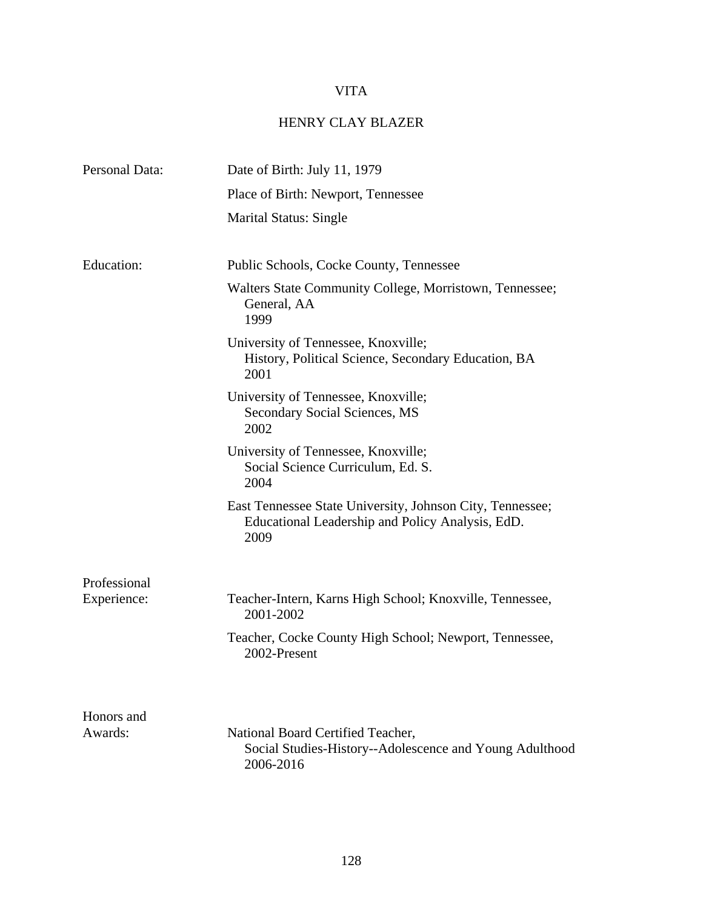# VITA

## HENRY CLAY BLAZER

| | |
|---|---|
| Personal Data: | Date of Birth: July 11, 1979 |
| | Place of Birth: Newport, Tennessee |
| | Marital Status: Single |
| Education: | Public Schools, Cocke County, Tennessee |
| | Walters State Community College, Morristown, Tennessee; General, AA 1999 |
| | University of Tennessee, Knoxville; History, Political Science, Secondary Education, BA 2001 |
| | University of Tennessee, Knoxville; Secondary Social Sciences, MS 2002 |
| | University of Tennessee, Knoxville; Social Science Curriculum, Ed. S. 2004 |
| | East Tennessee State University, Johnson City, Tennessee; Educational Leadership and Policy Analysis, EdD. 2009 |
| Professional Experience: | Teacher-Intern, Karns High School; Knoxville, Tennessee, 2001-2002 |
| | Teacher, Cocke County High School; Newport, Tennessee, 2002-Present |
| Honors and Awards: | National Board Certified Teacher, Social Studies-History--Adolescence and Young Adulthood 2006-2016 |